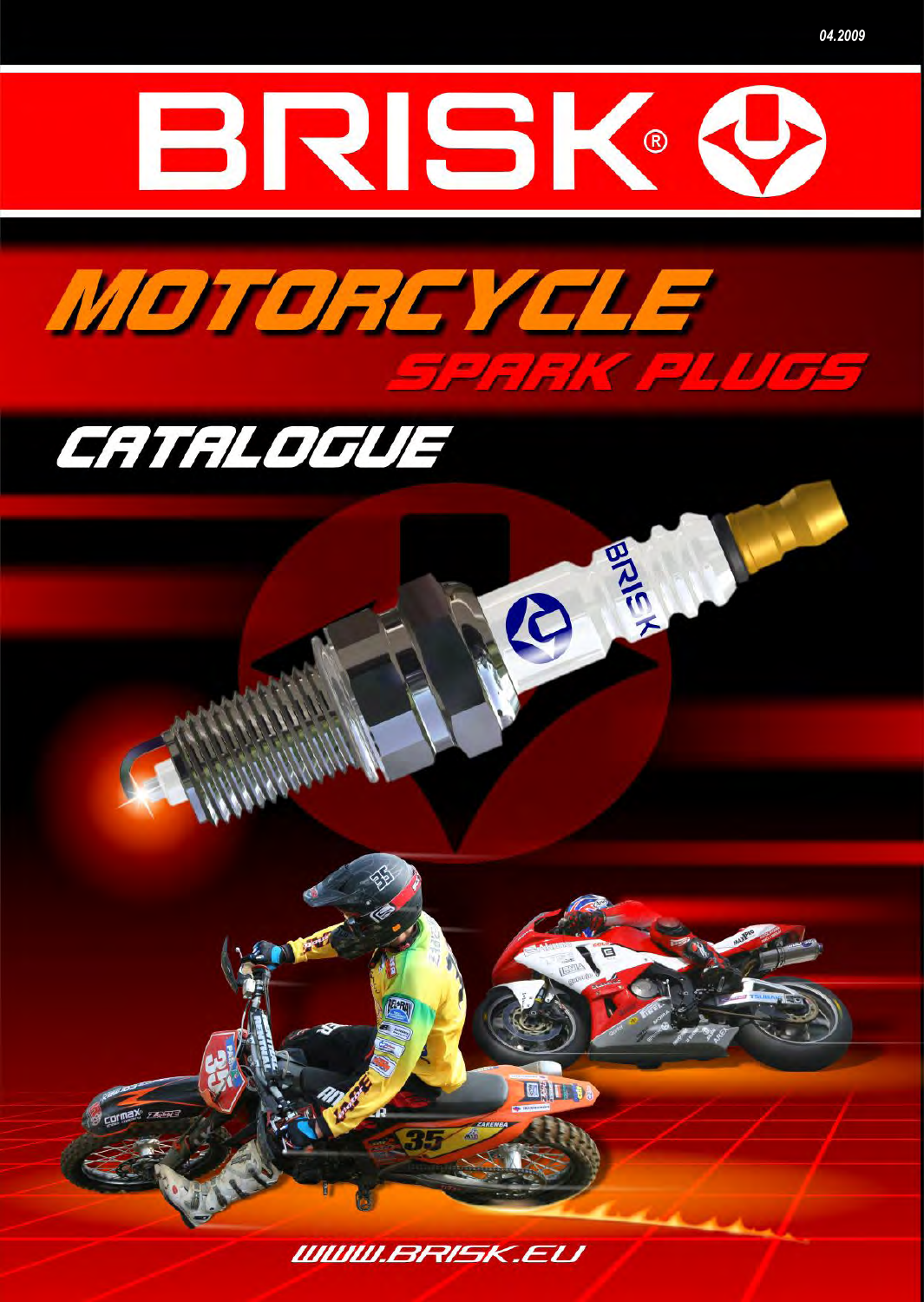04.2009

# BRISK®

# MOTORCYCLE
## SPARK PLUGS

## CATALOGUE

WWW.BRISK.EU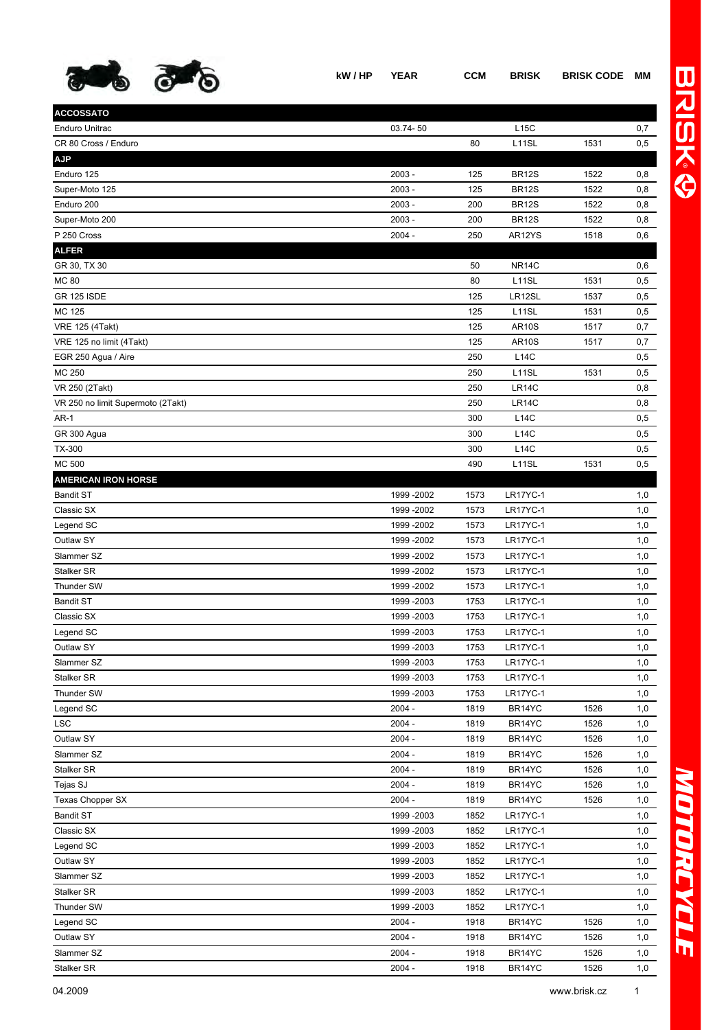| | kW / HP | YEAR | CCM | BRISK | BRISK CODE | MM |
|---|---|---|---|---|---|---|
| **ACCOSSATO** | | | | | | |
| Enduro Unitrac | | 03.74- 50 | | L15C | | 0,7 |
| CR 80 Cross / Enduro | | | 80 | L11SL | 1531 | 0,5 |
| **AJP** | | | | | | |
| Enduro 125 | | 2003 - | 125 | BR12S | 1522 | 0,8 |
| Super-Moto 125 | | 2003 - | 125 | BR12S | 1522 | 0,8 |
| Enduro 200 | | 2003 - | 200 | BR12S | 1522 | 0,8 |
| Super-Moto 200 | | 2003 - | 200 | BR12S | 1522 | 0,8 |
| P 250 Cross | | 2004 - | 250 | AR12YS | 1518 | 0,6 |
| **ALFER** | | | | | | |
| GR 30, TX 30 | | | 50 | NR14C | | 0,6 |
| MC 80 | | | 80 | L11SL | 1531 | 0,5 |
| GR 125 ISDE | | | 125 | LR12SL | 1537 | 0,5 |
| MC 125 | | | 125 | L11SL | 1531 | 0,5 |
| VRE 125 (4Takt) | | | 125 | AR10S | 1517 | 0,7 |
| VRE 125 no limit (4Takt) | | | 125 | AR10S | 1517 | 0,7 |
| EGR 250 Agua / Aire | | | 250 | L14C | | 0,5 |
| MC 250 | | | 250 | L11SL | 1531 | 0,5 |
| VR 250 (2Takt) | | | 250 | LR14C | | 0,8 |
| VR 250 no limit Supermoto (2Takt) | | | 250 | LR14C | | 0,8 |
| AR-1 | | | 300 | L14C | | 0,5 |
| GR 300 Agua | | | 300 | L14C | | 0,5 |
| TX-300 | | | 300 | L14C | | 0,5 |
| MC 500 | | | 490 | L11SL | 1531 | 0,5 |
| **AMERICAN IRON HORSE** | | | | | | |
| Bandit ST | | 1999 -2002 | 1573 | LR17YC-1 | | 1,0 |
| Classic SX | | 1999 -2002 | 1573 | LR17YC-1 | | 1,0 |
| Legend SC | | 1999 -2002 | 1573 | LR17YC-1 | | 1,0 |
| Outlaw SY | | 1999 -2002 | 1573 | LR17YC-1 | | 1,0 |
| Slammer SZ | | 1999 -2002 | 1573 | LR17YC-1 | | 1,0 |
| Stalker SR | | 1999 -2002 | 1573 | LR17YC-1 | | 1,0 |
| Thunder SW | | 1999 -2002 | 1573 | LR17YC-1 | | 1,0 |
| Bandit ST | | 1999 -2003 | 1753 | LR17YC-1 | | 1,0 |
| Classic SX | | 1999 -2003 | 1753 | LR17YC-1 | | 1,0 |
| Legend SC | | 1999 -2003 | 1753 | LR17YC-1 | | 1,0 |
| Outlaw SY | | 1999 -2003 | 1753 | LR17YC-1 | | 1,0 |
| Slammer SZ | | 1999 -2003 | 1753 | LR17YC-1 | | 1,0 |
| Stalker SR | | 1999 -2003 | 1753 | LR17YC-1 | | 1,0 |
| Thunder SW | | 1999 -2003 | 1753 | LR17YC-1 | | 1,0 |
| Legend SC | | 2004 - | 1819 | BR14YC | 1526 | 1,0 |
| LSC | | 2004 - | 1819 | BR14YC | 1526 | 1,0 |
| Outlaw SY | | 2004 - | 1819 | BR14YC | 1526 | 1,0 |
| Slammer SZ | | 2004 - | 1819 | BR14YC | 1526 | 1,0 |
| Stalker SR | | 2004 - | 1819 | BR14YC | 1526 | 1,0 |
| Tejas SJ | | 2004 - | 1819 | BR14YC | 1526 | 1,0 |
| Texas Chopper SX | | 2004 - | 1819 | BR14YC | 1526 | 1,0 |
| Bandit ST | | 1999 -2003 | 1852 | LR17YC-1 | | 1,0 |
| Classic SX | | 1999 -2003 | 1852 | LR17YC-1 | | 1,0 |
| Legend SC | | 1999 -2003 | 1852 | LR17YC-1 | | 1,0 |
| Outlaw SY | | 1999 -2003 | 1852 | LR17YC-1 | | 1,0 |
| Slammer SZ | | 1999 -2003 | 1852 | LR17YC-1 | | 1,0 |
| Stalker SR | | 1999 -2003 | 1852 | LR17YC-1 | | 1,0 |
| Thunder SW | | 1999 -2003 | 1852 | LR17YC-1 | | 1,0 |
| Legend SC | | 2004 - | 1918 | BR14YC | 1526 | 1,0 |
| Outlaw SY | | 2004 - | 1918 | BR14YC | 1526 | 1,0 |
| Slammer SZ | | 2004 - | 1918 | BR14YC | 1526 | 1,0 |
| Stalker SR | | 2004 - | 1918 | BR14YC | 1526 | 1,0 |

04.2009 www.brisk.cz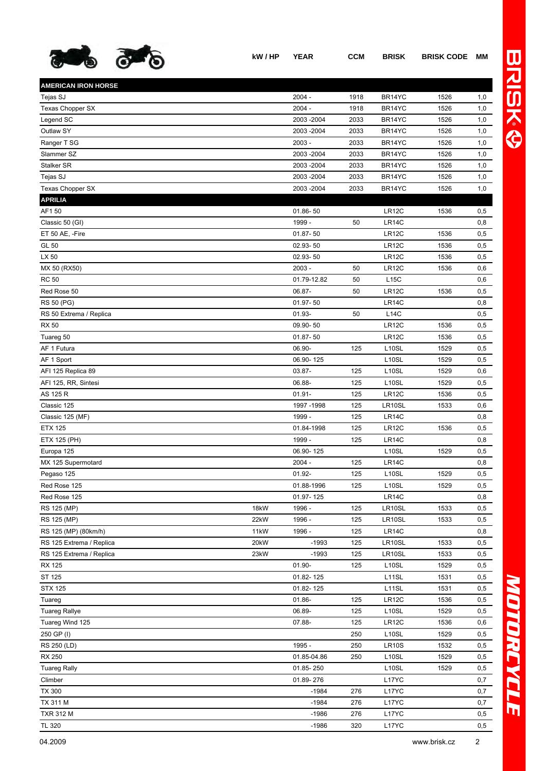| | kW / HP | YEAR | CCM | BRISK | BRISK CODE | MM |
|---|---|---|---|---|---|---|
| **AMERICAN IRON HORSE** | | | | | | |
| Tejas SJ | | 2004 - | 1918 | BR14YC | 1526 | 1,0 |
| Texas Chopper SX | | 2004 - | 1918 | BR14YC | 1526 | 1,0 |
| Legend SC | | 2003 -2004 | 2033 | BR14YC | 1526 | 1,0 |
| Outlaw SY | | 2003 -2004 | 2033 | BR14YC | 1526 | 1,0 |
| Ranger T SG | | 2003 - | 2033 | BR14YC | 1526 | 1,0 |
| Slammer SZ | | 2003 -2004 | 2033 | BR14YC | 1526 | 1,0 |
| Stalker SR | | 2003 -2004 | 2033 | BR14YC | 1526 | 1,0 |
| Tejas SJ | | 2003 -2004 | 2033 | BR14YC | 1526 | 1,0 |
| Texas Chopper SX | | 2003 -2004 | 2033 | BR14YC | 1526 | 1,0 |
| **APRILIA** | | | | | | |
| AF1 50 | | 01.86- 50 | | LR12C | 1536 | 0,5 |
| Classic 50 (GI) | | 1999 - | 50 | LR14C | | 0,8 |
| ET 50 AE, -Fire | | 01.87- 50 | | LR12C | 1536 | 0,5 |
| GL 50 | | 02.93- 50 | | LR12C | 1536 | 0,5 |
| LX 50 | | 02.93- 50 | | LR12C | 1536 | 0,5 |
| MX 50 (RX50) | | 2003 - | 50 | LR12C | 1536 | 0,6 |
| RC 50 | | 01.79-12.82 | 50 | L15C | | 0,6 |
| Red Rose 50 | | 06.87- | 50 | LR12C | 1536 | 0,5 |
| RS 50 (PG) | | 01.97- 50 | | LR14C | | 0,8 |
| RS 50 Extrema / Replica | | 01.93- | 50 | L14C | | 0,5 |
| RX 50 | | 09.90- 50 | | LR12C | 1536 | 0,5 |
| Tuareg 50 | | 01.87- 50 | | LR12C | 1536 | 0,5 |
| AF 1 Futura | | 06.90- | 125 | L10SL | 1529 | 0,5 |
| AF 1 Sport | | 06.90- 125 | | L10SL | 1529 | 0,5 |
| AFI 125 Replica 89 | | 03.87- | 125 | L10SL | 1529 | 0,6 |
| AFI 125, RR, Sintesi | | 06.88- | 125 | L10SL | 1529 | 0,5 |
| AS 125 R | | 01.91- | 125 | LR12C | 1536 | 0,5 |
| Classic 125 | | 1997 -1998 | 125 | LR10SL | 1533 | 0,6 |
| Classic 125 (MF) | | 1999 - | 125 | LR14C | | 0,8 |
| ETX 125 | | 01.84-1998 | 125 | LR12C | 1536 | 0,5 |
| ETX 125 (PH) | | 1999 - | 125 | LR14C | | 0,8 |
| Europa 125 | | 06.90- 125 | | L10SL | 1529 | 0,5 |
| MX 125 Supermotard | | 2004 - | 125 | LR14C | | 0,8 |
| Pegaso 125 | | 01.92- | 125 | L10SL | 1529 | 0,5 |
| Red Rose 125 | | 01.88-1996 | 125 | L10SL | 1529 | 0,5 |
| Red Rose 125 | | 01.97- 125 | | LR14C | | 0,8 |
| RS 125 (MP) | 18kW | 1996 - | 125 | LR10SL | 1533 | 0,5 |
| RS 125 (MP) | 22kW | 1996 - | 125 | LR10SL | 1533 | 0,5 |
| RS 125 (MP) (80km/h) | 11kW | 1996 - | 125 | LR14C | | 0,8 |
| RS 125 Extrema / Replica | 20kW | -1993 | 125 | LR10SL | 1533 | 0,5 |
| RS 125 Extrema / Replica | 23kW | -1993 | 125 | LR10SL | 1533 | 0,5 |
| RX 125 | | 01.90- | 125 | L10SL | 1529 | 0,5 |
| ST 125 | | 01.82- 125 | | L11SL | 1531 | 0,5 |
| STX 125 | | 01.82- 125 | | L11SL | 1531 | 0,5 |
| Tuareg | | 01.86- | 125 | LR12C | 1536 | 0,5 |
| Tuareg Rallye | | 06.89- | 125 | L10SL | 1529 | 0,5 |
| Tuareg Wind 125 | | 07.88- | 125 | LR12C | 1536 | 0,6 |
| 250 GP (I) | | | 250 | L10SL | 1529 | 0,5 |
| RS 250 (LD) | | 1995 - | 250 | LR10S | 1532 | 0,5 |
| RX 250 | | 01.85-04.86 | 250 | L10SL | 1529 | 0,5 |
| Tuareg Rally | | 01.85- 250 | | L10SL | 1529 | 0,5 |
| Climber | | 01.89- 276 | | L17YC | | 0,7 |
| TX 300 | | -1984 | 276 | L17YC | | 0,7 |
| TX 311 M | | -1984 | 276 | L17YC | | 0,7 |
| TXR 312 M | | -1986 | 276 | L17YC | | 0,5 |
| TL 320 | | -1986 | 320 | L17YC | | 0,5 |

04.2009 www.brisk.cz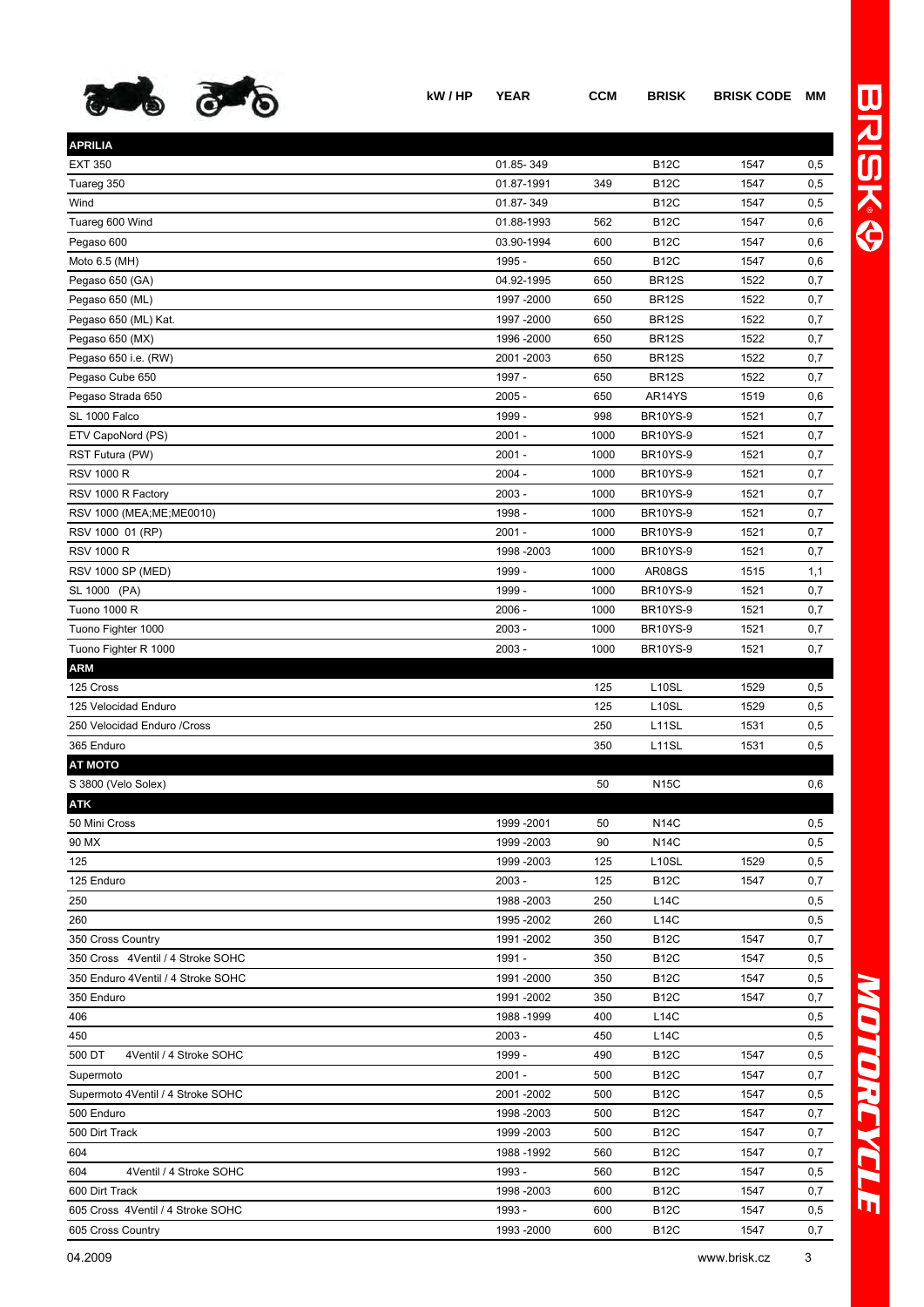| | kW / HP | YEAR | CCM | BRISK | BRISK CODE | MM |
|---|---|---|---|---|---|---|
| **APRILIA** | | | | | | |
| EXT 350 | | 01.85- 349 | | B12C | 1547 | 0,5 |
| Tuareg 350 | | 01.87-1991 | 349 | B12C | 1547 | 0,5 |
| Wind | | 01.87- 349 | | B12C | 1547 | 0,5 |
| Tuareg 600 Wind | | 01.88-1993 | 562 | B12C | 1547 | 0,6 |
| Pegaso 600 | | 03.90-1994 | 600 | B12C | 1547 | 0,6 |
| Moto 6.5 (MH) | | 1995 - | 650 | B12C | 1547 | 0,6 |
| Pegaso 650 (GA) | | 04.92-1995 | 650 | BR12S | 1522 | 0,7 |
| Pegaso 650 (ML) | | 1997 -2000 | 650 | BR12S | 1522 | 0,7 |
| Pegaso 650 (ML) Kat. | | 1997 -2000 | 650 | BR12S | 1522 | 0,7 |
| Pegaso 650 (MX) | | 1996 -2000 | 650 | BR12S | 1522 | 0,7 |
| Pegaso 650 i.e. (RW) | | 2001 -2003 | 650 | BR12S | 1522 | 0,7 |
| Pegaso Cube 650 | | 1997 - | 650 | BR12S | 1522 | 0,7 |
| Pegaso Strada 650 | | 2005 - | 650 | AR14YS | 1519 | 0,6 |
| SL 1000 Falco | | 1999 - | 998 | BR10YS-9 | 1521 | 0,7 |
| ETV CapoNord (PS) | | 2001 - | 1000 | BR10YS-9 | 1521 | 0,7 |
| RST Futura (PW) | | 2001 - | 1000 | BR10YS-9 | 1521 | 0,7 |
| RSV 1000 R | | 2004 - | 1000 | BR10YS-9 | 1521 | 0,7 |
| RSV 1000 R Factory | | 2003 - | 1000 | BR10YS-9 | 1521 | 0,7 |
| RSV 1000 (MEA;ME;ME0010) | | 1998 - | 1000 | BR10YS-9 | 1521 | 0,7 |
| RSV 1000 01 (RP) | | 2001 - | 1000 | BR10YS-9 | 1521 | 0,7 |
| RSV 1000 R | | 1998 -2003 | 1000 | BR10YS-9 | 1521 | 0,7 |
| RSV 1000 SP (MED) | | 1999 - | 1000 | AR08GS | 1515 | 1,1 |
| SL 1000 (PA) | | 1999 - | 1000 | BR10YS-9 | 1521 | 0,7 |
| Tuono 1000 R | | 2006 - | 1000 | BR10YS-9 | 1521 | 0,7 |
| Tuono Fighter 1000 | | 2003 - | 1000 | BR10YS-9 | 1521 | 0,7 |
| Tuono Fighter R 1000 | | 2003 - | 1000 | BR10YS-9 | 1521 | 0,7 |
| **ARM** | | | | | | |
| 125 Cross | | | 125 | L10SL | 1529 | 0,5 |
| 125 Velocidad Enduro | | | 125 | L10SL | 1529 | 0,5 |
| 250 Velocidad Enduro /Cross | | | 250 | L11SL | 1531 | 0,5 |
| 365 Enduro | | | 350 | L11SL | 1531 | 0,5 |
| **AT MOTO** | | | | | | |
| S 3800 (Velo Solex) | | | 50 | N15C | | 0,6 |
| **ATK** | | | | | | |
| 50 Mini Cross | | 1999 -2001 | 50 | N14C | | 0,5 |
| 90 MX | | 1999 -2003 | 90 | N14C | | 0,5 |
| 125 | | 1999 -2003 | 125 | L10SL | 1529 | 0,5 |
| 125 Enduro | | 2003 - | 125 | B12C | 1547 | 0,7 |
| 250 | | 1988 -2003 | 250 | L14C | | 0,5 |
| 260 | | 1995 -2002 | 260 | L14C | | 0,5 |
| 350 Cross Country | | 1991 -2002 | 350 | B12C | 1547 | 0,7 |
| 350 Cross 4Ventil / 4 Stroke SOHC | | 1991 - | 350 | B12C | 1547 | 0,5 |
| 350 Enduro 4Ventil / 4 Stroke SOHC | | 1991 -2000 | 350 | B12C | 1547 | 0,5 |
| 350 Enduro | | 1991 -2002 | 350 | B12C | 1547 | 0,7 |
| 406 | | 1988 -1999 | 400 | L14C | | 0,5 |
| 450 | | 2003 - | 450 | L14C | | 0,5 |
| 500 DT 4Ventil / 4 Stroke SOHC | | 1999 - | 490 | B12C | 1547 | 0,5 |
| Supermoto | | 2001 - | 500 | B12C | 1547 | 0,7 |
| Supermoto 4Ventil / 4 Stroke SOHC | | 2001 -2002 | 500 | B12C | 1547 | 0,5 |
| 500 Enduro | | 1998 -2003 | 500 | B12C | 1547 | 0,7 |
| 500 Dirt Track | | 1999 -2003 | 500 | B12C | 1547 | 0,7 |
| 604 | | 1988 -1992 | 560 | B12C | 1547 | 0,7 |
| 604 4Ventil / 4 Stroke SOHC | | 1993 - | 560 | B12C | 1547 | 0,5 |
| 600 Dirt Track | | 1998 -2003 | 600 | B12C | 1547 | 0,7 |
| 605 Cross 4Ventil / 4 Stroke SOHC | | 1993 - | 600 | B12C | 1547 | 0,5 |
| 605 Cross Country | | 1993 -2000 | 600 | B12C | 1547 | 0,7 |

04.2009 www.brisk.cz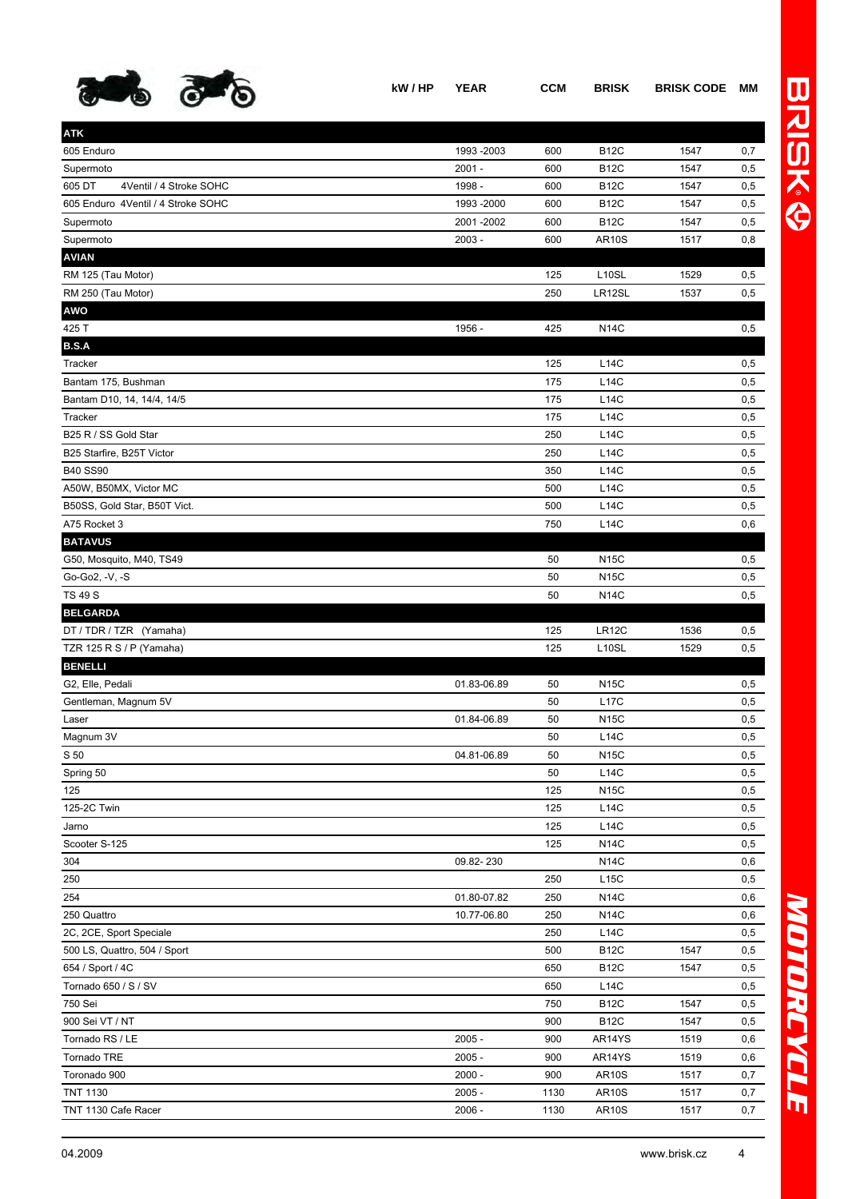| | kW / HP | YEAR | CCM | BRISK | BRISK CODE | MM |
|---|---|---|---|---|---|---|
| **ATK** | | | | | | |
| 605 Enduro | | 1993 -2003 | 600 | B12C | 1547 | 0,7 |
| Supermoto | | 2001 - | 600 | B12C | 1547 | 0,5 |
| 605 DT 4Ventil / 4 Stroke SOHC | | 1998 - | 600 | B12C | 1547 | 0,5 |
| 605 Enduro 4Ventil / 4 Stroke SOHC | | 1993 -2000 | 600 | B12C | 1547 | 0,5 |
| Supermoto | | 2001 -2002 | 600 | B12C | 1547 | 0,5 |
| Supermoto | | 2003 - | 600 | AR10S | 1517 | 0,8 |
| **AVIAN** | | | | | | |
| RM 125 (Tau Motor) | | | 125 | L10SL | 1529 | 0,5 |
| RM 250 (Tau Motor) | | | 250 | LR12SL | 1537 | 0,5 |
| **AWO** | | | | | | |
| 425 T | | 1956 - | 425 | N14C | | 0,5 |
| **B.S.A** | | | | | | |
| Tracker | | | 125 | L14C | | 0,5 |
| Bantam 175, Bushman | | | 175 | L14C | | 0,5 |
| Bantam D10, 14, 14/4, 14/5 | | | 175 | L14C | | 0,5 |
| Tracker | | | 175 | L14C | | 0,5 |
| B25 R / SS Gold Star | | | 250 | L14C | | 0,5 |
| B25 Starfire, B25T Victor | | | 250 | L14C | | 0,5 |
| B40 SS90 | | | 350 | L14C | | 0,5 |
| A50W, B50MX, Victor MC | | | 500 | L14C | | 0,5 |
| B50SS, Gold Star, B50T Vict. | | | 500 | L14C | | 0,5 |
| A75 Rocket 3 | | | 750 | L14C | | 0,6 |
| **BATAVUS** | | | | | | |
| G50, Mosquito, M40, TS49 | | | 50 | N15C | | 0,5 |
| Go-Go2, -V, -S | | | 50 | N15C | | 0,5 |
| TS 49 S | | | 50 | N14C | | 0,5 |
| **BELGARDA** | | | | | | |
| DT / TDR / TZR (Yamaha) | | | 125 | LR12C | 1536 | 0,5 |
| TZR 125 R S / P (Yamaha) | | | 125 | L10SL | 1529 | 0,5 |
| **BENELLI** | | | | | | |
| G2, Elle, Pedali | | 01.83-06.89 | 50 | N15C | | 0,5 |
| Gentleman, Magnum 5V | | | 50 | L17C | | 0,5 |
| Laser | | 01.84-06.89 | 50 | N15C | | 0,5 |
| Magnum 3V | | | 50 | L14C | | 0,5 |
| S 50 | | 04.81-06.89 | 50 | N15C | | 0,5 |
| Spring 50 | | | 50 | L14C | | 0,5 |
| 125 | | | 125 | N15C | | 0,5 |
| 125-2C Twin | | | 125 | L14C | | 0,5 |
| Jarno | | | 125 | L14C | | 0,5 |
| Scooter S-125 | | | 125 | N14C | | 0,5 |
| 304 | | 09.82- 230 | | N14C | | 0,6 |
| 250 | | | 250 | L15C | | 0,5 |
| 254 | | 01.80-07.82 | 250 | N14C | | 0,6 |
| 250 Quattro | | 10.77-06.80 | 250 | N14C | | 0,6 |
| 2C, 2CE, Sport Speciale | | | 250 | L14C | | 0,5 |
| 500 LS, Quattro, 504 / Sport | | | 500 | B12C | 1547 | 0,5 |
| 654 / Sport / 4C | | | 650 | B12C | 1547 | 0,5 |
| Tornado 650 / S / SV | | | 650 | L14C | | 0,5 |
| 750 Sei | | | 750 | B12C | 1547 | 0,5 |
| 900 Sei VT / NT | | | 900 | B12C | 1547 | 0,5 |
| Tornado RS / LE | | 2005 - | 900 | AR14YS | 1519 | 0,6 |
| Tornado TRE | | 2005 - | 900 | AR14YS | 1519 | 0,6 |
| Toronado 900 | | 2000 - | 900 | AR10S | 1517 | 0,7 |
| TNT 1130 | | 2005 - | 1130 | AR10S | 1517 | 0,7 |
| TNT 1130 Cafe Racer | | 2006 - | 1130 | AR10S | 1517 | 0,7 |

04.2009 www.brisk.cz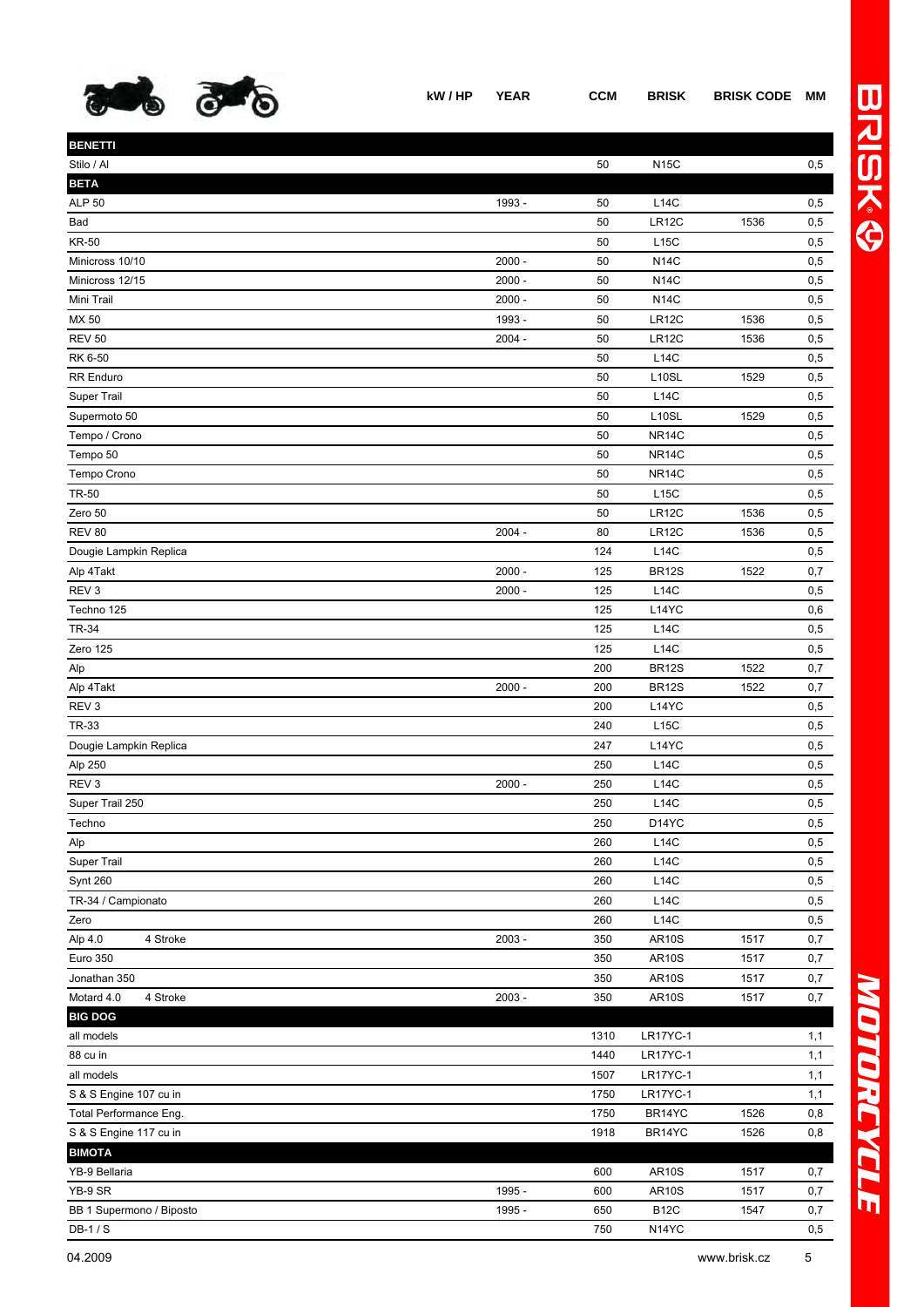| | kW / HP | YEAR | CCM | BRISK | BRISK CODE | MM |
|---|---|---|---|---|---|---|
| **BENETTI** | | | | | | |
| Stilo / Al | | | 50 | N15C | | 0,5 |
| **BETA** | | | | | | |
| ALP 50 | | 1993 - | 50 | L14C | | 0,5 |
| Bad | | | 50 | LR12C | 1536 | 0,5 |
| KR-50 | | | 50 | L15C | | 0,5 |
| Minicross 10/10 | | 2000 - | 50 | N14C | | 0,5 |
| Minicross 12/15 | | 2000 - | 50 | N14C | | 0,5 |
| Mini Trail | | 2000 - | 50 | N14C | | 0,5 |
| MX 50 | | 1993 - | 50 | LR12C | 1536 | 0,5 |
| REV 50 | | 2004 - | 50 | LR12C | 1536 | 0,5 |
| RK 6-50 | | | 50 | L14C | | 0,5 |
| RR Enduro | | | 50 | L10SL | 1529 | 0,5 |
| Super Trail | | | 50 | L14C | | 0,5 |
| Supermoto 50 | | | 50 | L10SL | 1529 | 0,5 |
| Tempo / Crono | | | 50 | NR14C | | 0,5 |
| Tempo 50 | | | 50 | NR14C | | 0,5 |
| Tempo Crono | | | 50 | NR14C | | 0,5 |
| TR-50 | | | 50 | L15C | | 0,5 |
| Zero 50 | | | 50 | LR12C | 1536 | 0,5 |
| REV 80 | | 2004 - | 80 | LR12C | 1536 | 0,5 |
| Dougie Lampkin Replica | | | 124 | L14C | | 0,5 |
| Alp 4Takt | | 2000 - | 125 | BR12S | 1522 | 0,7 |
| REV 3 | | 2000 - | 125 | L14C | | 0,5 |
| Techno 125 | | | 125 | L14YC | | 0,6 |
| TR-34 | | | 125 | L14C | | 0,5 |
| Zero 125 | | | 125 | L14C | | 0,5 |
| Alp | | | 200 | BR12S | 1522 | 0,7 |
| Alp 4Takt | | 2000 - | 200 | BR12S | 1522 | 0,7 |
| REV 3 | | | 200 | L14YC | | 0,5 |
| TR-33 | | | 240 | L15C | | 0,5 |
| Dougie Lampkin Replica | | | 247 | L14YC | | 0,5 |
| Alp 250 | | | 250 | L14C | | 0,5 |
| REV 3 | | 2000 - | 250 | L14C | | 0,5 |
| Super Trail 250 | | | 250 | L14C | | 0,5 |
| Techno | | | 250 | D14YC | | 0,5 |
| Alp | | | 260 | L14C | | 0,5 |
| Super Trail | | | 260 | L14C | | 0,5 |
| Synt 260 | | | 260 | L14C | | 0,5 |
| TR-34 / Campionato | | | 260 | L14C | | 0,5 |
| Zero | | | 260 | L14C | | 0,5 |
| Alp 4.0 4 Stroke | | 2003 - | 350 | AR10S | 1517 | 0,7 |
| Euro 350 | | | 350 | AR10S | 1517 | 0,7 |
| Jonathan 350 | | | 350 | AR10S | 1517 | 0,7 |
| Motard 4.0 4 Stroke | | 2003 - | 350 | AR10S | 1517 | 0,7 |
| **BIG DOG** | | | | | | |
| all models | | | 1310 | LR17YC-1 | | 1,1 |
| 88 cu in | | | 1440 | LR17YC-1 | | 1,1 |
| all models | | | 1507 | LR17YC-1 | | 1,1 |
| S & S Engine 107 cu in | | | 1750 | LR17YC-1 | | 1,1 |
| Total Performance Eng. | | | 1750 | BR14YC | 1526 | 0,8 |
| S & S Engine 117 cu in | | | 1918 | BR14YC | 1526 | 0,8 |
| **BIMOTA** | | | | | | |
| YB-9 Bellaria | | | 600 | AR10S | 1517 | 0,7 |
| YB-9 SR | | 1995 - | 600 | AR10S | 1517 | 0,7 |
| BB 1 Supermono / Biposto | | 1995 - | 650 | B12C | 1547 | 0,7 |
| DB-1 / S | | | 750 | N14YC | | 0,5 |

04.2009 www.brisk.cz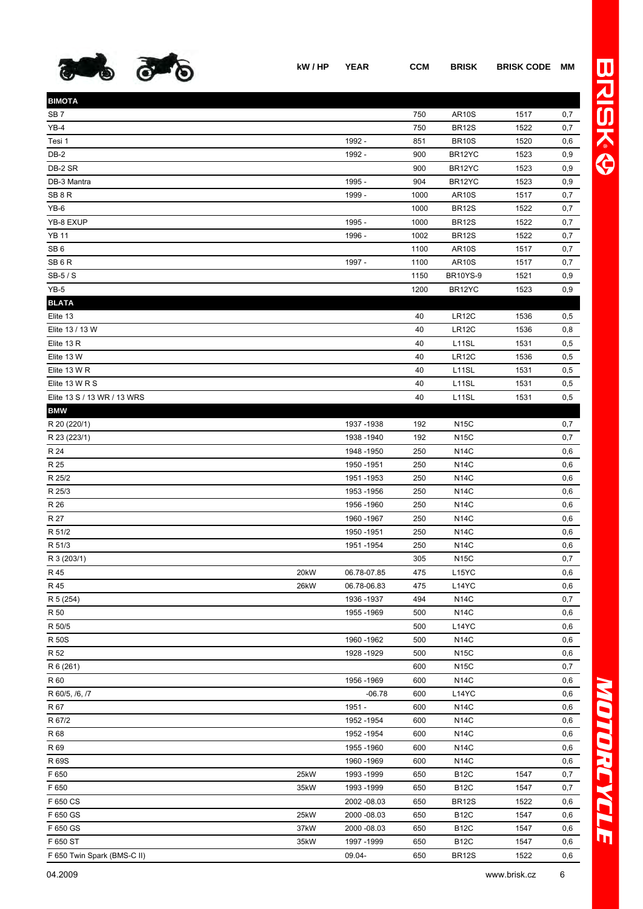| | kW / HP | YEAR | CCM | BRISK | BRISK CODE | MM |
|---|---|---|---|---|---|---|
| **BIMOTA** | | | | | | |
| SB 7 | | | 750 | AR10S | 1517 | 0,7 |
| YB-4 | | | 750 | BR12S | 1522 | 0,7 |
| Tesi 1 | | 1992 - | 851 | BR10S | 1520 | 0,6 |
| DB-2 | | 1992 - | 900 | BR12YC | 1523 | 0,9 |
| DB-2 SR | | | 900 | BR12YC | 1523 | 0,9 |
| DB-3 Mantra | | 1995 - | 904 | BR12YC | 1523 | 0,9 |
| SB 8 R | | 1999 - | 1000 | AR10S | 1517 | 0,7 |
| YB-6 | | | 1000 | BR12S | 1522 | 0,7 |
| YB-8 EXUP | | 1995 - | 1000 | BR12S | 1522 | 0,7 |
| YB 11 | | 1996 - | 1002 | BR12S | 1522 | 0,7 |
| SB 6 | | | 1100 | AR10S | 1517 | 0,7 |
| SB 6 R | | 1997 - | 1100 | AR10S | 1517 | 0,7 |
| SB-5 / S | | | 1150 | BR10YS-9 | 1521 | 0,9 |
| YB-5 | | | 1200 | BR12YC | 1523 | 0,9 |
| **BLATA** | | | | | | |
| Elite 13 | | | 40 | LR12C | 1536 | 0,5 |
| Elite 13 / 13 W | | | 40 | LR12C | 1536 | 0,8 |
| Elite 13 R | | | 40 | L11SL | 1531 | 0,5 |
| Elite 13 W | | | 40 | LR12C | 1536 | 0,5 |
| Elite 13 W R | | | 40 | L11SL | 1531 | 0,5 |
| Elite 13 W R S | | | 40 | L11SL | 1531 | 0,5 |
| Elite 13 S / 13 WR / 13 WRS | | | 40 | L11SL | 1531 | 0,5 |
| **BMW** | | | | | | |
| R 20 (220/1) | | 1937 -1938 | 192 | N15C | | 0,7 |
| R 23 (223/1) | | 1938 -1940 | 192 | N15C | | 0,7 |
| R 24 | | 1948 -1950 | 250 | N14C | | 0,6 |
| R 25 | | 1950 -1951 | 250 | N14C | | 0,6 |
| R 25/2 | | 1951 -1953 | 250 | N14C | | 0,6 |
| R 25/3 | | 1953 -1956 | 250 | N14C | | 0,6 |
| R 26 | | 1956 -1960 | 250 | N14C | | 0,6 |
| R 27 | | 1960 -1967 | 250 | N14C | | 0,6 |
| R 51/2 | | 1950 -1951 | 250 | N14C | | 0,6 |
| R 51/3 | | 1951 -1954 | 250 | N14C | | 0,6 |
| R 3 (203/1) | | | 305 | N15C | | 0,7 |
| R 45 | 20kW | 06.78-07.85 | 475 | L15YC | | 0,6 |
| R 45 | 26kW | 06.78-06.83 | 475 | L14YC | | 0,6 |
| R 5 (254) | | 1936 -1937 | 494 | N14C | | 0,7 |
| R 50 | | 1955 -1969 | 500 | N14C | | 0,6 |
| R 50/5 | | | 500 | L14YC | | 0,6 |
| R 50S | | 1960 -1962 | 500 | N14C | | 0,6 |
| R 52 | | 1928 -1929 | 500 | N15C | | 0,6 |
| R 6 (261) | | | 600 | N15C | | 0,7 |
| R 60 | | 1956 -1969 | 600 | N14C | | 0,6 |
| R 60/5, /6, /7 | | -06.78 | 600 | L14YC | | 0,6 |
| R 67 | | 1951 - | 600 | N14C | | 0,6 |
| R 67/2 | | 1952 -1954 | 600 | N14C | | 0,6 |
| R 68 | | 1952 -1954 | 600 | N14C | | 0,6 |
| R 69 | | 1955 -1960 | 600 | N14C | | 0,6 |
| R 69S | | 1960 -1969 | 600 | N14C | | 0,6 |
| F 650 | 25kW | 1993 -1999 | 650 | B12C | 1547 | 0,7 |
| F 650 | 35kW | 1993 -1999 | 650 | B12C | 1547 | 0,7 |
| F 650 CS | | 2002 -08.03 | 650 | BR12S | 1522 | 0,6 |
| F 650 GS | 25kW | 2000 -08.03 | 650 | B12C | 1547 | 0,6 |
| F 650 GS | 37kW | 2000 -08.03 | 650 | B12C | 1547 | 0,6 |
| F 650 ST | 35kW | 1997 -1999 | 650 | B12C | 1547 | 0,6 |
| F 650 Twin Spark (BMS-C II) | | 09.04- | 650 | BR12S | 1522 | 0,6 |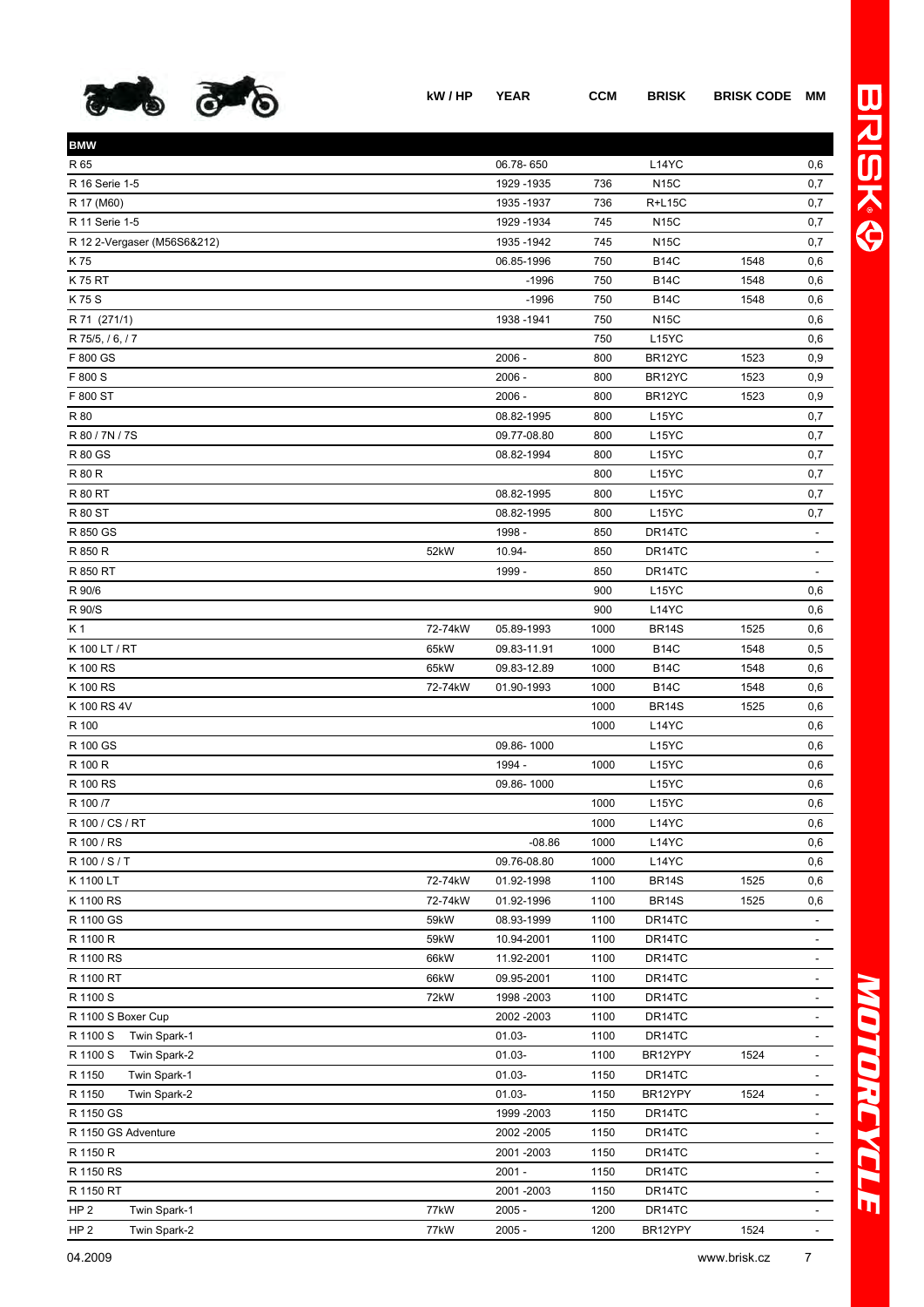| | kW / HP | YEAR | CCM | BRISK | BRISK CODE | MM |
|---|---|---|---|---|---|---|
| **BMW** | | | | | | |
| R 65 | | 06.78- 650 | | L14YC | | 0,6 |
| R 16 Serie 1-5 | | 1929 -1935 | 736 | N15C | | 0,7 |
| R 17 (M60) | | 1935 -1937 | 736 | R+L15C | | 0,7 |
| R 11 Serie 1-5 | | 1929 -1934 | 745 | N15C | | 0,7 |
| R 12 2-Vergaser (M56S6&212) | | 1935 -1942 | 745 | N15C | | 0,7 |
| K 75 | | 06.85-1996 | 750 | B14C | 1548 | 0,6 |
| K 75 RT | | -1996 | 750 | B14C | 1548 | 0,6 |
| K 75 S | | -1996 | 750 | B14C | 1548 | 0,6 |
| R 71 (271/1) | | 1938 -1941 | 750 | N15C | | 0,6 |
| R 75/5, / 6, / 7 | | | 750 | L15YC | | 0,6 |
| F 800 GS | | 2006 - | 800 | BR12YC | 1523 | 0,9 |
| F 800 S | | 2006 - | 800 | BR12YC | 1523 | 0,9 |
| F 800 ST | | 2006 - | 800 | BR12YC | 1523 | 0,9 |
| R 80 | | 08.82-1995 | 800 | L15YC | | 0,7 |
| R 80 / 7N / 7S | | 09.77-08.80 | 800 | L15YC | | 0,7 |
| R 80 GS | | 08.82-1994 | 800 | L15YC | | 0,7 |
| R 80 R | | | 800 | L15YC | | 0,7 |
| R 80 RT | | 08.82-1995 | 800 | L15YC | | 0,7 |
| R 80 ST | | 08.82-1995 | 800 | L15YC | | 0,7 |
| R 850 GS | | 1998 - | 850 | DR14TC | | - |
| R 850 R | 52kW | 10.94- | 850 | DR14TC | | - |
| R 850 RT | | 1999 - | 850 | DR14TC | | - |
| R 90/6 | | | 900 | L15YC | | 0,6 |
| R 90/S | | | 900 | L14YC | | 0,6 |
| K 1 | 72-74kW | 05.89-1993 | 1000 | BR14S | 1525 | 0,6 |
| K 100 LT / RT | 65kW | 09.83-11.91 | 1000 | B14C | 1548 | 0,5 |
| K 100 RS | 65kW | 09.83-12.89 | 1000 | B14C | 1548 | 0,6 |
| K 100 RS | 72-74kW | 01.90-1993 | 1000 | B14C | 1548 | 0,6 |
| K 100 RS 4V | | | 1000 | BR14S | 1525 | 0,6 |
| R 100 | | | 1000 | L14YC | | 0,6 |
| R 100 GS | | 09.86- 1000 | | L15YC | | 0,6 |
| R 100 R | | 1994 - | 1000 | L15YC | | 0,6 |
| R 100 RS | | 09.86- 1000 | | L15YC | | 0,6 |
| R 100 /7 | | | 1000 | L15YC | | 0,6 |
| R 100 / CS / RT | | | 1000 | L14YC | | 0,6 |
| R 100 / RS | | -08.86 | 1000 | L14YC | | 0,6 |
| R 100 / S / T | | 09.76-08.80 | 1000 | L14YC | | 0,6 |
| K 1100 LT | 72-74kW | 01.92-1998 | 1100 | BR14S | 1525 | 0,6 |
| K 1100 RS | 72-74kW | 01.92-1996 | 1100 | BR14S | 1525 | 0,6 |
| R 1100 GS | 59kW | 08.93-1999 | 1100 | DR14TC | | - |
| R 1100 R | 59kW | 10.94-2001 | 1100 | DR14TC | | - |
| R 1100 RS | 66kW | 11.92-2001 | 1100 | DR14TC | | - |
| R 1100 RT | 66kW | 09.95-2001 | 1100 | DR14TC | | - |
| R 1100 S | 72kW | 1998 -2003 | 1100 | DR14TC | | - |
| R 1100 S Boxer Cup | | 2002 -2003 | 1100 | DR14TC | | - |
| R 1100 S Twin Spark-1 | | 01.03- | 1100 | DR14TC | | - |
| R 1100 S Twin Spark-2 | | 01.03- | 1100 | BR12YPY | 1524 | - |
| R 1150 Twin Spark-1 | | 01.03- | 1150 | DR14TC | | - |
| R 1150 Twin Spark-2 | | 01.03- | 1150 | BR12YPY | 1524 | - |
| R 1150 GS | | 1999 -2003 | 1150 | DR14TC | | - |
| R 1150 GS Adventure | | 2002 -2005 | 1150 | DR14TC | | - |
| R 1150 R | | 2001 -2003 | 1150 | DR14TC | | - |
| R 1150 RS | | 2001 - | 1150 | DR14TC | | - |
| R 1150 RT | | 2001 -2003 | 1150 | DR14TC | | - |
| HP 2 Twin Spark-1 | 77kW | 2005 - | 1200 | DR14TC | | - |
| HP 2 Twin Spark-2 | 77kW | 2005 - | 1200 | BR12YPY | 1524 | - |

04.2009 www.brisk.cz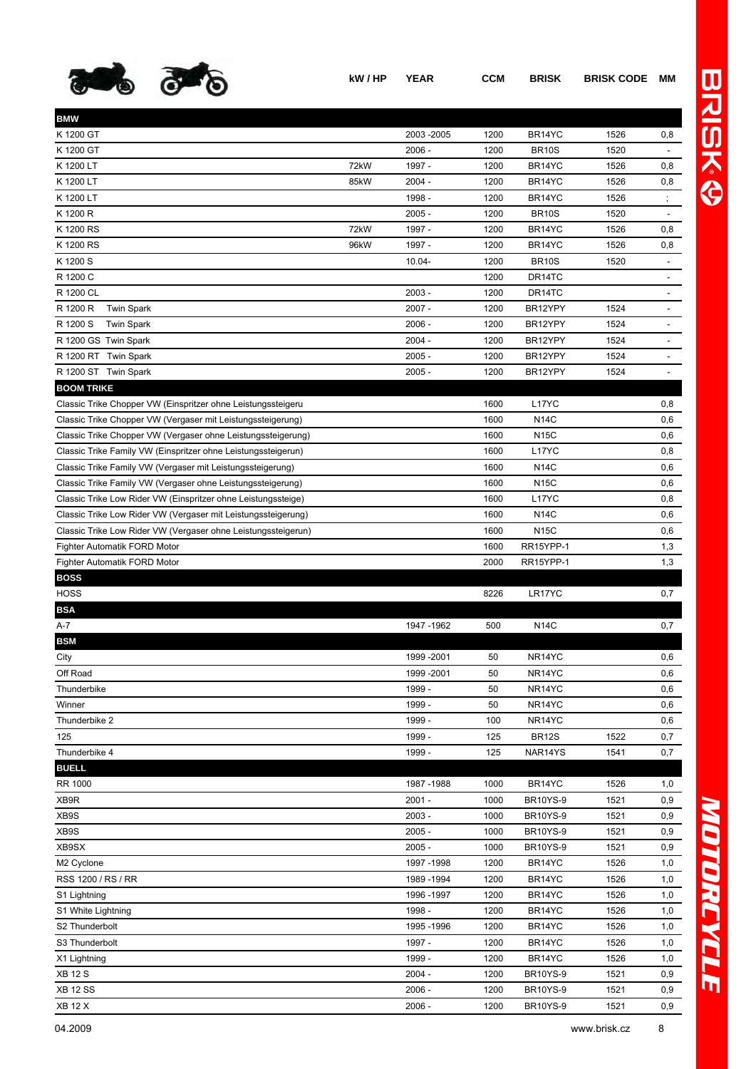| | kW / HP | YEAR | CCM | BRISK | BRISK CODE | MM |
|---|---|---|---|---|---|---|
| **BMW** | | | | | | |
| K 1200 GT | | 2003 -2005 | 1200 | BR14YC | 1526 | 0,8 |
| K 1200 GT | | 2006 - | 1200 | BR10S | 1520 | - |
| K 1200 LT | 72kW | 1997 - | 1200 | BR14YC | 1526 | 0,8 |
| K 1200 LT | 85kW | 2004 - | 1200 | BR14YC | 1526 | 0,8 |
| K 1200 LT | | 1998 - | 1200 | BR14YC | 1526 | ; |
| K 1200 R | | 2005 - | 1200 | BR10S | 1520 | - |
| K 1200 RS | 72kW | 1997 - | 1200 | BR14YC | 1526 | 0,8 |
| K 1200 RS | 96kW | 1997 - | 1200 | BR14YC | 1526 | 0,8 |
| K 1200 S | | 10.04- | 1200 | BR10S | 1520 | - |
| R 1200 C | | | 1200 | DR14TC | | - |
| R 1200 CL | | 2003 - | 1200 | DR14TC | | - |
| R 1200 R Twin Spark | | 2007 - | 1200 | BR12YPY | 1524 | - |
| R 1200 S Twin Spark | | 2006 - | 1200 | BR12YPY | 1524 | - |
| R 1200 GS Twin Spark | | 2004 - | 1200 | BR12YPY | 1524 | - |
| R 1200 RT Twin Spark | | 2005 - | 1200 | BR12YPY | 1524 | - |
| R 1200 ST Twin Spark | | 2005 - | 1200 | BR12YPY | 1524 | - |
| **BOOM TRIKE** | | | | | | |
| Classic Trike Chopper VW (Einspritzer ohne Leistungssteigeru | | | 1600 | L17YC | | 0,8 |
| Classic Trike Chopper VW (Vergaser mit Leistungssteigerung) | | | 1600 | N14C | | 0,6 |
| Classic Trike Chopper VW (Vergaser ohne Leistungssteigerung) | | | 1600 | N15C | | 0,6 |
| Classic Trike Family VW (Einspritzer ohne Leistungssteigerun) | | | 1600 | L17YC | | 0,8 |
| Classic Trike Family VW (Vergaser mit Leistungssteigerung) | | | 1600 | N14C | | 0,6 |
| Classic Trike Family VW (Vergaser ohne Leistungssteigerung) | | | 1600 | N15C | | 0,6 |
| Classic Trike Low Rider VW (Einspritzer ohne Leistungssteige) | | | 1600 | L17YC | | 0,8 |
| Classic Trike Low Rider VW (Vergaser mit Leistungssteigerung) | | | 1600 | N14C | | 0,6 |
| Classic Trike Low Rider VW (Vergaser ohne Leistungssteigerun) | | | 1600 | N15C | | 0,6 |
| Fighter Automatik FORD Motor | | | 1600 | RR15YPP-1 | | 1,3 |
| Fighter Automatik FORD Motor | | | 2000 | RR15YPP-1 | | 1,3 |
| **BOSS** | | | | | | |
| HOSS | | | 8226 | LR17YC | | 0,7 |
| **BSA** | | | | | | |
| A-7 | | 1947 -1962 | 500 | N14C | | 0,7 |
| **BSM** | | | | | | |
| City | | 1999 -2001 | 50 | NR14YC | | 0,6 |
| Off Road | | 1999 -2001 | 50 | NR14YC | | 0,6 |
| Thunderbike | | 1999 - | 50 | NR14YC | | 0,6 |
| Winner | | 1999 - | 50 | NR14YC | | 0,6 |
| Thunderbike 2 | | 1999 - | 100 | NR14YC | | 0,6 |
| 125 | | 1999 - | 125 | BR12S | 1522 | 0,7 |
| Thunderbike 4 | | 1999 - | 125 | NAR14YS | 1541 | 0,7 |
| **BUELL** | | | | | | |
| RR 1000 | | 1987 -1988 | 1000 | BR14YC | 1526 | 1,0 |
| XB9R | | 2001 - | 1000 | BR10YS-9 | 1521 | 0,9 |
| XB9S | | 2003 - | 1000 | BR10YS-9 | 1521 | 0,9 |
| XB9S | | 2005 - | 1000 | BR10YS-9 | 1521 | 0,9 |
| XB9SX | | 2005 - | 1000 | BR10YS-9 | 1521 | 0,9 |
| M2 Cyclone | | 1997 -1998 | 1200 | BR14YC | 1526 | 1,0 |
| RSS 1200 / RS / RR | | 1989 -1994 | 1200 | BR14YC | 1526 | 1,0 |
| S1 Lightning | | 1996 -1997 | 1200 | BR14YC | 1526 | 1,0 |
| S1 White Lightning | | 1998 - | 1200 | BR14YC | 1526 | 1,0 |
| S2 Thunderbolt | | 1995 -1996 | 1200 | BR14YC | 1526 | 1,0 |
| S3 Thunderbolt | | 1997 - | 1200 | BR14YC | 1526 | 1,0 |
| X1 Lightning | | 1999 - | 1200 | BR14YC | 1526 | 1,0 |
| XB 12 S | | 2004 - | 1200 | BR10YS-9 | 1521 | 0,9 |
| XB 12 SS | | 2006 - | 1200 | BR10YS-9 | 1521 | 0,9 |
| XB 12 X | | 2006 - | 1200 | BR10YS-9 | 1521 | 0,9 |

04.2009 www.brisk.cz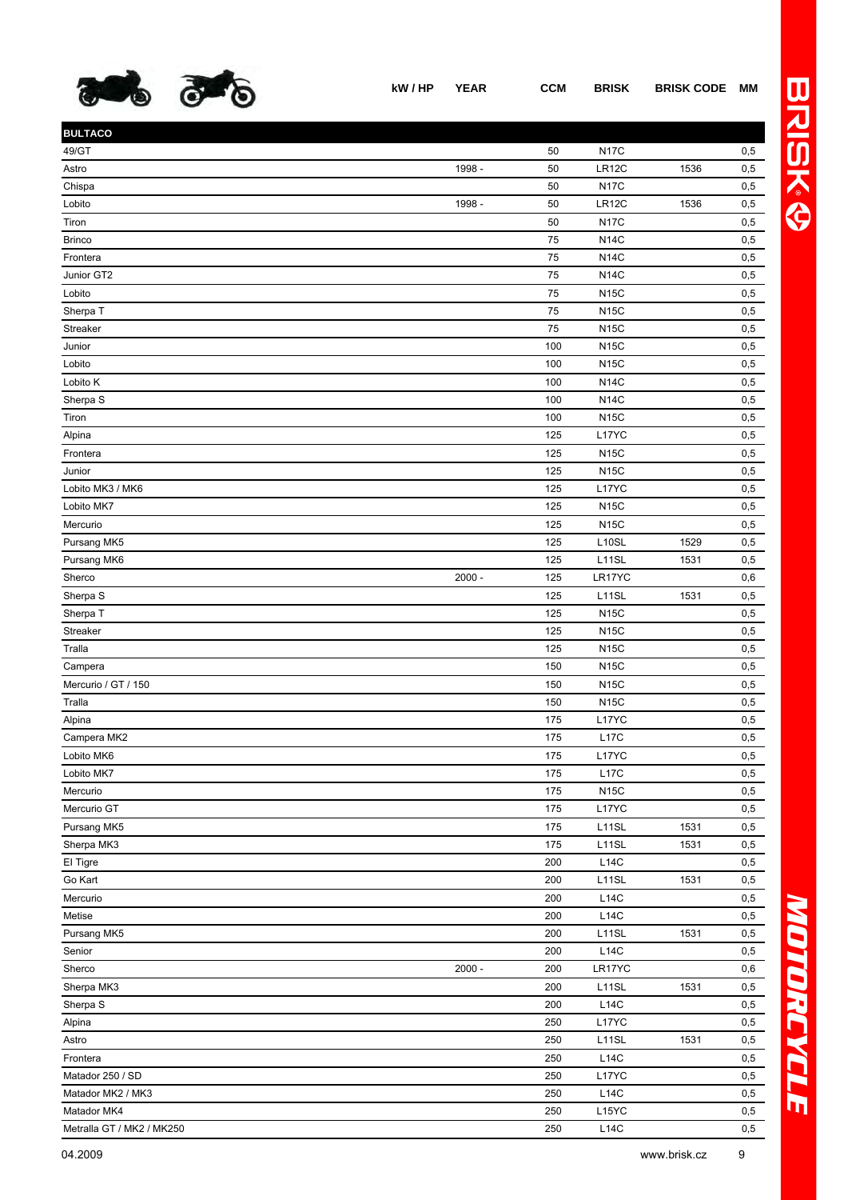| | kW / HP | YEAR | CCM | BRISK | BRISK CODE | MM |
|---|---|---|---|---|---|---|
| **BULTACO** | | | | | | |
| 49/GT | | | 50 | N17C | | 0,5 |
| Astro | | 1998 - | 50 | LR12C | 1536 | 0,5 |
| Chispa | | | 50 | N17C | | 0,5 |
| Lobito | | 1998 - | 50 | LR12C | 1536 | 0,5 |
| Tiron | | | 50 | N17C | | 0,5 |
| Brinco | | | 75 | N14C | | 0,5 |
| Frontera | | | 75 | N14C | | 0,5 |
| Junior GT2 | | | 75 | N14C | | 0,5 |
| Lobito | | | 75 | N15C | | 0,5 |
| Sherpa T | | | 75 | N15C | | 0,5 |
| Streaker | | | 75 | N15C | | 0,5 |
| Junior | | | 100 | N15C | | 0,5 |
| Lobito | | | 100 | N15C | | 0,5 |
| Lobito K | | | 100 | N14C | | 0,5 |
| Sherpa S | | | 100 | N14C | | 0,5 |
| Tiron | | | 100 | N15C | | 0,5 |
| Alpina | | | 125 | L17YC | | 0,5 |
| Frontera | | | 125 | N15C | | 0,5 |
| Junior | | | 125 | N15C | | 0,5 |
| Lobito MK3 / MK6 | | | 125 | L17YC | | 0,5 |
| Lobito MK7 | | | 125 | N15C | | 0,5 |
| Mercurio | | | 125 | N15C | | 0,5 |
| Pursang MK5 | | | 125 | L10SL | 1529 | 0,5 |
| Pursang MK6 | | | 125 | L11SL | 1531 | 0,5 |
| Sherco | | 2000 - | 125 | LR17YC | | 0,6 |
| Sherpa S | | | 125 | L11SL | 1531 | 0,5 |
| Sherpa T | | | 125 | N15C | | 0,5 |
| Streaker | | | 125 | N15C | | 0,5 |
| Tralla | | | 125 | N15C | | 0,5 |
| Campera | | | 150 | N15C | | 0,5 |
| Mercurio / GT / 150 | | | 150 | N15C | | 0,5 |
| Tralla | | | 150 | N15C | | 0,5 |
| Alpina | | | 175 | L17YC | | 0,5 |
| Campera MK2 | | | 175 | L17C | | 0,5 |
| Lobito MK6 | | | 175 | L17YC | | 0,5 |
| Lobito MK7 | | | 175 | L17C | | 0,5 |
| Mercurio | | | 175 | N15C | | 0,5 |
| Mercurio GT | | | 175 | L17YC | | 0,5 |
| Pursang MK5 | | | 175 | L11SL | 1531 | 0,5 |
| Sherpa MK3 | | | 175 | L11SL | 1531 | 0,5 |
| El Tigre | | | 200 | L14C | | 0,5 |
| Go Kart | | | 200 | L11SL | 1531 | 0,5 |
| Mercurio | | | 200 | L14C | | 0,5 |
| Metise | | | 200 | L14C | | 0,5 |
| Pursang MK5 | | | 200 | L11SL | 1531 | 0,5 |
| Senior | | | 200 | L14C | | 0,5 |
| Sherco | | 2000 - | 200 | LR17YC | | 0,6 |
| Sherpa MK3 | | | 200 | L11SL | 1531 | 0,5 |
| Sherpa S | | | 200 | L14C | | 0,5 |
| Alpina | | | 250 | L17YC | | 0,5 |
| Astro | | | 250 | L11SL | 1531 | 0,5 |
| Frontera | | | 250 | L14C | | 0,5 |
| Matador 250 / SD | | | 250 | L17YC | | 0,5 |
| Matador MK2 / MK3 | | | 250 | L14C | | 0,5 |
| Matador MK4 | | | 250 | L15YC | | 0,5 |
| Metralla GT / MK2 / MK250 | | | 250 | L14C | | 0,5 |

04.2009 www.brisk.cz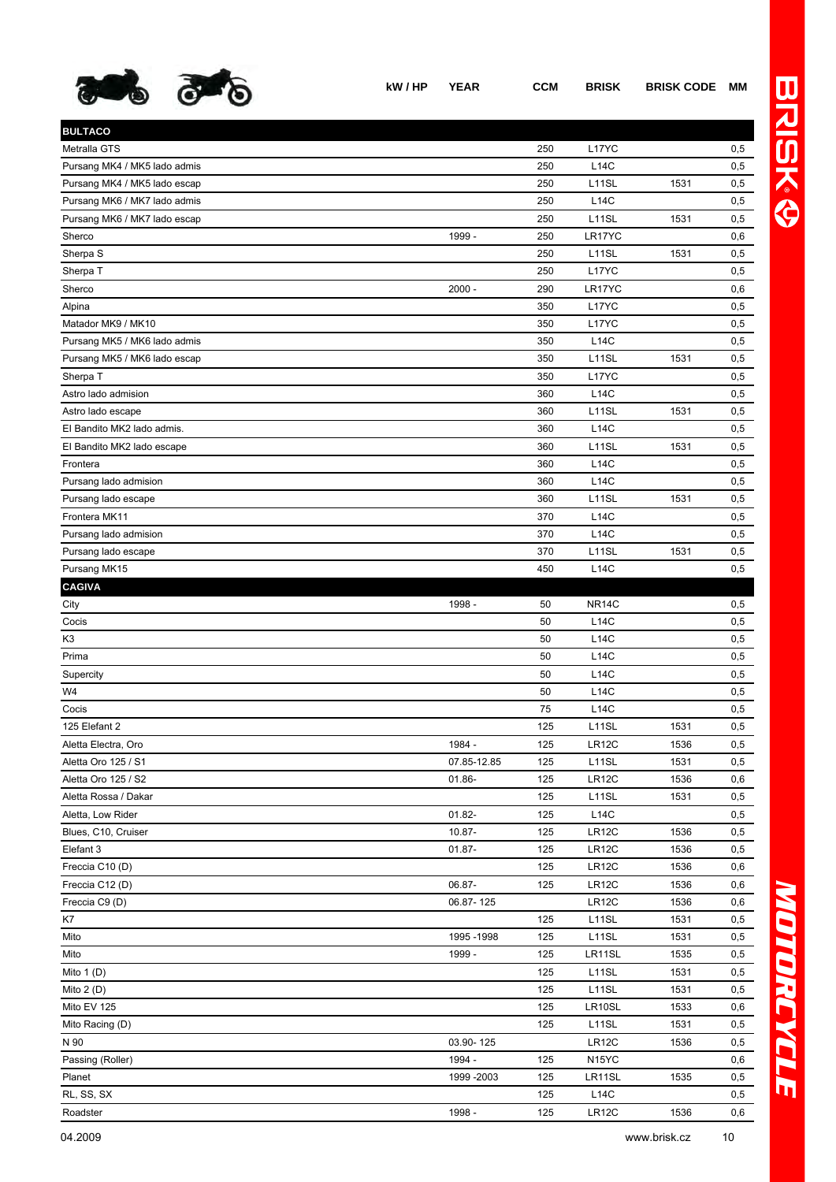| | kW / HP | YEAR | CCM | BRISK | BRISK CODE | MM |
|---|---|---|---|---|---|---|
| **BULTACO** | | | | | | |
| Metralla GTS | | | 250 | L17YC | | 0,5 |
| Pursang MK4 / MK5 lado admis | | | 250 | L14C | | 0,5 |
| Pursang MK4 / MK5 lado escap | | | 250 | L11SL | 1531 | 0,5 |
| Pursang MK6 / MK7 lado admis | | | 250 | L14C | | 0,5 |
| Pursang MK6 / MK7 lado escap | | | 250 | L11SL | 1531 | 0,5 |
| Sherco | | 1999 - | 250 | LR17YC | | 0,6 |
| Sherpa S | | | 250 | L11SL | 1531 | 0,5 |
| Sherpa T | | | 250 | L17YC | | 0,5 |
| Sherco | | 2000 - | 290 | LR17YC | | 0,6 |
| Alpina | | | 350 | L17YC | | 0,5 |
| Matador MK9 / MK10 | | | 350 | L17YC | | 0,5 |
| Pursang MK5 / MK6 lado admis | | | 350 | L14C | | 0,5 |
| Pursang MK5 / MK6 lado escap | | | 350 | L11SL | 1531 | 0,5 |
| Sherpa T | | | 350 | L17YC | | 0,5 |
| Astro lado admision | | | 360 | L14C | | 0,5 |
| Astro lado escape | | | 360 | L11SL | 1531 | 0,5 |
| El Bandito MK2 lado admis. | | | 360 | L14C | | 0,5 |
| El Bandito MK2 lado escape | | | 360 | L11SL | 1531 | 0,5 |
| Frontera | | | 360 | L14C | | 0,5 |
| Pursang lado admision | | | 360 | L14C | | 0,5 |
| Pursang lado escape | | | 360 | L11SL | 1531 | 0,5 |
| Frontera MK11 | | | 370 | L14C | | 0,5 |
| Pursang lado admision | | | 370 | L14C | | 0,5 |
| Pursang lado escape | | | 370 | L11SL | 1531 | 0,5 |
| Pursang MK15 | | | 450 | L14C | | 0,5 |
| **CAGIVA** | | | | | | |
| City | | 1998 - | 50 | NR14C | | 0,5 |
| Cocis | | | 50 | L14C | | 0,5 |
| K3 | | | 50 | L14C | | 0,5 |
| Prima | | | 50 | L14C | | 0,5 |
| Supercity | | | 50 | L14C | | 0,5 |
| W4 | | | 50 | L14C | | 0,5 |
| Cocis | | | 75 | L14C | | 0,5 |
| 125 Elefant 2 | | | 125 | L11SL | 1531 | 0,5 |
| Aletta Electra, Oro | | 1984 - | 125 | LR12C | 1536 | 0,5 |
| Aletta Oro 125 / S1 | | 07.85-12.85 | 125 | L11SL | 1531 | 0,5 |
| Aletta Oro 125 / S2 | | 01.86- | 125 | LR12C | 1536 | 0,6 |
| Aletta Rossa / Dakar | | | 125 | L11SL | 1531 | 0,5 |
| Aletta, Low Rider | | 01.82- | 125 | L14C | | 0,5 |
| Blues, C10, Cruiser | | 10.87- | 125 | LR12C | 1536 | 0,5 |
| Elefant 3 | | 01.87- | 125 | LR12C | 1536 | 0,5 |
| Freccia C10 (D) | | | 125 | LR12C | 1536 | 0,6 |
| Freccia C12 (D) | | 06.87- | 125 | LR12C | 1536 | 0,6 |
| Freccia C9 (D) | | 06.87- 125 | | LR12C | 1536 | 0,6 |
| K7 | | | 125 | L11SL | 1531 | 0,5 |
| Mito | | 1995 -1998 | 125 | L11SL | 1531 | 0,5 |
| Mito | | 1999 - | 125 | LR11SL | 1535 | 0,5 |
| Mito 1 (D) | | | 125 | L11SL | 1531 | 0,5 |
| Mito 2 (D) | | | 125 | L11SL | 1531 | 0,5 |
| Mito EV 125 | | | 125 | LR10SL | 1533 | 0,6 |
| Mito Racing (D) | | | 125 | L11SL | 1531 | 0,5 |
| N 90 | | 03.90- 125 | | LR12C | 1536 | 0,5 |
| Passing (Roller) | | 1994 - | 125 | N15YC | | 0,6 |
| Planet | | 1999 -2003 | 125 | LR11SL | 1535 | 0,5 |
| RL, SS, SX | | | 125 | L14C | | 0,5 |
| Roadster | | 1998 - | 125 | LR12C | 1536 | 0,6 |

04.2009 www.brisk.cz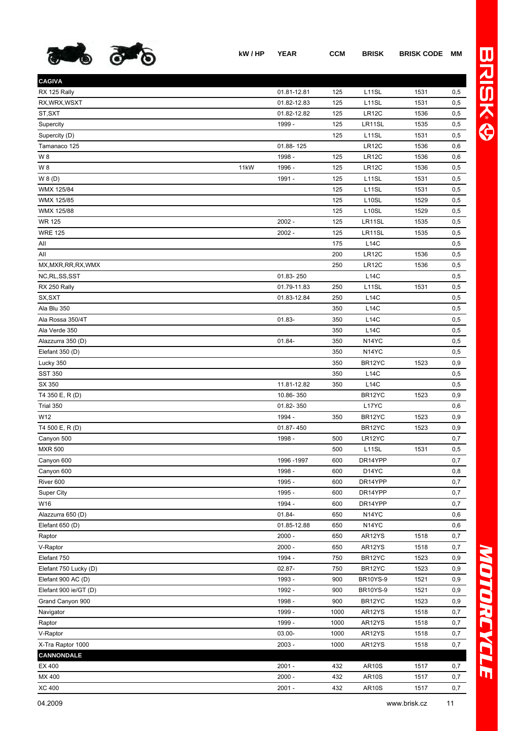| | kW / HP | YEAR | CCM | BRISK | BRISK CODE | MM |
|---|---|---|---|---|---|---|
| **CAGIVA** | | | | | | |
| RX 125 Rally | | 01.81-12.81 | 125 | L11SL | 1531 | 0,5 |
| RX,WRX,WSXT | | 01.82-12.83 | 125 | L11SL | 1531 | 0,5 |
| ST,SXT | | 01.82-12.82 | 125 | LR12C | 1536 | 0,5 |
| Supercity | | 1999 - | 125 | LR11SL | 1535 | 0,5 |
| Supercity (D) | | | 125 | L11SL | 1531 | 0,5 |
| Tamanaco 125 | | 01.88- 125 | | LR12C | 1536 | 0,6 |
| W 8 | | 1998 - | 125 | LR12C | 1536 | 0,6 |
| W 8 | 11kW | 1996 - | 125 | LR12C | 1536 | 0,5 |
| W 8 (D) | | 1991 - | 125 | L11SL | 1531 | 0,5 |
| WMX 125/84 | | | 125 | L11SL | 1531 | 0,5 |
| WMX 125/85 | | | 125 | L10SL | 1529 | 0,5 |
| WMX 125/88 | | | 125 | L10SL | 1529 | 0,5 |
| WR 125 | | 2002 - | 125 | LR11SL | 1535 | 0,5 |
| WRE 125 | | 2002 - | 125 | LR11SL | 1535 | 0,5 |
| All | | | 175 | L14C | | 0,5 |
| All | | | 200 | LR12C | 1536 | 0,5 |
| MX,MXR,RR,RX,WMX | | | 250 | LR12C | 1536 | 0,5 |
| NC,RL,SS,SST | | 01.83- 250 | | L14C | | 0,5 |
| RX 250 Rally | | 01.79-11.83 | 250 | L11SL | 1531 | 0,5 |
| SX,SXT | | 01.83-12.84 | 250 | L14C | | 0,5 |
| Ala Blu 350 | | | 350 | L14C | | 0,5 |
| Ala Rossa 350/4T | | 01.83- | 350 | L14C | | 0,5 |
| Ala Verde 350 | | | 350 | L14C | | 0,5 |
| Alazzurra 350 (D) | | 01.84- | 350 | N14YC | | 0,5 |
| Elefant 350 (D) | | | 350 | N14YC | | 0,5 |
| Lucky 350 | | | 350 | BR12YC | 1523 | 0,9 |
| SST 350 | | | 350 | L14C | | 0,5 |
| SX 350 | | 11.81-12.82 | 350 | L14C | | 0,5 |
| T4 350 E, R (D) | | 10.86- 350 | | BR12YC | 1523 | 0,9 |
| Trial 350 | | 01.82- 350 | | L17YC | | 0,6 |
| W12 | | 1994 - | 350 | BR12YC | 1523 | 0,9 |
| T4 500 E, R (D) | | 01.87- 450 | | BR12YC | 1523 | 0,9 |
| Canyon 500 | | 1998 - | 500 | LR12YC | | 0,7 |
| MXR 500 | | | 500 | L11SL | 1531 | 0,5 |
| Canyon 600 | | 1996 -1997 | 600 | DR14YPP | | 0,7 |
| Canyon 600 | | 1998 - | 600 | D14YC | | 0,8 |
| River 600 | | 1995 - | 600 | DR14YPP | | 0,7 |
| Super City | | 1995 - | 600 | DR14YPP | | 0,7 |
| W16 | | 1994 - | 600 | DR14YPP | | 0,7 |
| Alazzurra 650 (D) | | 01.84- | 650 | N14YC | | 0,6 |
| Elefant 650 (D) | | 01.85-12.88 | 650 | N14YC | | 0,6 |
| Raptor | | 2000 - | 650 | AR12YS | 1518 | 0,7 |
| V-Raptor | | 2000 - | 650 | AR12YS | 1518 | 0,7 |
| Elefant 750 | | 1994 - | 750 | BR12YC | 1523 | 0,9 |
| Elefant 750 Lucky (D) | | 02.87- | 750 | BR12YC | 1523 | 0,9 |
| Elefant 900 AC (D) | | 1993 - | 900 | BR10YS-9 | 1521 | 0,9 |
| Elefant 900 ie/GT (D) | | 1992 - | 900 | BR10YS-9 | 1521 | 0,9 |
| Grand Canyon 900 | | 1998 - | 900 | BR12YC | 1523 | 0,9 |
| Navigator | | 1999 - | 1000 | AR12YS | 1518 | 0,7 |
| Raptor | | 1999 - | 1000 | AR12YS | 1518 | 0,7 |
| V-Raptor | | 03.00- | 1000 | AR12YS | 1518 | 0,7 |
| X-Tra Raptor 1000 | | 2003 - | 1000 | AR12YS | 1518 | 0,7 |
| **CANNONDALE** | | | | | | |
| EX 400 | | 2001 - | 432 | AR10S | 1517 | 0,7 |
| MX 400 | | 2000 - | 432 | AR10S | 1517 | 0,7 |
| XC 400 | | 2001 - | 432 | AR10S | 1517 | 0,7 |

04.2009 www.brisk.cz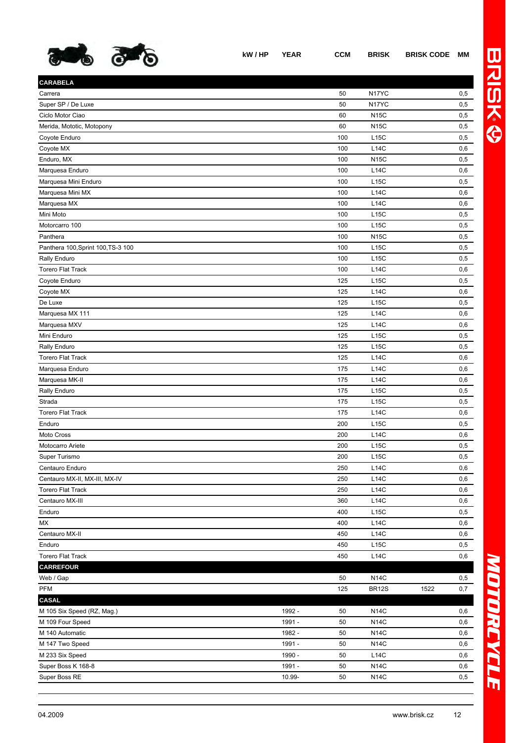| | kW / HP | YEAR | CCM | BRISK | BRISK CODE | MM |
|---|---|---|---|---|---|---|
| **CARABELA** | | | | | | |
| Carrera | | | 50 | N17YC | | 0,5 |
| Super SP / De Luxe | | | 50 | N17YC | | 0,5 |
| Ciclo Motor Ciao | | | 60 | N15C | | 0,5 |
| Merida, Mototic, Motopony | | | 60 | N15C | | 0,5 |
| Coyote Enduro | | | 100 | L15C | | 0,5 |
| Coyote MX | | | 100 | L14C | | 0,6 |
| Enduro, MX | | | 100 | N15C | | 0,5 |
| Marquesa Enduro | | | 100 | L14C | | 0,6 |
| Marquesa Mini Enduro | | | 100 | L15C | | 0,5 |
| Marquesa Mini MX | | | 100 | L14C | | 0,6 |
| Marquesa MX | | | 100 | L14C | | 0,6 |
| Mini Moto | | | 100 | L15C | | 0,5 |
| Motorcarro 100 | | | 100 | L15C | | 0,5 |
| Panthera | | | 100 | N15C | | 0,5 |
| Panthera 100,Sprint 100,TS-3 100 | | | 100 | L15C | | 0,5 |
| Rally Enduro | | | 100 | L15C | | 0,5 |
| Torero Flat Track | | | 100 | L14C | | 0,6 |
| Coyote Enduro | | | 125 | L15C | | 0,5 |
| Coyote MX | | | 125 | L14C | | 0,6 |
| De Luxe | | | 125 | L15C | | 0,5 |
| Marquesa MX 111 | | | 125 | L14C | | 0,6 |
| Marquesa MXV | | | 125 | L14C | | 0,6 |
| Mini Enduro | | | 125 | L15C | | 0,5 |
| Rally Enduro | | | 125 | L15C | | 0,5 |
| Torero Flat Track | | | 125 | L14C | | 0,6 |
| Marquesa Enduro | | | 175 | L14C | | 0,6 |
| Marquesa MK-II | | | 175 | L14C | | 0,6 |
| Rally Enduro | | | 175 | L15C | | 0,5 |
| Strada | | | 175 | L15C | | 0,5 |
| Torero Flat Track | | | 175 | L14C | | 0,6 |
| Enduro | | | 200 | L15C | | 0,5 |
| Moto Cross | | | 200 | L14C | | 0,6 |
| Motocarro Ariete | | | 200 | L15C | | 0,5 |
| Super Turismo | | | 200 | L15C | | 0,5 |
| Centauro Enduro | | | 250 | L14C | | 0,6 |
| Centauro MX-II, MX-III, MX-IV | | | 250 | L14C | | 0,6 |
| Torero Flat Track | | | 250 | L14C | | 0,6 |
| Centauro MX-III | | | 360 | L14C | | 0,6 |
| Enduro | | | 400 | L15C | | 0,5 |
| MX | | | 400 | L14C | | 0,6 |
| Centauro MX-II | | | 450 | L14C | | 0,6 |
| Enduro | | | 450 | L15C | | 0,5 |
| Torero Flat Track | | | 450 | L14C | | 0,6 |
| **CARREFOUR** | | | | | | |
| Web / Gap | | | 50 | N14C | | 0,5 |
| PFM | | | 125 | BR12S | 1522 | 0,7 |
| **CASAL** | | | | | | |
| M 105 Six Speed (RZ, Mag.) | | 1992 - | 50 | N14C | | 0,6 |
| M 109 Four Speed | | 1991 - | 50 | N14C | | 0,6 |
| M 140 Automatic | | 1982 - | 50 | N14C | | 0,6 |
| M 147 Two Speed | | 1991 - | 50 | N14C | | 0,6 |
| M 233 Six Speed | | 1990 - | 50 | L14C | | 0,6 |
| Super Boss K 168-8 | | 1991 - | 50 | N14C | | 0,6 |
| Super Boss RE | | 10.99- | 50 | N14C | | 0,5 |

04.2009 www.brisk.cz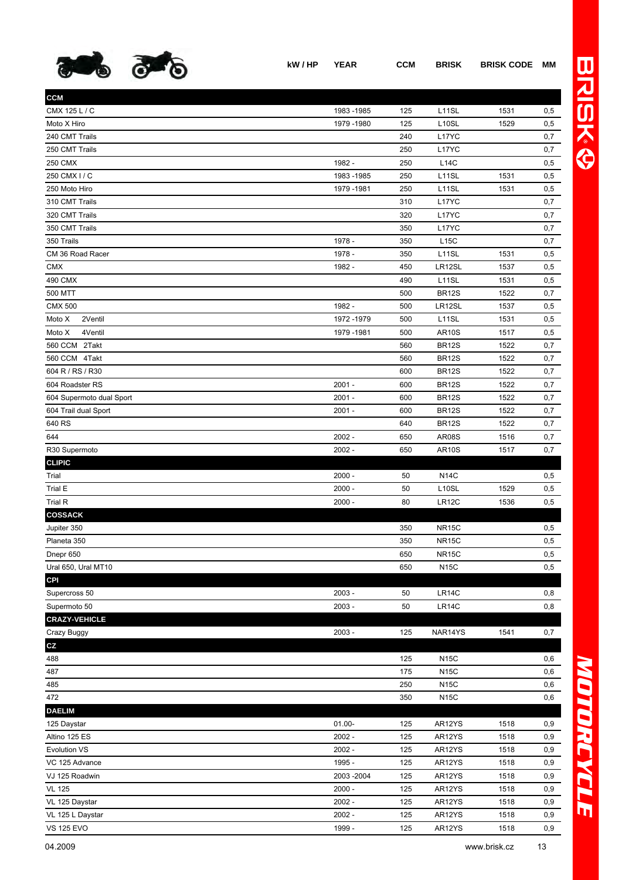| | kW / HP | YEAR | CCM | BRISK | BRISK CODE | MM |
|---|---|---|---|---|---|---|
| **CCM** | | | | | | |
| CMX 125 L / C | | 1983 -1985 | 125 | L11SL | 1531 | 0,5 |
| Moto X Hiro | | 1979 -1980 | 125 | L10SL | 1529 | 0,5 |
| 240 CMT Trails | | | 240 | L17YC | | 0,7 |
| 250 CMT Trails | | | 250 | L17YC | | 0,7 |
| 250 CMX | | 1982 - | 250 | L14C | | 0,5 |
| 250 CMX I / C | | 1983 -1985 | 250 | L11SL | 1531 | 0,5 |
| 250 Moto Hiro | | 1979 -1981 | 250 | L11SL | 1531 | 0,5 |
| 310 CMT Trails | | | 310 | L17YC | | 0,7 |
| 320 CMT Trails | | | 320 | L17YC | | 0,7 |
| 350 CMT Trails | | | 350 | L17YC | | 0,7 |
| 350 Trails | | 1978 - | 350 | L15C | | 0,7 |
| CM 36 Road Racer | | 1978 - | 350 | L11SL | 1531 | 0,5 |
| CMX | | 1982 - | 450 | LR12SL | 1537 | 0,5 |
| 490 CMX | | | 490 | L11SL | 1531 | 0,5 |
| 500 MTT | | | 500 | BR12S | 1522 | 0,7 |
| CMX 500 | | 1982 - | 500 | LR12SL | 1537 | 0,5 |
| Moto X 2Ventil | | 1972 -1979 | 500 | L11SL | 1531 | 0,5 |
| Moto X 4Ventil | | 1979 -1981 | 500 | AR10S | 1517 | 0,5 |
| 560 CCM 2Takt | | | 560 | BR12S | 1522 | 0,7 |
| 560 CCM 4Takt | | | 560 | BR12S | 1522 | 0,7 |
| 604 R / RS / R30 | | | 600 | BR12S | 1522 | 0,7 |
| 604 Roadster RS | | 2001 - | 600 | BR12S | 1522 | 0,7 |
| 604 Supermoto dual Sport | | 2001 - | 600 | BR12S | 1522 | 0,7 |
| 604 Trail dual Sport | | 2001 - | 600 | BR12S | 1522 | 0,7 |
| 640 RS | | | 640 | BR12S | 1522 | 0,7 |
| 644 | | 2002 - | 650 | AR08S | 1516 | 0,7 |
| R30 Supermoto | | 2002 - | 650 | AR10S | 1517 | 0,7 |
| **CLIPIC** | | | | | | |
| Trial | | 2000 - | 50 | N14C | | 0,5 |
| Trial E | | 2000 - | 50 | L10SL | 1529 | 0,5 |
| Trial R | | 2000 - | 80 | LR12C | 1536 | 0,5 |
| **COSSACK** | | | | | | |
| Jupiter 350 | | | 350 | NR15C | | 0,5 |
| Planeta 350 | | | 350 | NR15C | | 0,5 |
| Dnepr 650 | | | 650 | NR15C | | 0,5 |
| Ural 650, Ural MT10 | | | 650 | N15C | | 0,5 |
| **CPI** | | | | | | |
| Supercross 50 | | 2003 - | 50 | LR14C | | 0,8 |
| Supermoto 50 | | 2003 - | 50 | LR14C | | 0,8 |
| **CRAZY-VEHICLE** | | | | | | |
| Crazy Buggy | | 2003 - | 125 | NAR14YS | 1541 | 0,7 |
| **CZ** | | | | | | |
| 488 | | | 125 | N15C | | 0,6 |
| 487 | | | 175 | N15C | | 0,6 |
| 485 | | | 250 | N15C | | 0,6 |
| 472 | | | 350 | N15C | | 0,6 |
| **DAELIM** | | | | | | |
| 125 Daystar | | 01.00- | 125 | AR12YS | 1518 | 0,9 |
| Altino 125 ES | | 2002 - | 125 | AR12YS | 1518 | 0,9 |
| Evolution VS | | 2002 - | 125 | AR12YS | 1518 | 0,9 |
| VC 125 Advance | | 1995 - | 125 | AR12YS | 1518 | 0,9 |
| VJ 125 Roadwin | | 2003 -2004 | 125 | AR12YS | 1518 | 0,9 |
| VL 125 | | 2000 - | 125 | AR12YS | 1518 | 0,9 |
| VL 125 Daystar | | 2002 - | 125 | AR12YS | 1518 | 0,9 |
| VL 125 L Daystar | | 2002 - | 125 | AR12YS | 1518 | 0,9 |
| VS 125 EVO | | 1999 - | 125 | AR12YS | 1518 | 0,9 |

04.2009 www.brisk.cz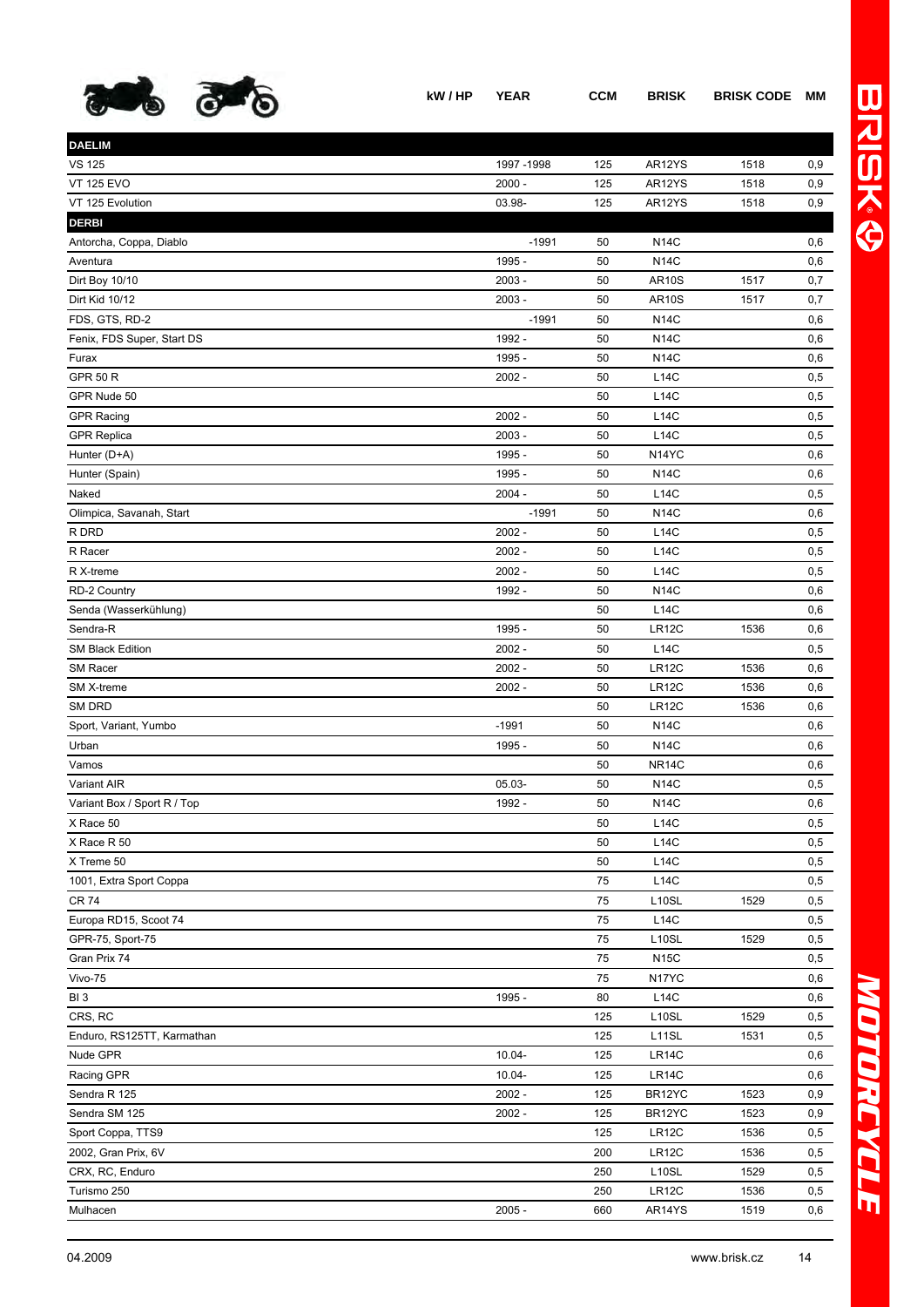| | kW / HP | YEAR | CCM | BRISK | BRISK CODE | MM |
|---|---|---|---|---|---|---|
| **DAELIM** | | | | | | |
| VS 125 | | 1997 -1998 | 125 | AR12YS | 1518 | 0,9 |
| VT 125 EVO | | 2000 - | 125 | AR12YS | 1518 | 0,9 |
| VT 125 Evolution | | 03.98- | 125 | AR12YS | 1518 | 0,9 |
| **DERBI** | | | | | | |
| Antorcha, Coppa, Diablo | | -1991 | 50 | N14C | | 0,6 |
| Aventura | | 1995 - | 50 | N14C | | 0,6 |
| Dirt Boy 10/10 | | 2003 - | 50 | AR10S | 1517 | 0,7 |
| Dirt Kid 10/12 | | 2003 - | 50 | AR10S | 1517 | 0,7 |
| FDS, GTS, RD-2 | | -1991 | 50 | N14C | | 0,6 |
| Fenix, FDS Super, Start DS | | 1992 - | 50 | N14C | | 0,6 |
| Furax | | 1995 - | 50 | N14C | | 0,6 |
| GPR 50 R | | 2002 - | 50 | L14C | | 0,5 |
| GPR Nude 50 | | | 50 | L14C | | 0,5 |
| GPR Racing | | 2002 - | 50 | L14C | | 0,5 |
| GPR Replica | | 2003 - | 50 | L14C | | 0,5 |
| Hunter (D+A) | | 1995 - | 50 | N14YC | | 0,6 |
| Hunter (Spain) | | 1995 - | 50 | N14C | | 0,6 |
| Naked | | 2004 - | 50 | L14C | | 0,5 |
| Olimpica, Savanah, Start | | -1991 | 50 | N14C | | 0,6 |
| R DRD | | 2002 - | 50 | L14C | | 0,5 |
| R Racer | | 2002 - | 50 | L14C | | 0,5 |
| R X-treme | | 2002 - | 50 | L14C | | 0,5 |
| RD-2 Country | | 1992 - | 50 | N14C | | 0,6 |
| Senda (Wasserkühlung) | | | 50 | L14C | | 0,6 |
| Sendra-R | | 1995 - | 50 | LR12C | 1536 | 0,6 |
| SM Black Edition | | 2002 - | 50 | L14C | | 0,5 |
| SM Racer | | 2002 - | 50 | LR12C | 1536 | 0,6 |
| SM X-treme | | 2002 - | 50 | LR12C | 1536 | 0,6 |
| SM DRD | | | 50 | LR12C | 1536 | 0,6 |
| Sport, Variant, Yumbo | | -1991 | 50 | N14C | | 0,6 |
| Urban | | 1995 - | 50 | N14C | | 0,6 |
| Vamos | | | 50 | NR14C | | 0,6 |
| Variant AIR | | 05.03- | 50 | N14C | | 0,5 |
| Variant Box / Sport R / Top | | 1992 - | 50 | N14C | | 0,6 |
| X Race 50 | | | 50 | L14C | | 0,5 |
| X Race R 50 | | | 50 | L14C | | 0,5 |
| X Treme 50 | | | 50 | L14C | | 0,5 |
| 1001, Extra Sport Coppa | | | 75 | L14C | | 0,5 |
| CR 74 | | | 75 | L10SL | 1529 | 0,5 |
| Europa RD15, Scoot 74 | | | 75 | L14C | | 0,5 |
| GPR-75, Sport-75 | | | 75 | L10SL | 1529 | 0,5 |
| Gran Prix 74 | | | 75 | N15C | | 0,5 |
| Vivo-75 | | | 75 | N17YC | | 0,6 |
| BI 3 | | 1995 - | 80 | L14C | | 0,6 |
| CRS, RC | | | 125 | L10SL | 1529 | 0,5 |
| Enduro, RS125TT, Karmathan | | | 125 | L11SL | 1531 | 0,5 |
| Nude GPR | | 10.04- | 125 | LR14C | | 0,6 |
| Racing GPR | | 10.04- | 125 | LR14C | | 0,6 |
| Sendra R 125 | | 2002 - | 125 | BR12YC | 1523 | 0,9 |
| Sendra SM 125 | | 2002 - | 125 | BR12YC | 1523 | 0,9 |
| Sport Coppa, TTS9 | | | 125 | LR12C | 1536 | 0,5 |
| 2002, Gran Prix, 6V | | | 200 | LR12C | 1536 | 0,5 |
| CRX, RC, Enduro | | | 250 | L10SL | 1529 | 0,5 |
| Turismo 250 | | | 250 | LR12C | 1536 | 0,5 |
| Mulhacen | | 2005 - | 660 | AR14YS | 1519 | 0,6 |

04.2009 www.brisk.cz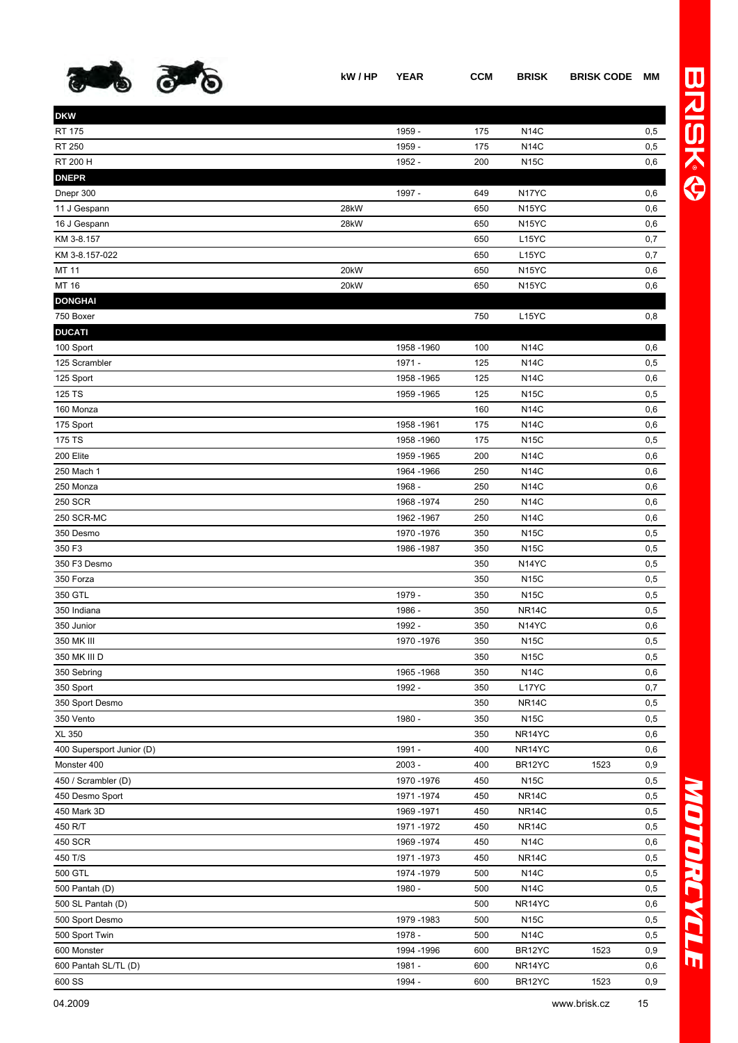| | kW / HP | YEAR | CCM | BRISK | BRISK CODE | MM |
|---|---|---|---|---|---|---|
| **DKW** | | | | | | |
| RT 175 | | 1959 - | 175 | N14C | | 0,5 |
| RT 250 | | 1959 - | 175 | N14C | | 0,5 |
| RT 200 H | | 1952 - | 200 | N15C | | 0,6 |
| **DNEPR** | | | | | | |
| Dnepr 300 | | 1997 - | 649 | N17YC | | 0,6 |
| 11 J Gespann | 28kW | | 650 | N15YC | | 0,6 |
| 16 J Gespann | 28kW | | 650 | N15YC | | 0,6 |
| KM 3-8.157 | | | 650 | L15YC | | 0,7 |
| KM 3-8.157-022 | | | 650 | L15YC | | 0,7 |
| MT 11 | 20kW | | 650 | N15YC | | 0,6 |
| MT 16 | 20kW | | 650 | N15YC | | 0,6 |
| **DONGHAI** | | | | | | |
| 750 Boxer | | | 750 | L15YC | | 0,8 |
| **DUCATI** | | | | | | |
| 100 Sport | | 1958 -1960 | 100 | N14C | | 0,6 |
| 125 Scrambler | | 1971 - | 125 | N14C | | 0,5 |
| 125 Sport | | 1958 -1965 | 125 | N14C | | 0,6 |
| 125 TS | | 1959 -1965 | 125 | N15C | | 0,5 |
| 160 Monza | | | 160 | N14C | | 0,6 |
| 175 Sport | | 1958 -1961 | 175 | N14C | | 0,6 |
| 175 TS | | 1958 -1960 | 175 | N15C | | 0,5 |
| 200 Elite | | 1959 -1965 | 200 | N14C | | 0,6 |
| 250 Mach 1 | | 1964 -1966 | 250 | N14C | | 0,6 |
| 250 Monza | | 1968 - | 250 | N14C | | 0,6 |
| 250 SCR | | 1968 -1974 | 250 | N14C | | 0,6 |
| 250 SCR-MC | | 1962 -1967 | 250 | N14C | | 0,6 |
| 350 Desmo | | 1970 -1976 | 350 | N15C | | 0,5 |
| 350 F3 | | 1986 -1987 | 350 | N15C | | 0,5 |
| 350 F3 Desmo | | | 350 | N14YC | | 0,5 |
| 350 Forza | | | 350 | N15C | | 0,5 |
| 350 GTL | | 1979 - | 350 | N15C | | 0,5 |
| 350 Indiana | | 1986 - | 350 | NR14C | | 0,5 |
| 350 Junior | | 1992 - | 350 | N14YC | | 0,6 |
| 350 MK III | | 1970 -1976 | 350 | N15C | | 0,5 |
| 350 MK III D | | | 350 | N15C | | 0,5 |
| 350 Sebring | | 1965 -1968 | 350 | N14C | | 0,6 |
| 350 Sport | | 1992 - | 350 | L17YC | | 0,7 |
| 350 Sport Desmo | | | 350 | NR14C | | 0,5 |
| 350 Vento | | 1980 - | 350 | N15C | | 0,5 |
| XL 350 | | | 350 | NR14YC | | 0,6 |
| 400 Supersport Junior (D) | | 1991 - | 400 | NR14YC | | 0,6 |
| Monster 400 | | 2003 - | 400 | BR12YC | 1523 | 0,9 |
| 450 / Scrambler (D) | | 1970 -1976 | 450 | N15C | | 0,5 |
| 450 Desmo Sport | | 1971 -1974 | 450 | NR14C | | 0,5 |
| 450 Mark 3D | | 1969 -1971 | 450 | NR14C | | 0,5 |
| 450 R/T | | 1971 -1972 | 450 | NR14C | | 0,5 |
| 450 SCR | | 1969 -1974 | 450 | N14C | | 0,6 |
| 450 T/S | | 1971 -1973 | 450 | NR14C | | 0,5 |
| 500 GTL | | 1974 -1979 | 500 | N14C | | 0,5 |
| 500 Pantah (D) | | 1980 - | 500 | N14C | | 0,5 |
| 500 SL Pantah (D) | | | 500 | NR14YC | | 0,6 |
| 500 Sport Desmo | | 1979 -1983 | 500 | N15C | | 0,5 |
| 500 Sport Twin | | 1978 - | 500 | N14C | | 0,5 |
| 600 Monster | | 1994 -1996 | 600 | BR12YC | 1523 | 0,9 |
| 600 Pantah SL/TL (D) | | 1981 - | 600 | NR14YC | | 0,6 |
| 600 SS | | 1994 - | 600 | BR12YC | 1523 | 0,9 |

04.2009 www.brisk.cz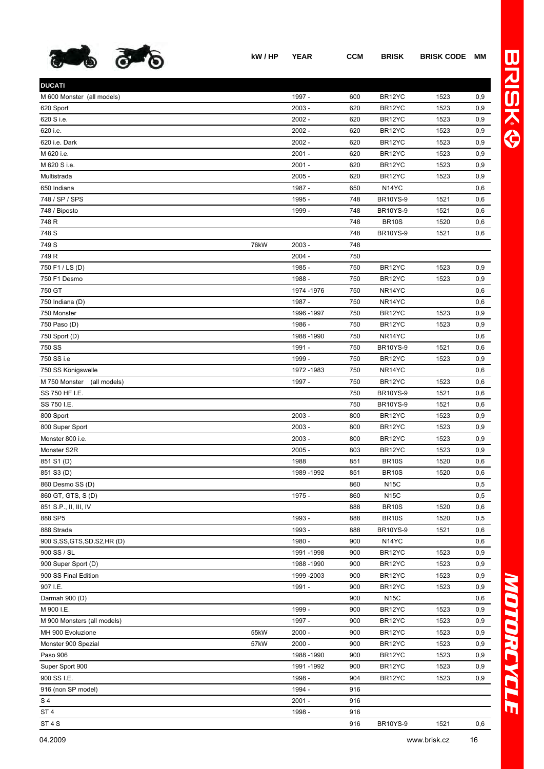| | kW / HP | YEAR | CCM | BRISK | BRISK CODE | MM |
|---|---|---|---|---|---|---|
| **DUCATI** | | | | | | |
| M 600 Monster (all models) | | 1997 - | 600 | BR12YC | 1523 | 0,9 |
| 620 Sport | | 2003 - | 620 | BR12YC | 1523 | 0,9 |
| 620 S i.e. | | 2002 - | 620 | BR12YC | 1523 | 0,9 |
| 620 i.e. | | 2002 - | 620 | BR12YC | 1523 | 0,9 |
| 620 i.e. Dark | | 2002 - | 620 | BR12YC | 1523 | 0,9 |
| M 620 i.e. | | 2001 - | 620 | BR12YC | 1523 | 0,9 |
| M 620 S i.e. | | 2001 - | 620 | BR12YC | 1523 | 0,9 |
| Multistrada | | 2005 - | 620 | BR12YC | 1523 | 0,9 |
| 650 Indiana | | 1987 - | 650 | N14YC | | 0,6 |
| 748 / SP / SPS | | 1995 - | 748 | BR10YS-9 | 1521 | 0,6 |
| 748 / Biposto | | 1999 - | 748 | BR10YS-9 | 1521 | 0,6 |
| 748 R | | | 748 | BR10S | 1520 | 0,6 |
| 748 S | | | 748 | BR10YS-9 | 1521 | 0,6 |
| 749 S | 76kW | 2003 - | 748 | | | |
| 749 R | | 2004 - | 750 | | | |
| 750 F1 / LS (D) | | 1985 - | 750 | BR12YC | 1523 | 0,9 |
| 750 F1 Desmo | | 1988 - | 750 | BR12YC | 1523 | 0,9 |
| 750 GT | | 1974 -1976 | 750 | NR14YC | | 0,6 |
| 750 Indiana (D) | | 1987 - | 750 | NR14YC | | 0,6 |
| 750 Monster | | 1996 -1997 | 750 | BR12YC | 1523 | 0,9 |
| 750 Paso (D) | | 1986 - | 750 | BR12YC | 1523 | 0,9 |
| 750 Sport (D) | | 1988 -1990 | 750 | NR14YC | | 0,6 |
| 750 SS | | 1991 - | 750 | BR10YS-9 | 1521 | 0,6 |
| 750 SS i.e | | 1999 - | 750 | BR12YC | 1523 | 0,9 |
| 750 SS Königswelle | | 1972 -1983 | 750 | NR14YC | | 0,6 |
| M 750 Monster (all models) | | 1997 - | 750 | BR12YC | 1523 | 0,6 |
| SS 750 HF I.E. | | | 750 | BR10YS-9 | 1521 | 0,6 |
| SS 750 I.E. | | | 750 | BR10YS-9 | 1521 | 0,6 |
| 800 Sport | | 2003 - | 800 | BR12YC | 1523 | 0,9 |
| 800 Super Sport | | 2003 - | 800 | BR12YC | 1523 | 0,9 |
| Monster 800 i.e. | | 2003 - | 800 | BR12YC | 1523 | 0,9 |
| Monster S2R | | 2005 - | 803 | BR12YC | 1523 | 0,9 |
| 851 S1 (D) | | 1988 | 851 | BR10S | 1520 | 0,6 |
| 851 S3 (D) | | 1989 -1992 | 851 | BR10S | 1520 | 0,6 |
| 860 Desmo SS (D) | | | 860 | N15C | | 0,5 |
| 860 GT, GTS, S (D) | | 1975 - | 860 | N15C | | 0,5 |
| 851 S.P., II, III, IV | | | 888 | BR10S | 1520 | 0,6 |
| 888 SP5 | | 1993 - | 888 | BR10S | 1520 | 0,5 |
| 888 Strada | | 1993 - | 888 | BR10YS-9 | 1521 | 0,6 |
| 900 S,SS,GTS,SD,S2,HR (D) | | 1980 - | 900 | N14YC | | 0,6 |
| 900 SS / SL | | 1991 -1998 | 900 | BR12YC | 1523 | 0,9 |
| 900 Super Sport (D) | | 1988 -1990 | 900 | BR12YC | 1523 | 0,9 |
| 900 SS Final Edition | | 1999 -2003 | 900 | BR12YC | 1523 | 0,9 |
| 907 I.E. | | 1991 - | 900 | BR12YC | 1523 | 0,9 |
| Darmah 900 (D) | | | 900 | N15C | | 0,6 |
| M 900 I.E. | | 1999 - | 900 | BR12YC | 1523 | 0,9 |
| M 900 Monsters (all models) | | 1997 - | 900 | BR12YC | 1523 | 0,9 |
| MH 900 Evoluzione | 55kW | 2000 - | 900 | BR12YC | 1523 | 0,9 |
| Monster 900 Spezial | 57kW | 2000 - | 900 | BR12YC | 1523 | 0,9 |
| Paso 906 | | 1988 -1990 | 900 | BR12YC | 1523 | 0,9 |
| Super Sport 900 | | 1991 -1992 | 900 | BR12YC | 1523 | 0,9 |
| 900 SS I.E. | | 1998 - | 904 | BR12YC | 1523 | 0,9 |
| 916 (non SP model) | | 1994 - | 916 | | | |
| S 4 | | 2001 - | 916 | | | |
| ST 4 | | 1998 - | 916 | | | |
| ST 4 S | | | 916 | BR10YS-9 | 1521 | 0,6 |

04.2009 www.brisk.cz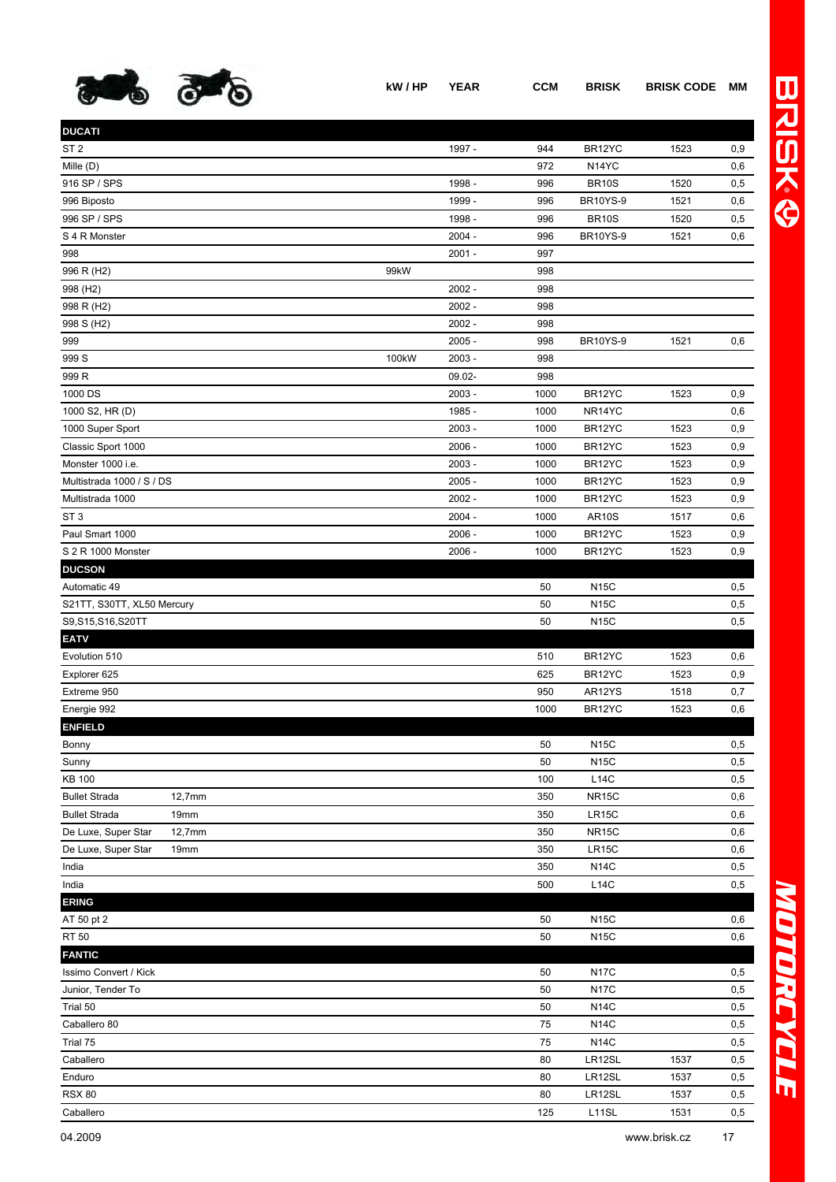| | kW / HP | YEAR | CCM | BRISK | BRISK CODE | MM |
|---|---|---|---|---|---|---|
| **DUCATI** | | | | | | |
| ST 2 | | 1997 - | 944 | BR12YC | 1523 | 0,9 |
| Mille (D) | | | 972 | N14YC | | 0,6 |
| 916 SP / SPS | | 1998 - | 996 | BR10S | 1520 | 0,5 |
| 996 Biposto | | 1999 - | 996 | BR10YS-9 | 1521 | 0,6 |
| 996 SP / SPS | | 1998 - | 996 | BR10S | 1520 | 0,5 |
| S 4 R Monster | | 2004 - | 996 | BR10YS-9 | 1521 | 0,6 |
| 998 | | 2001 - | 997 | | | |
| 996 R (H2) | 99kW | | 998 | | | |
| 998 (H2) | | 2002 - | 998 | | | |
| 998 R (H2) | | 2002 - | 998 | | | |
| 998 S (H2) | | 2002 - | 998 | | | |
| 999 | | 2005 - | 998 | BR10YS-9 | 1521 | 0,6 |
| 999 S | 100kW | 2003 - | 998 | | | |
| 999 R | | 09.02- | 998 | | | |
| 1000 DS | | 2003 - | 1000 | BR12YC | 1523 | 0,9 |
| 1000 S2, HR (D) | | 1985 - | 1000 | NR14YC | | 0,6 |
| 1000 Super Sport | | 2003 - | 1000 | BR12YC | 1523 | 0,9 |
| Classic Sport 1000 | | 2006 - | 1000 | BR12YC | 1523 | 0,9 |
| Monster 1000 i.e. | | 2003 - | 1000 | BR12YC | 1523 | 0,9 |
| Multistrada 1000 / S / DS | | 2005 - | 1000 | BR12YC | 1523 | 0,9 |
| Multistrada 1000 | | 2002 - | 1000 | BR12YC | 1523 | 0,9 |
| ST 3 | | 2004 - | 1000 | AR10S | 1517 | 0,6 |
| Paul Smart 1000 | | 2006 - | 1000 | BR12YC | 1523 | 0,9 |
| S 2 R 1000 Monster | | 2006 - | 1000 | BR12YC | 1523 | 0,9 |
| **DUCSON** | | | | | | |
| Automatic 49 | | | 50 | N15C | | 0,5 |
| S21TT, S30TT, XL50 Mercury | | | 50 | N15C | | 0,5 |
| S9,S15,S16,S20TT | | | 50 | N15C | | 0,5 |
| **EATV** | | | | | | |
| Evolution 510 | | | 510 | BR12YC | 1523 | 0,6 |
| Explorer 625 | | | 625 | BR12YC | 1523 | 0,9 |
| Extreme 950 | | | 950 | AR12YS | 1518 | 0,7 |
| Energie 992 | | | 1000 | BR12YC | 1523 | 0,6 |
| **ENFIELD** | | | | | | |
| Bonny | | | 50 | N15C | | 0,5 |
| Sunny | | | 50 | N15C | | 0,5 |
| KB 100 | | | 100 | L14C | | 0,5 |
| Bullet Strada 12,7mm | | | 350 | NR15C | | 0,6 |
| Bullet Strada 19mm | | | 350 | LR15C | | 0,6 |
| De Luxe, Super Star 12,7mm | | | 350 | NR15C | | 0,6 |
| De Luxe, Super Star 19mm | | | 350 | LR15C | | 0,6 |
| India | | | 350 | N14C | | 0,5 |
| India | | | 500 | L14C | | 0,5 |
| **ERING** | | | | | | |
| AT 50 pt 2 | | | 50 | N15C | | 0,6 |
| RT 50 | | | 50 | N15C | | 0,6 |
| **FANTIC** | | | | | | |
| Issimo Convert / Kick | | | 50 | N17C | | 0,5 |
| Junior, Tender To | | | 50 | N17C | | 0,5 |
| Trial 50 | | | 50 | N14C | | 0,5 |
| Caballero 80 | | | 75 | N14C | | 0,5 |
| Trial 75 | | | 75 | N14C | | 0,5 |
| Caballero | | | 80 | LR12SL | 1537 | 0,5 |
| Enduro | | | 80 | LR12SL | 1537 | 0,5 |
| RSX 80 | | | 80 | LR12SL | 1537 | 0,5 |
| Caballero | | | 125 | L11SL | 1531 | 0,5 |

04.2009 www.brisk.cz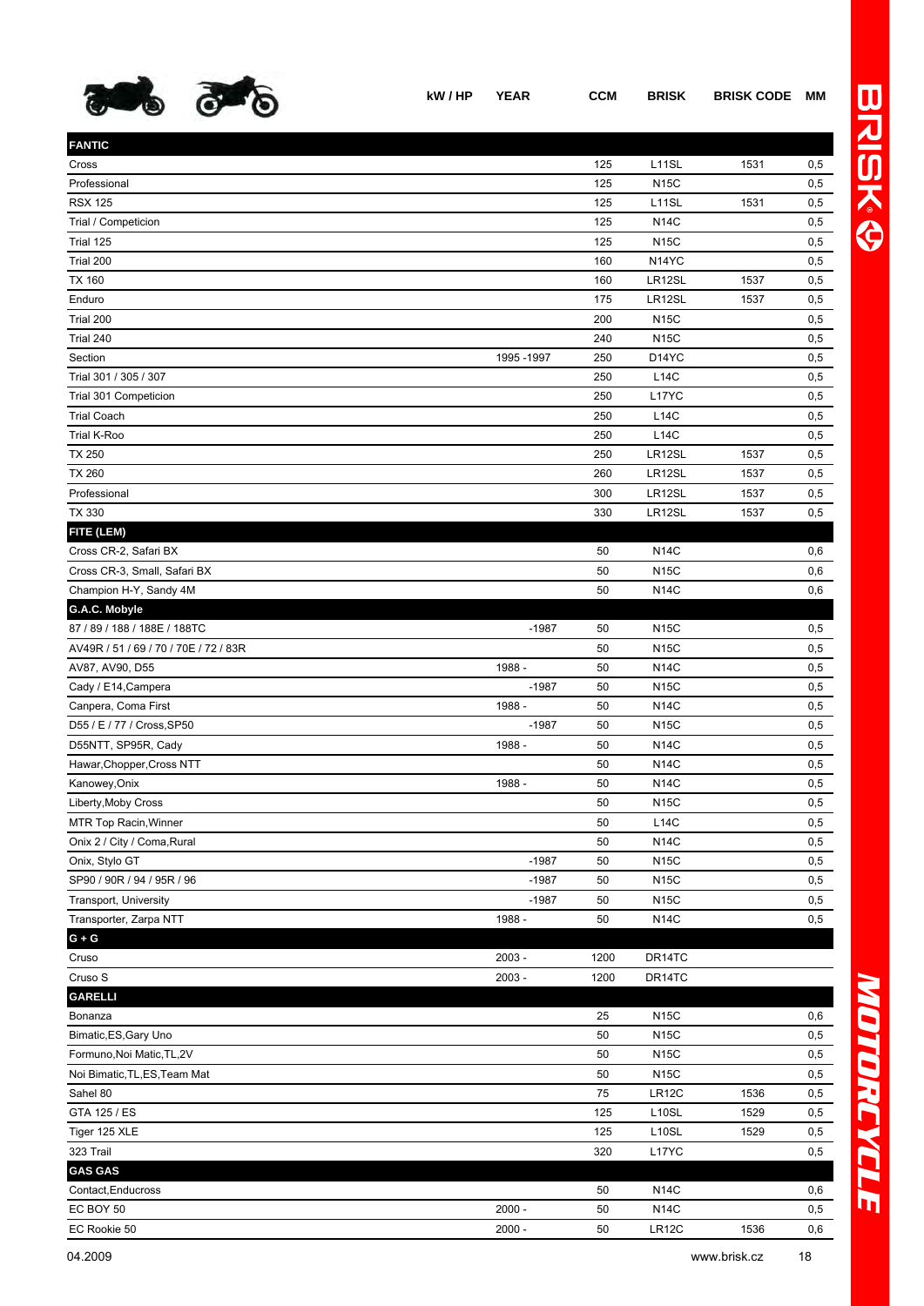| | kW / HP | YEAR | CCM | BRISK | BRISK CODE | MM |
|---|---|---|---|---|---|---|
| **FANTIC** | | | | | | |
| Cross | | | 125 | L11SL | 1531 | 0,5 |
| Professional | | | 125 | N15C | | 0,5 |
| RSX 125 | | | 125 | L11SL | 1531 | 0,5 |
| Trial / Competicion | | | 125 | N14C | | 0,5 |
| Trial 125 | | | 125 | N15C | | 0,5 |
| Trial 200 | | | 160 | N14YC | | 0,5 |
| TX 160 | | | 160 | LR12SL | 1537 | 0,5 |
| Enduro | | | 175 | LR12SL | 1537 | 0,5 |
| Trial 200 | | | 200 | N15C | | 0,5 |
| Trial 240 | | | 240 | N15C | | 0,5 |
| Section | | 1995 -1997 | 250 | D14YC | | 0,5 |
| Trial 301 / 305 / 307 | | | 250 | L14C | | 0,5 |
| Trial 301 Competicion | | | 250 | L17YC | | 0,5 |
| Trial Coach | | | 250 | L14C | | 0,5 |
| Trial K-Roo | | | 250 | L14C | | 0,5 |
| TX 250 | | | 250 | LR12SL | 1537 | 0,5 |
| TX 260 | | | 260 | LR12SL | 1537 | 0,5 |
| Professional | | | 300 | LR12SL | 1537 | 0,5 |
| TX 330 | | | 330 | LR12SL | 1537 | 0,5 |
| **FITE (LEM)** | | | | | | |
| Cross CR-2, Safari BX | | | 50 | N14C | | 0,6 |
| Cross CR-3, Small, Safari BX | | | 50 | N15C | | 0,6 |
| Champion H-Y, Sandy 4M | | | 50 | N14C | | 0,6 |
| **G.A.C. Mobyle** | | | | | | |
| 87 / 89 / 188 / 188E / 188TC | | -1987 | 50 | N15C | | 0,5 |
| AV49R / 51 / 69 / 70 / 70E / 72 / 83R | | | 50 | N15C | | 0,5 |
| AV87, AV90, D55 | | 1988 - | 50 | N14C | | 0,5 |
| Cady / E14,Campera | | -1987 | 50 | N15C | | 0,5 |
| Canpera, Coma First | | 1988 - | 50 | N14C | | 0,5 |
| D55 / E / 77 / Cross,SP50 | | -1987 | 50 | N15C | | 0,5 |
| D55NTT, SP95R, Cady | | 1988 - | 50 | N14C | | 0,5 |
| Hawar,Chopper,Cross NTT | | | 50 | N14C | | 0,5 |
| Kanowey,Onix | | 1988 - | 50 | N14C | | 0,5 |
| Liberty,Moby Cross | | | 50 | N15C | | 0,5 |
| MTR Top Racin,Winner | | | 50 | L14C | | 0,5 |
| Onix 2 / City / Coma,Rural | | | 50 | N14C | | 0,5 |
| Onix, Stylo GT | | -1987 | 50 | N15C | | 0,5 |
| SP90 / 90R / 94 / 95R / 96 | | -1987 | 50 | N15C | | 0,5 |
| Transport, University | | -1987 | 50 | N15C | | 0,5 |
| Transporter, Zarpa NTT | | 1988 - | 50 | N14C | | 0,5 |
| **G + G** | | | | | | |
| Cruso | | 2003 - | 1200 | DR14TC | | |
| Cruso S | | 2003 - | 1200 | DR14TC | | |
| **GARELLI** | | | | | | |
| Bonanza | | | 25 | N15C | | 0,6 |
| Bimatic,ES,Gary Uno | | | 50 | N15C | | 0,5 |
| Formuno,Noi Matic,TL,2V | | | 50 | N15C | | 0,5 |
| Noi Bimatic,TL,ES,Team Mat | | | 50 | N15C | | 0,5 |
| Sahel 80 | | | 75 | LR12C | 1536 | 0,5 |
| GTA 125 / ES | | | 125 | L10SL | 1529 | 0,5 |
| Tiger 125 XLE | | | 125 | L10SL | 1529 | 0,5 |
| 323 Trail | | | 320 | L17YC | | 0,5 |
| **GAS GAS** | | | | | | |
| Contact,Enducross | | | 50 | N14C | | 0,6 |
| EC BOY 50 | | 2000 - | 50 | N14C | | 0,5 |
| EC Rookie 50 | | 2000 - | 50 | LR12C | 1536 | 0,6 |

04.2009 www.brisk.cz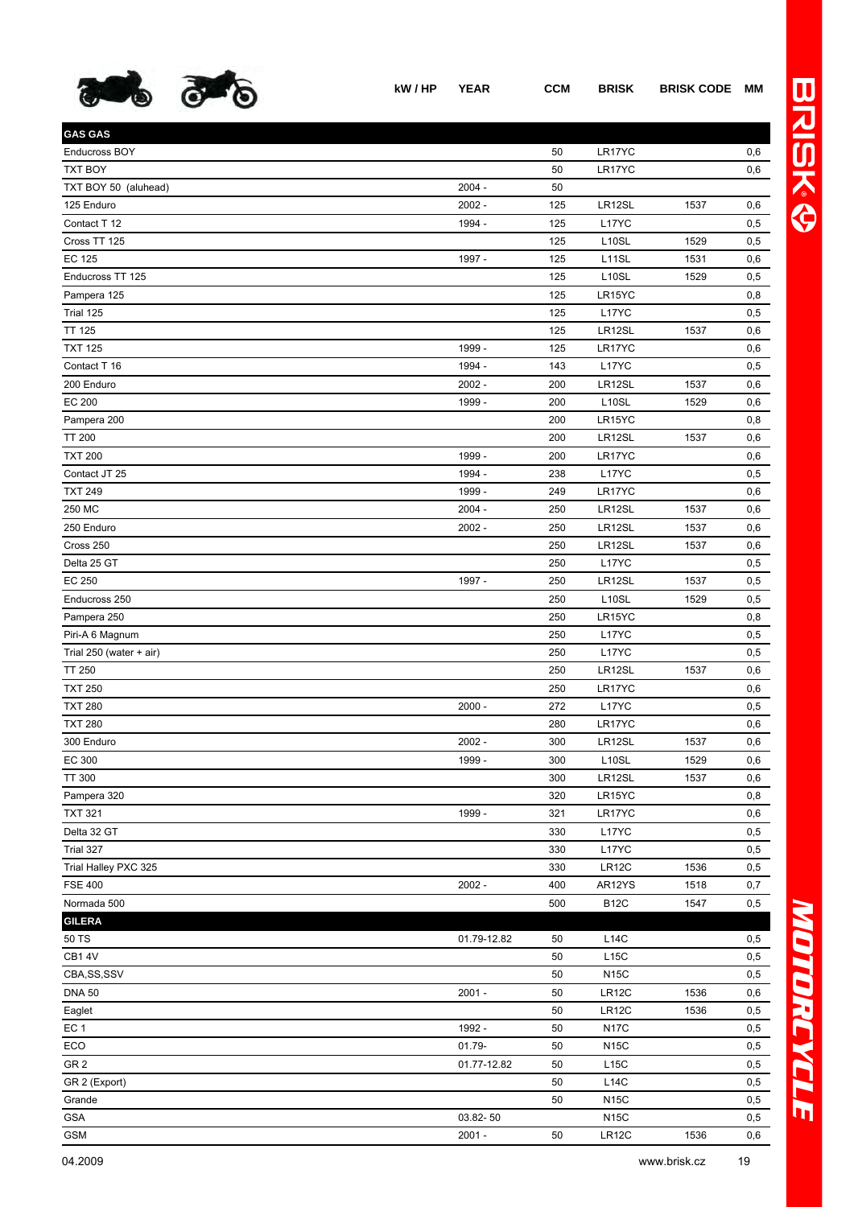| | kW / HP | YEAR | CCM | BRISK | BRISK CODE | MM |
|---|---|---|---|---|---|---|
| **GAS GAS** | | | | | | |
| Enducross BOY | | | 50 | LR17YC | | 0,6 |
| TXT BOY | | | 50 | LR17YC | | 0,6 |
| TXT BOY 50 (aluhead) | | 2004 - | 50 | | | |
| 125 Enduro | | 2002 - | 125 | LR12SL | 1537 | 0,6 |
| Contact T 12 | | 1994 - | 125 | L17YC | | 0,5 |
| Cross TT 125 | | | 125 | L10SL | 1529 | 0,5 |
| EC 125 | | 1997 - | 125 | L11SL | 1531 | 0,6 |
| Enducross TT 125 | | | 125 | L10SL | 1529 | 0,5 |
| Pampera 125 | | | 125 | LR15YC | | 0,8 |
| Trial 125 | | | 125 | L17YC | | 0,5 |
| TT 125 | | | 125 | LR12SL | 1537 | 0,6 |
| TXT 125 | | 1999 - | 125 | LR17YC | | 0,6 |
| Contact T 16 | | 1994 - | 143 | L17YC | | 0,5 |
| 200 Enduro | | 2002 - | 200 | LR12SL | 1537 | 0,6 |
| EC 200 | | 1999 - | 200 | L10SL | 1529 | 0,6 |
| Pampera 200 | | | 200 | LR15YC | | 0,8 |
| TT 200 | | | 200 | LR12SL | 1537 | 0,6 |
| TXT 200 | | 1999 - | 200 | LR17YC | | 0,6 |
| Contact JT 25 | | 1994 - | 238 | L17YC | | 0,5 |
| TXT 249 | | 1999 - | 249 | LR17YC | | 0,6 |
| 250 MC | | 2004 - | 250 | LR12SL | 1537 | 0,6 |
| 250 Enduro | | 2002 - | 250 | LR12SL | 1537 | 0,6 |
| Cross 250 | | | 250 | LR12SL | 1537 | 0,6 |
| Delta 25 GT | | | 250 | L17YC | | 0,5 |
| EC 250 | | 1997 - | 250 | LR12SL | 1537 | 0,5 |
| Enducross 250 | | | 250 | L10SL | 1529 | 0,5 |
| Pampera 250 | | | 250 | LR15YC | | 0,8 |
| Piri-A 6 Magnum | | | 250 | L17YC | | 0,5 |
| Trial 250 (water + air) | | | 250 | L17YC | | 0,5 |
| TT 250 | | | 250 | LR12SL | 1537 | 0,6 |
| TXT 250 | | | 250 | LR17YC | | 0,6 |
| TXT 280 | | 2000 - | 272 | L17YC | | 0,5 |
| TXT 280 | | | 280 | LR17YC | | 0,6 |
| 300 Enduro | | 2002 - | 300 | LR12SL | 1537 | 0,6 |
| EC 300 | | 1999 - | 300 | L10SL | 1529 | 0,6 |
| TT 300 | | | 300 | LR12SL | 1537 | 0,6 |
| Pampera 320 | | | 320 | LR15YC | | 0,8 |
| TXT 321 | | 1999 - | 321 | LR17YC | | 0,6 |
| Delta 32 GT | | | 330 | L17YC | | 0,5 |
| Trial 327 | | | 330 | L17YC | | 0,5 |
| Trial Halley PXC 325 | | | 330 | LR12C | 1536 | 0,5 |
| FSE 400 | | 2002 - | 400 | AR12YS | 1518 | 0,7 |
| Normada 500 | | | 500 | B12C | 1547 | 0,5 |
| **GILERA** | | | | | | |
| 50 TS | | 01.79-12.82 | 50 | L14C | | 0,5 |
| CB1 4V | | | 50 | L15C | | 0,5 |
| CBA,SS,SSV | | | 50 | N15C | | 0,5 |
| DNA 50 | | 2001 - | 50 | LR12C | 1536 | 0,6 |
| Eaglet | | | 50 | LR12C | 1536 | 0,5 |
| EC 1 | | 1992 - | 50 | N17C | | 0,5 |
| ECO | | 01.79- | 50 | N15C | | 0,5 |
| GR 2 | | 01.77-12.82 | 50 | L15C | | 0,5 |
| GR 2 (Export) | | | 50 | L14C | | 0,5 |
| Grande | | | 50 | N15C | | 0,5 |
| GSA | | 03.82- 50 | | N15C | | 0,5 |
| GSM | | 2001 - | 50 | LR12C | 1536 | 0,6 |

04.2009 www.brisk.cz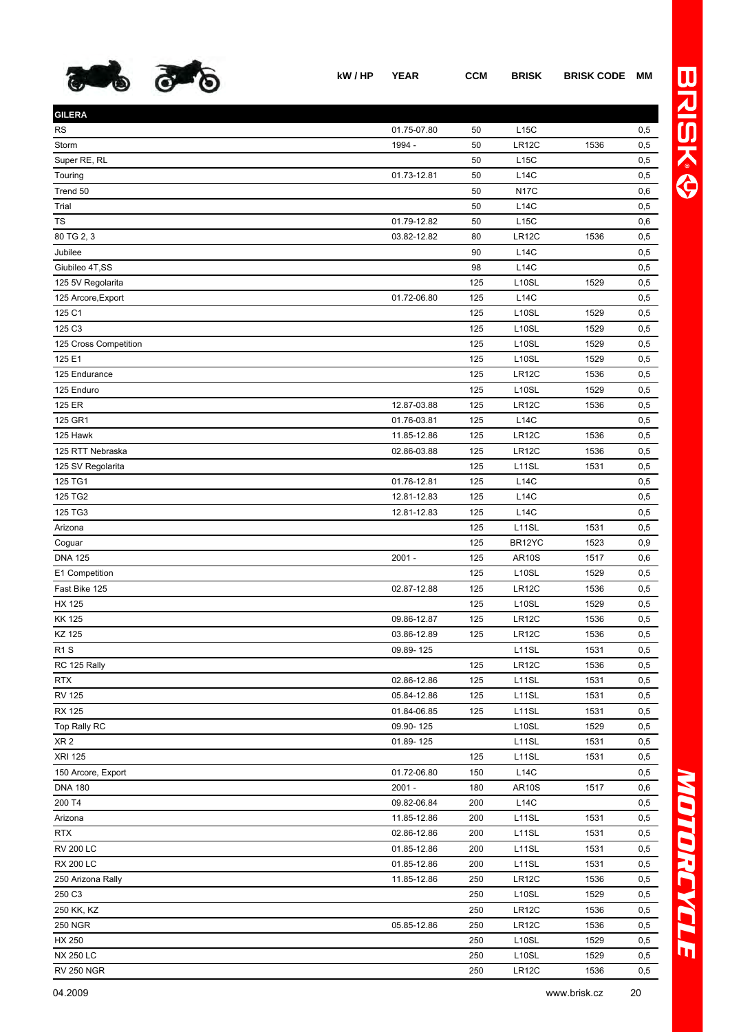| | kW / HP | YEAR | CCM | BRISK | BRISK CODE | MM |
|---|---|---|---|---|---|---|
| **GILERA** | | | | | | |
| RS | | 01.75-07.80 | 50 | L15C | | 0,5 |
| Storm | | 1994 - | 50 | LR12C | 1536 | 0,5 |
| Super RE, RL | | | 50 | L15C | | 0,5 |
| Touring | | 01.73-12.81 | 50 | L14C | | 0,5 |
| Trend 50 | | | 50 | N17C | | 0,6 |
| Trial | | | 50 | L14C | | 0,5 |
| TS | | 01.79-12.82 | 50 | L15C | | 0,6 |
| 80 TG 2, 3 | | 03.82-12.82 | 80 | LR12C | 1536 | 0,5 |
| Jubilee | | | 90 | L14C | | 0,5 |
| Giubileo 4T,SS | | | 98 | L14C | | 0,5 |
| 125 5V Regolarita | | | 125 | L10SL | 1529 | 0,5 |
| 125 Arcore,Export | | 01.72-06.80 | 125 | L14C | | 0,5 |
| 125 C1 | | | 125 | L10SL | 1529 | 0,5 |
| 125 C3 | | | 125 | L10SL | 1529 | 0,5 |
| 125 Cross Competition | | | 125 | L10SL | 1529 | 0,5 |
| 125 E1 | | | 125 | L10SL | 1529 | 0,5 |
| 125 Endurance | | | 125 | LR12C | 1536 | 0,5 |
| 125 Enduro | | | 125 | L10SL | 1529 | 0,5 |
| 125 ER | | 12.87-03.88 | 125 | LR12C | 1536 | 0,5 |
| 125 GR1 | | 01.76-03.81 | 125 | L14C | | 0,5 |
| 125 Hawk | | 11.85-12.86 | 125 | LR12C | 1536 | 0,5 |
| 125 RTT Nebraska | | 02.86-03.88 | 125 | LR12C | 1536 | 0,5 |
| 125 SV Regolarita | | | 125 | L11SL | 1531 | 0,5 |
| 125 TG1 | | 01.76-12.81 | 125 | L14C | | 0,5 |
| 125 TG2 | | 12.81-12.83 | 125 | L14C | | 0,5 |
| 125 TG3 | | 12.81-12.83 | 125 | L14C | | 0,5 |
| Arizona | | | 125 | L11SL | 1531 | 0,5 |
| Coguar | | | 125 | BR12YC | 1523 | 0,9 |
| DNA 125 | | 2001 - | 125 | AR10S | 1517 | 0,6 |
| E1 Competition | | | 125 | L10SL | 1529 | 0,5 |
| Fast Bike 125 | | 02.87-12.88 | 125 | LR12C | 1536 | 0,5 |
| HX 125 | | | 125 | L10SL | 1529 | 0,5 |
| KK 125 | | 09.86-12.87 | 125 | LR12C | 1536 | 0,5 |
| KZ 125 | | 03.86-12.89 | 125 | LR12C | 1536 | 0,5 |
| R1 S | | 09.89- 125 | | L11SL | 1531 | 0,5 |
| RC 125 Rally | | | 125 | LR12C | 1536 | 0,5 |
| RTX | | 02.86-12.86 | 125 | L11SL | 1531 | 0,5 |
| RV 125 | | 05.84-12.86 | 125 | L11SL | 1531 | 0,5 |
| RX 125 | | 01.84-06.85 | 125 | L11SL | 1531 | 0,5 |
| Top Rally RC | | 09.90- 125 | | L10SL | 1529 | 0,5 |
| XR 2 | | 01.89- 125 | | L11SL | 1531 | 0,5 |
| XRI 125 | | | 125 | L11SL | 1531 | 0,5 |
| 150 Arcore, Export | | 01.72-06.80 | 150 | L14C | | 0,5 |
| DNA 180 | | 2001 - | 180 | AR10S | 1517 | 0,6 |
| 200 T4 | | 09.82-06.84 | 200 | L14C | | 0,5 |
| Arizona | | 11.85-12.86 | 200 | L11SL | 1531 | 0,5 |
| RTX | | 02.86-12.86 | 200 | L11SL | 1531 | 0,5 |
| RV 200 LC | | 01.85-12.86 | 200 | L11SL | 1531 | 0,5 |
| RX 200 LC | | 01.85-12.86 | 200 | L11SL | 1531 | 0,5 |
| 250 Arizona Rally | | 11.85-12.86 | 250 | LR12C | 1536 | 0,5 |
| 250 C3 | | | 250 | L10SL | 1529 | 0,5 |
| 250 KK, KZ | | | 250 | LR12C | 1536 | 0,5 |
| 250 NGR | | 05.85-12.86 | 250 | LR12C | 1536 | 0,5 |
| HX 250 | | | 250 | L10SL | 1529 | 0,5 |
| NX 250 LC | | | 250 | L10SL | 1529 | 0,5 |
| RV 250 NGR | | | 250 | LR12C | 1536 | 0,5 |

04.2009 www.brisk.cz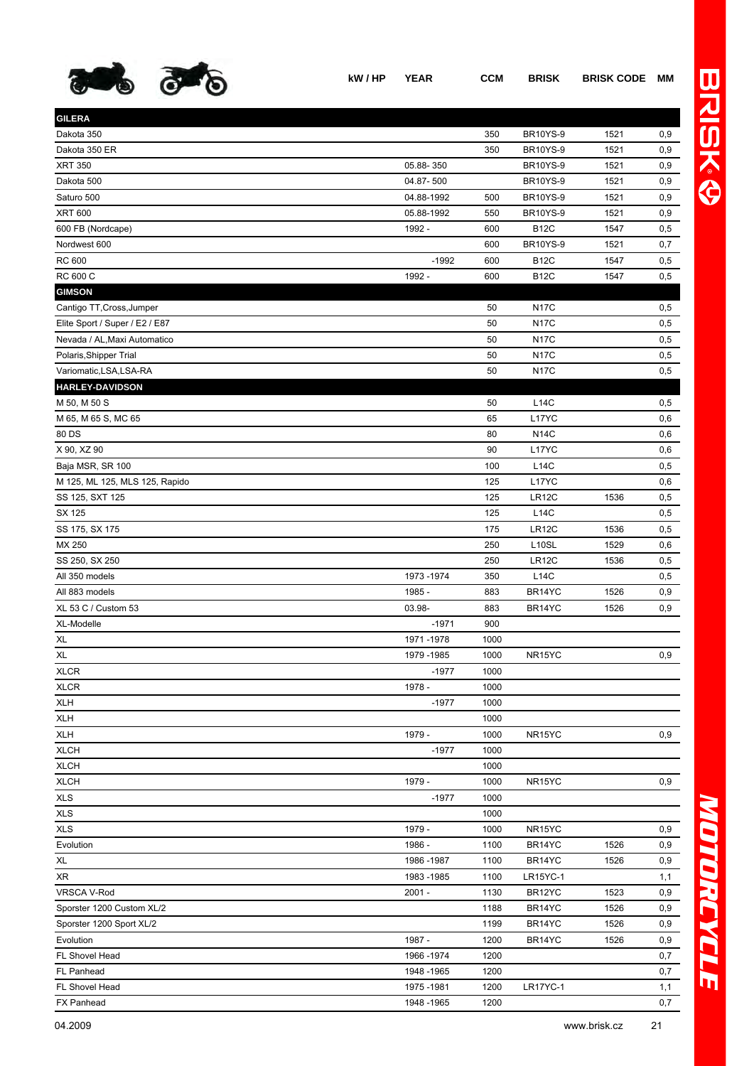| | kW / HP | YEAR | CCM | BRISK | BRISK CODE | MM |
|---|---|---|---|---|---|---|
| **GILERA** | | | | | | |
| Dakota 350 | | | 350 | BR10YS-9 | 1521 | 0,9 |
| Dakota 350 ER | | | 350 | BR10YS-9 | 1521 | 0,9 |
| XRT 350 | | 05.88- 350 | | BR10YS-9 | 1521 | 0,9 |
| Dakota 500 | | 04.87- 500 | | BR10YS-9 | 1521 | 0,9 |
| Saturo 500 | | 04.88-1992 | 500 | BR10YS-9 | 1521 | 0,9 |
| XRT 600 | | 05.88-1992 | 550 | BR10YS-9 | 1521 | 0,9 |
| 600 FB (Nordcape) | | 1992 - | 600 | B12C | 1547 | 0,5 |
| Nordwest 600 | | | 600 | BR10YS-9 | 1521 | 0,7 |
| RC 600 | | -1992 | 600 | B12C | 1547 | 0,5 |
| RC 600 C | | 1992 - | 600 | B12C | 1547 | 0,5 |
| **GIMSON** | | | | | | |
| Cantigo TT,Cross,Jumper | | | 50 | N17C | | 0,5 |
| Elite Sport / Super / E2 / E87 | | | 50 | N17C | | 0,5 |
| Nevada / AL,Maxi Automatico | | | 50 | N17C | | 0,5 |
| Polaris,Shipper Trial | | | 50 | N17C | | 0,5 |
| Variomatic,LSA,LSA-RA | | | 50 | N17C | | 0,5 |
| **HARLEY-DAVIDSON** | | | | | | |
| M 50, M 50 S | | | 50 | L14C | | 0,5 |
| M 65, M 65 S, MC 65 | | | 65 | L17YC | | 0,6 |
| 80 DS | | | 80 | N14C | | 0,6 |
| X 90, XZ 90 | | | 90 | L17YC | | 0,6 |
| Baja MSR, SR 100 | | | 100 | L14C | | 0,5 |
| M 125, ML 125, MLS 125, Rapido | | | 125 | L17YC | | 0,6 |
| SS 125, SXT 125 | | | 125 | LR12C | 1536 | 0,5 |
| SX 125 | | | 125 | L14C | | 0,5 |
| SS 175, SX 175 | | | 175 | LR12C | 1536 | 0,5 |
| MX 250 | | | 250 | L10SL | 1529 | 0,6 |
| SS 250, SX 250 | | | 250 | LR12C | 1536 | 0,5 |
| All 350 models | | 1973 -1974 | 350 | L14C | | 0,5 |
| All 883 models | | 1985 - | 883 | BR14YC | 1526 | 0,9 |
| XL 53 C / Custom 53 | | 03.98- | 883 | BR14YC | 1526 | 0,9 |
| XL-Modelle | | -1971 | 900 | | | |
| XL | | 1971 -1978 | 1000 | | | |
| XL | | 1979 -1985 | 1000 | NR15YC | | 0,9 |
| XLCR | | -1977 | 1000 | | | |
| XLCR | | 1978 - | 1000 | | | |
| XLH | | -1977 | 1000 | | | |
| XLH | | | 1000 | | | |
| XLH | | 1979 - | 1000 | NR15YC | | 0,9 |
| XLCH | | -1977 | 1000 | | | |
| XLCH | | | 1000 | | | |
| XLCH | | 1979 - | 1000 | NR15YC | | 0,9 |
| XLS | | -1977 | 1000 | | | |
| XLS | | | 1000 | | | |
| XLS | | 1979 - | 1000 | NR15YC | | 0,9 |
| Evolution | | 1986 - | 1100 | BR14YC | 1526 | 0,9 |
| XL | | 1986 -1987 | 1100 | BR14YC | 1526 | 0,9 |
| XR | | 1983 -1985 | 1100 | LR15YC-1 | | 1,1 |
| VRSCA V-Rod | | 2001 - | 1130 | BR12YC | 1523 | 0,9 |
| Sporster 1200 Custom XL/2 | | | 1188 | BR14YC | 1526 | 0,9 |
| Sporster 1200 Sport XL/2 | | | 1199 | BR14YC | 1526 | 0,9 |
| Evolution | | 1987 - | 1200 | BR14YC | 1526 | 0,9 |
| FL Shovel Head | | 1966 -1974 | 1200 | | | 0,7 |
| FL Panhead | | 1948 -1965 | 1200 | | | 0,7 |
| FL Shovel Head | | 1975 -1981 | 1200 | LR17YC-1 | | 1,1 |
| FX Panhead | | 1948 -1965 | 1200 | | | 0,7 |

04.2009 www.brisk.cz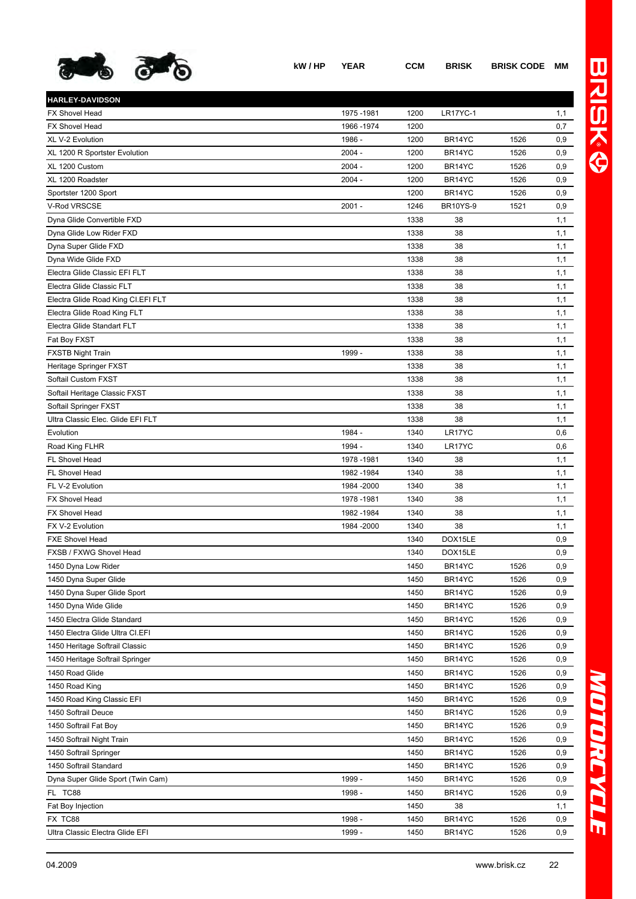| | kW / HP | YEAR | CCM | BRISK | BRISK CODE | MM |
|---|---|---|---|---|---|---|
| **HARLEY-DAVIDSON** | | | | | | |
| FX Shovel Head | | 1975 -1981 | 1200 | LR17YC-1 | | 1,1 |
| FX Shovel Head | | 1966 -1974 | 1200 | | | 0,7 |
| XL V-2 Evolution | | 1986 - | 1200 | BR14YC | 1526 | 0,9 |
| XL 1200 R Sportster Evolution | | 2004 - | 1200 | BR14YC | 1526 | 0,9 |
| XL 1200 Custom | | 2004 - | 1200 | BR14YC | 1526 | 0,9 |
| XL 1200 Roadster | | 2004 - | 1200 | BR14YC | 1526 | 0,9 |
| Sportster 1200 Sport | | | 1200 | BR14YC | 1526 | 0,9 |
| V-Rod VRSCSE | | 2001 - | 1246 | BR10YS-9 | 1521 | 0,9 |
| Dyna Glide Convertible FXD | | | 1338 | 38 | | 1,1 |
| Dyna Glide Low Rider FXD | | | 1338 | 38 | | 1,1 |
| Dyna Super Glide FXD | | | 1338 | 38 | | 1,1 |
| Dyna Wide Glide FXD | | | 1338 | 38 | | 1,1 |
| Electra Glide Classic EFI FLT | | | 1338 | 38 | | 1,1 |
| Electra Glide Classic FLT | | | 1338 | 38 | | 1,1 |
| Electra Glide Road King Cl.EFI FLT | | | 1338 | 38 | | 1,1 |
| Electra Glide Road King FLT | | | 1338 | 38 | | 1,1 |
| Electra Glide Standart FLT | | | 1338 | 38 | | 1,1 |
| Fat Boy FXST | | | 1338 | 38 | | 1,1 |
| FXSTB Night Train | | 1999 - | 1338 | 38 | | 1,1 |
| Heritage Springer FXST | | | 1338 | 38 | | 1,1 |
| Softail Custom FXST | | | 1338 | 38 | | 1,1 |
| Softail Heritage Classic FXST | | | 1338 | 38 | | 1,1 |
| Softail Springer FXST | | | 1338 | 38 | | 1,1 |
| Ultra Classic Elec. Glide EFI FLT | | | 1338 | 38 | | 1,1 |
| Evolution | | 1984 - | 1340 | LR17YC | | 0,6 |
| Road King FLHR | | 1994 - | 1340 | LR17YC | | 0,6 |
| FL Shovel Head | | 1978 -1981 | 1340 | 38 | | 1,1 |
| FL Shovel Head | | 1982 -1984 | 1340 | 38 | | 1,1 |
| FL V-2 Evolution | | 1984 -2000 | 1340 | 38 | | 1,1 |
| FX Shovel Head | | 1978 -1981 | 1340 | 38 | | 1,1 |
| FX Shovel Head | | 1982 -1984 | 1340 | 38 | | 1,1 |
| FX V-2 Evolution | | 1984 -2000 | 1340 | 38 | | 1,1 |
| FXE Shovel Head | | | 1340 | DOX15LE | | 0,9 |
| FXSB / FXWG Shovel Head | | | 1340 | DOX15LE | | 0,9 |
| 1450 Dyna Low Rider | | | 1450 | BR14YC | 1526 | 0,9 |
| 1450 Dyna Super Glide | | | 1450 | BR14YC | 1526 | 0,9 |
| 1450 Dyna Super Glide Sport | | | 1450 | BR14YC | 1526 | 0,9 |
| 1450 Dyna Wide Glide | | | 1450 | BR14YC | 1526 | 0,9 |
| 1450 Electra Glide Standard | | | 1450 | BR14YC | 1526 | 0,9 |
| 1450 Electra Glide Ultra Cl.EFI | | | 1450 | BR14YC | 1526 | 0,9 |
| 1450 Heritage Softrail Classic | | | 1450 | BR14YC | 1526 | 0,9 |
| 1450 Heritage Softrail Springer | | | 1450 | BR14YC | 1526 | 0,9 |
| 1450 Road Glide | | | 1450 | BR14YC | 1526 | 0,9 |
| 1450 Road King | | | 1450 | BR14YC | 1526 | 0,9 |
| 1450 Road King Classic EFI | | | 1450 | BR14YC | 1526 | 0,9 |
| 1450 Softrail Deuce | | | 1450 | BR14YC | 1526 | 0,9 |
| 1450 Softrail Fat Boy | | | 1450 | BR14YC | 1526 | 0,9 |
| 1450 Softrail Night Train | | | 1450 | BR14YC | 1526 | 0,9 |
| 1450 Softrail Springer | | | 1450 | BR14YC | 1526 | 0,9 |
| 1450 Softrail Standard | | | 1450 | BR14YC | 1526 | 0,9 |
| Dyna Super Glide Sport (Twin Cam) | | 1999 - | 1450 | BR14YC | 1526 | 0,9 |
| FL TC88 | | 1998 - | 1450 | BR14YC | 1526 | 0,9 |
| Fat Boy Injection | | | 1450 | 38 | | 1,1 |
| FX TC88 | | 1998 - | 1450 | BR14YC | 1526 | 0,9 |
| Ultra Classic Electra Glide EFI | | 1999 - | 1450 | BR14YC | 1526 | 0,9 |

04.2009 www.brisk.cz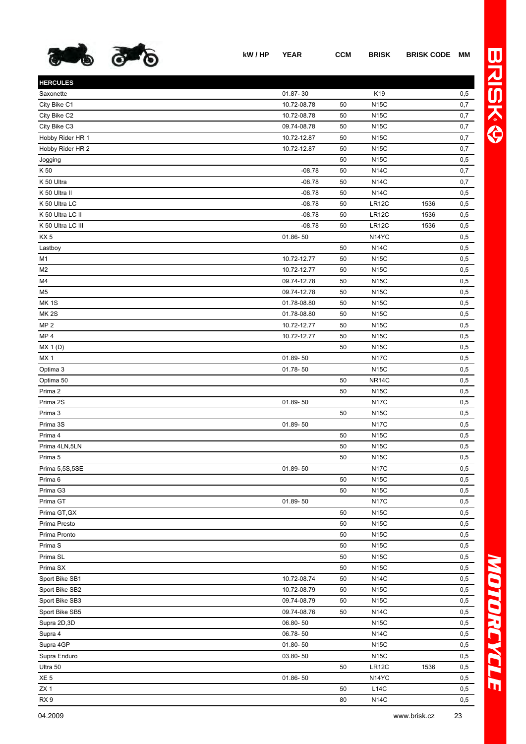| | kW / HP | YEAR | CCM | BRISK | BRISK CODE | MM |
|---|---|---|---|---|---|---|
| **HERCULES** | | | | | | |
| Saxonette | | 01.87- 30 | | K19 | | 0,5 |
| City Bike C1 | | 10.72-08.78 | 50 | N15C | | 0,7 |
| City Bike C2 | | 10.72-08.78 | 50 | N15C | | 0,7 |
| City Bike C3 | | 09.74-08.78 | 50 | N15C | | 0,7 |
| Hobby Rider HR 1 | | 10.72-12.87 | 50 | N15C | | 0,7 |
| Hobby Rider HR 2 | | 10.72-12.87 | 50 | N15C | | 0,7 |
| Jogging | | | 50 | N15C | | 0,5 |
| K 50 | | -08.78 | 50 | N14C | | 0,7 |
| K 50 Ultra | | -08.78 | 50 | N14C | | 0,7 |
| K 50 Ultra II | | -08.78 | 50 | N14C | | 0,5 |
| K 50 Ultra LC | | -08.78 | 50 | LR12C | 1536 | 0,5 |
| K 50 Ultra LC II | | -08.78 | 50 | LR12C | 1536 | 0,5 |
| K 50 Ultra LC III | | -08.78 | 50 | LR12C | 1536 | 0,5 |
| KX 5 | | 01.86- 50 | | N14YC | | 0,5 |
| Lastboy | | | 50 | N14C | | 0,5 |
| M1 | | 10.72-12.77 | 50 | N15C | | 0,5 |
| M2 | | 10.72-12.77 | 50 | N15C | | 0,5 |
| M4 | | 09.74-12.78 | 50 | N15C | | 0,5 |
| M5 | | 09.74-12.78 | 50 | N15C | | 0,5 |
| MK 1S | | 01.78-08.80 | 50 | N15C | | 0,5 |
| MK 2S | | 01.78-08.80 | 50 | N15C | | 0,5 |
| MP 2 | | 10.72-12.77 | 50 | N15C | | 0,5 |
| MP 4 | | 10.72-12.77 | 50 | N15C | | 0,5 |
| MX 1 (D) | | | 50 | N15C | | 0,5 |
| MX 1 | | 01.89- 50 | | N17C | | 0,5 |
| Optima 3 | | 01.78- 50 | | N15C | | 0,5 |
| Optima 50 | | | 50 | NR14C | | 0,5 |
| Prima 2 | | | 50 | N15C | | 0,5 |
| Prima 2S | | 01.89- 50 | | N17C | | 0,5 |
| Prima 3 | | | 50 | N15C | | 0,5 |
| Prima 3S | | 01.89- 50 | | N17C | | 0,5 |
| Prima 4 | | | 50 | N15C | | 0,5 |
| Prima 4LN,5LN | | | 50 | N15C | | 0,5 |
| Prima 5 | | | 50 | N15C | | 0,5 |
| Prima 5,5S,5SE | | 01.89- 50 | | N17C | | 0,5 |
| Prima 6 | | | 50 | N15C | | 0,5 |
| Prima G3 | | | 50 | N15C | | 0,5 |
| Prima GT | | 01.89- 50 | | N17C | | 0,5 |
| Prima GT,GX | | | 50 | N15C | | 0,5 |
| Prima Presto | | | 50 | N15C | | 0,5 |
| Prima Pronto | | | 50 | N15C | | 0,5 |
| Prima S | | | 50 | N15C | | 0,5 |
| Prima SL | | | 50 | N15C | | 0,5 |
| Prima SX | | | 50 | N15C | | 0,5 |
| Sport Bike SB1 | | 10.72-08.74 | 50 | N14C | | 0,5 |
| Sport Bike SB2 | | 10.72-08.79 | 50 | N15C | | 0,5 |
| Sport Bike SB3 | | 09.74-08.79 | 50 | N15C | | 0,5 |
| Sport Bike SB5 | | 09.74-08.76 | 50 | N14C | | 0,5 |
| Supra 2D,3D | | 06.80- 50 | | N15C | | 0,5 |
| Supra 4 | | 06.78- 50 | | N14C | | 0,5 |
| Supra 4GP | | 01.80- 50 | | N15C | | 0,5 |
| Supra Enduro | | 03.80- 50 | | N15C | | 0,5 |
| Ultra 50 | | | 50 | LR12C | 1536 | 0,5 |
| XE 5 | | 01.86- 50 | | N14YC | | 0,5 |
| ZX 1 | | | 50 | L14C | | 0,5 |
| RX 9 | | | 80 | N14C | | 0,5 |

04.2009 www.brisk.cz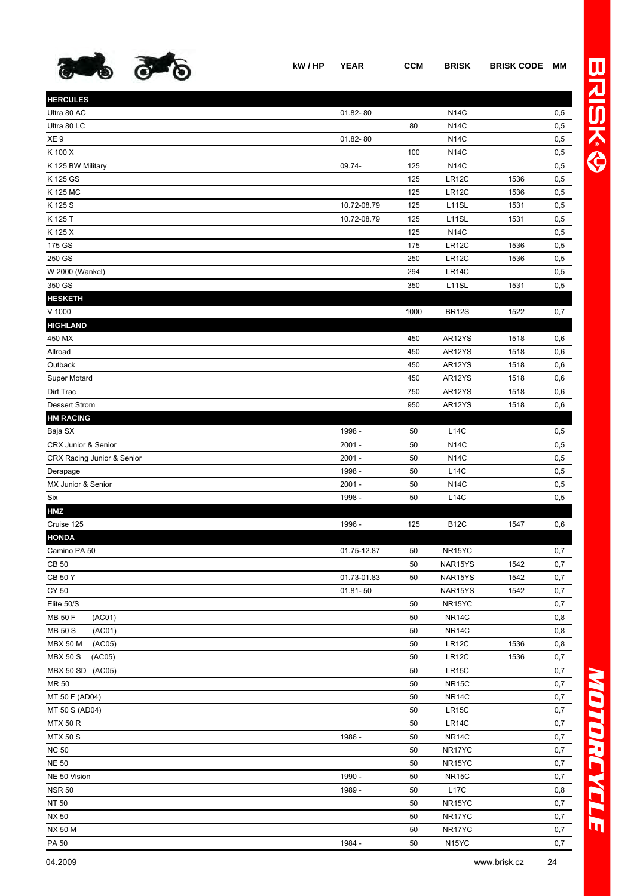| | kW / HP | YEAR | CCM | BRISK | BRISK CODE | MM |
|---|---|---|---|---|---|---|
| **HERCULES** | | | | | | |
| Ultra 80 AC | | 01.82- 80 | | N14C | | 0,5 |
| Ultra 80 LC | | | 80 | N14C | | 0,5 |
| XE 9 | | 01.82- 80 | | N14C | | 0,5 |
| K 100 X | | | 100 | N14C | | 0,5 |
| K 125 BW Military | | 09.74- | 125 | N14C | | 0,5 |
| K 125 GS | | | 125 | LR12C | 1536 | 0,5 |
| K 125 MC | | | 125 | LR12C | 1536 | 0,5 |
| K 125 S | | 10.72-08.79 | 125 | L11SL | 1531 | 0,5 |
| K 125 T | | 10.72-08.79 | 125 | L11SL | 1531 | 0,5 |
| K 125 X | | | 125 | N14C | | 0,5 |
| 175 GS | | | 175 | LR12C | 1536 | 0,5 |
| 250 GS | | | 250 | LR12C | 1536 | 0,5 |
| W 2000 (Wankel) | | | 294 | LR14C | | 0,5 |
| 350 GS | | | 350 | L11SL | 1531 | 0,5 |
| **HESKETH** | | | | | | |
| V 1000 | | | 1000 | BR12S | 1522 | 0,7 |
| **HIGHLAND** | | | | | | |
| 450 MX | | | 450 | AR12YS | 1518 | 0,6 |
| Allroad | | | 450 | AR12YS | 1518 | 0,6 |
| Outback | | | 450 | AR12YS | 1518 | 0,6 |
| Super Motard | | | 450 | AR12YS | 1518 | 0,6 |
| Dirt Trac | | | 750 | AR12YS | 1518 | 0,6 |
| Dessert Strom | | | 950 | AR12YS | 1518 | 0,6 |
| **HM RACING** | | | | | | |
| Baja SX | | 1998 - | 50 | L14C | | 0,5 |
| CRX Junior & Senior | | 2001 - | 50 | N14C | | 0,5 |
| CRX Racing Junior & Senior | | 2001 - | 50 | N14C | | 0,5 |
| Derapage | | 1998 - | 50 | L14C | | 0,5 |
| MX Junior & Senior | | 2001 - | 50 | N14C | | 0,5 |
| Six | | 1998 - | 50 | L14C | | 0,5 |
| **HMZ** | | | | | | |
| Cruise 125 | | 1996 - | 125 | B12C | 1547 | 0,6 |
| **HONDA** | | | | | | |
| Camino PA 50 | | 01.75-12.87 | 50 | NR15YC | | 0,7 |
| CB 50 | | | 50 | NAR15YS | 1542 | 0,7 |
| CB 50 Y | | 01.73-01.83 | 50 | NAR15YS | 1542 | 0,7 |
| CY 50 | | 01.81- 50 | | NAR15YS | 1542 | 0,7 |
| Elite 50/S | | | 50 | NR15YC | | 0,7 |
| MB 50 F (AC01) | | | 50 | NR14C | | 0,8 |
| MB 50 S (AC01) | | | 50 | NR14C | | 0,8 |
| MBX 50 M (AC05) | | | 50 | LR12C | 1536 | 0,8 |
| MBX 50 S (AC05) | | | 50 | LR12C | 1536 | 0,7 |
| MBX 50 SD (AC05) | | | 50 | LR15C | | 0,7 |
| MR 50 | | | 50 | NR15C | | 0,7 |
| MT 50 F (AD04) | | | 50 | NR14C | | 0,7 |
| MT 50 S (AD04) | | | 50 | LR15C | | 0,7 |
| MTX 50 R | | | 50 | LR14C | | 0,7 |
| MTX 50 S | | 1986 - | 50 | NR14C | | 0,7 |
| NC 50 | | | 50 | NR17YC | | 0,7 |
| NE 50 | | | 50 | NR15YC | | 0,7 |
| NE 50 Vision | | 1990 - | 50 | NR15C | | 0,7 |
| NSR 50 | | 1989 - | 50 | L17C | | 0,8 |
| NT 50 | | | 50 | NR15YC | | 0,7 |
| NX 50 | | | 50 | NR17YC | | 0,7 |
| NX 50 M | | | 50 | NR17YC | | 0,7 |
| PA 50 | | 1984 - | 50 | N15YC | | 0,7 |

04.2009 www.brisk.cz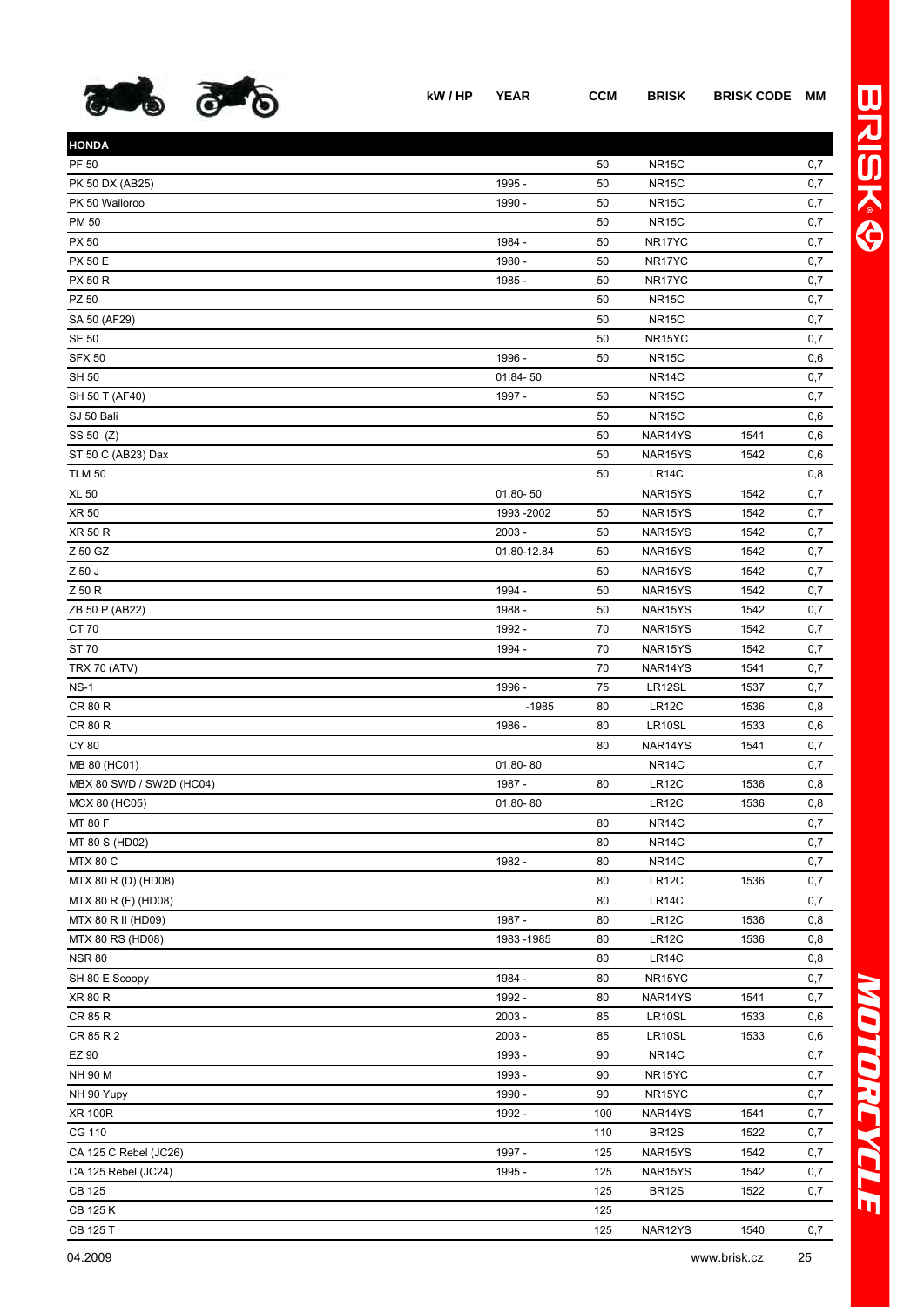| | kW / HP | YEAR | CCM | BRISK | BRISK CODE | MM |
|---|---|---|---|---|---|---|
| **HONDA** | | | | | | |
| PF 50 | | | 50 | NR15C | | 0,7 |
| PK 50 DX (AB25) | | 1995 - | 50 | NR15C | | 0,7 |
| PK 50 Walloroo | | 1990 - | 50 | NR15C | | 0,7 |
| PM 50 | | | 50 | NR15C | | 0,7 |
| PX 50 | | 1984 - | 50 | NR17YC | | 0,7 |
| PX 50 E | | 1980 - | 50 | NR17YC | | 0,7 |
| PX 50 R | | 1985 - | 50 | NR17YC | | 0,7 |
| PZ 50 | | | 50 | NR15C | | 0,7 |
| SA 50 (AF29) | | | 50 | NR15C | | 0,7 |
| SE 50 | | | 50 | NR15YC | | 0,7 |
| SFX 50 | | 1996 - | 50 | NR15C | | 0,6 |
| SH 50 | | 01.84- 50 | | NR14C | | 0,7 |
| SH 50 T (AF40) | | 1997 - | 50 | NR15C | | 0,7 |
| SJ 50 Bali | | | 50 | NR15C | | 0,6 |
| SS 50 (Z) | | | 50 | NAR14YS | 1541 | 0,6 |
| ST 50 C (AB23) Dax | | | 50 | NAR15YS | 1542 | 0,6 |
| TLM 50 | | | 50 | LR14C | | 0,8 |
| XL 50 | | 01.80- 50 | | NAR15YS | 1542 | 0,7 |
| XR 50 | | 1993 -2002 | 50 | NAR15YS | 1542 | 0,7 |
| XR 50 R | | 2003 - | 50 | NAR15YS | 1542 | 0,7 |
| Z 50 GZ | | 01.80-12.84 | 50 | NAR15YS | 1542 | 0,7 |
| Z 50 J | | | 50 | NAR15YS | 1542 | 0,7 |
| Z 50 R | | 1994 - | 50 | NAR15YS | 1542 | 0,7 |
| ZB 50 P (AB22) | | 1988 - | 50 | NAR15YS | 1542 | 0,7 |
| CT 70 | | 1992 - | 70 | NAR15YS | 1542 | 0,7 |
| ST 70 | | 1994 - | 70 | NAR15YS | 1542 | 0,7 |
| TRX 70 (ATV) | | | 70 | NAR14YS | 1541 | 0,7 |
| NS-1 | | 1996 - | 75 | LR12SL | 1537 | 0,7 |
| CR 80 R | | -1985 | 80 | LR12C | 1536 | 0,8 |
| CR 80 R | | 1986 - | 80 | LR10SL | 1533 | 0,6 |
| CY 80 | | | 80 | NAR14YS | 1541 | 0,7 |
| MB 80 (HC01) | | 01.80- 80 | | NR14C | | 0,7 |
| MBX 80 SWD / SW2D (HC04) | | 1987 - | 80 | LR12C | 1536 | 0,8 |
| MCX 80 (HC05) | | 01.80- 80 | | LR12C | 1536 | 0,8 |
| MT 80 F | | | 80 | NR14C | | 0,7 |
| MT 80 S (HD02) | | | 80 | NR14C | | 0,7 |
| MTX 80 C | | 1982 - | 80 | NR14C | | 0,7 |
| MTX 80 R (D) (HD08) | | | 80 | LR12C | 1536 | 0,7 |
| MTX 80 R (F) (HD08) | | | 80 | LR14C | | 0,7 |
| MTX 80 R II (HD09) | | 1987 - | 80 | LR12C | 1536 | 0,8 |
| MTX 80 RS (HD08) | | 1983 -1985 | 80 | LR12C | 1536 | 0,8 |
| NSR 80 | | | 80 | LR14C | | 0,8 |
| SH 80 E Scoopy | | 1984 - | 80 | NR15YC | | 0,7 |
| XR 80 R | | 1992 - | 80 | NAR14YS | 1541 | 0,7 |
| CR 85 R | | 2003 - | 85 | LR10SL | 1533 | 0,6 |
| CR 85 R 2 | | 2003 - | 85 | LR10SL | 1533 | 0,6 |
| EZ 90 | | 1993 - | 90 | NR14C | | 0,7 |
| NH 90 M | | 1993 - | 90 | NR15YC | | 0,7 |
| NH 90 Yupy | | 1990 - | 90 | NR15YC | | 0,7 |
| XR 100R | | 1992 - | 100 | NAR14YS | 1541 | 0,7 |
| CG 110 | | | 110 | BR12S | 1522 | 0,7 |
| CA 125 C Rebel (JC26) | | 1997 - | 125 | NAR15YS | 1542 | 0,7 |
| CA 125 Rebel (JC24) | | 1995 - | 125 | NAR15YS | 1542 | 0,7 |
| CB 125 | | | 125 | BR12S | 1522 | 0,7 |
| CB 125 K | | | 125 | | | |
| CB 125 T | | | 125 | NAR12YS | 1540 | 0,7 |

04.2009 www.brisk.cz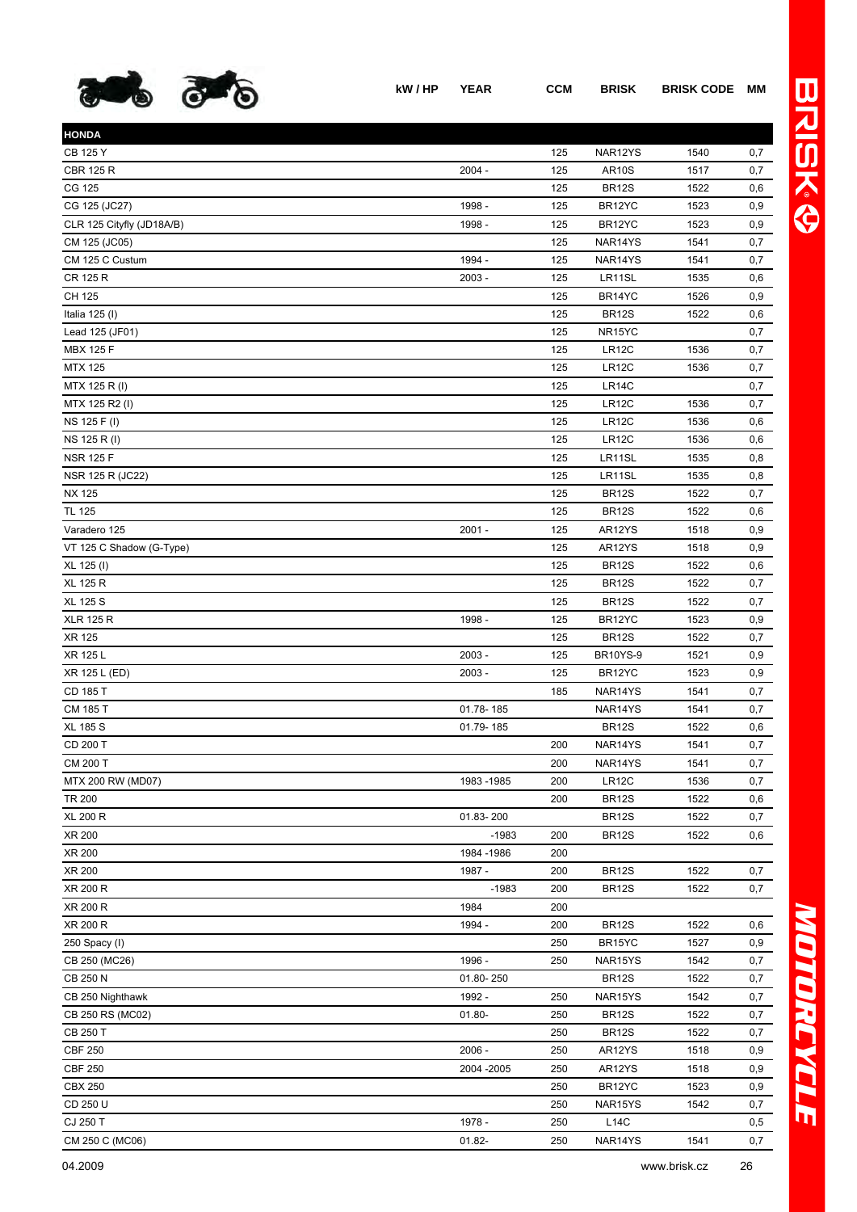| | kW / HP | YEAR | CCM | BRISK | BRISK CODE | MM |
|---|---|---|---|---|---|---|
| **HONDA** | | | | | | |
| CB 125 Y | | | 125 | NAR12YS | 1540 | 0,7 |
| CBR 125 R | | 2004 - | 125 | AR10S | 1517 | 0,7 |
| CG 125 | | | 125 | BR12S | 1522 | 0,6 |
| CG 125 (JC27) | | 1998 - | 125 | BR12YC | 1523 | 0,9 |
| CLR 125 Cityfly (JD18A/B) | | 1998 - | 125 | BR12YC | 1523 | 0,9 |
| CM 125 (JC05) | | | 125 | NAR14YS | 1541 | 0,7 |
| CM 125 C Custum | | 1994 - | 125 | NAR14YS | 1541 | 0,7 |
| CR 125 R | | 2003 - | 125 | LR11SL | 1535 | 0,6 |
| CH 125 | | | 125 | BR14YC | 1526 | 0,9 |
| Italia 125 (I) | | | 125 | BR12S | 1522 | 0,6 |
| Lead 125 (JF01) | | | 125 | NR15YC | | 0,7 |
| MBX 125 F | | | 125 | LR12C | 1536 | 0,7 |
| MTX 125 | | | 125 | LR12C | 1536 | 0,7 |
| MTX 125 R (I) | | | 125 | LR14C | | 0,7 |
| MTX 125 R2 (I) | | | 125 | LR12C | 1536 | 0,7 |
| NS 125 F (I) | | | 125 | LR12C | 1536 | 0,6 |
| NS 125 R (I) | | | 125 | LR12C | 1536 | 0,6 |
| NSR 125 F | | | 125 | LR11SL | 1535 | 0,8 |
| NSR 125 R (JC22) | | | 125 | LR11SL | 1535 | 0,8 |
| NX 125 | | | 125 | BR12S | 1522 | 0,7 |
| TL 125 | | | 125 | BR12S | 1522 | 0,6 |
| Varadero 125 | | 2001 - | 125 | AR12YS | 1518 | 0,9 |
| VT 125 C Shadow (G-Type) | | | 125 | AR12YS | 1518 | 0,9 |
| XL 125 (I) | | | 125 | BR12S | 1522 | 0,6 |
| XL 125 R | | | 125 | BR12S | 1522 | 0,7 |
| XL 125 S | | | 125 | BR12S | 1522 | 0,7 |
| XLR 125 R | | 1998 - | 125 | BR12YC | 1523 | 0,9 |
| XR 125 | | | 125 | BR12S | 1522 | 0,7 |
| XR 125 L | | 2003 - | 125 | BR10YS-9 | 1521 | 0,9 |
| XR 125 L (ED) | | 2003 - | 125 | BR12YC | 1523 | 0,9 |
| CD 185 T | | | 185 | NAR14YS | 1541 | 0,7 |
| CM 185 T | | 01.78- 185 | | NAR14YS | 1541 | 0,7 |
| XL 185 S | | 01.79- 185 | | BR12S | 1522 | 0,6 |
| CD 200 T | | | 200 | NAR14YS | 1541 | 0,7 |
| CM 200 T | | | 200 | NAR14YS | 1541 | 0,7 |
| MTX 200 RW (MD07) | | 1983 -1985 | 200 | LR12C | 1536 | 0,7 |
| TR 200 | | | 200 | BR12S | 1522 | 0,6 |
| XL 200 R | | 01.83- 200 | | BR12S | 1522 | 0,7 |
| XR 200 | | -1983 | 200 | BR12S | 1522 | 0,6 |
| XR 200 | | 1984 -1986 | 200 | | | |
| XR 200 | | 1987 - | 200 | BR12S | 1522 | 0,7 |
| XR 200 R | | -1983 | 200 | BR12S | 1522 | 0,7 |
| XR 200 R | | 1984 | 200 | | | |
| XR 200 R | | 1994 - | 200 | BR12S | 1522 | 0,6 |
| 250 Spacy (I) | | | 250 | BR15YC | 1527 | 0,9 |
| CB 250 (MC26) | | 1996 - | 250 | NAR15YS | 1542 | 0,7 |
| CB 250 N | | 01.80- 250 | | BR12S | 1522 | 0,7 |
| CB 250 Nighthawk | | 1992 - | 250 | NAR15YS | 1542 | 0,7 |
| CB 250 RS (MC02) | | 01.80- | 250 | BR12S | 1522 | 0,7 |
| CB 250 T | | | 250 | BR12S | 1522 | 0,7 |
| CBF 250 | | 2006 - | 250 | AR12YS | 1518 | 0,9 |
| CBF 250 | | 2004 -2005 | 250 | AR12YS | 1518 | 0,9 |
| CBX 250 | | | 250 | BR12YC | 1523 | 0,9 |
| CD 250 U | | | 250 | NAR15YS | 1542 | 0,7 |
| CJ 250 T | | 1978 - | 250 | L14C | | 0,5 |
| CM 250 C (MC06) | | 01.82- | 250 | NAR14YS | 1541 | 0,7 |

04.2009 www.brisk.cz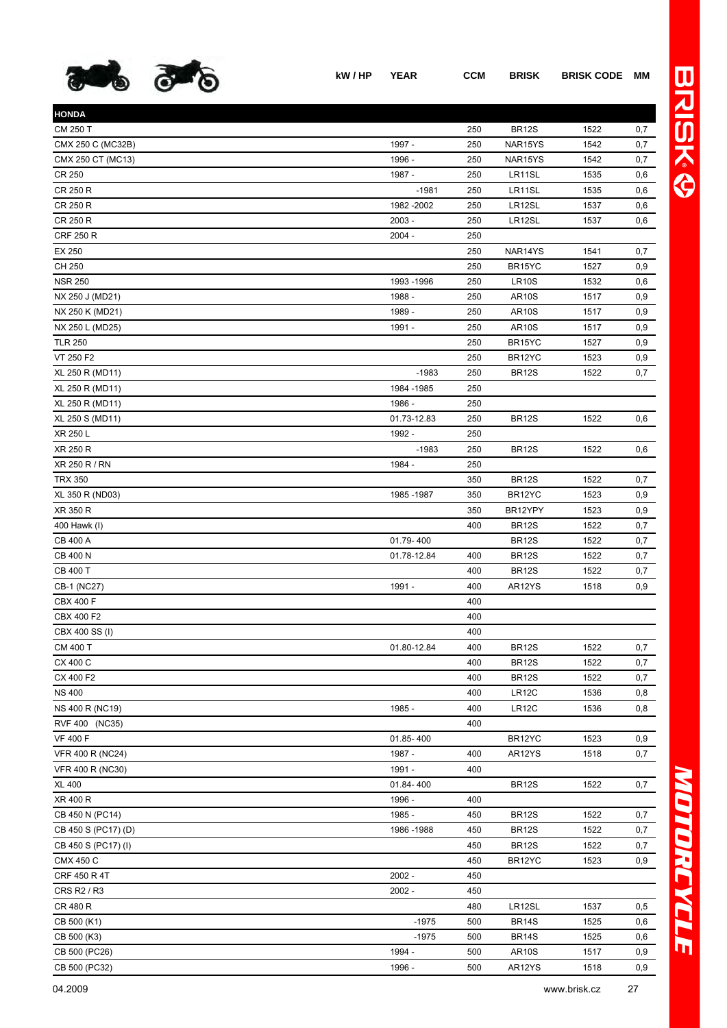| | kW / HP | YEAR | CCM | BRISK | BRISK CODE | MM |
|---|---|---|---|---|---|---|
| **HONDA** | | | | | | |
| CM 250 T | | | 250 | BR12S | 1522 | 0,7 |
| CMX 250 C (MC32B) | | 1997 - | 250 | NAR15YS | 1542 | 0,7 |
| CMX 250 CT (MC13) | | 1996 - | 250 | NAR15YS | 1542 | 0,7 |
| CR 250 | | 1987 - | 250 | LR11SL | 1535 | 0,6 |
| CR 250 R | | -1981 | 250 | LR11SL | 1535 | 0,6 |
| CR 250 R | | 1982 -2002 | 250 | LR12SL | 1537 | 0,6 |
| CR 250 R | | 2003 - | 250 | LR12SL | 1537 | 0,6 |
| CRF 250 R | | 2004 - | 250 | | | |
| EX 250 | | | 250 | NAR14YS | 1541 | 0,7 |
| CH 250 | | | 250 | BR15YC | 1527 | 0,9 |
| NSR 250 | | 1993 -1996 | 250 | LR10S | 1532 | 0,6 |
| NX 250 J (MD21) | | 1988 - | 250 | AR10S | 1517 | 0,9 |
| NX 250 K (MD21) | | 1989 - | 250 | AR10S | 1517 | 0,9 |
| NX 250 L (MD25) | | 1991 - | 250 | AR10S | 1517 | 0,9 |
| TLR 250 | | | 250 | BR15YC | 1527 | 0,9 |
| VT 250 F2 | | | 250 | BR12YC | 1523 | 0,9 |
| XL 250 R (MD11) | | -1983 | 250 | BR12S | 1522 | 0,7 |
| XL 250 R (MD11) | | 1984 -1985 | 250 | | | |
| XL 250 R (MD11) | | 1986 - | 250 | | | |
| XL 250 S (MD11) | | 01.73-12.83 | 250 | BR12S | 1522 | 0,6 |
| XR 250 L | | 1992 - | 250 | | | |
| XR 250 R | | -1983 | 250 | BR12S | 1522 | 0,6 |
| XR 250 R / RN | | 1984 - | 250 | | | |
| TRX 350 | | | 350 | BR12S | 1522 | 0,7 |
| XL 350 R (ND03) | | 1985 -1987 | 350 | BR12YC | 1523 | 0,9 |
| XR 350 R | | | 350 | BR12YPY | 1523 | 0,9 |
| 400 Hawk (I) | | | 400 | BR12S | 1522 | 0,7 |
| CB 400 A | | 01.79- 400 | | BR12S | 1522 | 0,7 |
| CB 400 N | | 01.78-12.84 | 400 | BR12S | 1522 | 0,7 |
| CB 400 T | | | 400 | BR12S | 1522 | 0,7 |
| CB-1 (NC27) | | 1991 - | 400 | AR12YS | 1518 | 0,9 |
| CBX 400 F | | | 400 | | | |
| CBX 400 F2 | | | 400 | | | |
| CBX 400 SS (I) | | | 400 | | | |
| CM 400 T | | 01.80-12.84 | 400 | BR12S | 1522 | 0,7 |
| CX 400 C | | | 400 | BR12S | 1522 | 0,7 |
| CX 400 F2 | | | 400 | BR12S | 1522 | 0,7 |
| NS 400 | | | 400 | LR12C | 1536 | 0,8 |
| NS 400 R (NC19) | | 1985 - | 400 | LR12C | 1536 | 0,8 |
| RVF 400 (NC35) | | | 400 | | | |
| VF 400 F | | 01.85- 400 | | BR12YC | 1523 | 0,9 |
| VFR 400 R (NC24) | | 1987 - | 400 | AR12YS | 1518 | 0,7 |
| VFR 400 R (NC30) | | 1991 - | 400 | | | |
| XL 400 | | 01.84- 400 | | BR12S | 1522 | 0,7 |
| XR 400 R | | 1996 - | 400 | | | |
| CB 450 N (PC14) | | 1985 - | 450 | BR12S | 1522 | 0,7 |
| CB 450 S (PC17) (D) | | 1986 -1988 | 450 | BR12S | 1522 | 0,7 |
| CB 450 S (PC17) (I) | | | 450 | BR12S | 1522 | 0,7 |
| CMX 450 C | | | 450 | BR12YC | 1523 | 0,9 |
| CRF 450 R 4T | | 2002 - | 450 | | | |
| CRS R2 / R3 | | 2002 - | 450 | | | |
| CR 480 R | | | 480 | LR12SL | 1537 | 0,5 |
| CB 500 (K1) | | -1975 | 500 | BR14S | 1525 | 0,6 |
| CB 500 (K3) | | -1975 | 500 | BR14S | 1525 | 0,6 |
| CB 500 (PC26) | | 1994 - | 500 | AR10S | 1517 | 0,9 |
| CB 500 (PC32) | | 1996 - | 500 | AR12YS | 1518 | 0,9 |

04.2009 www.brisk.cz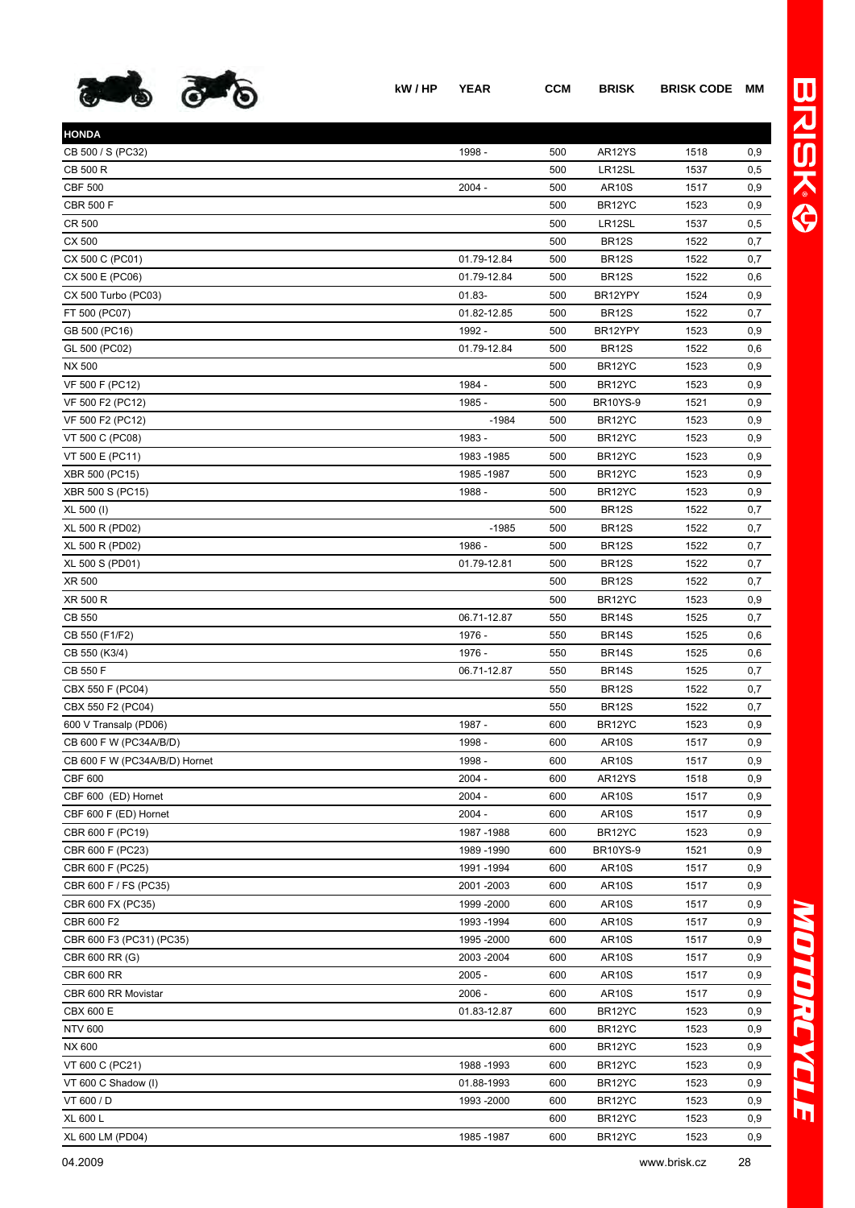| | kW / HP | YEAR | CCM | BRISK | BRISK CODE | MM |
|---|---|---|---|---|---|---|
| **HONDA** | | | | | | |
| CB 500 / S (PC32) | | 1998 - | 500 | AR12YS | 1518 | 0,9 |
| CB 500 R | | | 500 | LR12SL | 1537 | 0,5 |
| CBF 500 | | 2004 - | 500 | AR10S | 1517 | 0,9 |
| CBR 500 F | | | 500 | BR12YC | 1523 | 0,9 |
| CR 500 | | | 500 | LR12SL | 1537 | 0,5 |
| CX 500 | | | 500 | BR12S | 1522 | 0,7 |
| CX 500 C (PC01) | | 01.79-12.84 | 500 | BR12S | 1522 | 0,7 |
| CX 500 E (PC06) | | 01.79-12.84 | 500 | BR12S | 1522 | 0,6 |
| CX 500 Turbo (PC03) | | 01.83- | 500 | BR12YPY | 1524 | 0,9 |
| FT 500 (PC07) | | 01.82-12.85 | 500 | BR12S | 1522 | 0,7 |
| GB 500 (PC16) | | 1992 - | 500 | BR12YPY | 1523 | 0,9 |
| GL 500 (PC02) | | 01.79-12.84 | 500 | BR12S | 1522 | 0,6 |
| NX 500 | | | 500 | BR12YC | 1523 | 0,9 |
| VF 500 F (PC12) | | 1984 - | 500 | BR12YC | 1523 | 0,9 |
| VF 500 F2 (PC12) | | 1985 - | 500 | BR10YS-9 | 1521 | 0,9 |
| VF 500 F2 (PC12) | | -1984 | 500 | BR12YC | 1523 | 0,9 |
| VT 500 C (PC08) | | 1983 - | 500 | BR12YC | 1523 | 0,9 |
| VT 500 E (PC11) | | 1983 -1985 | 500 | BR12YC | 1523 | 0,9 |
| XBR 500 (PC15) | | 1985 -1987 | 500 | BR12YC | 1523 | 0,9 |
| XBR 500 S (PC15) | | 1988 - | 500 | BR12YC | 1523 | 0,9 |
| XL 500 (I) | | | 500 | BR12S | 1522 | 0,7 |
| XL 500 R (PD02) | | -1985 | 500 | BR12S | 1522 | 0,7 |
| XL 500 R (PD02) | | 1986 - | 500 | BR12S | 1522 | 0,7 |
| XL 500 S (PD01) | | 01.79-12.81 | 500 | BR12S | 1522 | 0,7 |
| XR 500 | | | 500 | BR12S | 1522 | 0,7 |
| XR 500 R | | | 500 | BR12YC | 1523 | 0,9 |
| CB 550 | | 06.71-12.87 | 550 | BR14S | 1525 | 0,7 |
| CB 550 (F1/F2) | | 1976 - | 550 | BR14S | 1525 | 0,6 |
| CB 550 (K3/4) | | 1976 - | 550 | BR14S | 1525 | 0,6 |
| CB 550 F | | 06.71-12.87 | 550 | BR14S | 1525 | 0,7 |
| CBX 550 F (PC04) | | | 550 | BR12S | 1522 | 0,7 |
| CBX 550 F2 (PC04) | | | 550 | BR12S | 1522 | 0,7 |
| 600 V Transalp (PD06) | | 1987 - | 600 | BR12YC | 1523 | 0,9 |
| CB 600 F W (PC34A/B/D) | | 1998 - | 600 | AR10S | 1517 | 0,9 |
| CB 600 F W (PC34A/B/D) Hornet | | 1998 - | 600 | AR10S | 1517 | 0,9 |
| CBF 600 | | 2004 - | 600 | AR12YS | 1518 | 0,9 |
| CBF 600 (ED) Hornet | | 2004 - | 600 | AR10S | 1517 | 0,9 |
| CBF 600 F (ED) Hornet | | 2004 - | 600 | AR10S | 1517 | 0,9 |
| CBR 600 F (PC19) | | 1987 -1988 | 600 | BR12YC | 1523 | 0,9 |
| CBR 600 F (PC23) | | 1989 -1990 | 600 | BR10YS-9 | 1521 | 0,9 |
| CBR 600 F (PC25) | | 1991 -1994 | 600 | AR10S | 1517 | 0,9 |
| CBR 600 F / FS (PC35) | | 2001 -2003 | 600 | AR10S | 1517 | 0,9 |
| CBR 600 FX (PC35) | | 1999 -2000 | 600 | AR10S | 1517 | 0,9 |
| CBR 600 F2 | | 1993 -1994 | 600 | AR10S | 1517 | 0,9 |
| CBR 600 F3 (PC31) (PC35) | | 1995 -2000 | 600 | AR10S | 1517 | 0,9 |
| CBR 600 RR (G) | | 2003 -2004 | 600 | AR10S | 1517 | 0,9 |
| CBR 600 RR | | 2005 - | 600 | AR10S | 1517 | 0,9 |
| CBR 600 RR Movistar | | 2006 - | 600 | AR10S | 1517 | 0,9 |
| CBX 600 E | | 01.83-12.87 | 600 | BR12YC | 1523 | 0,9 |
| NTV 600 | | | 600 | BR12YC | 1523 | 0,9 |
| NX 600 | | | 600 | BR12YC | 1523 | 0,9 |
| VT 600 C (PC21) | | 1988 -1993 | 600 | BR12YC | 1523 | 0,9 |
| VT 600 C Shadow (I) | | 01.88-1993 | 600 | BR12YC | 1523 | 0,9 |
| VT 600 / D | | 1993 -2000 | 600 | BR12YC | 1523 | 0,9 |
| XL 600 L | | | 600 | BR12YC | 1523 | 0,9 |
| XL 600 LM (PD04) | | 1985 -1987 | 600 | BR12YC | 1523 | 0,9 |

04.2009 www.brisk.cz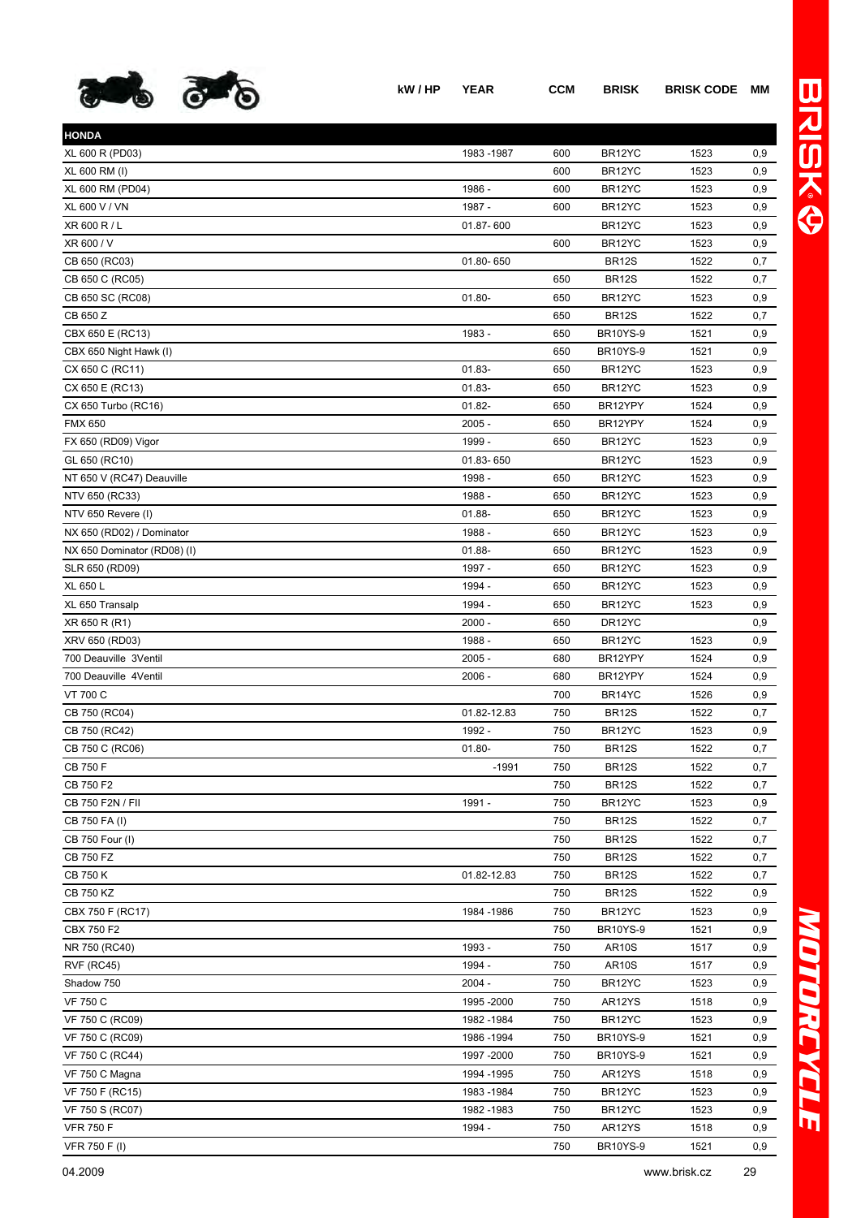| | kW / HP | YEAR | CCM | BRISK | BRISK CODE | MM |
|---|---|---|---|---|---|---|
| **HONDA** | | | | | | |
| XL 600 R (PD03) | | 1983 -1987 | 600 | BR12YC | 1523 | 0,9 |
| XL 600 RM (I) | | | 600 | BR12YC | 1523 | 0,9 |
| XL 600 RM (PD04) | | 1986 - | 600 | BR12YC | 1523 | 0,9 |
| XL 600 V / VN | | 1987 - | 600 | BR12YC | 1523 | 0,9 |
| XR 600 R / L | | 01.87- 600 | | BR12YC | 1523 | 0,9 |
| XR 600 / V | | | 600 | BR12YC | 1523 | 0,9 |
| CB 650 (RC03) | | 01.80- 650 | | BR12S | 1522 | 0,7 |
| CB 650 C (RC05) | | | 650 | BR12S | 1522 | 0,7 |
| CB 650 SC (RC08) | | 01.80- | 650 | BR12YC | 1523 | 0,9 |
| CB 650 Z | | | 650 | BR12S | 1522 | 0,7 |
| CBX 650 E (RC13) | | 1983 - | 650 | BR10YS-9 | 1521 | 0,9 |
| CBX 650 Night Hawk (I) | | | 650 | BR10YS-9 | 1521 | 0,9 |
| CX 650 C (RC11) | | 01.83- | 650 | BR12YC | 1523 | 0,9 |
| CX 650 E (RC13) | | 01.83- | 650 | BR12YC | 1523 | 0,9 |
| CX 650 Turbo (RC16) | | 01.82- | 650 | BR12YPY | 1524 | 0,9 |
| FMX 650 | | 2005 - | 650 | BR12YPY | 1524 | 0,9 |
| FX 650 (RD09) Vigor | | 1999 - | 650 | BR12YC | 1523 | 0,9 |
| GL 650 (RC10) | | 01.83- 650 | | BR12YC | 1523 | 0,9 |
| NT 650 V (RC47) Deauville | | 1998 - | 650 | BR12YC | 1523 | 0,9 |
| NTV 650 (RC33) | | 1988 - | 650 | BR12YC | 1523 | 0,9 |
| NTV 650 Revere (I) | | 01.88- | 650 | BR12YC | 1523 | 0,9 |
| NX 650 (RD02) / Dominator | | 1988 - | 650 | BR12YC | 1523 | 0,9 |
| NX 650 Dominator (RD08) (I) | | 01.88- | 650 | BR12YC | 1523 | 0,9 |
| SLR 650 (RD09) | | 1997 - | 650 | BR12YC | 1523 | 0,9 |
| XL 650 L | | 1994 - | 650 | BR12YC | 1523 | 0,9 |
| XL 650 Transalp | | 1994 - | 650 | BR12YC | 1523 | 0,9 |
| XR 650 R (R1) | | 2000 - | 650 | DR12YC | | 0,9 |
| XRV 650 (RD03) | | 1988 - | 650 | BR12YC | 1523 | 0,9 |
| 700 Deauville 3Ventil | | 2005 - | 680 | BR12YPY | 1524 | 0,9 |
| 700 Deauville 4Ventil | | 2006 - | 680 | BR12YPY | 1524 | 0,9 |
| VT 700 C | | | 700 | BR14YC | 1526 | 0,9 |
| CB 750 (RC04) | | 01.82-12.83 | 750 | BR12S | 1522 | 0,7 |
| CB 750 (RC42) | | 1992 - | 750 | BR12YC | 1523 | 0,9 |
| CB 750 C (RC06) | | 01.80- | 750 | BR12S | 1522 | 0,7 |
| CB 750 F | | -1991 | 750 | BR12S | 1522 | 0,7 |
| CB 750 F2 | | | 750 | BR12S | 1522 | 0,7 |
| CB 750 F2N / FII | | 1991 - | 750 | BR12YC | 1523 | 0,9 |
| CB 750 FA (I) | | | 750 | BR12S | 1522 | 0,7 |
| CB 750 Four (I) | | | 750 | BR12S | 1522 | 0,7 |
| CB 750 FZ | | | 750 | BR12S | 1522 | 0,7 |
| CB 750 K | | 01.82-12.83 | 750 | BR12S | 1522 | 0,7 |
| CB 750 KZ | | | 750 | BR12S | 1522 | 0,9 |
| CBX 750 F (RC17) | | 1984 -1986 | 750 | BR12YC | 1523 | 0,9 |
| CBX 750 F2 | | | 750 | BR10YS-9 | 1521 | 0,9 |
| NR 750 (RC40) | | 1993 - | 750 | AR10S | 1517 | 0,9 |
| RVF (RC45) | | 1994 - | 750 | AR10S | 1517 | 0,9 |
| Shadow 750 | | 2004 - | 750 | BR12YC | 1523 | 0,9 |
| VF 750 C | | 1995 -2000 | 750 | AR12YS | 1518 | 0,9 |
| VF 750 C (RC09) | | 1982 -1984 | 750 | BR12YC | 1523 | 0,9 |
| VF 750 C (RC09) | | 1986 -1994 | 750 | BR10YS-9 | 1521 | 0,9 |
| VF 750 C (RC44) | | 1997 -2000 | 750 | BR10YS-9 | 1521 | 0,9 |
| VF 750 C Magna | | 1994 -1995 | 750 | AR12YS | 1518 | 0,9 |
| VF 750 F (RC15) | | 1983 -1984 | 750 | BR12YC | 1523 | 0,9 |
| VF 750 S (RC07) | | 1982 -1983 | 750 | BR12YC | 1523 | 0,9 |
| VFR 750 F | | 1994 - | 750 | AR12YS | 1518 | 0,9 |
| VFR 750 F (I) | | | 750 | BR10YS-9 | 1521 | 0,9 |

04.2009 www.brisk.cz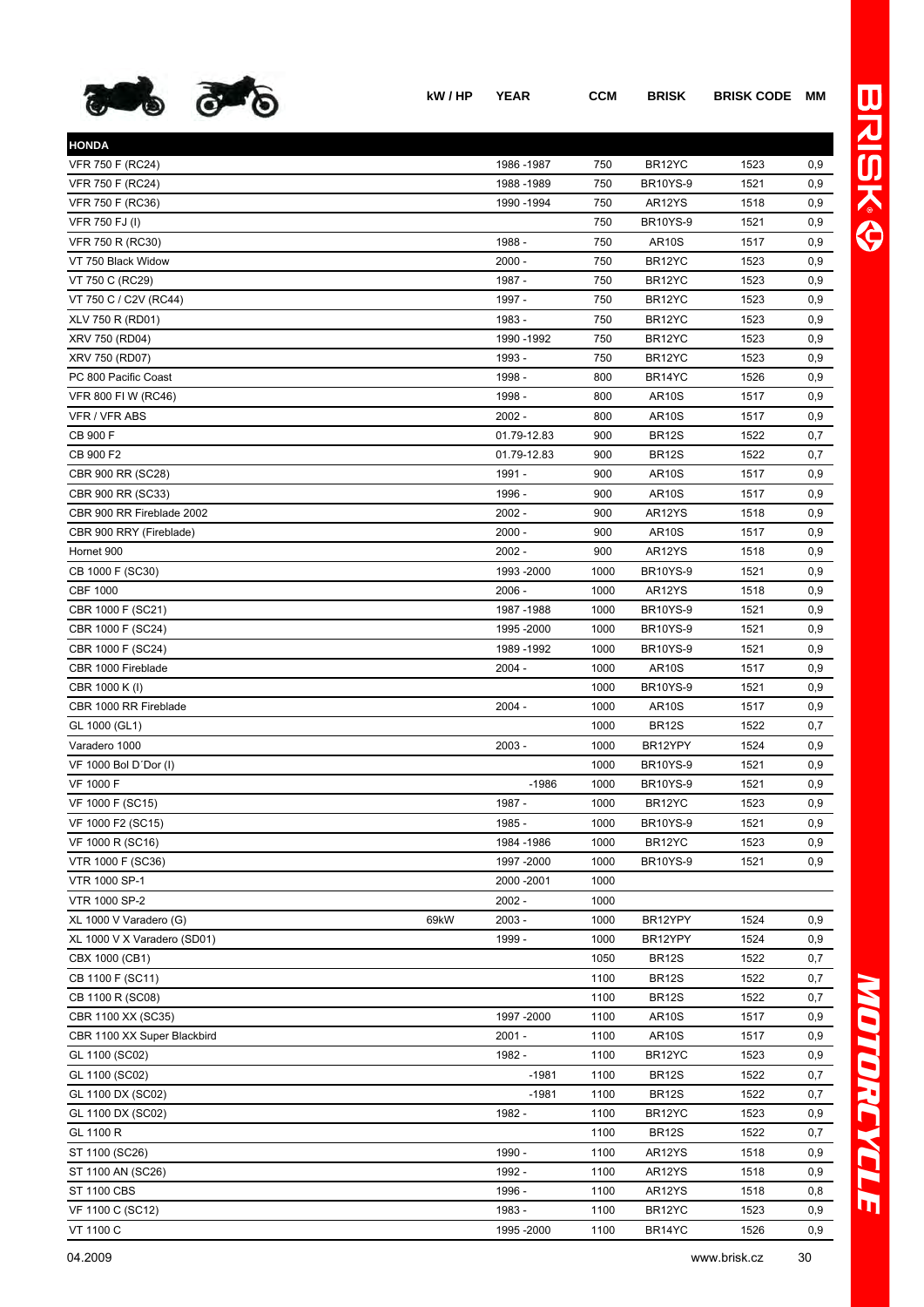| | kW / HP | YEAR | CCM | BRISK | BRISK CODE | MM |
|---|---|---|---|---|---|---|
| **HONDA** | | | | | | |
| VFR 750 F (RC24) | | 1986 -1987 | 750 | BR12YC | 1523 | 0,9 |
| VFR 750 F (RC24) | | 1988 -1989 | 750 | BR10YS-9 | 1521 | 0,9 |
| VFR 750 F (RC36) | | 1990 -1994 | 750 | AR12YS | 1518 | 0,9 |
| VFR 750 FJ (I) | | | 750 | BR10YS-9 | 1521 | 0,9 |
| VFR 750 R (RC30) | | 1988 - | 750 | AR10S | 1517 | 0,9 |
| VT 750 Black Widow | | 2000 - | 750 | BR12YC | 1523 | 0,9 |
| VT 750 C (RC29) | | 1987 - | 750 | BR12YC | 1523 | 0,9 |
| VT 750 C / C2V (RC44) | | 1997 - | 750 | BR12YC | 1523 | 0,9 |
| XLV 750 R (RD01) | | 1983 - | 750 | BR12YC | 1523 | 0,9 |
| XRV 750 (RD04) | | 1990 -1992 | 750 | BR12YC | 1523 | 0,9 |
| XRV 750 (RD07) | | 1993 - | 750 | BR12YC | 1523 | 0,9 |
| PC 800 Pacific Coast | | 1998 - | 800 | BR14YC | 1526 | 0,9 |
| VFR 800 FI W (RC46) | | 1998 - | 800 | AR10S | 1517 | 0,9 |
| VFR / VFR ABS | | 2002 - | 800 | AR10S | 1517 | 0,9 |
| CB 900 F | | 01.79-12.83 | 900 | BR12S | 1522 | 0,7 |
| CB 900 F2 | | 01.79-12.83 | 900 | BR12S | 1522 | 0,7 |
| CBR 900 RR (SC28) | | 1991 - | 900 | AR10S | 1517 | 0,9 |
| CBR 900 RR (SC33) | | 1996 - | 900 | AR10S | 1517 | 0,9 |
| CBR 900 RR Fireblade 2002 | | 2002 - | 900 | AR12YS | 1518 | 0,9 |
| CBR 900 RRY (Fireblade) | | 2000 - | 900 | AR10S | 1517 | 0,9 |
| Hornet 900 | | 2002 - | 900 | AR12YS | 1518 | 0,9 |
| CB 1000 F (SC30) | | 1993 -2000 | 1000 | BR10YS-9 | 1521 | 0,9 |
| CBF 1000 | | 2006 - | 1000 | AR12YS | 1518 | 0,9 |
| CBR 1000 F (SC21) | | 1987 -1988 | 1000 | BR10YS-9 | 1521 | 0,9 |
| CBR 1000 F (SC24) | | 1995 -2000 | 1000 | BR10YS-9 | 1521 | 0,9 |
| CBR 1000 F (SC24) | | 1989 -1992 | 1000 | BR10YS-9 | 1521 | 0,9 |
| CBR 1000 Fireblade | | 2004 - | 1000 | AR10S | 1517 | 0,9 |
| CBR 1000 K (I) | | | 1000 | BR10YS-9 | 1521 | 0,9 |
| CBR 1000 RR Fireblade | | 2004 - | 1000 | AR10S | 1517 | 0,9 |
| GL 1000 (GL1) | | | 1000 | BR12S | 1522 | 0,7 |
| Varadero 1000 | | 2003 - | 1000 | BR12YPY | 1524 | 0,9 |
| VF 1000 Bol D´Dor (I) | | | 1000 | BR10YS-9 | 1521 | 0,9 |
| VF 1000 F | | -1986 | 1000 | BR10YS-9 | 1521 | 0,9 |
| VF 1000 F (SC15) | | 1987 - | 1000 | BR12YC | 1523 | 0,9 |
| VF 1000 F2 (SC15) | | 1985 - | 1000 | BR10YS-9 | 1521 | 0,9 |
| VF 1000 R (SC16) | | 1984 -1986 | 1000 | BR12YC | 1523 | 0,9 |
| VTR 1000 F (SC36) | | 1997 -2000 | 1000 | BR10YS-9 | 1521 | 0,9 |
| VTR 1000 SP-1 | | 2000 -2001 | 1000 | | | |
| VTR 1000 SP-2 | | 2002 - | 1000 | | | |
| XL 1000 V Varadero (G) | 69kW | 2003 - | 1000 | BR12YPY | 1524 | 0,9 |
| XL 1000 V X Varadero (SD01) | | 1999 - | 1000 | BR12YPY | 1524 | 0,9 |
| CBX 1000 (CB1) | | | 1050 | BR12S | 1522 | 0,7 |
| CB 1100 F (SC11) | | | 1100 | BR12S | 1522 | 0,7 |
| CB 1100 R (SC08) | | | 1100 | BR12S | 1522 | 0,7 |
| CBR 1100 XX (SC35) | | 1997 -2000 | 1100 | AR10S | 1517 | 0,9 |
| CBR 1100 XX Super Blackbird | | 2001 - | 1100 | AR10S | 1517 | 0,9 |
| GL 1100 (SC02) | | 1982 - | 1100 | BR12YC | 1523 | 0,9 |
| GL 1100 (SC02) | | -1981 | 1100 | BR12S | 1522 | 0,7 |
| GL 1100 DX (SC02) | | -1981 | 1100 | BR12S | 1522 | 0,7 |
| GL 1100 DX (SC02) | | 1982 - | 1100 | BR12YC | 1523 | 0,9 |
| GL 1100 R | | | 1100 | BR12S | 1522 | 0,7 |
| ST 1100 (SC26) | | 1990 - | 1100 | AR12YS | 1518 | 0,9 |
| ST 1100 AN (SC26) | | 1992 - | 1100 | AR12YS | 1518 | 0,9 |
| ST 1100 CBS | | 1996 - | 1100 | AR12YS | 1518 | 0,8 |
| VF 1100 C (SC12) | | 1983 - | 1100 | BR12YC | 1523 | 0,9 |
| VT 1100 C | | 1995 -2000 | 1100 | BR14YC | 1526 | 0,9 |

04.2009 www.brisk.cz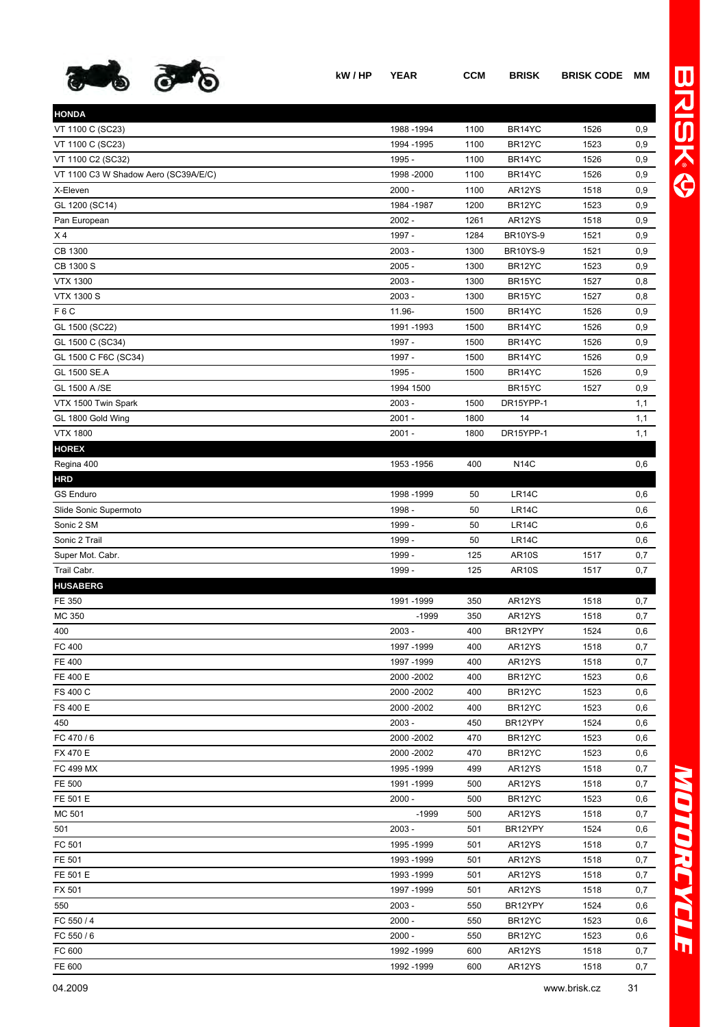| | kW / HP | YEAR | CCM | BRISK | BRISK CODE | MM |
|---|---|---|---|---|---|---|
| **HONDA** | | | | | | |
| VT 1100 C (SC23) | | 1988 -1994 | 1100 | BR14YC | 1526 | 0,9 |
| VT 1100 C (SC23) | | 1994 -1995 | 1100 | BR12YC | 1523 | 0,9 |
| VT 1100 C2 (SC32) | | 1995 - | 1100 | BR14YC | 1526 | 0,9 |
| VT 1100 C3 W Shadow Aero (SC39A/E/C) | | 1998 -2000 | 1100 | BR14YC | 1526 | 0,9 |
| X-Eleven | | 2000 - | 1100 | AR12YS | 1518 | 0,9 |
| GL 1200 (SC14) | | 1984 -1987 | 1200 | BR12YC | 1523 | 0,9 |
| Pan European | | 2002 - | 1261 | AR12YS | 1518 | 0,9 |
| X 4 | | 1997 - | 1284 | BR10YS-9 | 1521 | 0,9 |
| CB 1300 | | 2003 - | 1300 | BR10YS-9 | 1521 | 0,9 |
| CB 1300 S | | 2005 - | 1300 | BR12YC | 1523 | 0,9 |
| VTX 1300 | | 2003 - | 1300 | BR15YC | 1527 | 0,8 |
| VTX 1300 S | | 2003 - | 1300 | BR15YC | 1527 | 0,8 |
| F 6 C | | 11.96- | 1500 | BR14YC | 1526 | 0,9 |
| GL 1500 (SC22) | | 1991 -1993 | 1500 | BR14YC | 1526 | 0,9 |
| GL 1500 C (SC34) | | 1997 - | 1500 | BR14YC | 1526 | 0,9 |
| GL 1500 C F6C (SC34) | | 1997 - | 1500 | BR14YC | 1526 | 0,9 |
| GL 1500 SE.A | | 1995 - | 1500 | BR14YC | 1526 | 0,9 |
| GL 1500 A /SE | | 1994 1500 | | BR15YC | 1527 | 0,9 |
| VTX 1500 Twin Spark | | 2003 - | 1500 | DR15YPP-1 | | 1,1 |
| GL 1800 Gold Wing | | 2001 - | 1800 | 14 | | 1,1 |
| VTX 1800 | | 2001 - | 1800 | DR15YPP-1 | | 1,1 |
| **HOREX** | | | | | | |
| Regina 400 | | 1953 -1956 | 400 | N14C | | 0,6 |
| **HRD** | | | | | | |
| GS Enduro | | 1998 -1999 | 50 | LR14C | | 0,6 |
| Slide Sonic Supermoto | | 1998 - | 50 | LR14C | | 0,6 |
| Sonic 2 SM | | 1999 - | 50 | LR14C | | 0,6 |
| Sonic 2 Trail | | 1999 - | 50 | LR14C | | 0,6 |
| Super Mot. Cabr. | | 1999 - | 125 | AR10S | 1517 | 0,7 |
| Trail Cabr. | | 1999 - | 125 | AR10S | 1517 | 0,7 |
| **HUSABERG** | | | | | | |
| FE 350 | | 1991 -1999 | 350 | AR12YS | 1518 | 0,7 |
| MC 350 | | -1999 | 350 | AR12YS | 1518 | 0,7 |
| 400 | | 2003 - | 400 | BR12YPY | 1524 | 0,6 |
| FC 400 | | 1997 -1999 | 400 | AR12YS | 1518 | 0,7 |
| FE 400 | | 1997 -1999 | 400 | AR12YS | 1518 | 0,7 |
| FE 400 E | | 2000 -2002 | 400 | BR12YC | 1523 | 0,6 |
| FS 400 C | | 2000 -2002 | 400 | BR12YC | 1523 | 0,6 |
| FS 400 E | | 2000 -2002 | 400 | BR12YC | 1523 | 0,6 |
| 450 | | 2003 - | 450 | BR12YPY | 1524 | 0,6 |
| FC 470 / 6 | | 2000 -2002 | 470 | BR12YC | 1523 | 0,6 |
| FX 470 E | | 2000 -2002 | 470 | BR12YC | 1523 | 0,6 |
| FC 499 MX | | 1995 -1999 | 499 | AR12YS | 1518 | 0,7 |
| FE 500 | | 1991 -1999 | 500 | AR12YS | 1518 | 0,7 |
| FE 501 E | | 2000 - | 500 | BR12YC | 1523 | 0,6 |
| MC 501 | | -1999 | 500 | AR12YS | 1518 | 0,7 |
| 501 | | 2003 - | 501 | BR12YPY | 1524 | 0,6 |
| FC 501 | | 1995 -1999 | 501 | AR12YS | 1518 | 0,7 |
| FE 501 | | 1993 -1999 | 501 | AR12YS | 1518 | 0,7 |
| FE 501 E | | 1993 -1999 | 501 | AR12YS | 1518 | 0,7 |
| FX 501 | | 1997 -1999 | 501 | AR12YS | 1518 | 0,7 |
| 550 | | 2003 - | 550 | BR12YPY | 1524 | 0,6 |
| FC 550 / 4 | | 2000 - | 550 | BR12YC | 1523 | 0,6 |
| FC 550 / 6 | | 2000 - | 550 | BR12YC | 1523 | 0,6 |
| FC 600 | | 1992 -1999 | 600 | AR12YS | 1518 | 0,7 |
| FE 600 | | 1992 -1999 | 600 | AR12YS | 1518 | 0,7 |

04.2009 www.brisk.cz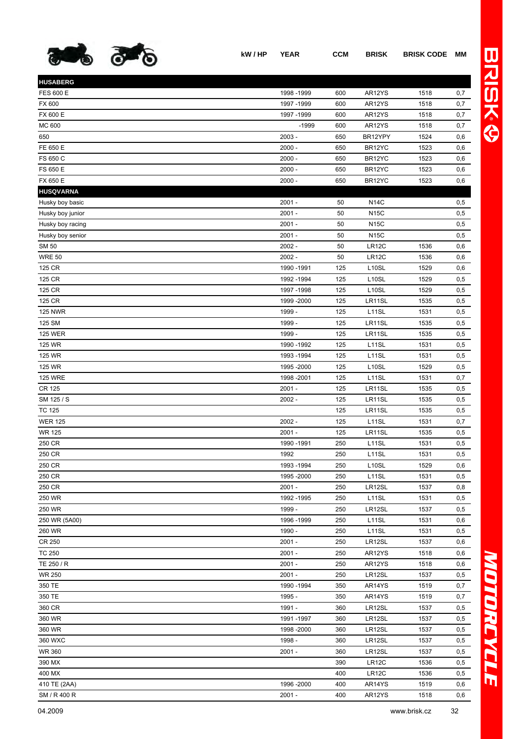| | kW / HP | YEAR | CCM | BRISK | BRISK CODE | MM |
|---|---|---|---|---|---|---|
| **HUSABERG** | | | | | | |
| FES 600 E | | 1998 -1999 | 600 | AR12YS | 1518 | 0,7 |
| FX 600 | | 1997 -1999 | 600 | AR12YS | 1518 | 0,7 |
| FX 600 E | | 1997 -1999 | 600 | AR12YS | 1518 | 0,7 |
| MC 600 | | -1999 | 600 | AR12YS | 1518 | 0,7 |
| 650 | | 2003 - | 650 | BR12YPY | 1524 | 0,6 |
| FE 650 E | | 2000 - | 650 | BR12YC | 1523 | 0,6 |
| FS 650 C | | 2000 - | 650 | BR12YC | 1523 | 0,6 |
| FS 650 E | | 2000 - | 650 | BR12YC | 1523 | 0,6 |
| FX 650 E | | 2000 - | 650 | BR12YC | 1523 | 0,6 |
| **HUSQVARNA** | | | | | | |
| Husky boy basic | | 2001 - | 50 | N14C | | 0,5 |
| Husky boy junior | | 2001 - | 50 | N15C | | 0,5 |
| Husky boy racing | | 2001 - | 50 | N15C | | 0,5 |
| Husky boy senior | | 2001 - | 50 | N15C | | 0,5 |
| SM 50 | | 2002 - | 50 | LR12C | 1536 | 0,6 |
| WRE 50 | | 2002 - | 50 | LR12C | 1536 | 0,6 |
| 125 CR | | 1990 -1991 | 125 | L10SL | 1529 | 0,6 |
| 125 CR | | 1992 -1994 | 125 | L10SL | 1529 | 0,5 |
| 125 CR | | 1997 -1998 | 125 | L10SL | 1529 | 0,5 |
| 125 CR | | 1999 -2000 | 125 | LR11SL | 1535 | 0,5 |
| 125 NWR | | 1999 - | 125 | L11SL | 1531 | 0,5 |
| 125 SM | | 1999 - | 125 | LR11SL | 1535 | 0,5 |
| 125 WER | | 1999 - | 125 | LR11SL | 1535 | 0,5 |
| 125 WR | | 1990 -1992 | 125 | L11SL | 1531 | 0,5 |
| 125 WR | | 1993 -1994 | 125 | L11SL | 1531 | 0,5 |
| 125 WR | | 1995 -2000 | 125 | L10SL | 1529 | 0,5 |
| 125 WRE | | 1998 -2001 | 125 | L11SL | 1531 | 0,7 |
| CR 125 | | 2001 - | 125 | LR11SL | 1535 | 0,5 |
| SM 125 / S | | 2002 - | 125 | LR11SL | 1535 | 0,5 |
| TC 125 | | | 125 | LR11SL | 1535 | 0,5 |
| WER 125 | | 2002 - | 125 | L11SL | 1531 | 0,7 |
| WR 125 | | 2001 - | 125 | LR11SL | 1535 | 0,5 |
| 250 CR | | 1990 -1991 | 250 | L11SL | 1531 | 0,5 |
| 250 CR | | 1992 | 250 | L11SL | 1531 | 0,5 |
| 250 CR | | 1993 -1994 | 250 | L10SL | 1529 | 0,6 |
| 250 CR | | 1995 -2000 | 250 | L11SL | 1531 | 0,5 |
| 250 CR | | 2001 - | 250 | LR12SL | 1537 | 0,8 |
| 250 WR | | 1992 -1995 | 250 | L11SL | 1531 | 0,5 |
| 250 WR | | 1999 - | 250 | LR12SL | 1537 | 0,5 |
| 250 WR (5A00) | | 1996 -1999 | 250 | L11SL | 1531 | 0,6 |
| 260 WR | | 1990 - | 250 | L11SL | 1531 | 0,5 |
| CR 250 | | 2001 - | 250 | LR12SL | 1537 | 0,6 |
| TC 250 | | 2001 - | 250 | AR12YS | 1518 | 0,6 |
| TE 250 / R | | 2001 - | 250 | AR12YS | 1518 | 0,6 |
| WR 250 | | 2001 - | 250 | LR12SL | 1537 | 0,5 |
| 350 TE | | 1990 -1994 | 350 | AR14YS | 1519 | 0,7 |
| 350 TE | | 1995 - | 350 | AR14YS | 1519 | 0,7 |
| 360 CR | | 1991 - | 360 | LR12SL | 1537 | 0,5 |
| 360 WR | | 1991 -1997 | 360 | LR12SL | 1537 | 0,5 |
| 360 WR | | 1998 -2000 | 360 | LR12SL | 1537 | 0,5 |
| 360 WXC | | 1998 - | 360 | LR12SL | 1537 | 0,5 |
| WR 360 | | 2001 - | 360 | LR12SL | 1537 | 0,5 |
| 390 MX | | | 390 | LR12C | 1536 | 0,5 |
| 400 MX | | | 400 | LR12C | 1536 | 0,5 |
| 410 TE (2AA) | | 1996 -2000 | 400 | AR14YS | 1519 | 0,6 |
| SM / R 400 R | | 2001 - | 400 | AR12YS | 1518 | 0,6 |

04.2009 www.brisk.cz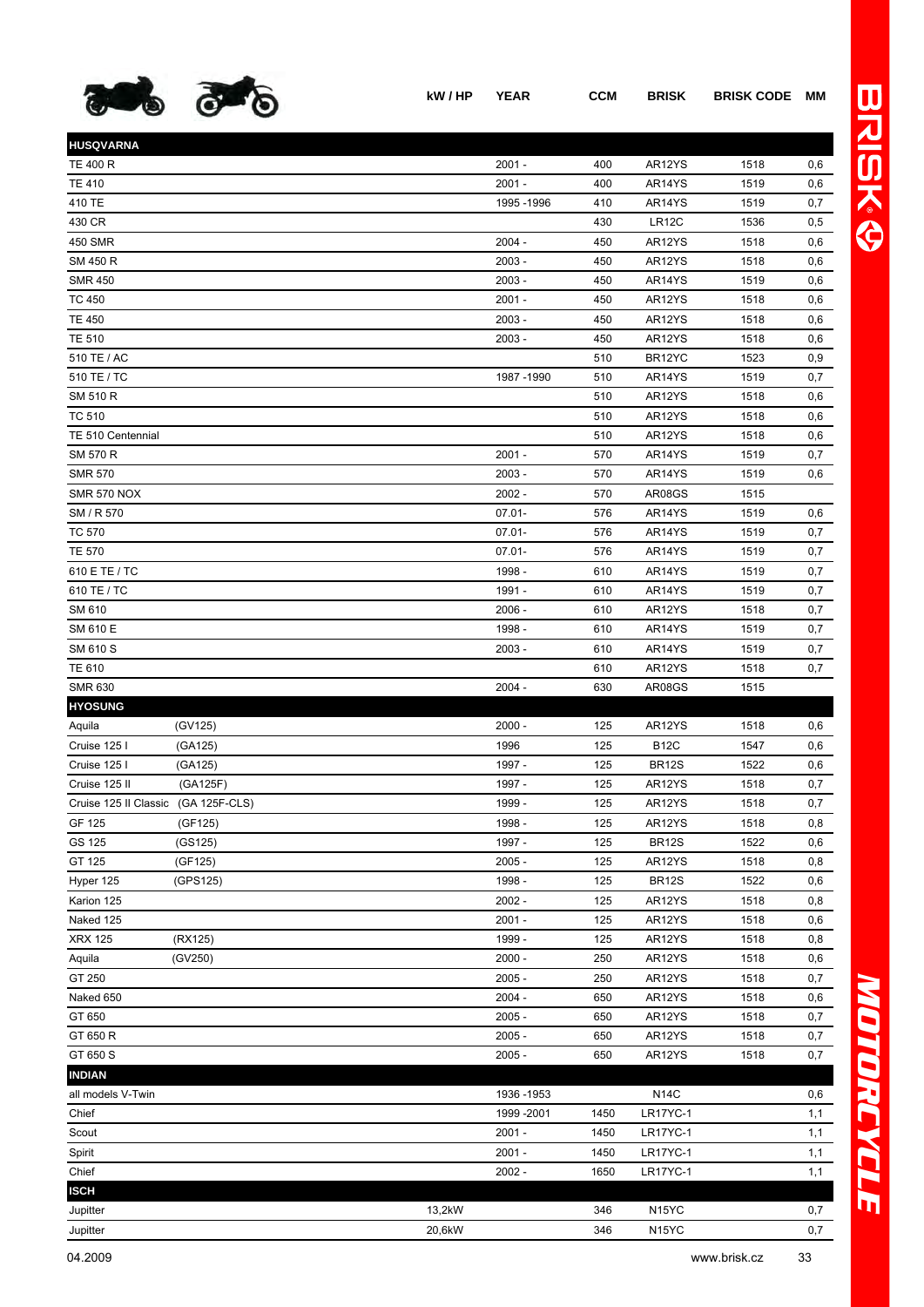| | | kW / HP | YEAR | CCM | BRISK | BRISK CODE | MM |
|---|---|---|---|---|---|---|---|
| **HUSQVARNA** | | | | | | | |
| TE 400 R | | | 2001 - | 400 | AR12YS | 1518 | 0,6 |
| TE 410 | | | 2001 - | 400 | AR14YS | 1519 | 0,6 |
| 410 TE | | | 1995 -1996 | 410 | AR14YS | 1519 | 0,7 |
| 430 CR | | | | 430 | LR12C | 1536 | 0,5 |
| 450 SMR | | | 2004 - | 450 | AR12YS | 1518 | 0,6 |
| SM 450 R | | | 2003 - | 450 | AR12YS | 1518 | 0,6 |
| SMR 450 | | | 2003 - | 450 | AR14YS | 1519 | 0,6 |
| TC 450 | | | 2001 - | 450 | AR12YS | 1518 | 0,6 |
| TE 450 | | | 2003 - | 450 | AR12YS | 1518 | 0,6 |
| TE 510 | | | 2003 - | 450 | AR12YS | 1518 | 0,6 |
| 510 TE / AC | | | | 510 | BR12YC | 1523 | 0,9 |
| 510 TE / TC | | | 1987 -1990 | 510 | AR14YS | 1519 | 0,7 |
| SM 510 R | | | | 510 | AR12YS | 1518 | 0,6 |
| TC 510 | | | | 510 | AR12YS | 1518 | 0,6 |
| TE 510 Centennial | | | | 510 | AR12YS | 1518 | 0,6 |
| SM 570 R | | | 2001 - | 570 | AR14YS | 1519 | 0,7 |
| SMR 570 | | | 2003 - | 570 | AR14YS | 1519 | 0,6 |
| SMR 570 NOX | | | 2002 - | 570 | AR08GS | 1515 | |
| SM / R 570 | | | 07.01- | 576 | AR14YS | 1519 | 0,6 |
| TC 570 | | | 07.01- | 576 | AR14YS | 1519 | 0,7 |
| TE 570 | | | 07.01- | 576 | AR14YS | 1519 | 0,7 |
| 610 E TE / TC | | | 1998 - | 610 | AR14YS | 1519 | 0,7 |
| 610 TE / TC | | | 1991 - | 610 | AR14YS | 1519 | 0,7 |
| SM 610 | | | 2006 - | 610 | AR12YS | 1518 | 0,7 |
| SM 610 E | | | 1998 - | 610 | AR14YS | 1519 | 0,7 |
| SM 610 S | | | 2003 - | 610 | AR14YS | 1519 | 0,7 |
| TE 610 | | | | 610 | AR12YS | 1518 | 0,7 |
| SMR 630 | | | 2004 - | 630 | AR08GS | 1515 | |
| **HYOSUNG** | | | | | | | |
| Aquila | (GV125) | | 2000 - | 125 | AR12YS | 1518 | 0,6 |
| Cruise 125 I | (GA125) | | 1996 | 125 | B12C | 1547 | 0,6 |
| Cruise 125 I | (GA125) | | 1997 - | 125 | BR12S | 1522 | 0,6 |
| Cruise 125 II | (GA125F) | | 1997 - | 125 | AR12YS | 1518 | 0,7 |
| Cruise 125 II Classic | (GA 125F-CLS) | | 1999 - | 125 | AR12YS | 1518 | 0,7 |
| GF 125 | (GF125) | | 1998 - | 125 | AR12YS | 1518 | 0,8 |
| GS 125 | (GS125) | | 1997 - | 125 | BR12S | 1522 | 0,6 |
| GT 125 | (GF125) | | 2005 - | 125 | AR12YS | 1518 | 0,8 |
| Hyper 125 | (GPS125) | | 1998 - | 125 | BR12S | 1522 | 0,6 |
| Karion 125 | | | 2002 - | 125 | AR12YS | 1518 | 0,8 |
| Naked 125 | | | 2001 - | 125 | AR12YS | 1518 | 0,6 |
| XRX 125 | (RX125) | | 1999 - | 125 | AR12YS | 1518 | 0,8 |
| Aquila | (GV250) | | 2000 - | 250 | AR12YS | 1518 | 0,6 |
| GT 250 | | | 2005 - | 250 | AR12YS | 1518 | 0,7 |
| Naked 650 | | | 2004 - | 650 | AR12YS | 1518 | 0,6 |
| GT 650 | | | 2005 - | 650 | AR12YS | 1518 | 0,7 |
| GT 650 R | | | 2005 - | 650 | AR12YS | 1518 | 0,7 |
| GT 650 S | | | 2005 - | 650 | AR12YS | 1518 | 0,7 |
| **INDIAN** | | | | | | | |
| all models V-Twin | | | 1936 -1953 | | N14C | | 0,6 |
| Chief | | | 1999 -2001 | 1450 | LR17YC-1 | | 1,1 |
| Scout | | | 2001 - | 1450 | LR17YC-1 | | 1,1 |
| Spirit | | | 2001 - | 1450 | LR17YC-1 | | 1,1 |
| Chief | | | 2002 - | 1650 | LR17YC-1 | | 1,1 |
| **ISCH** | | | | | | | |
| Jupitter | | 13,2kW | | 346 | N15YC | | 0,7 |
| Jupitter | | 20,6kW | | 346 | N15YC | | 0,7 |

04.2009 www.brisk.cz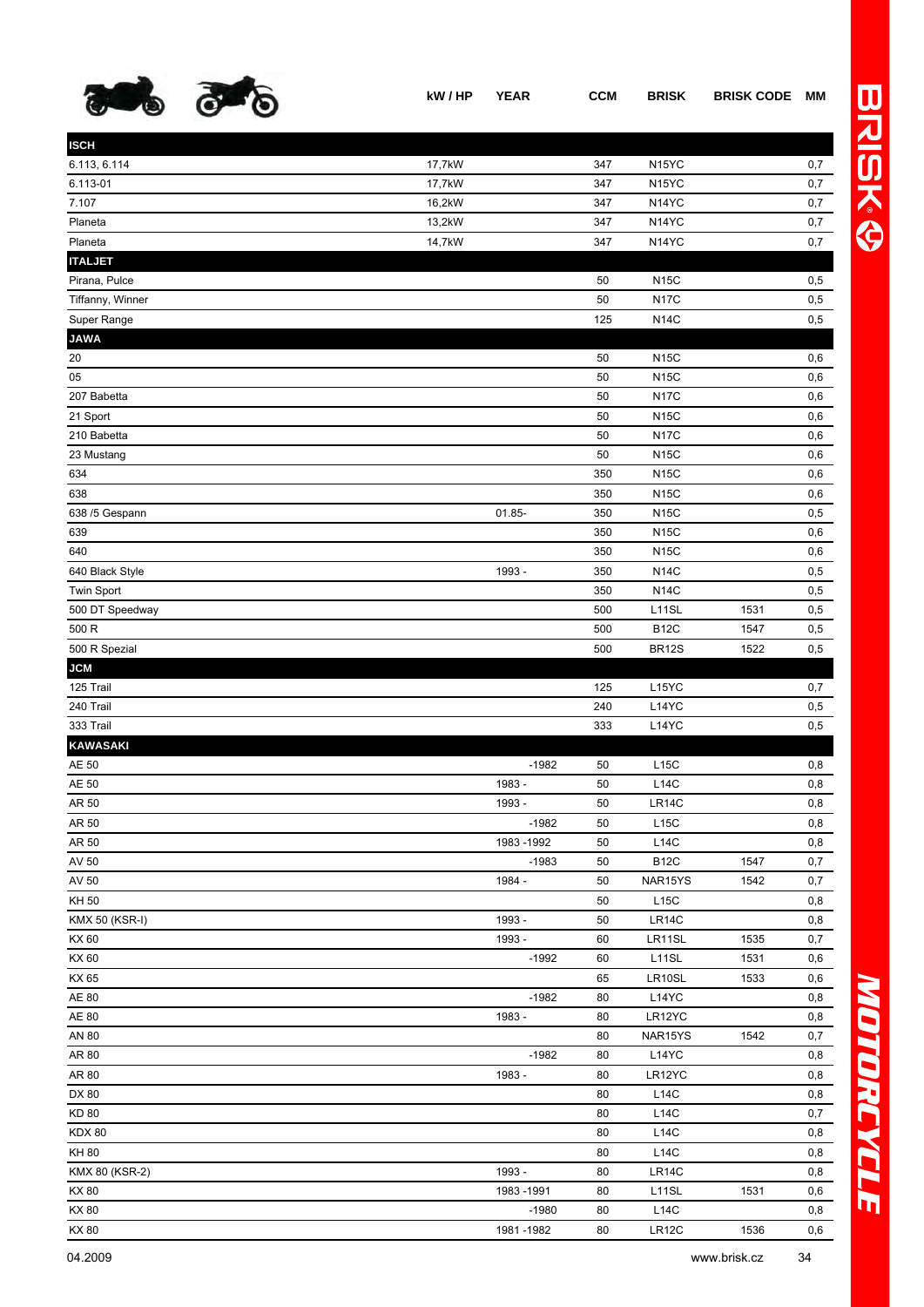| | kW / HP | YEAR | CCM | BRISK | BRISK CODE | MM |
|---|---|---|---|---|---|---|
| **ISCH** | | | | | | |
| 6.113, 6.114 | 17,7kW | | 347 | N15YC | | 0,7 |
| 6.113-01 | 17,7kW | | 347 | N15YC | | 0,7 |
| 7.107 | 16,2kW | | 347 | N14YC | | 0,7 |
| Planeta | 13,2kW | | 347 | N14YC | | 0,7 |
| Planeta | 14,7kW | | 347 | N14YC | | 0,7 |
| **ITALJET** | | | | | | |
| Pirana, Pulce | | | 50 | N15C | | 0,5 |
| Tiffanny, Winner | | | 50 | N17C | | 0,5 |
| Super Range | | | 125 | N14C | | 0,5 |
| **JAWA** | | | | | | |
| 20 | | | 50 | N15C | | 0,6 |
| 05 | | | 50 | N15C | | 0,6 |
| 207 Babetta | | | 50 | N17C | | 0,6 |
| 21 Sport | | | 50 | N15C | | 0,6 |
| 210 Babetta | | | 50 | N17C | | 0,6 |
| 23 Mustang | | | 50 | N15C | | 0,6 |
| 634 | | | 350 | N15C | | 0,6 |
| 638 | | | 350 | N15C | | 0,6 |
| 638 /5 Gespann | | 01.85- | 350 | N15C | | 0,5 |
| 639 | | | 350 | N15C | | 0,6 |
| 640 | | | 350 | N15C | | 0,6 |
| 640 Black Style | | 1993 - | 350 | N14C | | 0,5 |
| Twin Sport | | | 350 | N14C | | 0,5 |
| 500 DT Speedway | | | 500 | L11SL | 1531 | 0,5 |
| 500 R | | | 500 | B12C | 1547 | 0,5 |
| 500 R Spezial | | | 500 | BR12S | 1522 | 0,5 |
| **JCM** | | | | | | |
| 125 Trail | | | 125 | L15YC | | 0,7 |
| 240 Trail | | | 240 | L14YC | | 0,5 |
| 333 Trail | | | 333 | L14YC | | 0,5 |
| **KAWASAKI** | | | | | | |
| AE 50 | | -1982 | 50 | L15C | | 0,8 |
| AE 50 | | 1983 - | 50 | L14C | | 0,8 |
| AR 50 | | 1993 - | 50 | LR14C | | 0,8 |
| AR 50 | | -1982 | 50 | L15C | | 0,8 |
| AR 50 | | 1983 -1992 | 50 | L14C | | 0,8 |
| AV 50 | | -1983 | 50 | B12C | 1547 | 0,7 |
| AV 50 | | 1984 - | 50 | NAR15YS | 1542 | 0,7 |
| KH 50 | | | 50 | L15C | | 0,8 |
| KMX 50 (KSR-I) | | 1993 - | 50 | LR14C | | 0,8 |
| KX 60 | | 1993 - | 60 | LR11SL | 1535 | 0,7 |
| KX 60 | | -1992 | 60 | L11SL | 1531 | 0,6 |
| KX 65 | | | 65 | LR10SL | 1533 | 0,6 |
| AE 80 | | -1982 | 80 | L14YC | | 0,8 |
| AE 80 | | 1983 - | 80 | LR12YC | | 0,8 |
| AN 80 | | | 80 | NAR15YS | 1542 | 0,7 |
| AR 80 | | -1982 | 80 | L14YC | | 0,8 |
| AR 80 | | 1983 - | 80 | LR12YC | | 0,8 |
| DX 80 | | | 80 | L14C | | 0,8 |
| KD 80 | | | 80 | L14C | | 0,7 |
| KDX 80 | | | 80 | L14C | | 0,8 |
| KH 80 | | | 80 | L14C | | 0,8 |
| KMX 80 (KSR-2) | | 1993 - | 80 | LR14C | | 0,8 |
| KX 80 | | 1983 -1991 | 80 | L11SL | 1531 | 0,6 |
| KX 80 | | -1980 | 80 | L14C | | 0,8 |
| KX 80 | | 1981 -1982 | 80 | LR12C | 1536 | 0,6 |

04.2009 www.brisk.cz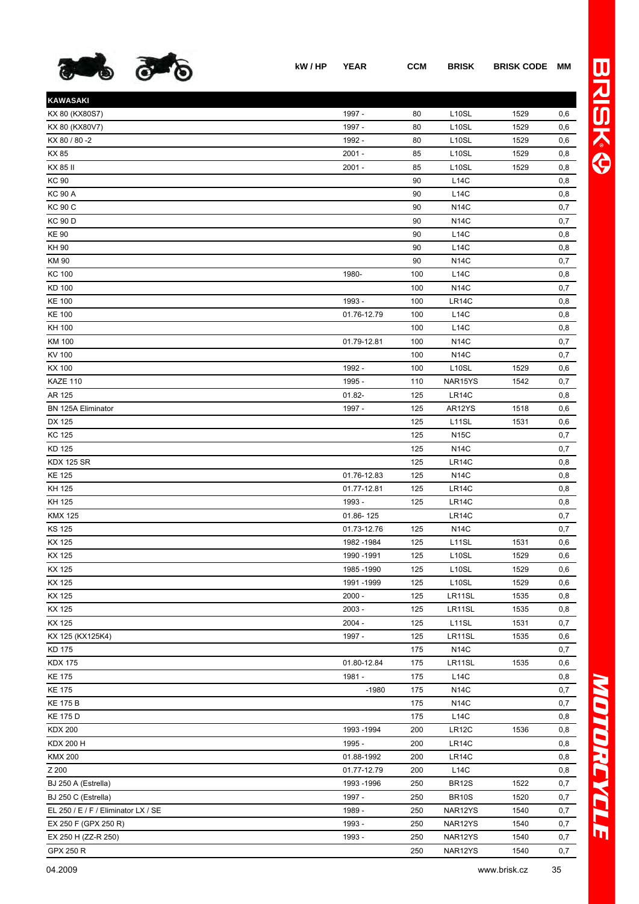| | kW / HP | YEAR | CCM | BRISK | BRISK CODE | MM |
|---|---|---|---|---|---|---|
| **KAWASAKI** | | | | | | |
| KX 80 (KX80S7) | | 1997 - | 80 | L10SL | 1529 | 0,6 |
| KX 80 (KX80V7) | | 1997 - | 80 | L10SL | 1529 | 0,6 |
| KX 80 / 80 -2 | | 1992 - | 80 | L10SL | 1529 | 0,6 |
| KX 85 | | 2001 - | 85 | L10SL | 1529 | 0,8 |
| KX 85 II | | 2001 - | 85 | L10SL | 1529 | 0,8 |
| KC 90 | | | 90 | L14C | | 0,8 |
| KC 90 A | | | 90 | L14C | | 0,8 |
| KC 90 C | | | 90 | N14C | | 0,7 |
| KC 90 D | | | 90 | N14C | | 0,7 |
| KE 90 | | | 90 | L14C | | 0,8 |
| KH 90 | | | 90 | L14C | | 0,8 |
| KM 90 | | | 90 | N14C | | 0,7 |
| KC 100 | | 1980- | 100 | L14C | | 0,8 |
| KD 100 | | | 100 | N14C | | 0,7 |
| KE 100 | | 1993 - | 100 | LR14C | | 0,8 |
| KE 100 | | 01.76-12.79 | 100 | L14C | | 0,8 |
| KH 100 | | | 100 | L14C | | 0,8 |
| KM 100 | | 01.79-12.81 | 100 | N14C | | 0,7 |
| KV 100 | | | 100 | N14C | | 0,7 |
| KX 100 | | 1992 - | 100 | L10SL | 1529 | 0,6 |
| KAZE 110 | | 1995 - | 110 | NAR15YS | 1542 | 0,7 |
| AR 125 | | 01.82- | 125 | LR14C | | 0,8 |
| BN 125A Eliminator | | 1997 - | 125 | AR12YS | 1518 | 0,6 |
| DX 125 | | | 125 | L11SL | 1531 | 0,6 |
| KC 125 | | | 125 | N15C | | 0,7 |
| KD 125 | | | 125 | N14C | | 0,7 |
| KDX 125 SR | | | 125 | LR14C | | 0,8 |
| KE 125 | | 01.76-12.83 | 125 | N14C | | 0,8 |
| KH 125 | | 01.77-12.81 | 125 | LR14C | | 0,8 |
| KH 125 | | 1993 - | 125 | LR14C | | 0,8 |
| KMX 125 | | 01.86- 125 | | LR14C | | 0,7 |
| KS 125 | | 01.73-12.76 | 125 | N14C | | 0,7 |
| KX 125 | | 1982 -1984 | 125 | L11SL | 1531 | 0,6 |
| KX 125 | | 1990 -1991 | 125 | L10SL | 1529 | 0,6 |
| KX 125 | | 1985 -1990 | 125 | L10SL | 1529 | 0,6 |
| KX 125 | | 1991 -1999 | 125 | L10SL | 1529 | 0,6 |
| KX 125 | | 2000 - | 125 | LR11SL | 1535 | 0,8 |
| KX 125 | | 2003 - | 125 | LR11SL | 1535 | 0,8 |
| KX 125 | | 2004 - | 125 | L11SL | 1531 | 0,7 |
| KX 125 (KX125K4) | | 1997 - | 125 | LR11SL | 1535 | 0,6 |
| KD 175 | | | 175 | N14C | | 0,7 |
| KDX 175 | | 01.80-12.84 | 175 | LR11SL | 1535 | 0,6 |
| KE 175 | | 1981 - | 175 | L14C | | 0,8 |
| KE 175 | | -1980 | 175 | N14C | | 0,7 |
| KE 175 B | | | 175 | N14C | | 0,7 |
| KE 175 D | | | 175 | L14C | | 0,8 |
| KDX 200 | | 1993 -1994 | 200 | LR12C | 1536 | 0,8 |
| KDX 200 H | | 1995 - | 200 | LR14C | | 0,8 |
| KMX 200 | | 01.88-1992 | 200 | LR14C | | 0,8 |
| Z 200 | | 01.77-12.79 | 200 | L14C | | 0,8 |
| BJ 250 A (Estrella) | | 1993 -1996 | 250 | BR12S | 1522 | 0,7 |
| BJ 250 C (Estrella) | | 1997 - | 250 | BR10S | 1520 | 0,7 |
| EL 250 / E / F / Eliminator LX / SE | | 1989 - | 250 | NAR12YS | 1540 | 0,7 |
| EX 250 F (GPX 250 R) | | 1993 - | 250 | NAR12YS | 1540 | 0,7 |
| EX 250 H (ZZ-R 250) | | 1993 - | 250 | NAR12YS | 1540 | 0,7 |
| GPX 250 R | | | 250 | NAR12YS | 1540 | 0,7 |

04.2009 www.brisk.cz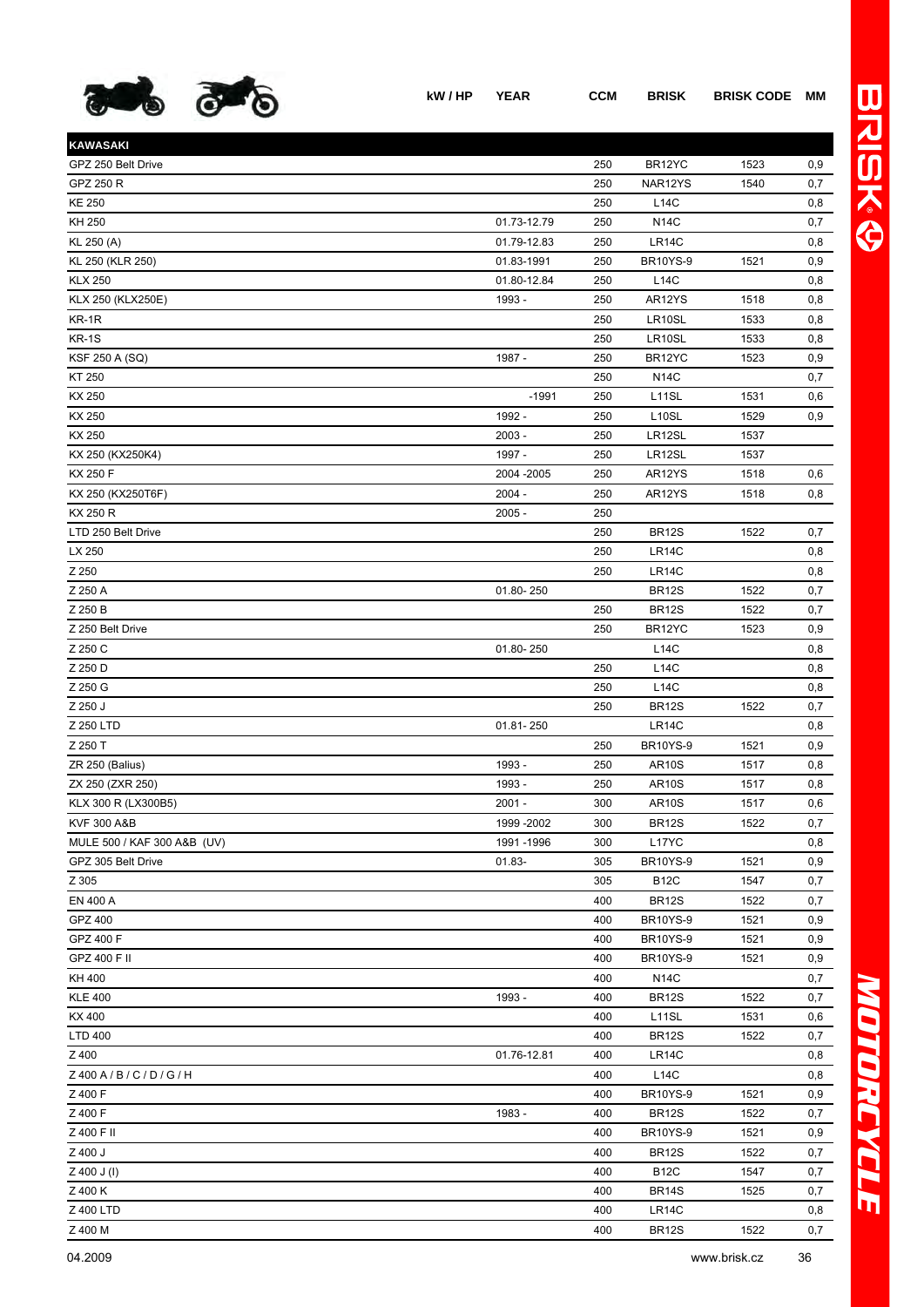| | kW / HP | YEAR | CCM | BRISK | BRISK CODE | MM |
|---|---|---|---|---|---|---|
| **KAWASAKI** | | | | | | |
| GPZ 250 Belt Drive | | | 250 | BR12YC | 1523 | 0,9 |
| GPZ 250 R | | | 250 | NAR12YS | 1540 | 0,7 |
| KE 250 | | | 250 | L14C | | 0,8 |
| KH 250 | | 01.73-12.79 | 250 | N14C | | 0,7 |
| KL 250 (A) | | 01.79-12.83 | 250 | LR14C | | 0,8 |
| KL 250 (KLR 250) | | 01.83-1991 | 250 | BR10YS-9 | 1521 | 0,9 |
| KLX 250 | | 01.80-12.84 | 250 | L14C | | 0,8 |
| KLX 250 (KLX250E) | | 1993 - | 250 | AR12YS | 1518 | 0,8 |
| KR-1R | | | 250 | LR10SL | 1533 | 0,8 |
| KR-1S | | | 250 | LR10SL | 1533 | 0,8 |
| KSF 250 A (SQ) | | 1987 - | 250 | BR12YC | 1523 | 0,9 |
| KT 250 | | | 250 | N14C | | 0,7 |
| KX 250 | | -1991 | 250 | L11SL | 1531 | 0,6 |
| KX 250 | | 1992 - | 250 | L10SL | 1529 | 0,9 |
| KX 250 | | 2003 - | 250 | LR12SL | 1537 | |
| KX 250 (KX250K4) | | 1997 - | 250 | LR12SL | 1537 | |
| KX 250 F | | 2004 -2005 | 250 | AR12YS | 1518 | 0,6 |
| KX 250 (KX250T6F) | | 2004 - | 250 | AR12YS | 1518 | 0,8 |
| KX 250 R | | 2005 - | 250 | | | |
| LTD 250 Belt Drive | | | 250 | BR12S | 1522 | 0,7 |
| LX 250 | | | 250 | LR14C | | 0,8 |
| Z 250 | | | 250 | LR14C | | 0,8 |
| Z 250 A | | 01.80- 250 | | BR12S | 1522 | 0,7 |
| Z 250 B | | | 250 | BR12S | 1522 | 0,7 |
| Z 250 Belt Drive | | | 250 | BR12YC | 1523 | 0,9 |
| Z 250 C | | 01.80- 250 | | L14C | | 0,8 |
| Z 250 D | | | 250 | L14C | | 0,8 |
| Z 250 G | | | 250 | L14C | | 0,8 |
| Z 250 J | | | 250 | BR12S | 1522 | 0,7 |
| Z 250 LTD | | 01.81- 250 | | LR14C | | 0,8 |
| Z 250 T | | | 250 | BR10YS-9 | 1521 | 0,9 |
| ZR 250 (Balius) | | 1993 - | 250 | AR10S | 1517 | 0,8 |
| ZX 250 (ZXR 250) | | 1993 - | 250 | AR10S | 1517 | 0,8 |
| KLX 300 R (LX300B5) | | 2001 - | 300 | AR10S | 1517 | 0,6 |
| KVF 300 A&B | | 1999 -2002 | 300 | BR12S | 1522 | 0,7 |
| MULE 500 / KAF 300 A&B (UV) | | 1991 -1996 | 300 | L17YC | | 0,8 |
| GPZ 305 Belt Drive | | 01.83- | 305 | BR10YS-9 | 1521 | 0,9 |
| Z 305 | | | 305 | B12C | 1547 | 0,7 |
| EN 400 A | | | 400 | BR12S | 1522 | 0,7 |
| GPZ 400 | | | 400 | BR10YS-9 | 1521 | 0,9 |
| GPZ 400 F | | | 400 | BR10YS-9 | 1521 | 0,9 |
| GPZ 400 F II | | | 400 | BR10YS-9 | 1521 | 0,9 |
| KH 400 | | | 400 | N14C | | 0,7 |
| KLE 400 | | 1993 - | 400 | BR12S | 1522 | 0,7 |
| KX 400 | | | 400 | L11SL | 1531 | 0,6 |
| LTD 400 | | | 400 | BR12S | 1522 | 0,7 |
| Z 400 | | 01.76-12.81 | 400 | LR14C | | 0,8 |
| Z 400 A / B / C / D / G / H | | | 400 | L14C | | 0,8 |
| Z 400 F | | | 400 | BR10YS-9 | 1521 | 0,9 |
| Z 400 F | | 1983 - | 400 | BR12S | 1522 | 0,7 |
| Z 400 F II | | | 400 | BR10YS-9 | 1521 | 0,9 |
| Z 400 J | | | 400 | BR12S | 1522 | 0,7 |
| Z 400 J (I) | | | 400 | B12C | 1547 | 0,7 |
| Z 400 K | | | 400 | BR14S | 1525 | 0,7 |
| Z 400 LTD | | | 400 | LR14C | | 0,8 |
| Z 400 M | | | 400 | BR12S | 1522 | 0,7 |

04.2009 www.brisk.cz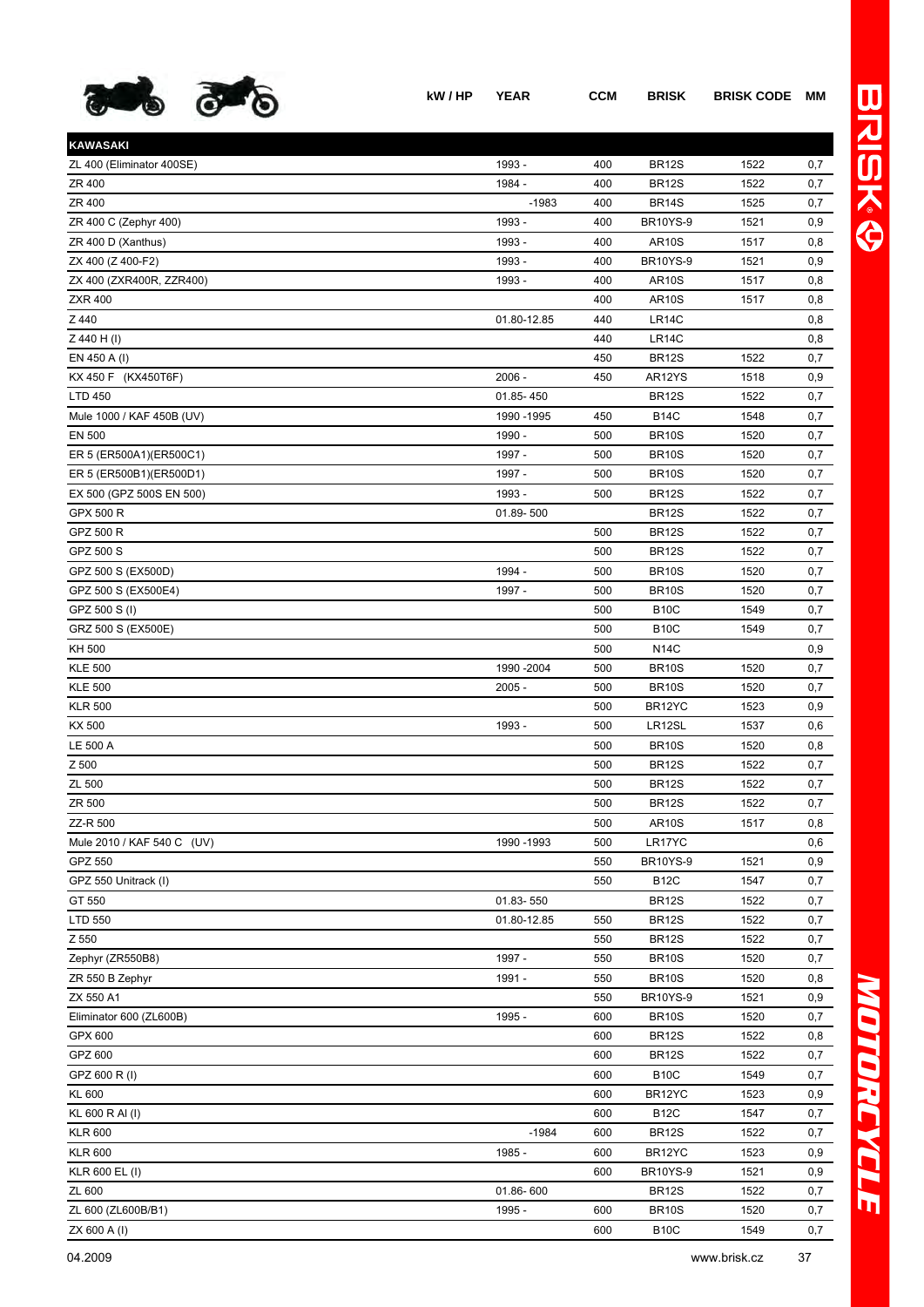| | kW / HP | YEAR | CCM | BRISK | BRISK CODE | MM |
|---|---|---|---|---|---|---|
| **KAWASAKI** | | | | | | |
| ZL 400 (Eliminator 400SE) | | 1993 - | 400 | BR12S | 1522 | 0,7 |
| ZR 400 | | 1984 - | 400 | BR12S | 1522 | 0,7 |
| ZR 400 | | -1983 | 400 | BR14S | 1525 | 0,7 |
| ZR 400 C (Zephyr 400) | | 1993 - | 400 | BR10YS-9 | 1521 | 0,9 |
| ZR 400 D (Xanthus) | | 1993 - | 400 | AR10S | 1517 | 0,8 |
| ZX 400 (Z 400-F2) | | 1993 - | 400 | BR10YS-9 | 1521 | 0,9 |
| ZX 400 (ZXR400R, ZZR400) | | 1993 - | 400 | AR10S | 1517 | 0,8 |
| ZXR 400 | | | 400 | AR10S | 1517 | 0,8 |
| Z 440 | | 01.80-12.85 | 440 | LR14C | | 0,8 |
| Z 440 H (I) | | | 440 | LR14C | | 0,8 |
| EN 450 A (I) | | | 450 | BR12S | 1522 | 0,7 |
| KX 450 F (KX450T6F) | | 2006 - | 450 | AR12YS | 1518 | 0,9 |
| LTD 450 | | 01.85- 450 | | BR12S | 1522 | 0,7 |
| Mule 1000 / KAF 450B (UV) | | 1990 -1995 | 450 | B14C | 1548 | 0,7 |
| EN 500 | | 1990 - | 500 | BR10S | 1520 | 0,7 |
| ER 5 (ER500A1)(ER500C1) | | 1997 - | 500 | BR10S | 1520 | 0,7 |
| ER 5 (ER500B1)(ER500D1) | | 1997 - | 500 | BR10S | 1520 | 0,7 |
| EX 500 (GPZ 500S EN 500) | | 1993 - | 500 | BR12S | 1522 | 0,7 |
| GPX 500 R | | 01.89- 500 | | BR12S | 1522 | 0,7 |
| GPZ 500 R | | | 500 | BR12S | 1522 | 0,7 |
| GPZ 500 S | | | 500 | BR12S | 1522 | 0,7 |
| GPZ 500 S (EX500D) | | 1994 - | 500 | BR10S | 1520 | 0,7 |
| GPZ 500 S (EX500E4) | | 1997 - | 500 | BR10S | 1520 | 0,7 |
| GPZ 500 S (I) | | | 500 | B10C | 1549 | 0,7 |
| GRZ 500 S (EX500E) | | | 500 | B10C | 1549 | 0,7 |
| KH 500 | | | 500 | N14C | | 0,9 |
| KLE 500 | | 1990 -2004 | 500 | BR10S | 1520 | 0,7 |
| KLE 500 | | 2005 - | 500 | BR10S | 1520 | 0,7 |
| KLR 500 | | | 500 | BR12YC | 1523 | 0,9 |
| KX 500 | | 1993 - | 500 | LR12SL | 1537 | 0,6 |
| LE 500 A | | | 500 | BR10S | 1520 | 0,8 |
| Z 500 | | | 500 | BR12S | 1522 | 0,7 |
| ZL 500 | | | 500 | BR12S | 1522 | 0,7 |
| ZR 500 | | | 500 | BR12S | 1522 | 0,7 |
| ZZ-R 500 | | | 500 | AR10S | 1517 | 0,8 |
| Mule 2010 / KAF 540 C (UV) | | 1990 -1993 | 500 | LR17YC | | 0,6 |
| GPZ 550 | | | 550 | BR10YS-9 | 1521 | 0,9 |
| GPZ 550 Unitrack (I) | | | 550 | B12C | 1547 | 0,7 |
| GT 550 | | 01.83- 550 | | BR12S | 1522 | 0,7 |
| LTD 550 | | 01.80-12.85 | 550 | BR12S | 1522 | 0,7 |
| Z 550 | | | 550 | BR12S | 1522 | 0,7 |
| Zephyr (ZR550B8) | | 1997 - | 550 | BR10S | 1520 | 0,7 |
| ZR 550 B Zephyr | | 1991 - | 550 | BR10S | 1520 | 0,8 |
| ZX 550 A1 | | | 550 | BR10YS-9 | 1521 | 0,9 |
| Eliminator 600 (ZL600B) | | 1995 - | 600 | BR10S | 1520 | 0,7 |
| GPX 600 | | | 600 | BR12S | 1522 | 0,8 |
| GPZ 600 | | | 600 | BR12S | 1522 | 0,7 |
| GPZ 600 R (I) | | | 600 | B10C | 1549 | 0,7 |
| KL 600 | | | 600 | BR12YC | 1523 | 0,9 |
| KL 600 R AI (I) | | | 600 | B12C | 1547 | 0,7 |
| KLR 600 | | -1984 | 600 | BR12S | 1522 | 0,7 |
| KLR 600 | | 1985 - | 600 | BR12YC | 1523 | 0,9 |
| KLR 600 EL (I) | | | 600 | BR10YS-9 | 1521 | 0,9 |
| ZL 600 | | 01.86- 600 | | BR12S | 1522 | 0,7 |
| ZL 600 (ZL600B/B1) | | 1995 - | 600 | BR10S | 1520 | 0,7 |
| ZX 600 A (I) | | | 600 | B10C | 1549 | 0,7 |

04.2009

www.brisk.cz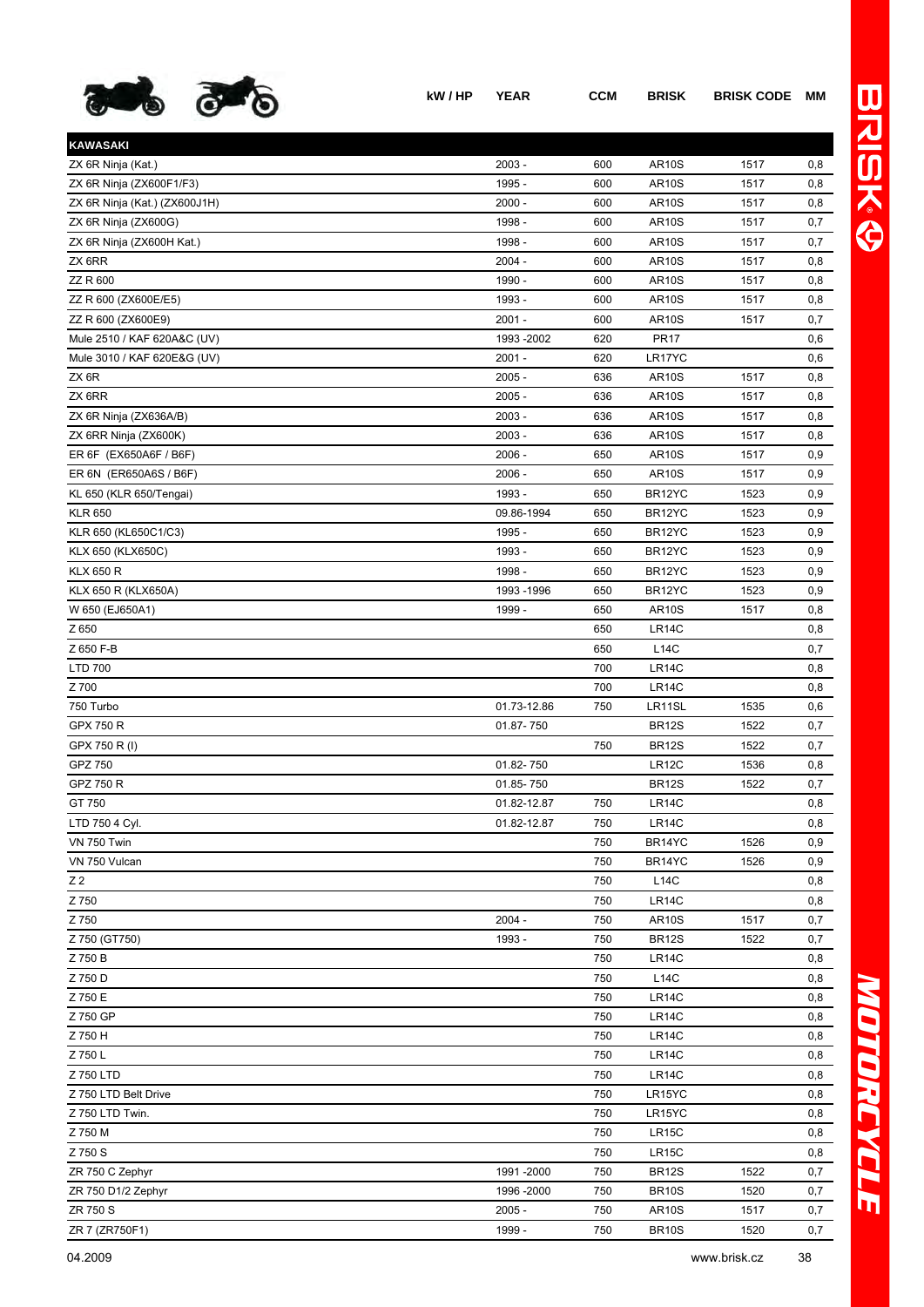| | kW / HP | YEAR | CCM | BRISK | BRISK CODE | MM |
|---|---|---|---|---|---|---|
| **KAWASAKI** | | | | | | |
| ZX 6R Ninja (Kat.) | | 2003 - | 600 | AR10S | 1517 | 0,8 |
| ZX 6R Ninja (ZX600F1/F3) | | 1995 - | 600 | AR10S | 1517 | 0,8 |
| ZX 6R Ninja (Kat.) (ZX600J1H) | | 2000 - | 600 | AR10S | 1517 | 0,8 |
| ZX 6R Ninja (ZX600G) | | 1998 - | 600 | AR10S | 1517 | 0,7 |
| ZX 6R Ninja (ZX600H Kat.) | | 1998 - | 600 | AR10S | 1517 | 0,7 |
| ZX 6RR | | 2004 - | 600 | AR10S | 1517 | 0,8 |
| ZZ R 600 | | 1990 - | 600 | AR10S | 1517 | 0,8 |
| ZZ R 600 (ZX600E/E5) | | 1993 - | 600 | AR10S | 1517 | 0,8 |
| ZZ R 600 (ZX600E9) | | 2001 - | 600 | AR10S | 1517 | 0,7 |
| Mule 2510 / KAF 620A&C (UV) | | 1993 -2002 | 620 | PR17 | | 0,6 |
| Mule 3010 / KAF 620E&G (UV) | | 2001 - | 620 | LR17YC | | 0,6 |
| ZX 6R | | 2005 - | 636 | AR10S | 1517 | 0,8 |
| ZX 6RR | | 2005 - | 636 | AR10S | 1517 | 0,8 |
| ZX 6R Ninja (ZX636A/B) | | 2003 - | 636 | AR10S | 1517 | 0,8 |
| ZX 6RR Ninja (ZX600K) | | 2003 - | 636 | AR10S | 1517 | 0,8 |
| ER 6F (EX650A6F / B6F) | | 2006 - | 650 | AR10S | 1517 | 0,9 |
| ER 6N (ER650A6S / B6F) | | 2006 - | 650 | AR10S | 1517 | 0,9 |
| KL 650 (KLR 650/Tengai) | | 1993 - | 650 | BR12YC | 1523 | 0,9 |
| KLR 650 | | 09.86-1994 | 650 | BR12YC | 1523 | 0,9 |
| KLR 650 (KL650C1/C3) | | 1995 - | 650 | BR12YC | 1523 | 0,9 |
| KLX 650 (KLX650C) | | 1993 - | 650 | BR12YC | 1523 | 0,9 |
| KLX 650 R | | 1998 - | 650 | BR12YC | 1523 | 0,9 |
| KLX 650 R (KLX650A) | | 1993 -1996 | 650 | BR12YC | 1523 | 0,9 |
| W 650 (EJ650A1) | | 1999 - | 650 | AR10S | 1517 | 0,8 |
| Z 650 | | | 650 | LR14C | | 0,8 |
| Z 650 F-B | | | 650 | L14C | | 0,7 |
| LTD 700 | | | 700 | LR14C | | 0,8 |
| Z 700 | | | 700 | LR14C | | 0,8 |
| 750 Turbo | | 01.73-12.86 | 750 | LR11SL | 1535 | 0,6 |
| GPX 750 R | | 01.87- 750 | | BR12S | 1522 | 0,7 |
| GPX 750 R (I) | | | 750 | BR12S | 1522 | 0,7 |
| GPZ 750 | | 01.82- 750 | | LR12C | 1536 | 0,8 |
| GPZ 750 R | | 01.85- 750 | | BR12S | 1522 | 0,7 |
| GT 750 | | 01.82-12.87 | 750 | LR14C | | 0,8 |
| LTD 750 4 Cyl. | | 01.82-12.87 | 750 | LR14C | | 0,8 |
| VN 750 Twin | | | 750 | BR14YC | 1526 | 0,9 |
| VN 750 Vulcan | | | 750 | BR14YC | 1526 | 0,9 |
| Z 2 | | | 750 | L14C | | 0,8 |
| Z 750 | | | 750 | LR14C | | 0,8 |
| Z 750 | | 2004 - | 750 | AR10S | 1517 | 0,7 |
| Z 750 (GT750) | | 1993 - | 750 | BR12S | 1522 | 0,7 |
| Z 750 B | | | 750 | LR14C | | 0,8 |
| Z 750 D | | | 750 | L14C | | 0,8 |
| Z 750 E | | | 750 | LR14C | | 0,8 |
| Z 750 GP | | | 750 | LR14C | | 0,8 |
| Z 750 H | | | 750 | LR14C | | 0,8 |
| Z 750 L | | | 750 | LR14C | | 0,8 |
| Z 750 LTD | | | 750 | LR14C | | 0,8 |
| Z 750 LTD Belt Drive | | | 750 | LR15YC | | 0,8 |
| Z 750 LTD Twin. | | | 750 | LR15YC | | 0,8 |
| Z 750 M | | | 750 | LR15C | | 0,8 |
| Z 750 S | | | 750 | LR15C | | 0,8 |
| ZR 750 C Zephyr | | 1991 -2000 | 750 | BR12S | 1522 | 0,7 |
| ZR 750 D1/2 Zephyr | | 1996 -2000 | 750 | BR10S | 1520 | 0,7 |
| ZR 750 S | | 2005 - | 750 | AR10S | 1517 | 0,7 |
| ZR 7 (ZR750F1) | | 1999 - | 750 | BR10S | 1520 | 0,7 |

04.2009 www.brisk.cz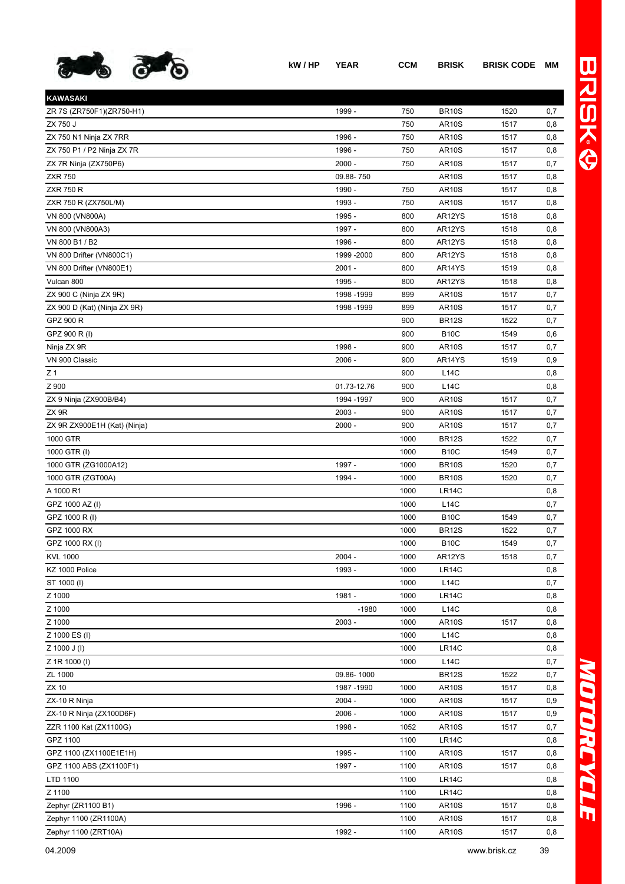| | kW / HP | YEAR | CCM | BRISK | BRISK CODE | MM |
|---|---|---|---|---|---|---|
| **KAWASAKI** | | | | | | |
| ZR 7S (ZR750F1)(ZR750-H1) | | 1999 - | 750 | BR10S | 1520 | 0,7 |
| ZX 750 J | | | 750 | AR10S | 1517 | 0,8 |
| ZX 750 N1 Ninja ZX 7RR | | 1996 - | 750 | AR10S | 1517 | 0,8 |
| ZX 750 P1 / P2 Ninja ZX 7R | | 1996 - | 750 | AR10S | 1517 | 0,8 |
| ZX 7R Ninja (ZX750P6) | | 2000 - | 750 | AR10S | 1517 | 0,7 |
| ZXR 750 | | 09.88- 750 | | AR10S | 1517 | 0,8 |
| ZXR 750 R | | 1990 - | 750 | AR10S | 1517 | 0,8 |
| ZXR 750 R (ZX750L/M) | | 1993 - | 750 | AR10S | 1517 | 0,8 |
| VN 800 (VN800A) | | 1995 - | 800 | AR12YS | 1518 | 0,8 |
| VN 800 (VN800A3) | | 1997 - | 800 | AR12YS | 1518 | 0,8 |
| VN 800 B1 / B2 | | 1996 - | 800 | AR12YS | 1518 | 0,8 |
| VN 800 Drifter (VN800C1) | | 1999 -2000 | 800 | AR12YS | 1518 | 0,8 |
| VN 800 Drifter (VN800E1) | | 2001 - | 800 | AR14YS | 1519 | 0,8 |
| Vulcan 800 | | 1995 - | 800 | AR12YS | 1518 | 0,8 |
| ZX 900 C (Ninja ZX 9R) | | 1998 -1999 | 899 | AR10S | 1517 | 0,7 |
| ZX 900 D (Kat) (Ninja ZX 9R) | | 1998 -1999 | 899 | AR10S | 1517 | 0,7 |
| GPZ 900 R | | | 900 | BR12S | 1522 | 0,7 |
| GPZ 900 R (I) | | | 900 | B10C | 1549 | 0,6 |
| Ninja ZX 9R | | 1998 - | 900 | AR10S | 1517 | 0,7 |
| VN 900 Classic | | 2006 - | 900 | AR14YS | 1519 | 0,9 |
| Z 1 | | | 900 | L14C | | 0,8 |
| Z 900 | | 01.73-12.76 | 900 | L14C | | 0,8 |
| ZX 9 Ninja (ZX900B/B4) | | 1994 -1997 | 900 | AR10S | 1517 | 0,7 |
| ZX 9R | | 2003 - | 900 | AR10S | 1517 | 0,7 |
| ZX 9R ZX900E1H (Kat) (Ninja) | | 2000 - | 900 | AR10S | 1517 | 0,7 |
| 1000 GTR | | | 1000 | BR12S | 1522 | 0,7 |
| 1000 GTR (I) | | | 1000 | B10C | 1549 | 0,7 |
| 1000 GTR (ZG1000A12) | | 1997 - | 1000 | BR10S | 1520 | 0,7 |
| 1000 GTR (ZGT00A) | | 1994 - | 1000 | BR10S | 1520 | 0,7 |
| A 1000 R1 | | | 1000 | LR14C | | 0,8 |
| GPZ 1000 AZ (I) | | | 1000 | L14C | | 0,7 |
| GPZ 1000 R (I) | | | 1000 | B10C | 1549 | 0,7 |
| GPZ 1000 RX | | | 1000 | BR12S | 1522 | 0,7 |
| GPZ 1000 RX (I) | | | 1000 | B10C | 1549 | 0,7 |
| KVL 1000 | | 2004 - | 1000 | AR12YS | 1518 | 0,7 |
| KZ 1000 Police | | 1993 - | 1000 | LR14C | | 0,8 |
| ST 1000 (I) | | | 1000 | L14C | | 0,7 |
| Z 1000 | | 1981 - | 1000 | LR14C | | 0,8 |
| Z 1000 | | -1980 | 1000 | L14C | | 0,8 |
| Z 1000 | | 2003 - | 1000 | AR10S | 1517 | 0,8 |
| Z 1000 ES (I) | | | 1000 | L14C | | 0,8 |
| Z 1000 J (I) | | | 1000 | LR14C | | 0,8 |
| Z 1R 1000 (I) | | | 1000 | L14C | | 0,7 |
| ZL 1000 | | 09.86- 1000 | | BR12S | 1522 | 0,7 |
| ZX 10 | | 1987 -1990 | 1000 | AR10S | 1517 | 0,8 |
| ZX-10 R Ninja | | 2004 - | 1000 | AR10S | 1517 | 0,9 |
| ZX-10 R Ninja (ZX100D6F) | | 2006 - | 1000 | AR10S | 1517 | 0,9 |
| ZZR 1100 Kat (ZX1100G) | | 1998 - | 1052 | AR10S | 1517 | 0,7 |
| GPZ 1100 | | | 1100 | LR14C | | 0,8 |
| GPZ 1100 (ZX1100E1E1H) | | 1995 - | 1100 | AR10S | 1517 | 0,8 |
| GPZ 1100 ABS (ZX1100F1) | | 1997 - | 1100 | AR10S | 1517 | 0,8 |
| LTD 1100 | | | 1100 | LR14C | | 0,8 |
| Z 1100 | | | 1100 | LR14C | | 0,8 |
| Zephyr (ZR1100 B1) | | 1996 - | 1100 | AR10S | 1517 | 0,8 |
| Zephyr 1100 (ZR1100A) | | | 1100 | AR10S | 1517 | 0,8 |
| Zephyr 1100 (ZRT10A) | | 1992 - | 1100 | AR10S | 1517 | 0,8 |

04.2009 www.brisk.cz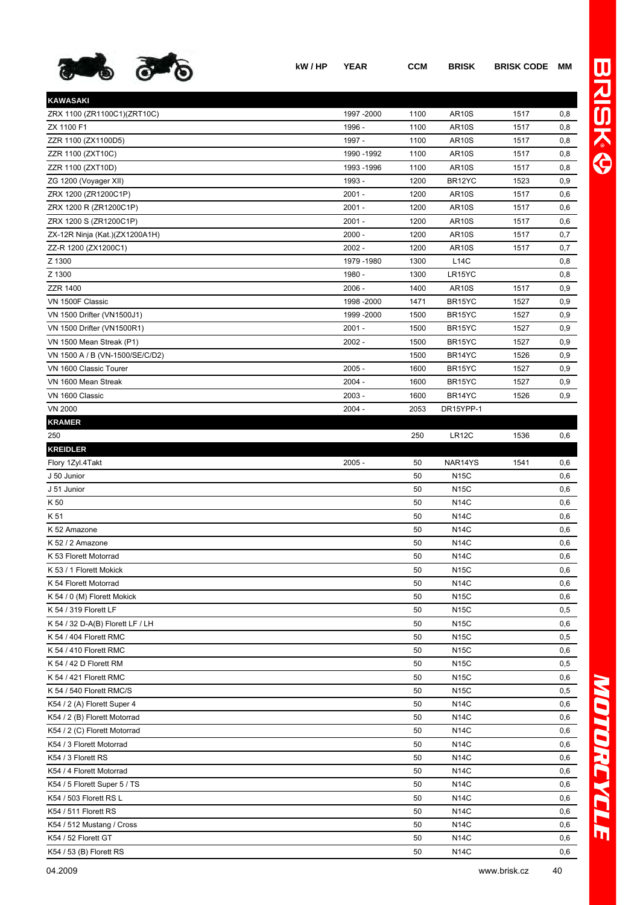| | kW / HP | YEAR | CCM | BRISK | BRISK CODE | MM |
|---|---|---|---|---|---|---|
| **KAWASAKI** | | | | | | |
| ZRX 1100 (ZR1100C1)(ZRT10C) | | 1997 -2000 | 1100 | AR10S | 1517 | 0,8 |
| ZX 1100 F1 | | 1996 - | 1100 | AR10S | 1517 | 0,8 |
| ZZR 1100 (ZX1100D5) | | 1997 - | 1100 | AR10S | 1517 | 0,8 |
| ZZR 1100 (ZXT10C) | | 1990 -1992 | 1100 | AR10S | 1517 | 0,8 |
| ZZR 1100 (ZXT10D) | | 1993 -1996 | 1100 | AR10S | 1517 | 0,8 |
| ZG 1200 (Voyager XII) | | 1993 - | 1200 | BR12YC | 1523 | 0,9 |
| ZRX 1200 (ZR1200C1P) | | 2001 - | 1200 | AR10S | 1517 | 0,6 |
| ZRX 1200 R (ZR1200C1P) | | 2001 - | 1200 | AR10S | 1517 | 0,6 |
| ZRX 1200 S (ZR1200C1P) | | 2001 - | 1200 | AR10S | 1517 | 0,6 |
| ZX-12R Ninja (Kat.)(ZX1200A1H) | | 2000 - | 1200 | AR10S | 1517 | 0,7 |
| ZZ-R 1200 (ZX1200C1) | | 2002 - | 1200 | AR10S | 1517 | 0,7 |
| Z 1300 | | 1979 -1980 | 1300 | L14C | | 0,8 |
| Z 1300 | | 1980 - | 1300 | LR15YC | | 0,8 |
| ZZR 1400 | | 2006 - | 1400 | AR10S | 1517 | 0,9 |
| VN 1500F Classic | | 1998 -2000 | 1471 | BR15YC | 1527 | 0,9 |
| VN 1500 Drifter (VN1500J1) | | 1999 -2000 | 1500 | BR15YC | 1527 | 0,9 |
| VN 1500 Drifter (VN1500R1) | | 2001 - | 1500 | BR15YC | 1527 | 0,9 |
| VN 1500 Mean Streak (P1) | | 2002 - | 1500 | BR15YC | 1527 | 0,9 |
| VN 1500 A / B (VN-1500/SE/C/D2) | | | 1500 | BR14YC | 1526 | 0,9 |
| VN 1600 Classic Tourer | | 2005 - | 1600 | BR15YC | 1527 | 0,9 |
| VN 1600 Mean Streak | | 2004 - | 1600 | BR15YC | 1527 | 0,9 |
| VN 1600 Classic | | 2003 - | 1600 | BR14YC | 1526 | 0,9 |
| VN 2000 | | 2004 - | 2053 | DR15YPP-1 | | |
| **KRAMER** | | | | | | |
| 250 | | | 250 | LR12C | 1536 | 0,6 |
| **KREIDLER** | | | | | | |
| Flory 1Zyl.4Takt | | 2005 - | 50 | NAR14YS | 1541 | 0,6 |
| J 50 Junior | | | 50 | N15C | | 0,6 |
| J 51 Junior | | | 50 | N15C | | 0,6 |
| K 50 | | | 50 | N14C | | 0,6 |
| K 51 | | | 50 | N14C | | 0,6 |
| K 52 Amazone | | | 50 | N14C | | 0,6 |
| K 52 / 2 Amazone | | | 50 | N14C | | 0,6 |
| K 53 Florett Motorrad | | | 50 | N14C | | 0,6 |
| K 53 / 1 Florett Mokick | | | 50 | N15C | | 0,6 |
| K 54 Florett Motorrad | | | 50 | N14C | | 0,6 |
| K 54 / 0 (M) Florett Mokick | | | 50 | N15C | | 0,6 |
| K 54 / 319 Florett LF | | | 50 | N15C | | 0,5 |
| K 54 / 32 D-A(B) Florett LF / LH | | | 50 | N15C | | 0,6 |
| K 54 / 404 Florett RMC | | | 50 | N15C | | 0,5 |
| K 54 / 410 Florett RMC | | | 50 | N15C | | 0,6 |
| K 54 / 42 D Florett RM | | | 50 | N15C | | 0,5 |
| K 54 / 421 Florett RMC | | | 50 | N15C | | 0,6 |
| K 54 / 540 Florett RMC/S | | | 50 | N15C | | 0,5 |
| K54 / 2 (A) Florett Super 4 | | | 50 | N14C | | 0,6 |
| K54 / 2 (B) Florett Motorrad | | | 50 | N14C | | 0,6 |
| K54 / 2 (C) Florett Motorrad | | | 50 | N14C | | 0,6 |
| K54 / 3 Florett Motorrad | | | 50 | N14C | | 0,6 |
| K54 / 3 Florett RS | | | 50 | N14C | | 0,6 |
| K54 / 4 Florett Motorrad | | | 50 | N14C | | 0,6 |
| K54 / 5 Florett Super 5 / TS | | | 50 | N14C | | 0,6 |
| K54 / 503 Florett RS L | | | 50 | N14C | | 0,6 |
| K54 / 511 Florett RS | | | 50 | N14C | | 0,6 |
| K54 / 512 Mustang / Cross | | | 50 | N14C | | 0,6 |
| K54 / 52 Florett GT | | | 50 | N14C | | 0,6 |
| K54 / 53 (B) Florett RS | | | 50 | N14C | | 0,6 |

04.2009 www.brisk.cz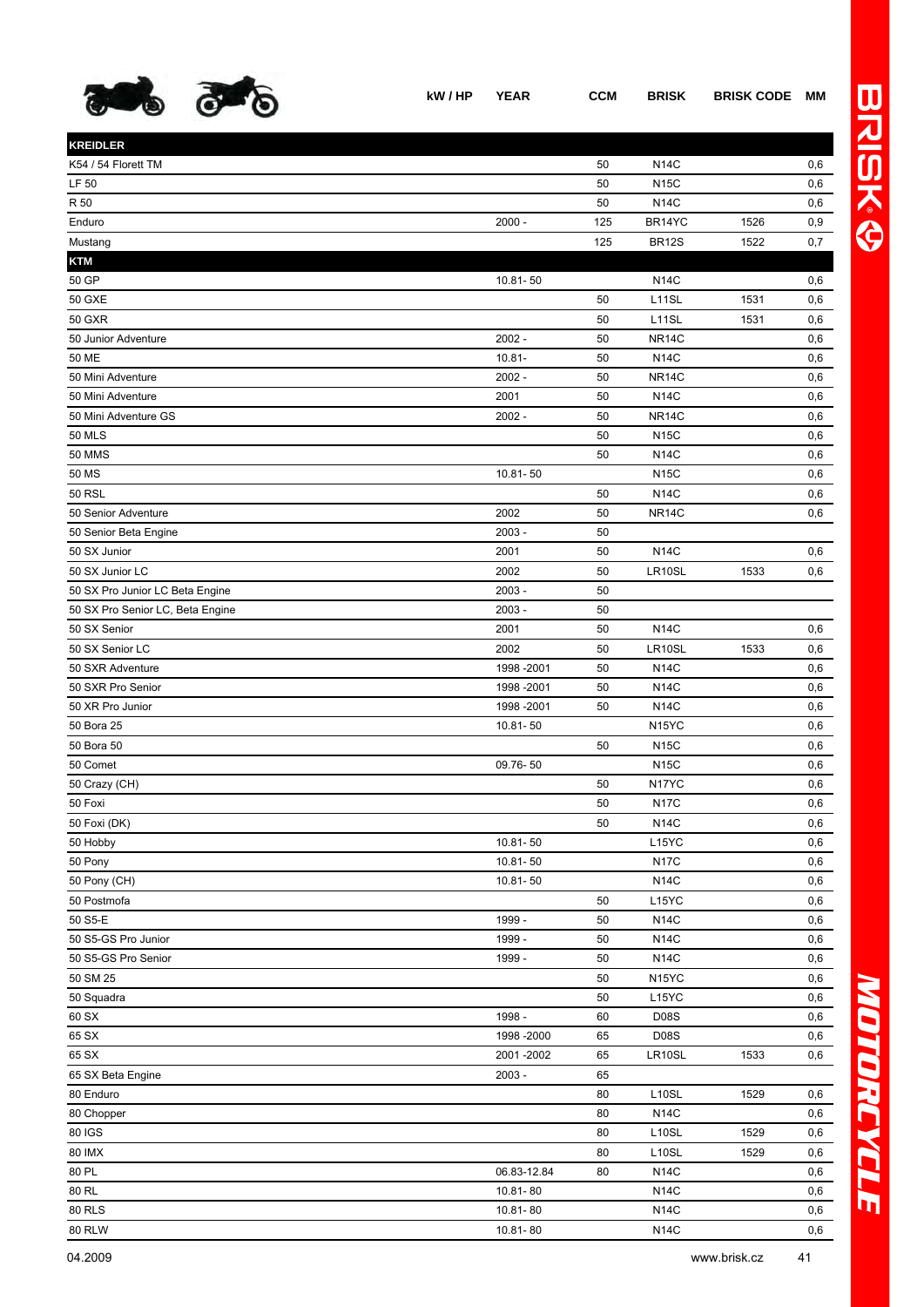| | kW / HP | YEAR | CCM | BRISK | BRISK CODE | MM |
|---|---|---|---|---|---|---|
| **KREIDLER** | | | | | | |
| K54 / 54 Florett TM | | | 50 | N14C | | 0,6 |
| LF 50 | | | 50 | N15C | | 0,6 |
| R 50 | | | 50 | N14C | | 0,6 |
| Enduro | | 2000 - | 125 | BR14YC | 1526 | 0,9 |
| Mustang | | | 125 | BR12S | 1522 | 0,7 |
| **KTM** | | | | | | |
| 50 GP | | 10.81- 50 | | N14C | | 0,6 |
| 50 GXE | | | 50 | L11SL | 1531 | 0,6 |
| 50 GXR | | | 50 | L11SL | 1531 | 0,6 |
| 50 Junior Adventure | | 2002 - | 50 | NR14C | | 0,6 |
| 50 ME | | 10.81- | 50 | N14C | | 0,6 |
| 50 Mini Adventure | | 2002 - | 50 | NR14C | | 0,6 |
| 50 Mini Adventure | | 2001 | 50 | N14C | | 0,6 |
| 50 Mini Adventure GS | | 2002 - | 50 | NR14C | | 0,6 |
| 50 MLS | | | 50 | N15C | | 0,6 |
| 50 MMS | | | 50 | N14C | | 0,6 |
| 50 MS | | 10.81- 50 | | N15C | | 0,6 |
| 50 RSL | | | 50 | N14C | | 0,6 |
| 50 Senior Adventure | | 2002 | 50 | NR14C | | 0,6 |
| 50 Senior Beta Engine | | 2003 - | 50 | | | |
| 50 SX Junior | | 2001 | 50 | N14C | | 0,6 |
| 50 SX Junior LC | | 2002 | 50 | LR10SL | 1533 | 0,6 |
| 50 SX Pro Junior LC Beta Engine | | 2003 - | 50 | | | |
| 50 SX Pro Senior LC, Beta Engine | | 2003 - | 50 | | | |
| 50 SX Senior | | 2001 | 50 | N14C | | 0,6 |
| 50 SX Senior LC | | 2002 | 50 | LR10SL | 1533 | 0,6 |
| 50 SXR Adventure | | 1998 -2001 | 50 | N14C | | 0,6 |
| 50 SXR Pro Senior | | 1998 -2001 | 50 | N14C | | 0,6 |
| 50 XR Pro Junior | | 1998 -2001 | 50 | N14C | | 0,6 |
| 50 Bora 25 | | 10.81- 50 | | N15YC | | 0,6 |
| 50 Bora 50 | | | 50 | N15C | | 0,6 |
| 50 Comet | | 09.76- 50 | | N15C | | 0,6 |
| 50 Crazy (CH) | | | 50 | N17YC | | 0,6 |
| 50 Foxi | | | 50 | N17C | | 0,6 |
| 50 Foxi (DK) | | | 50 | N14C | | 0,6 |
| 50 Hobby | | 10.81- 50 | | L15YC | | 0,6 |
| 50 Pony | | 10.81- 50 | | N17C | | 0,6 |
| 50 Pony (CH) | | 10.81- 50 | | N14C | | 0,6 |
| 50 Postmofa | | | 50 | L15YC | | 0,6 |
| 50 S5-E | | 1999 - | 50 | N14C | | 0,6 |
| 50 S5-GS Pro Junior | | 1999 - | 50 | N14C | | 0,6 |
| 50 S5-GS Pro Senior | | 1999 - | 50 | N14C | | 0,6 |
| 50 SM 25 | | | 50 | N15YC | | 0,6 |
| 50 Squadra | | | 50 | L15YC | | 0,6 |
| 60 SX | | 1998 - | 60 | D08S | | 0,6 |
| 65 SX | | 1998 -2000 | 65 | D08S | | 0,6 |
| 65 SX | | 2001 -2002 | 65 | LR10SL | 1533 | 0,6 |
| 65 SX Beta Engine | | 2003 - | 65 | | | |
| 80 Enduro | | | 80 | L10SL | 1529 | 0,6 |
| 80 Chopper | | | 80 | N14C | | 0,6 |
| 80 IGS | | | 80 | L10SL | 1529 | 0,6 |
| 80 IMX | | | 80 | L10SL | 1529 | 0,6 |
| 80 PL | | 06.83-12.84 | 80 | N14C | | 0,6 |
| 80 RL | | 10.81- 80 | | N14C | | 0,6 |
| 80 RLS | | 10.81- 80 | | N14C | | 0,6 |
| 80 RLW | | 10.81- 80 | | N14C | | 0,6 |

04.2009 www.brisk.cz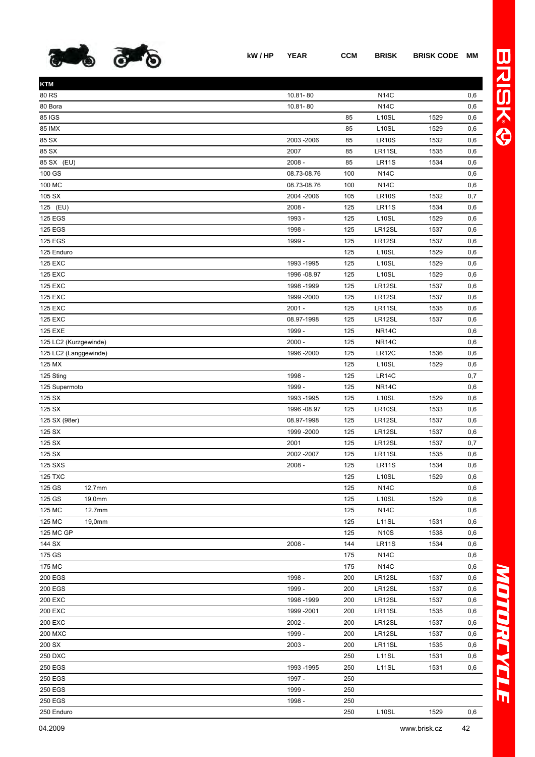| | kW / HP | YEAR | CCM | BRISK | BRISK CODE | MM |
|---|---|---|---|---|---|---|
| **KTM** | | | | | | |
| 80 RS | | 10.81- 80 | | N14C | | 0,6 |
| 80 Bora | | 10.81- 80 | | N14C | | 0,6 |
| 85 IGS | | | 85 | L10SL | 1529 | 0,6 |
| 85 IMX | | | 85 | L10SL | 1529 | 0,6 |
| 85 SX | | 2003 -2006 | 85 | LR10S | 1532 | 0,6 |
| 85 SX | | 2007 | 85 | LR11SL | 1535 | 0,6 |
| 85 SX (EU) | | 2008 - | 85 | LR11S | 1534 | 0,6 |
| 100 GS | | 08.73-08.76 | 100 | N14C | | 0,6 |
| 100 MC | | 08.73-08.76 | 100 | N14C | | 0,6 |
| 105 SX | | 2004 -2006 | 105 | LR10S | 1532 | 0,7 |
| 125 (EU) | | 2008 - | 125 | LR11S | 1534 | 0,6 |
| 125 EGS | | 1993 - | 125 | L10SL | 1529 | 0,6 |
| 125 EGS | | 1998 - | 125 | LR12SL | 1537 | 0,6 |
| 125 EGS | | 1999 - | 125 | LR12SL | 1537 | 0,6 |
| 125 Enduro | | | 125 | L10SL | 1529 | 0,6 |
| 125 EXC | | 1993 -1995 | 125 | L10SL | 1529 | 0,6 |
| 125 EXC | | 1996 -08.97 | 125 | L10SL | 1529 | 0,6 |
| 125 EXC | | 1998 -1999 | 125 | LR12SL | 1537 | 0,6 |
| 125 EXC | | 1999 -2000 | 125 | LR12SL | 1537 | 0,6 |
| 125 EXC | | 2001 - | 125 | LR11SL | 1535 | 0,6 |
| 125 EXC | | 08.97-1998 | 125 | LR12SL | 1537 | 0,6 |
| 125 EXE | | 1999 - | 125 | NR14C | | 0,6 |
| 125 LC2 (Kurzgewinde) | | 2000 - | 125 | NR14C | | 0,6 |
| 125 LC2 (Langgewinde) | | 1996 -2000 | 125 | LR12C | 1536 | 0,6 |
| 125 MX | | | 125 | L10SL | 1529 | 0,6 |
| 125 Sting | | 1998 - | 125 | LR14C | | 0,7 |
| 125 Supermoto | | 1999 - | 125 | NR14C | | 0,6 |
| 125 SX | | 1993 -1995 | 125 | L10SL | 1529 | 0,6 |
| 125 SX | | 1996 -08.97 | 125 | LR10SL | 1533 | 0,6 |
| 125 SX (98er) | | 08.97-1998 | 125 | LR12SL | 1537 | 0,6 |
| 125 SX | | 1999 -2000 | 125 | LR12SL | 1537 | 0,6 |
| 125 SX | | 2001 | 125 | LR12SL | 1537 | 0,7 |
| 125 SX | | 2002 -2007 | 125 | LR11SL | 1535 | 0,6 |
| 125 SXS | | 2008 - | 125 | LR11S | 1534 | 0,6 |
| 125 TXC | | | 125 | L10SL | 1529 | 0,6 |
| 125 GS 12,7mm | | | 125 | N14C | | 0,6 |
| 125 GS 19,0mm | | | 125 | L10SL | 1529 | 0,6 |
| 125 MC 12.7mm | | | 125 | N14C | | 0,6 |
| 125 MC 19,0mm | | | 125 | L11SL | 1531 | 0,6 |
| 125 MC GP | | | 125 | N10S | 1538 | 0,6 |
| 144 SX | | 2008 - | 144 | LR11S | 1534 | 0,6 |
| 175 GS | | | 175 | N14C | | 0,6 |
| 175 MC | | | 175 | N14C | | 0,6 |
| 200 EGS | | 1998 - | 200 | LR12SL | 1537 | 0,6 |
| 200 EGS | | 1999 - | 200 | LR12SL | 1537 | 0,6 |
| 200 EXC | | 1998 -1999 | 200 | LR12SL | 1537 | 0,6 |
| 200 EXC | | 1999 -2001 | 200 | LR11SL | 1535 | 0,6 |
| 200 EXC | | 2002 - | 200 | LR12SL | 1537 | 0,6 |
| 200 MXC | | 1999 - | 200 | LR12SL | 1537 | 0,6 |
| 200 SX | | 2003 - | 200 | LR11SL | 1535 | 0,6 |
| 250 DXC | | | 250 | L11SL | 1531 | 0,6 |
| 250 EGS | | 1993 -1995 | 250 | L11SL | 1531 | 0,6 |
| 250 EGS | | 1997 - | 250 | | | |
| 250 EGS | | 1999 - | 250 | | | |
| 250 EGS | | 1998 - | 250 | | | |
| 250 Enduro | | | 250 | L10SL | 1529 | 0,6 |

04.2009 www.brisk.cz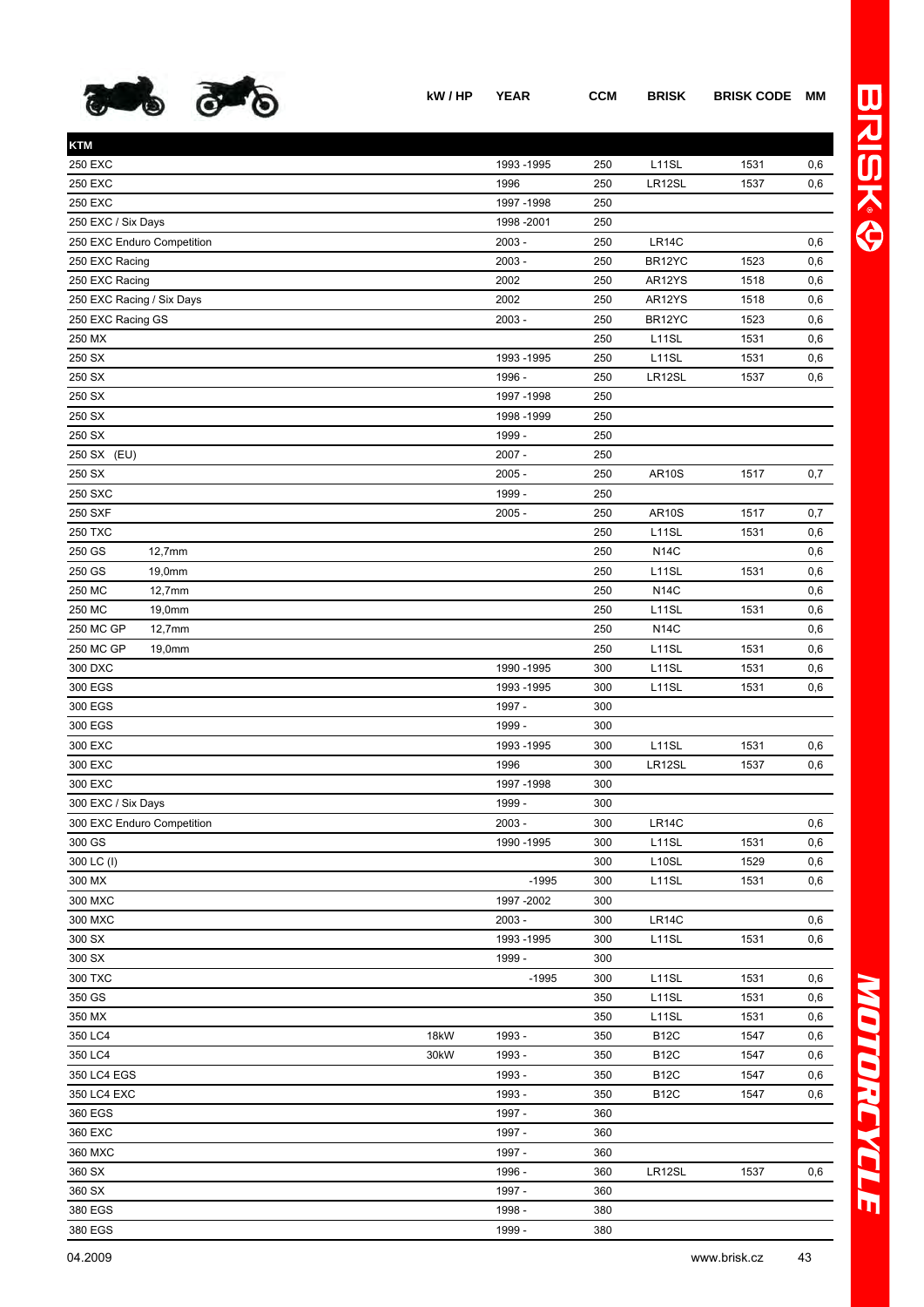| KTM | kW / HP | YEAR | CCM | BRISK | BRISK CODE | MM |
|---|---|---|---|---|---|---|
| 250 EXC | | 1993 -1995 | 250 | L11SL | 1531 | 0,6 |
| 250 EXC | | 1996 | 250 | LR12SL | 1537 | 0,6 |
| 250 EXC | | 1997 -1998 | 250 | | | |
| 250 EXC / Six Days | | 1998 -2001 | 250 | | | |
| 250 EXC Enduro Competition | | 2003 - | 250 | LR14C | | 0,6 |
| 250 EXC Racing | | 2003 - | 250 | BR12YC | 1523 | 0,6 |
| 250 EXC Racing | | 2002 | 250 | AR12YS | 1518 | 0,6 |
| 250 EXC Racing / Six Days | | 2002 | 250 | AR12YS | 1518 | 0,6 |
| 250 EXC Racing GS | | 2003 - | 250 | BR12YC | 1523 | 0,6 |
| 250 MX | | | 250 | L11SL | 1531 | 0,6 |
| 250 SX | | 1993 -1995 | 250 | L11SL | 1531 | 0,6 |
| 250 SX | | 1996 - | 250 | LR12SL | 1537 | 0,6 |
| 250 SX | | 1997 -1998 | 250 | | | |
| 250 SX | | 1998 -1999 | 250 | | | |
| 250 SX | | 1999 - | 250 | | | |
| 250 SX (EU) | | 2007 - | 250 | | | |
| 250 SX | | 2005 - | 250 | AR10S | 1517 | 0,7 |
| 250 SXC | | 1999 - | 250 | | | |
| 250 SXF | | 2005 - | 250 | AR10S | 1517 | 0,7 |
| 250 TXC | | | 250 | L11SL | 1531 | 0,6 |
| 250 GS 12,7mm | | | 250 | N14C | | 0,6 |
| 250 GS 19,0mm | | | 250 | L11SL | 1531 | 0,6 |
| 250 MC 12,7mm | | | 250 | N14C | | 0,6 |
| 250 MC 19,0mm | | | 250 | L11SL | 1531 | 0,6 |
| 250 MC GP 12,7mm | | | 250 | N14C | | 0,6 |
| 250 MC GP 19,0mm | | | 250 | L11SL | 1531 | 0,6 |
| 300 DXC | | 1990 -1995 | 300 | L11SL | 1531 | 0,6 |
| 300 EGS | | 1993 -1995 | 300 | L11SL | 1531 | 0,6 |
| 300 EGS | | 1997 - | 300 | | | |
| 300 EGS | | 1999 - | 300 | | | |
| 300 EXC | | 1993 -1995 | 300 | L11SL | 1531 | 0,6 |
| 300 EXC | | 1996 | 300 | LR12SL | 1537 | 0,6 |
| 300 EXC | | 1997 -1998 | 300 | | | |
| 300 EXC / Six Days | | 1999 - | 300 | | | |
| 300 EXC Enduro Competition | | 2003 - | 300 | LR14C | | 0,6 |
| 300 GS | | 1990 -1995 | 300 | L11SL | 1531 | 0,6 |
| 300 LC (I) | | | 300 | L10SL | 1529 | 0,6 |
| 300 MX | | -1995 | 300 | L11SL | 1531 | 0,6 |
| 300 MXC | | 1997 -2002 | 300 | | | |
| 300 MXC | | 2003 - | 300 | LR14C | | 0,6 |
| 300 SX | | 1993 -1995 | 300 | L11SL | 1531 | 0,6 |
| 300 SX | | 1999 - | 300 | | | |
| 300 TXC | | -1995 | 300 | L11SL | 1531 | 0,6 |
| 350 GS | | | 350 | L11SL | 1531 | 0,6 |
| 350 MX | | | 350 | L11SL | 1531 | 0,6 |
| 350 LC4 | 18kW | 1993 - | 350 | B12C | 1547 | 0,6 |
| 350 LC4 | 30kW | 1993 - | 350 | B12C | 1547 | 0,6 |
| 350 LC4 EGS | | 1993 - | 350 | B12C | 1547 | 0,6 |
| 350 LC4 EXC | | 1993 - | 350 | B12C | 1547 | 0,6 |
| 360 EGS | | 1997 - | 360 | | | |
| 360 EXC | | 1997 - | 360 | | | |
| 360 MXC | | 1997 - | 360 | | | |
| 360 SX | | 1996 - | 360 | LR12SL | 1537 | 0,6 |
| 360 SX | | 1997 - | 360 | | | |
| 380 EGS | | 1998 - | 380 | | | |
| 380 EGS | | 1999 - | 380 | | | |

04.2009 www.brisk.cz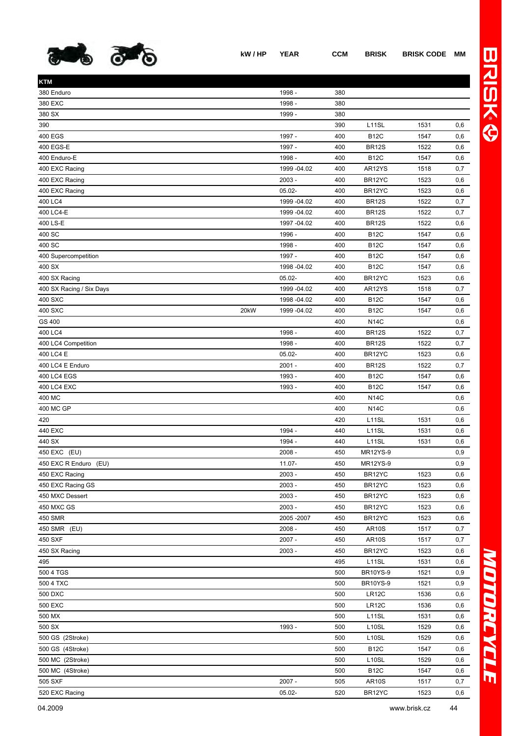| | kW / HP | YEAR | CCM | BRISK | BRISK CODE | MM |
|---|---|---|---|---|---|---|
| **KTM** | | | | | | |
| 380 Enduro | | 1998 - | 380 | | | |
| 380 EXC | | 1998 - | 380 | | | |
| 380 SX | | 1999 - | 380 | | | |
| 390 | | | 390 | L11SL | 1531 | 0,6 |
| 400 EGS | | 1997 - | 400 | B12C | 1547 | 0,6 |
| 400 EGS-E | | 1997 - | 400 | BR12S | 1522 | 0,6 |
| 400 Enduro-E | | 1998 - | 400 | B12C | 1547 | 0,6 |
| 400 EXC Racing | | 1999 -04.02 | 400 | AR12YS | 1518 | 0,7 |
| 400 EXC Racing | | 2003 - | 400 | BR12YC | 1523 | 0,6 |
| 400 EXC Racing | | 05.02- | 400 | BR12YC | 1523 | 0,6 |
| 400 LC4 | | 1999 -04.02 | 400 | BR12S | 1522 | 0,7 |
| 400 LC4-E | | 1999 -04.02 | 400 | BR12S | 1522 | 0,7 |
| 400 LS-E | | 1997 -04.02 | 400 | BR12S | 1522 | 0,6 |
| 400 SC | | 1996 - | 400 | B12C | 1547 | 0,6 |
| 400 SC | | 1998 - | 400 | B12C | 1547 | 0,6 |
| 400 Supercompetition | | 1997 - | 400 | B12C | 1547 | 0,6 |
| 400 SX | | 1998 -04.02 | 400 | B12C | 1547 | 0,6 |
| 400 SX Racing | | 05.02- | 400 | BR12YC | 1523 | 0,6 |
| 400 SX Racing / Six Days | | 1999 -04.02 | 400 | AR12YS | 1518 | 0,7 |
| 400 SXC | | 1998 -04.02 | 400 | B12C | 1547 | 0,6 |
| 400 SXC | 20kW | 1999 -04.02 | 400 | B12C | 1547 | 0,6 |
| GS 400 | | | 400 | N14C | | 0,6 |
| 400 LC4 | | 1998 - | 400 | BR12S | 1522 | 0,7 |
| 400 LC4 Competition | | 1998 - | 400 | BR12S | 1522 | 0,7 |
| 400 LC4 E | | 05.02- | 400 | BR12YC | 1523 | 0,6 |
| 400 LC4 E Enduro | | 2001 - | 400 | BR12S | 1522 | 0,7 |
| 400 LC4 EGS | | 1993 - | 400 | B12C | 1547 | 0,6 |
| 400 LC4 EXC | | 1993 - | 400 | B12C | 1547 | 0,6 |
| 400 MC | | | 400 | N14C | | 0,6 |
| 400 MC GP | | | 400 | N14C | | 0,6 |
| 420 | | | 420 | L11SL | 1531 | 0,6 |
| 440 EXC | | 1994 - | 440 | L11SL | 1531 | 0,6 |
| 440 SX | | 1994 - | 440 | L11SL | 1531 | 0,6 |
| 450 EXC (EU) | | 2008 - | 450 | MR12YS-9 | | 0,9 |
| 450 EXC R Enduro (EU) | | 11.07- | 450 | MR12YS-9 | | 0,9 |
| 450 EXC Racing | | 2003 - | 450 | BR12YC | 1523 | 0,6 |
| 450 EXC Racing GS | | 2003 - | 450 | BR12YC | 1523 | 0,6 |
| 450 MXC Dessert | | 2003 - | 450 | BR12YC | 1523 | 0,6 |
| 450 MXC GS | | 2003 - | 450 | BR12YC | 1523 | 0,6 |
| 450 SMR | | 2005 -2007 | 450 | BR12YC | 1523 | 0,6 |
| 450 SMR (EU) | | 2008 - | 450 | AR10S | 1517 | 0,7 |
| 450 SXF | | 2007 - | 450 | AR10S | 1517 | 0,7 |
| 450 SX Racing | | 2003 - | 450 | BR12YC | 1523 | 0,6 |
| 495 | | | 495 | L11SL | 1531 | 0,6 |
| 500 4 TGS | | | 500 | BR10YS-9 | 1521 | 0,9 |
| 500 4 TXC | | | 500 | BR10YS-9 | 1521 | 0,9 |
| 500 DXC | | | 500 | LR12C | 1536 | 0,6 |
| 500 EXC | | | 500 | LR12C | 1536 | 0,6 |
| 500 MX | | | 500 | L11SL | 1531 | 0,6 |
| 500 SX | | 1993 - | 500 | L10SL | 1529 | 0,6 |
| 500 GS (2Stroke) | | | 500 | L10SL | 1529 | 0,6 |
| 500 GS (4Stroke) | | | 500 | B12C | 1547 | 0,6 |
| 500 MC (2Stroke) | | | 500 | L10SL | 1529 | 0,6 |
| 500 MC (4Stroke) | | | 500 | B12C | 1547 | 0,6 |
| 505 SXF | | 2007 - | 505 | AR10S | 1517 | 0,7 |
| 520 EXC Racing | | 05.02- | 520 | BR12YC | 1523 | 0,6 |

04.2009 www.brisk.cz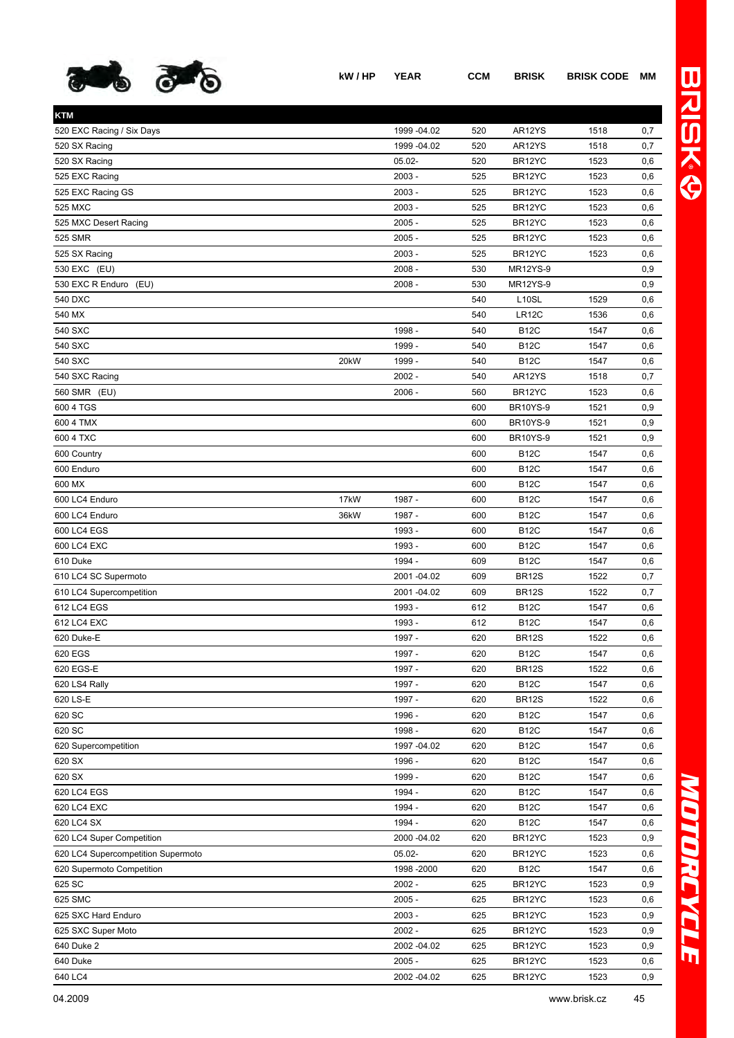| | kW / HP | YEAR | CCM | BRISK | BRISK CODE | MM |
|---|---|---|---|---|---|---|
| **KTM** | | | | | | |
| 520 EXC Racing / Six Days | | 1999 -04.02 | 520 | AR12YS | 1518 | 0,7 |
| 520 SX Racing | | 1999 -04.02 | 520 | AR12YS | 1518 | 0,7 |
| 520 SX Racing | | 05.02- | 520 | BR12YC | 1523 | 0,6 |
| 525 EXC Racing | | 2003 - | 525 | BR12YC | 1523 | 0,6 |
| 525 EXC Racing GS | | 2003 - | 525 | BR12YC | 1523 | 0,6 |
| 525 MXC | | 2003 - | 525 | BR12YC | 1523 | 0,6 |
| 525 MXC Desert Racing | | 2005 - | 525 | BR12YC | 1523 | 0,6 |
| 525 SMR | | 2005 - | 525 | BR12YC | 1523 | 0,6 |
| 525 SX Racing | | 2003 - | 525 | BR12YC | 1523 | 0,6 |
| 530 EXC (EU) | | 2008 - | 530 | MR12YS-9 | | 0,9 |
| 530 EXC R Enduro (EU) | | 2008 - | 530 | MR12YS-9 | | 0,9 |
| 540 DXC | | | 540 | L10SL | 1529 | 0,6 |
| 540 MX | | | 540 | LR12C | 1536 | 0,6 |
| 540 SXC | | 1998 - | 540 | B12C | 1547 | 0,6 |
| 540 SXC | | 1999 - | 540 | B12C | 1547 | 0,6 |
| 540 SXC | 20kW | 1999 - | 540 | B12C | 1547 | 0,6 |
| 540 SXC Racing | | 2002 - | 540 | AR12YS | 1518 | 0,7 |
| 560 SMR (EU) | | 2006 - | 560 | BR12YC | 1523 | 0,6 |
| 600 4 TGS | | | 600 | BR10YS-9 | 1521 | 0,9 |
| 600 4 TMX | | | 600 | BR10YS-9 | 1521 | 0,9 |
| 600 4 TXC | | | 600 | BR10YS-9 | 1521 | 0,9 |
| 600 Country | | | 600 | B12C | 1547 | 0,6 |
| 600 Enduro | | | 600 | B12C | 1547 | 0,6 |
| 600 MX | | | 600 | B12C | 1547 | 0,6 |
| 600 LC4 Enduro | 17kW | 1987 - | 600 | B12C | 1547 | 0,6 |
| 600 LC4 Enduro | 36kW | 1987 - | 600 | B12C | 1547 | 0,6 |
| 600 LC4 EGS | | 1993 - | 600 | B12C | 1547 | 0,6 |
| 600 LC4 EXC | | 1993 - | 600 | B12C | 1547 | 0,6 |
| 610 Duke | | 1994 - | 609 | B12C | 1547 | 0,6 |
| 610 LC4 SC Supermoto | | 2001 -04.02 | 609 | BR12S | 1522 | 0,7 |
| 610 LC4 Supercompetition | | 2001 -04.02 | 609 | BR12S | 1522 | 0,7 |
| 612 LC4 EGS | | 1993 - | 612 | B12C | 1547 | 0,6 |
| 612 LC4 EXC | | 1993 - | 612 | B12C | 1547 | 0,6 |
| 620 Duke-E | | 1997 - | 620 | BR12S | 1522 | 0,6 |
| 620 EGS | | 1997 - | 620 | B12C | 1547 | 0,6 |
| 620 EGS-E | | 1997 - | 620 | BR12S | 1522 | 0,6 |
| 620 LS4 Rally | | 1997 - | 620 | B12C | 1547 | 0,6 |
| 620 LS-E | | 1997 - | 620 | BR12S | 1522 | 0,6 |
| 620 SC | | 1996 - | 620 | B12C | 1547 | 0,6 |
| 620 SC | | 1998 - | 620 | B12C | 1547 | 0,6 |
| 620 Supercompetition | | 1997 -04.02 | 620 | B12C | 1547 | 0,6 |
| 620 SX | | 1996 - | 620 | B12C | 1547 | 0,6 |
| 620 SX | | 1999 - | 620 | B12C | 1547 | 0,6 |
| 620 LC4 EGS | | 1994 - | 620 | B12C | 1547 | 0,6 |
| 620 LC4 EXC | | 1994 - | 620 | B12C | 1547 | 0,6 |
| 620 LC4 SX | | 1994 - | 620 | B12C | 1547 | 0,6 |
| 620 LC4 Super Competition | | 2000 -04.02 | 620 | BR12YC | 1523 | 0,9 |
| 620 LC4 Supercompetition Supermoto | | 05.02- | 620 | BR12YC | 1523 | 0,6 |
| 620 Supermoto Competition | | 1998 -2000 | 620 | B12C | 1547 | 0,6 |
| 625 SC | | 2002 - | 625 | BR12YC | 1523 | 0,9 |
| 625 SMC | | 2005 - | 625 | BR12YC | 1523 | 0,6 |
| 625 SXC Hard Enduro | | 2003 - | 625 | BR12YC | 1523 | 0,9 |
| 625 SXC Super Moto | | 2002 - | 625 | BR12YC | 1523 | 0,9 |
| 640 Duke 2 | | 2002 -04.02 | 625 | BR12YC | 1523 | 0,9 |
| 640 Duke | | 2005 - | 625 | BR12YC | 1523 | 0,6 |
| 640 LC4 | | 2002 -04.02 | 625 | BR12YC | 1523 | 0,9 |

04.2009 www.brisk.cz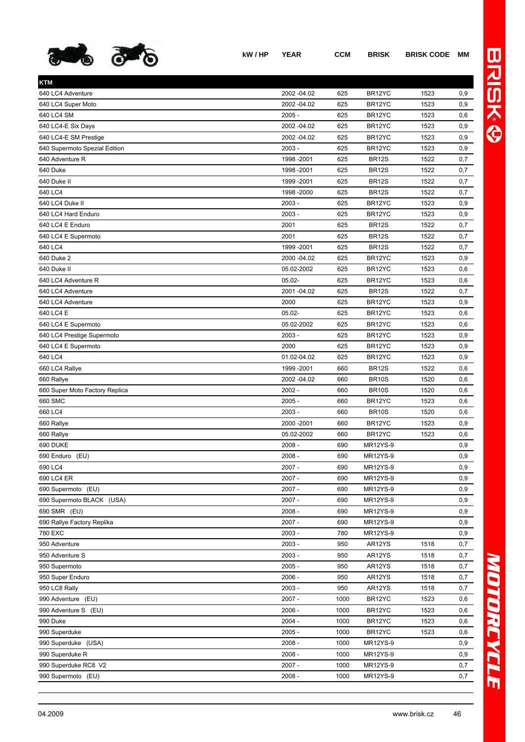| | kW / HP | YEAR | CCM | BRISK | BRISK CODE | MM |
|---|---|---|---|---|---|---|
| **KTM** | | | | | | |
| 640 LC4 Adventure | | 2002 -04.02 | 625 | BR12YC | 1523 | 0,9 |
| 640 LC4 Super Moto | | 2002 -04.02 | 625 | BR12YC | 1523 | 0,9 |
| 640 LC4 SM | | 2005 - | 625 | BR12YC | 1523 | 0,6 |
| 640 LC4-E Six Days | | 2002 -04.02 | 625 | BR12YC | 1523 | 0,9 |
| 640 LC4-E SM Prestige | | 2002 -04.02 | 625 | BR12YC | 1523 | 0,9 |
| 640 Supermoto Spezial Edition | | 2003 - | 625 | BR12YC | 1523 | 0,9 |
| 640 Adventure R | | 1998 -2001 | 625 | BR12S | 1522 | 0,7 |
| 640 Duke | | 1998 -2001 | 625 | BR12S | 1522 | 0,7 |
| 640 Duke II | | 1999 -2001 | 625 | BR12S | 1522 | 0,7 |
| 640 LC4 | | 1998 -2000 | 625 | BR12S | 1522 | 0,7 |
| 640 LC4 Duke II | | 2003 - | 625 | BR12YC | 1523 | 0,9 |
| 640 LC4 Hard Enduro | | 2003 - | 625 | BR12YC | 1523 | 0,9 |
| 640 LC4 E Enduro | | 2001 | 625 | BR12S | 1522 | 0,7 |
| 640 LC4 E Supermoto | | 2001 | 625 | BR12S | 1522 | 0,7 |
| 640 LC4 | | 1999 -2001 | 625 | BR12S | 1522 | 0,7 |
| 640 Duke 2 | | 2000 -04.02 | 625 | BR12YC | 1523 | 0,9 |
| 640 Duke II | | 05.02-2002 | 625 | BR12YC | 1523 | 0,6 |
| 640 LC4 Adventure R | | 05.02- | 625 | BR12YC | 1523 | 0,6 |
| 640 LC4 Adventure | | 2001 -04.02 | 625 | BR12S | 1522 | 0,7 |
| 640 LC4 Adventure | | 2000 | 625 | BR12YC | 1523 | 0,9 |
| 640 LC4 E | | 05.02- | 625 | BR12YC | 1523 | 0,6 |
| 640 LC4 E Supermoto | | 05.02-2002 | 625 | BR12YC | 1523 | 0,6 |
| 640 LC4 Prestige Supermoto | | 2003 - | 625 | BR12YC | 1523 | 0,9 |
| 640 LC4 E Supermoto | | 2000 | 625 | BR12YC | 1523 | 0,9 |
| 640 LC4 | | 01.02-04.02 | 625 | BR12YC | 1523 | 0,9 |
| 660 LC4 Rallye | | 1999 -2001 | 660 | BR12S | 1522 | 0,6 |
| 660 Rallye | | 2002 -04.02 | 660 | BR10S | 1520 | 0,6 |
| 660 Super Moto Factory Replica | | 2002 - | 660 | BR10S | 1520 | 0,6 |
| 660 SMC | | 2005 - | 660 | BR12YC | 1523 | 0,6 |
| 660 LC4 | | 2003 - | 660 | BR10S | 1520 | 0,6 |
| 660 Rallye | | 2000 -2001 | 660 | BR12YC | 1523 | 0,9 |
| 660 Rallye | | 05.02-2002 | 660 | BR12YC | 1523 | 0,6 |
| 690 DUKE | | 2008 - | 690 | MR12YS-9 | | 0,9 |
| 690 Enduro (EU) | | 2008 - | 690 | MR12YS-9 | | 0,9 |
| 690 LC4 | | 2007 - | 690 | MR12YS-9 | | 0,9 |
| 690 LC4 ER | | 2007 - | 690 | MR12YS-9 | | 0,9 |
| 690 Supermoto (EU) | | 2007 - | 690 | MR12YS-9 | | 0,9 |
| 690 Supermoto BLACK (USA) | | 2007 - | 690 | MR12YS-9 | | 0,9 |
| 690 SMR (EU) | | 2008 - | 690 | MR12YS-9 | | 0,9 |
| 690 Rallye Factory Replika | | 2007 - | 690 | MR12YS-9 | | 0,9 |
| 780 EXC | | 2003 - | 780 | MR12YS-9 | | 0,9 |
| 950 Adventure | | 2003 - | 950 | AR12YS | 1518 | 0,7 |
| 950 Adventure S | | 2003 - | 950 | AR12YS | 1518 | 0,7 |
| 950 Supermoto | | 2005 - | 950 | AR12YS | 1518 | 0,7 |
| 950 Super Enduro | | 2006 - | 950 | AR12YS | 1518 | 0,7 |
| 950 LC8 Rally | | 2003 - | 950 | AR12YS | 1518 | 0,7 |
| 990 Adventure (EU) | | 2007 - | 1000 | BR12YC | 1523 | 0,6 |
| 990 Adventure S (EU) | | 2006 - | 1000 | BR12YC | 1523 | 0,6 |
| 990 Duke | | 2004 - | 1000 | BR12YC | 1523 | 0,6 |
| 990 Superduke | | 2005 - | 1000 | BR12YC | 1523 | 0,6 |
| 990 Superduke (USA) | | 2008 - | 1000 | MR12YS-9 | | 0,9 |
| 990 Superduke R | | 2008 - | 1000 | MR12YS-9 | | 0,9 |
| 990 Superduke RC8 V2 | | 2007 - | 1000 | MR12YS-9 | | 0,7 |
| 990 Supermoto (EU) | | 2008 - | 1000 | MR12YS-9 | | 0,7 |

04.2009 www.brisk.cz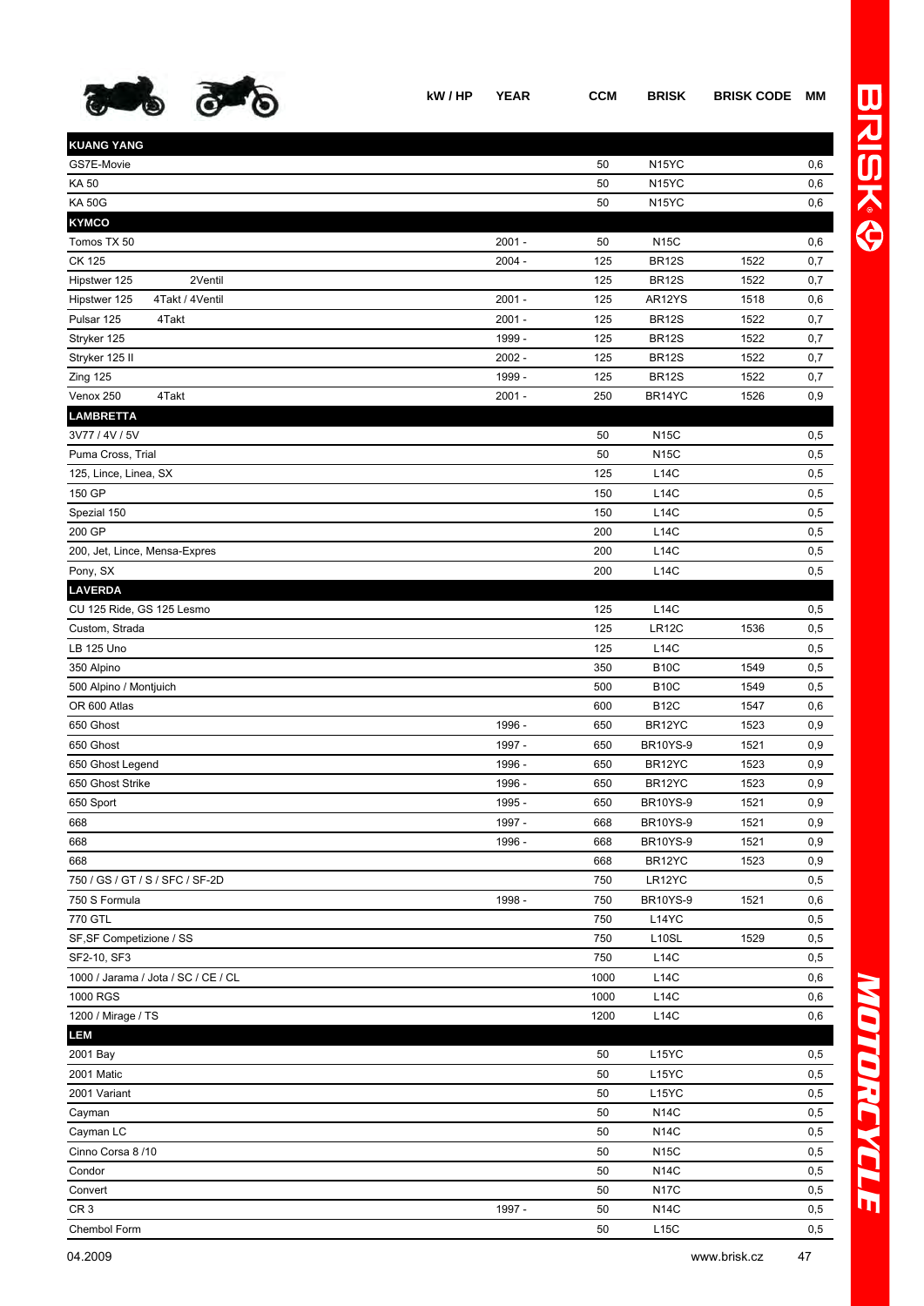| | kW / HP | YEAR | CCM | BRISK | BRISK CODE | MM |
|---|---|---|---|---|---|---|
| **KUANG YANG** | | | | | | |
| GS7E-Movie | | | 50 | N15YC | | 0,6 |
| KA 50 | | | 50 | N15YC | | 0,6 |
| KA 50G | | | 50 | N15YC | | 0,6 |
| **KYMCO** | | | | | | |
| Tomos TX 50 | | 2001 - | 50 | N15C | | 0,6 |
| CK 125 | | 2004 - | 125 | BR12S | 1522 | 0,7 |
| Hipstwer 125 2Ventil | | | 125 | BR12S | 1522 | 0,7 |
| Hipstwer 125 4Takt / 4Ventil | | 2001 - | 125 | AR12YS | 1518 | 0,6 |
| Pulsar 125 4Takt | | 2001 - | 125 | BR12S | 1522 | 0,7 |
| Stryker 125 | | 1999 - | 125 | BR12S | 1522 | 0,7 |
| Stryker 125 II | | 2002 - | 125 | BR12S | 1522 | 0,7 |
| Zing 125 | | 1999 - | 125 | BR12S | 1522 | 0,7 |
| Venox 250 4Takt | | 2001 - | 250 | BR14YC | 1526 | 0,9 |
| **LAMBRETTA** | | | | | | |
| 3V77 / 4V / 5V | | | 50 | N15C | | 0,5 |
| Puma Cross, Trial | | | 50 | N15C | | 0,5 |
| 125, Lince, Linea, SX | | | 125 | L14C | | 0,5 |
| 150 GP | | | 150 | L14C | | 0,5 |
| Spezial 150 | | | 150 | L14C | | 0,5 |
| 200 GP | | | 200 | L14C | | 0,5 |
| 200, Jet, Lince, Mensa-Expres | | | 200 | L14C | | 0,5 |
| Pony, SX | | | 200 | L14C | | 0,5 |
| **LAVERDA** | | | | | | |
| CU 125 Ride, GS 125 Lesmo | | | 125 | L14C | | 0,5 |
| Custom, Strada | | | 125 | LR12C | 1536 | 0,5 |
| LB 125 Uno | | | 125 | L14C | | 0,5 |
| 350 Alpino | | | 350 | B10C | 1549 | 0,5 |
| 500 Alpino / Montjuich | | | 500 | B10C | 1549 | 0,5 |
| OR 600 Atlas | | | 600 | B12C | 1547 | 0,6 |
| 650 Ghost | | 1996 - | 650 | BR12YC | 1523 | 0,9 |
| 650 Ghost | | 1997 - | 650 | BR10YS-9 | 1521 | 0,9 |
| 650 Ghost Legend | | 1996 - | 650 | BR12YC | 1523 | 0,9 |
| 650 Ghost Strike | | 1996 - | 650 | BR12YC | 1523 | 0,9 |
| 650 Sport | | 1995 - | 650 | BR10YS-9 | 1521 | 0,9 |
| 668 | | 1997 - | 668 | BR10YS-9 | 1521 | 0,9 |
| 668 | | 1996 - | 668 | BR10YS-9 | 1521 | 0,9 |
| 668 | | | 668 | BR12YC | 1523 | 0,9 |
| 750 / GS / GT / S / SFC / SF-2D | | | 750 | LR12YC | | 0,5 |
| 750 S Formula | | 1998 - | 750 | BR10YS-9 | 1521 | 0,6 |
| 770 GTL | | | 750 | L14YC | | 0,5 |
| SF,SF Competizione / SS | | | 750 | L10SL | 1529 | 0,5 |
| SF2-10, SF3 | | | 750 | L14C | | 0,5 |
| 1000 / Jarama / Jota / SC / CE / CL | | | 1000 | L14C | | 0,6 |
| 1000 RGS | | | 1000 | L14C | | 0,6 |
| 1200 / Mirage / TS | | | 1200 | L14C | | 0,6 |
| **LEM** | | | | | | |
| 2001 Bay | | | 50 | L15YC | | 0,5 |
| 2001 Matic | | | 50 | L15YC | | 0,5 |
| 2001 Variant | | | 50 | L15YC | | 0,5 |
| Cayman | | | 50 | N14C | | 0,5 |
| Cayman LC | | | 50 | N14C | | 0,5 |
| Cinno Corsa 8 /10 | | | 50 | N15C | | 0,5 |
| Condor | | | 50 | N14C | | 0,5 |
| Convert | | | 50 | N17C | | 0,5 |
| CR 3 | | 1997 - | 50 | N14C | | 0,5 |
| Chembol Form | | | 50 | L15C | | 0,5 |

04.2009 www.brisk.cz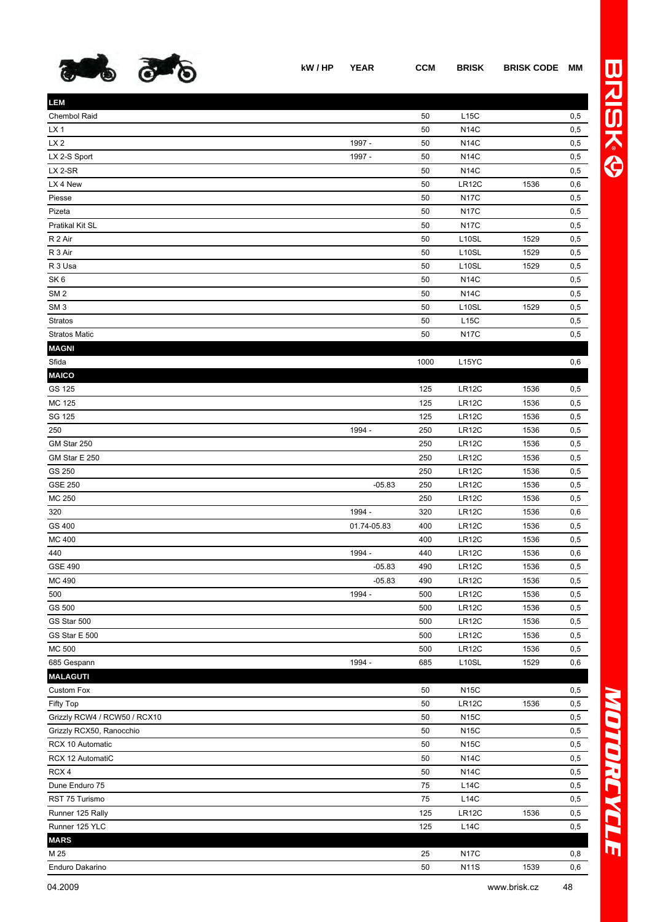| | kW / HP | YEAR | CCM | BRISK | BRISK CODE | MM |
|---|---|---|---|---|---|---|
| **LEM** | | | | | | |
| Chembol Raid | | | 50 | L15C | | 0,5 |
| LX 1 | | | 50 | N14C | | 0,5 |
| LX 2 | | 1997 - | 50 | N14C | | 0,5 |
| LX 2-S Sport | | 1997 - | 50 | N14C | | 0,5 |
| LX 2-SR | | | 50 | N14C | | 0,5 |
| LX 4 New | | | 50 | LR12C | 1536 | 0,6 |
| Piesse | | | 50 | N17C | | 0,5 |
| Pizeta | | | 50 | N17C | | 0,5 |
| Pratikal Kit SL | | | 50 | N17C | | 0,5 |
| R 2 Air | | | 50 | L10SL | 1529 | 0,5 |
| R 3 Air | | | 50 | L10SL | 1529 | 0,5 |
| R 3 Usa | | | 50 | L10SL | 1529 | 0,5 |
| SK 6 | | | 50 | N14C | | 0,5 |
| SM 2 | | | 50 | N14C | | 0,5 |
| SM 3 | | | 50 | L10SL | 1529 | 0,5 |
| Stratos | | | 50 | L15C | | 0,5 |
| Stratos Matic | | | 50 | N17C | | 0,5 |
| **MAGNI** | | | | | | |
| Sfida | | | 1000 | L15YC | | 0,6 |
| **MAICO** | | | | | | |
| GS 125 | | | 125 | LR12C | 1536 | 0,5 |
| MC 125 | | | 125 | LR12C | 1536 | 0,5 |
| SG 125 | | | 125 | LR12C | 1536 | 0,5 |
| 250 | | 1994 - | 250 | LR12C | 1536 | 0,5 |
| GM Star 250 | | | 250 | LR12C | 1536 | 0,5 |
| GM Star E 250 | | | 250 | LR12C | 1536 | 0,5 |
| GS 250 | | | 250 | LR12C | 1536 | 0,5 |
| GSE 250 | | -05.83 | 250 | LR12C | 1536 | 0,5 |
| MC 250 | | | 250 | LR12C | 1536 | 0,5 |
| 320 | | 1994 - | 320 | LR12C | 1536 | 0,6 |
| GS 400 | | 01.74-05.83 | 400 | LR12C | 1536 | 0,5 |
| MC 400 | | | 400 | LR12C | 1536 | 0,5 |
| 440 | | 1994 - | 440 | LR12C | 1536 | 0,6 |
| GSE 490 | | -05.83 | 490 | LR12C | 1536 | 0,5 |
| MC 490 | | -05.83 | 490 | LR12C | 1536 | 0,5 |
| 500 | | 1994 - | 500 | LR12C | 1536 | 0,5 |
| GS 500 | | | 500 | LR12C | 1536 | 0,5 |
| GS Star 500 | | | 500 | LR12C | 1536 | 0,5 |
| GS Star E 500 | | | 500 | LR12C | 1536 | 0,5 |
| MC 500 | | | 500 | LR12C | 1536 | 0,5 |
| 685 Gespann | | 1994 - | 685 | L10SL | 1529 | 0,6 |
| **MALAGUTI** | | | | | | |
| Custom Fox | | | 50 | N15C | | 0,5 |
| Fifty Top | | | 50 | LR12C | 1536 | 0,5 |
| Grizzly RCW4 / RCW50 / RCX10 | | | 50 | N15C | | 0,5 |
| Grizzly RCX50, Ranocchio | | | 50 | N15C | | 0,5 |
| RCX 10 Automatic | | | 50 | N15C | | 0,5 |
| RCX 12 AutomatiC | | | 50 | N14C | | 0,5 |
| RCX 4 | | | 50 | N14C | | 0,5 |
| Dune Enduro 75 | | | 75 | L14C | | 0,5 |
| RST 75 Turismo | | | 75 | L14C | | 0,5 |
| Runner 125 Rally | | | 125 | LR12C | 1536 | 0,5 |
| Runner 125 YLC | | | 125 | L14C | | 0,5 |
| **MARS** | | | | | | |
| M 25 | | | 25 | N17C | | 0,8 |
| Enduro Dakarino | | | 50 | N11S | 1539 | 0,6 |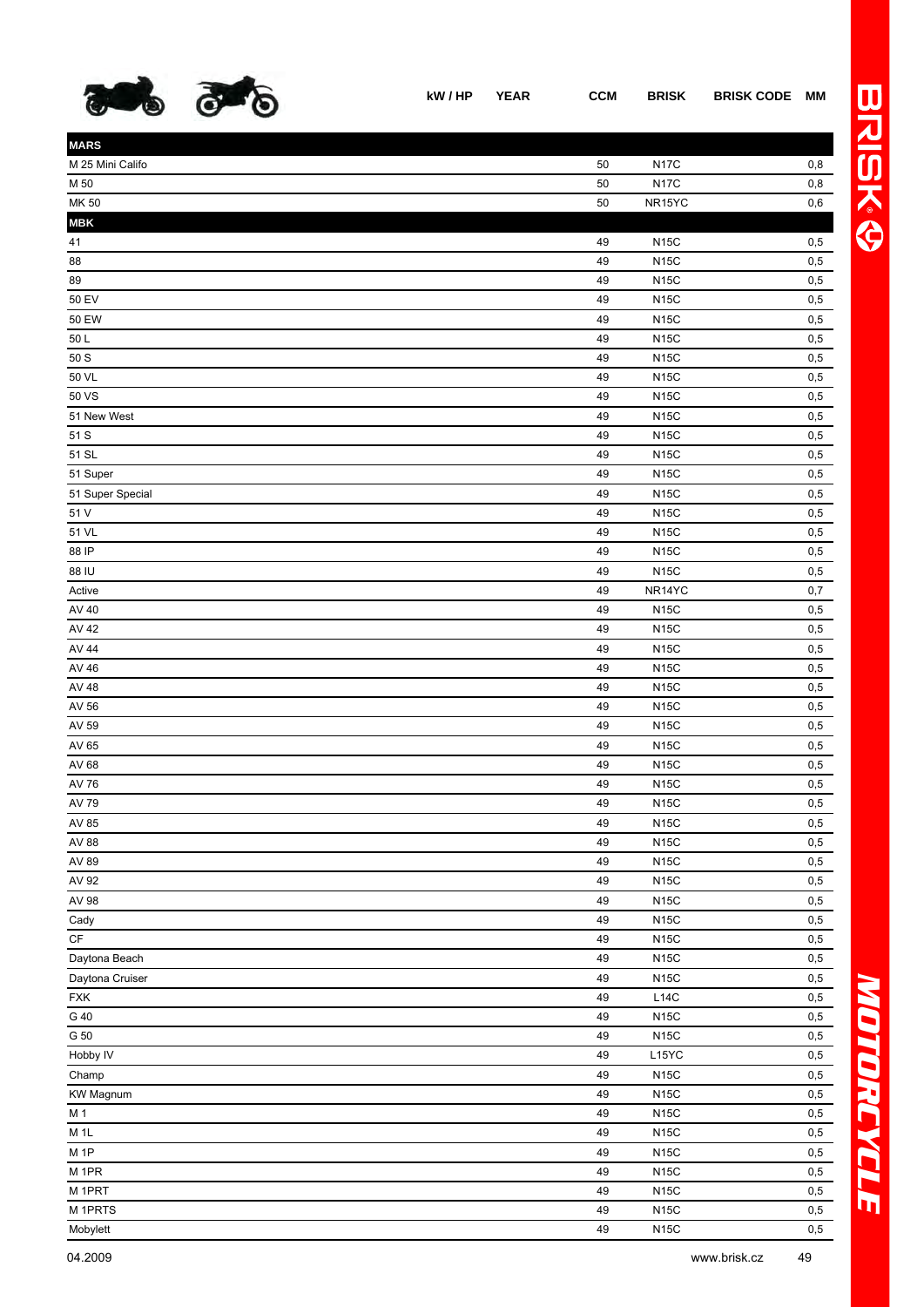| | kW / HP | YEAR | CCM | BRISK | BRISK CODE | MM |
|---|---|---|---|---|---|---|
| **MARS** | | | | | | |
| M 25 Mini Califo | | | 50 | N17C | | 0,8 |
| M 50 | | | 50 | N17C | | 0,8 |
| MK 50 | | | 50 | NR15YC | | 0,6 |
| **MBK** | | | | | | |
| 41 | | | 49 | N15C | | 0,5 |
| 88 | | | 49 | N15C | | 0,5 |
| 89 | | | 49 | N15C | | 0,5 |
| 50 EV | | | 49 | N15C | | 0,5 |
| 50 EW | | | 49 | N15C | | 0,5 |
| 50 L | | | 49 | N15C | | 0,5 |
| 50 S | | | 49 | N15C | | 0,5 |
| 50 VL | | | 49 | N15C | | 0,5 |
| 50 VS | | | 49 | N15C | | 0,5 |
| 51 New West | | | 49 | N15C | | 0,5 |
| 51 S | | | 49 | N15C | | 0,5 |
| 51 SL | | | 49 | N15C | | 0,5 |
| 51 Super | | | 49 | N15C | | 0,5 |
| 51 Super Special | | | 49 | N15C | | 0,5 |
| 51 V | | | 49 | N15C | | 0,5 |
| 51 VL | | | 49 | N15C | | 0,5 |
| 88 IP | | | 49 | N15C | | 0,5 |
| 88 IU | | | 49 | N15C | | 0,5 |
| Active | | | 49 | NR14YC | | 0,7 |
| AV 40 | | | 49 | N15C | | 0,5 |
| AV 42 | | | 49 | N15C | | 0,5 |
| AV 44 | | | 49 | N15C | | 0,5 |
| AV 46 | | | 49 | N15C | | 0,5 |
| AV 48 | | | 49 | N15C | | 0,5 |
| AV 56 | | | 49 | N15C | | 0,5 |
| AV 59 | | | 49 | N15C | | 0,5 |
| AV 65 | | | 49 | N15C | | 0,5 |
| AV 68 | | | 49 | N15C | | 0,5 |
| AV 76 | | | 49 | N15C | | 0,5 |
| AV 79 | | | 49 | N15C | | 0,5 |
| AV 85 | | | 49 | N15C | | 0,5 |
| AV 88 | | | 49 | N15C | | 0,5 |
| AV 89 | | | 49 | N15C | | 0,5 |
| AV 92 | | | 49 | N15C | | 0,5 |
| AV 98 | | | 49 | N15C | | 0,5 |
| Cady | | | 49 | N15C | | 0,5 |
| CF | | | 49 | N15C | | 0,5 |
| Daytona Beach | | | 49 | N15C | | 0,5 |
| Daytona Cruiser | | | 49 | N15C | | 0,5 |
| FXK | | | 49 | L14C | | 0,5 |
| G 40 | | | 49 | N15C | | 0,5 |
| G 50 | | | 49 | N15C | | 0,5 |
| Hobby IV | | | 49 | L15YC | | 0,5 |
| Champ | | | 49 | N15C | | 0,5 |
| KW Magnum | | | 49 | N15C | | 0,5 |
| M 1 | | | 49 | N15C | | 0,5 |
| M 1L | | | 49 | N15C | | 0,5 |
| M 1P | | | 49 | N15C | | 0,5 |
| M 1PR | | | 49 | N15C | | 0,5 |
| M 1PRT | | | 49 | N15C | | 0,5 |
| M 1PRTS | | | 49 | N15C | | 0,5 |
| Mobylett | | | 49 | N15C | | 0,5 |

04.2009 www.brisk.cz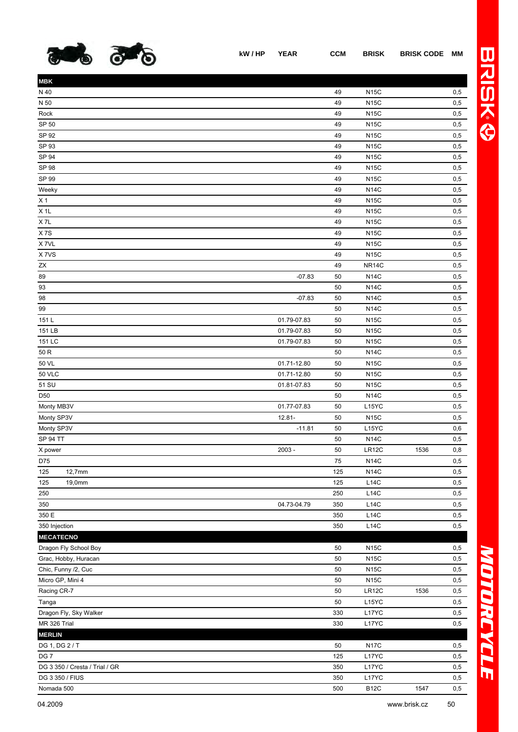| | kW / HP | YEAR | CCM | BRISK | BRISK CODE | MM |
|---|---|---|---|---|---|---|
| **MBK** | | | | | | |
| N 40 | | | 49 | N15C | | 0,5 |
| N 50 | | | 49 | N15C | | 0,5 |
| Rock | | | 49 | N15C | | 0,5 |
| SP 50 | | | 49 | N15C | | 0,5 |
| SP 92 | | | 49 | N15C | | 0,5 |
| SP 93 | | | 49 | N15C | | 0,5 |
| SP 94 | | | 49 | N15C | | 0,5 |
| SP 98 | | | 49 | N15C | | 0,5 |
| SP 99 | | | 49 | N15C | | 0,5 |
| Weeky | | | 49 | N14C | | 0,5 |
| X 1 | | | 49 | N15C | | 0,5 |
| X 1L | | | 49 | N15C | | 0,5 |
| X 7L | | | 49 | N15C | | 0,5 |
| X 7S | | | 49 | N15C | | 0,5 |
| X 7VL | | | 49 | N15C | | 0,5 |
| X 7VS | | | 49 | N15C | | 0,5 |
| ZX | | | 49 | NR14C | | 0,5 |
| 89 | | -07.83 | 50 | N14C | | 0,5 |
| 93 | | | 50 | N14C | | 0,5 |
| 98 | | -07.83 | 50 | N14C | | 0,5 |
| 99 | | | 50 | N14C | | 0,5 |
| 151 L | | 01.79-07.83 | 50 | N15C | | 0,5 |
| 151 LB | | 01.79-07.83 | 50 | N15C | | 0,5 |
| 151 LC | | 01.79-07.83 | 50 | N15C | | 0,5 |
| 50 R | | | 50 | N14C | | 0,5 |
| 50 VL | | 01.71-12.80 | 50 | N15C | | 0,5 |
| 50 VLC | | 01.71-12.80 | 50 | N15C | | 0,5 |
| 51 SU | | 01.81-07.83 | 50 | N15C | | 0,5 |
| D50 | | | 50 | N14C | | 0,5 |
| Monty MB3V | | 01.77-07.83 | 50 | L15YC | | 0,5 |
| Monty SP3V | | 12.81- | 50 | N15C | | 0,5 |
| Monty SP3V | | -11.81 | 50 | L15YC | | 0,6 |
| SP 94 TT | | | 50 | N14C | | 0,5 |
| X power | | 2003 - | 50 | LR12C | 1536 | 0,8 |
| D75 | | | 75 | N14C | | 0,5 |
| 125 12,7mm | | | 125 | N14C | | 0,5 |
| 125 19,0mm | | | 125 | L14C | | 0,5 |
| 250 | | | 250 | L14C | | 0,5 |
| 350 | | 04.73-04.79 | 350 | L14C | | 0,5 |
| 350 E | | | 350 | L14C | | 0,5 |
| 350 Injection | | | 350 | L14C | | 0,5 |
| **MECATECNO** | | | | | | |
| Dragon Fly School Boy | | | 50 | N15C | | 0,5 |
| Grac, Hobby, Huracan | | | 50 | N15C | | 0,5 |
| Chic, Funny /2, Cuc | | | 50 | N15C | | 0,5 |
| Micro GP, Mini 4 | | | 50 | N15C | | 0,5 |
| Racing CR-7 | | | 50 | LR12C | 1536 | 0,5 |
| Tanga | | | 50 | L15YC | | 0,5 |
| Dragon Fly, Sky Walker | | | 330 | L17YC | | 0,5 |
| MR 326 Trial | | | 330 | L17YC | | 0,5 |
| **MERLIN** | | | | | | |
| DG 1, DG 2 / T | | | 50 | N17C | | 0,5 |
| DG 7 | | | 125 | L17YC | | 0,5 |
| DG 3 350 / Cresta / Trial / GR | | | 350 | L17YC | | 0,5 |
| DG 3 350 / FIUS | | | 350 | L17YC | | 0,5 |
| Nomada 500 | | | 500 | B12C | 1547 | 0,5 |

04.2009 www.brisk.cz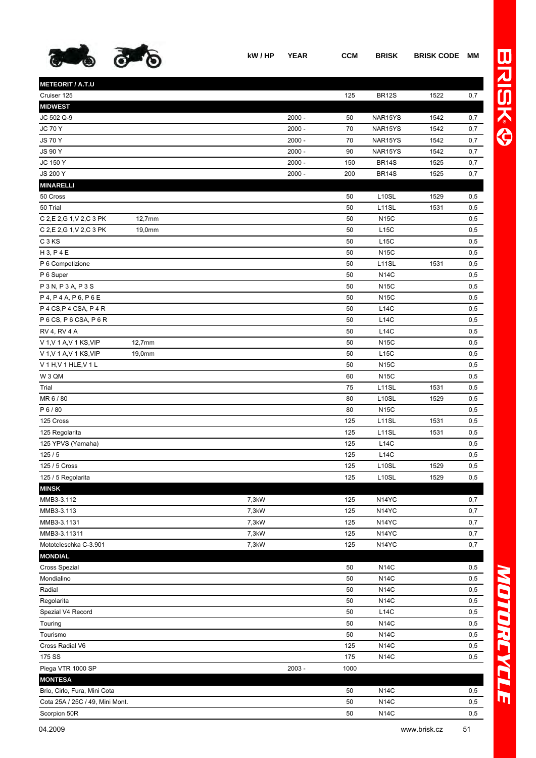| | | kW / HP | YEAR | CCM | BRISK | BRISK CODE | MM |
|---|---|---|---|---|---|---|---|
| **METEORIT / A.T.U** | | | | | | | |
| Cruiser 125 | | | | 125 | BR12S | 1522 | 0,7 |
| **MIDWEST** | | | | | | | |
| JC 502 Q-9 | | | 2000 - | 50 | NAR15YS | 1542 | 0,7 |
| JC 70 Y | | | 2000 - | 70 | NAR15YS | 1542 | 0,7 |
| JS 70 Y | | | 2000 - | 70 | NAR15YS | 1542 | 0,7 |
| JS 90 Y | | | 2000 - | 90 | NAR15YS | 1542 | 0,7 |
| JC 150 Y | | | 2000 - | 150 | BR14S | 1525 | 0,7 |
| JS 200 Y | | | 2000 - | 200 | BR14S | 1525 | 0,7 |
| **MINARELLI** | | | | | | | |
| 50 Cross | | | | 50 | L10SL | 1529 | 0,5 |
| 50 Trial | | | | 50 | L11SL | 1531 | 0,5 |
| C 2,E 2,G 1,V 2,C 3 PK | 12,7mm | | | 50 | N15C | | 0,5 |
| C 2,E 2,G 1,V 2,C 3 PK | 19,0mm | | | 50 | L15C | | 0,5 |
| C 3 KS | | | | 50 | L15C | | 0,5 |
| H 3, P 4 E | | | | 50 | N15C | | 0,5 |
| P 6 Competizione | | | | 50 | L11SL | 1531 | 0,5 |
| P 6 Super | | | | 50 | N14C | | 0,5 |
| P 3 N, P 3 A, P 3 S | | | | 50 | N15C | | 0,5 |
| P 4, P 4 A, P 6, P 6 E | | | | 50 | N15C | | 0,5 |
| P 4 CS,P 4 CSA, P 4 R | | | | 50 | L14C | | 0,5 |
| P 6 CS, P 6 CSA, P 6 R | | | | 50 | L14C | | 0,5 |
| RV 4, RV 4 A | | | | 50 | L14C | | 0,5 |
| V 1,V 1 A,V 1 KS,VIP | 12,7mm | | | 50 | N15C | | 0,5 |
| V 1,V 1 A,V 1 KS,VIP | 19,0mm | | | 50 | L15C | | 0,5 |
| V 1 H,V 1 HLE,V 1 L | | | | 50 | N15C | | 0,5 |
| W 3 QM | | | | 60 | N15C | | 0,5 |
| Trial | | | | 75 | L11SL | 1531 | 0,5 |
| MR 6 / 80 | | | | 80 | L10SL | 1529 | 0,5 |
| P 6 / 80 | | | | 80 | N15C | | 0,5 |
| 125 Cross | | | | 125 | L11SL | 1531 | 0,5 |
| 125 Regolarita | | | | 125 | L11SL | 1531 | 0,5 |
| 125 YPVS (Yamaha) | | | | 125 | L14C | | 0,5 |
| 125 / 5 | | | | 125 | L14C | | 0,5 |
| 125 / 5 Cross | | | | 125 | L10SL | 1529 | 0,5 |
| 125 / 5 Regolarita | | | | 125 | L10SL | 1529 | 0,5 |
| **MINSK** | | | | | | | |
| MMB3-3.112 | | 7,3kW | | 125 | N14YC | | 0,7 |
| MMB3-3.113 | | 7,3kW | | 125 | N14YC | | 0,7 |
| MMB3-3.1131 | | 7,3kW | | 125 | N14YC | | 0,7 |
| MMB3-3.11311 | | 7,3kW | | 125 | N14YC | | 0,7 |
| Mototeleschka C-3.901 | | 7,3kW | | 125 | N14YC | | 0,7 |
| **MONDIAL** | | | | | | | |
| Cross Spezial | | | | 50 | N14C | | 0,5 |
| Mondialino | | | | 50 | N14C | | 0,5 |
| Radial | | | | 50 | N14C | | 0,5 |
| Regolarita | | | | 50 | N14C | | 0,5 |
| Spezial V4 Record | | | | 50 | L14C | | 0,5 |
| Touring | | | | 50 | N14C | | 0,5 |
| Tourismo | | | | 50 | N14C | | 0,5 |
| Cross Radial V6 | | | | 125 | N14C | | 0,5 |
| 175 SS | | | | 175 | N14C | | 0,5 |
| Piega VTR 1000 SP | | | 2003 - | 1000 | | | |
| **MONTESA** | | | | | | | |
| Brio, Cirlo, Fura, Mini Cota | | | | 50 | N14C | | 0,5 |
| Cota 25A / 25C / 49, Mini Mont. | | | | 50 | N14C | | 0,5 |
| Scorpion 50R | | | | 50 | N14C | | 0,5 |

04.2009 www.brisk.cz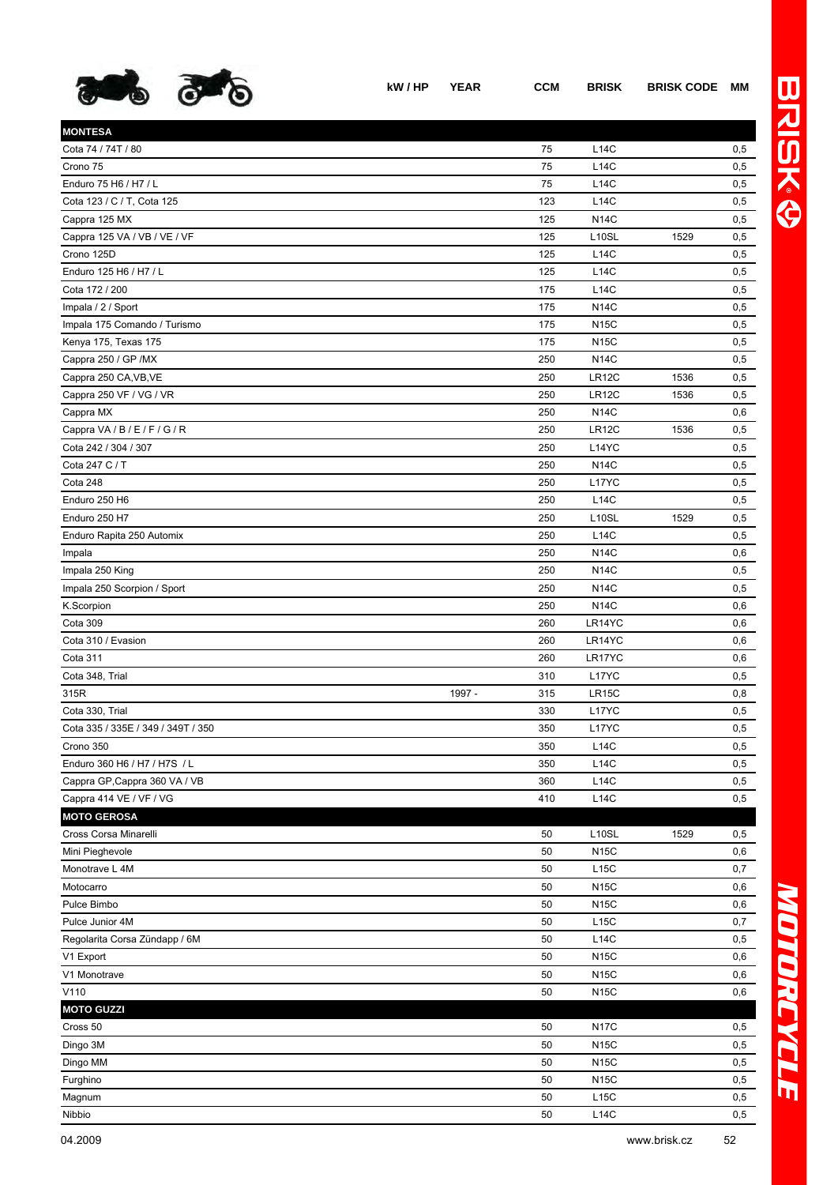| | kW / HP | YEAR | CCM | BRISK | BRISK CODE | MM |
|---|---|---|---|---|---|---|
| **MONTESA** | | | | | | |
| Cota 74 / 74T / 80 | | | 75 | L14C | | 0,5 |
| Crono 75 | | | 75 | L14C | | 0,5 |
| Enduro 75 H6 / H7 / L | | | 75 | L14C | | 0,5 |
| Cota 123 / C / T, Cota 125 | | | 123 | L14C | | 0,5 |
| Cappra 125 MX | | | 125 | N14C | | 0,5 |
| Cappra 125 VA / VB / VE / VF | | | 125 | L10SL | 1529 | 0,5 |
| Crono 125D | | | 125 | L14C | | 0,5 |
| Enduro 125 H6 / H7 / L | | | 125 | L14C | | 0,5 |
| Cota 172 / 200 | | | 175 | L14C | | 0,5 |
| Impala / 2 / Sport | | | 175 | N14C | | 0,5 |
| Impala 175 Comando / Turismo | | | 175 | N15C | | 0,5 |
| Kenya 175, Texas 175 | | | 175 | N15C | | 0,5 |
| Cappra 250 / GP /MX | | | 250 | N14C | | 0,5 |
| Cappra 250 CA,VB,VE | | | 250 | LR12C | 1536 | 0,5 |
| Cappra 250 VF / VG / VR | | | 250 | LR12C | 1536 | 0,5 |
| Cappra MX | | | 250 | N14C | | 0,6 |
| Cappra VA / B / E / F / G / R | | | 250 | LR12C | 1536 | 0,5 |
| Cota 242 / 304 / 307 | | | 250 | L14YC | | 0,5 |
| Cota 247 C / T | | | 250 | N14C | | 0,5 |
| Cota 248 | | | 250 | L17YC | | 0,5 |
| Enduro 250 H6 | | | 250 | L14C | | 0,5 |
| Enduro 250 H7 | | | 250 | L10SL | 1529 | 0,5 |
| Enduro Rapita 250 Automix | | | 250 | L14C | | 0,5 |
| Impala | | | 250 | N14C | | 0,6 |
| Impala 250 King | | | 250 | N14C | | 0,5 |
| Impala 250 Scorpion / Sport | | | 250 | N14C | | 0,5 |
| K.Scorpion | | | 250 | N14C | | 0,6 |
| Cota 309 | | | 260 | LR14YC | | 0,6 |
| Cota 310 / Evasion | | | 260 | LR14YC | | 0,6 |
| Cota 311 | | | 260 | LR17YC | | 0,6 |
| Cota 348, Trial | | | 310 | L17YC | | 0,5 |
| 315R | | 1997 - | 315 | LR15C | | 0,8 |
| Cota 330, Trial | | | 330 | L17YC | | 0,5 |
| Cota 335 / 335E / 349 / 349T / 350 | | | 350 | L17YC | | 0,5 |
| Crono 350 | | | 350 | L14C | | 0,5 |
| Enduro 360 H6 / H7 / H7S / L | | | 350 | L14C | | 0,5 |
| Cappra GP,Cappra 360 VA / VB | | | 360 | L14C | | 0,5 |
| Cappra 414 VE / VF / VG | | | 410 | L14C | | 0,5 |
| **MOTO GEROSA** | | | | | | |
| Cross Corsa Minarelli | | | 50 | L10SL | 1529 | 0,5 |
| Mini Pieghevole | | | 50 | N15C | | 0,6 |
| Monotrave L 4M | | | 50 | L15C | | 0,7 |
| Motocarro | | | 50 | N15C | | 0,6 |
| Pulce Bimbo | | | 50 | N15C | | 0,6 |
| Pulce Junior 4M | | | 50 | L15C | | 0,7 |
| Regolarita Corsa Zündapp / 6M | | | 50 | L14C | | 0,5 |
| V1 Export | | | 50 | N15C | | 0,6 |
| V1 Monotrave | | | 50 | N15C | | 0,6 |
| V110 | | | 50 | N15C | | 0,6 |
| **MOTO GUZZI** | | | | | | |
| Cross 50 | | | 50 | N17C | | 0,5 |
| Dingo 3M | | | 50 | N15C | | 0,5 |
| Dingo MM | | | 50 | N15C | | 0,5 |
| Furghino | | | 50 | N15C | | 0,5 |
| Magnum | | | 50 | L15C | | 0,5 |
| Nibbio | | | 50 | L14C | | 0,5 |

04.2009 www.brisk.cz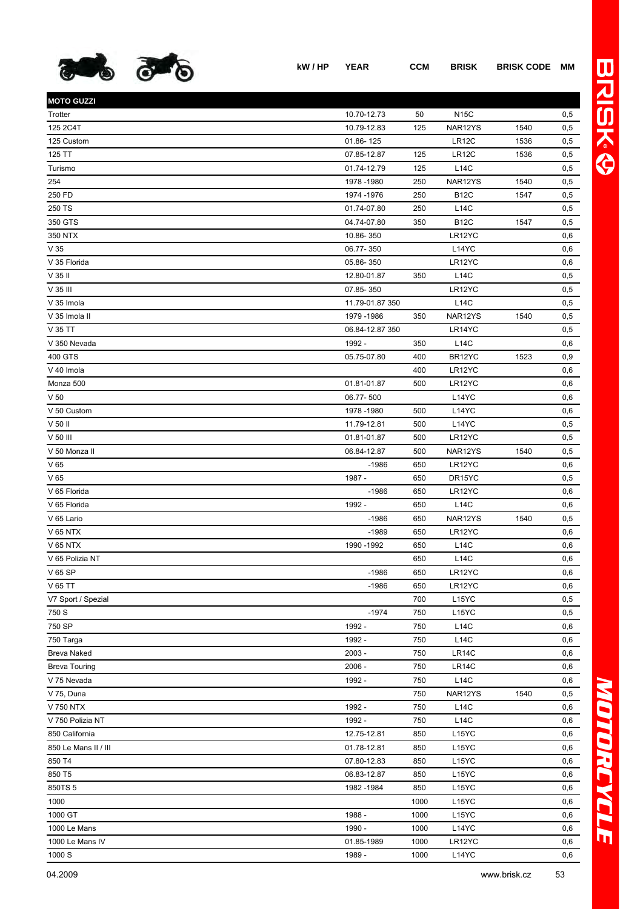| | kW / HP | YEAR | CCM | BRISK | BRISK CODE | MM |
|---|---|---|---|---|---|---|
| **MOTO GUZZI** | | | | | | |
| Trotter | | 10.70-12.73 | 50 | N15C | | 0,5 |
| 125 2C4T | | 10.79-12.83 | 125 | NAR12YS | 1540 | 0,5 |
| 125 Custom | | 01.86- 125 | | LR12C | 1536 | 0,5 |
| 125 TT | | 07.85-12.87 | 125 | LR12C | 1536 | 0,5 |
| Turismo | | 01.74-12.79 | 125 | L14C | | 0,5 |
| 254 | | 1978 -1980 | 250 | NAR12YS | 1540 | 0,5 |
| 250 FD | | 1974 -1976 | 250 | B12C | 1547 | 0,5 |
| 250 TS | | 01.74-07.80 | 250 | L14C | | 0,5 |
| 350 GTS | | 04.74-07.80 | 350 | B12C | 1547 | 0,5 |
| 350 NTX | | 10.86- 350 | | LR12YC | | 0,6 |
| V 35 | | 06.77- 350 | | L14YC | | 0,6 |
| V 35 Florida | | 05.86- 350 | | LR12YC | | 0,6 |
| V 35 II | | 12.80-01.87 | 350 | L14C | | 0,5 |
| V 35 III | | 07.85- 350 | | LR12YC | | 0,5 |
| V 35 Imola | | 11.79-01.87 350 | | L14C | | 0,5 |
| V 35 Imola II | | 1979 -1986 | 350 | NAR12YS | 1540 | 0,5 |
| V 35 TT | | 06.84-12.87 350 | | LR14YC | | 0,5 |
| V 350 Nevada | | 1992 - | 350 | L14C | | 0,6 |
| 400 GTS | | 05.75-07.80 | 400 | BR12YC | 1523 | 0,9 |
| V 40 Imola | | | 400 | LR12YC | | 0,6 |
| Monza 500 | | 01.81-01.87 | 500 | LR12YC | | 0,6 |
| V 50 | | 06.77- 500 | | L14YC | | 0,6 |
| V 50 Custom | | 1978 -1980 | 500 | L14YC | | 0,6 |
| V 50 II | | 11.79-12.81 | 500 | L14YC | | 0,5 |
| V 50 III | | 01.81-01.87 | 500 | LR12YC | | 0,5 |
| V 50 Monza II | | 06.84-12.87 | 500 | NAR12YS | 1540 | 0,5 |
| V 65 | | -1986 | 650 | LR12YC | | 0,6 |
| V 65 | | 1987 - | 650 | DR15YC | | 0,5 |
| V 65 Florida | | -1986 | 650 | LR12YC | | 0,6 |
| V 65 Florida | | 1992 - | 650 | L14C | | 0,6 |
| V 65 Lario | | -1986 | 650 | NAR12YS | 1540 | 0,5 |
| V 65 NTX | | -1989 | 650 | LR12YC | | 0,6 |
| V 65 NTX | | 1990 -1992 | 650 | L14C | | 0,6 |
| V 65 Polizia NT | | | 650 | L14C | | 0,6 |
| V 65 SP | | -1986 | 650 | LR12YC | | 0,6 |
| V 65 TT | | -1986 | 650 | LR12YC | | 0,6 |
| V7 Sport / Spezial | | | 700 | L15YC | | 0,5 |
| 750 S | | -1974 | 750 | L15YC | | 0,5 |
| 750 SP | | 1992 - | 750 | L14C | | 0,6 |
| 750 Targa | | 1992 - | 750 | L14C | | 0,6 |
| Breva Naked | | 2003 - | 750 | LR14C | | 0,6 |
| Breva Touring | | 2006 - | 750 | LR14C | | 0,6 |
| V 75 Nevada | | 1992 - | 750 | L14C | | 0,6 |
| V 75, Duna | | | 750 | NAR12YS | 1540 | 0,5 |
| V 750 NTX | | 1992 - | 750 | L14C | | 0,6 |
| V 750 Polizia NT | | 1992 - | 750 | L14C | | 0,6 |
| 850 California | | 12.75-12.81 | 850 | L15YC | | 0,6 |
| 850 Le Mans II / III | | 01.78-12.81 | 850 | L15YC | | 0,6 |
| 850 T4 | | 07.80-12.83 | 850 | L15YC | | 0,6 |
| 850 T5 | | 06.83-12.87 | 850 | L15YC | | 0,6 |
| 850TS 5 | | 1982 -1984 | 850 | L15YC | | 0,6 |
| 1000 | | | 1000 | L15YC | | 0,6 |
| 1000 GT | | 1988 - | 1000 | L15YC | | 0,6 |
| 1000 Le Mans | | 1990 - | 1000 | L14YC | | 0,6 |
| 1000 Le Mans IV | | 01.85-1989 | 1000 | LR12YC | | 0,6 |
| 1000 S | | 1989 - | 1000 | L14YC | | 0,6 |

04.2009 www.brisk.cz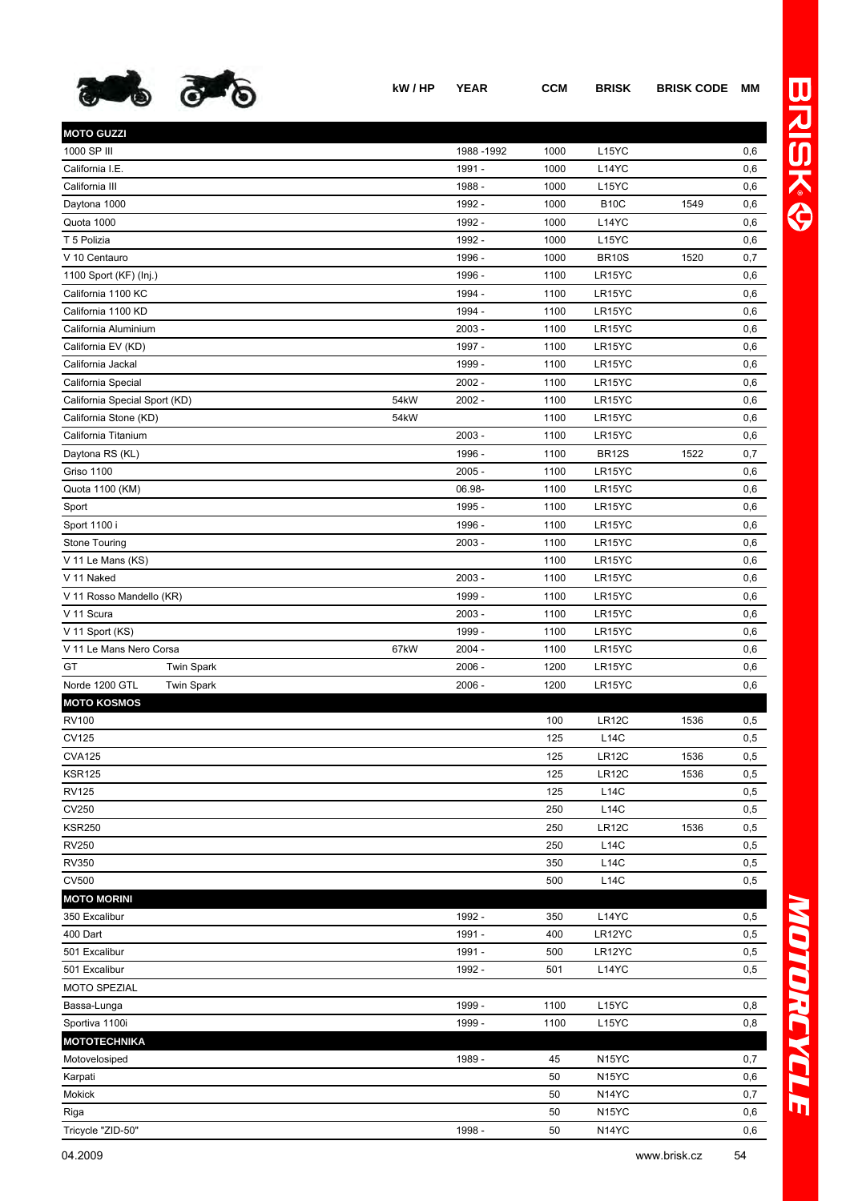| | kW / HP | YEAR | CCM | BRISK | BRISK CODE | MM |
|---|---|---|---|---|---|---|
| **MOTO GUZZI** | | | | | | |
| 1000 SP III | | 1988 -1992 | 1000 | L15YC | | 0,6 |
| California I.E. | | 1991 - | 1000 | L14YC | | 0,6 |
| California III | | 1988 - | 1000 | L15YC | | 0,6 |
| Daytona 1000 | | 1992 - | 1000 | B10C | 1549 | 0,6 |
| Quota 1000 | | 1992 - | 1000 | L14YC | | 0,6 |
| T 5 Polizia | | 1992 - | 1000 | L15YC | | 0,6 |
| V 10 Centauro | | 1996 - | 1000 | BR10S | 1520 | 0,7 |
| 1100 Sport (KF) (Inj.) | | 1996 - | 1100 | LR15YC | | 0,6 |
| California 1100 KC | | 1994 - | 1100 | LR15YC | | 0,6 |
| California 1100 KD | | 1994 - | 1100 | LR15YC | | 0,6 |
| California Aluminium | | 2003 - | 1100 | LR15YC | | 0,6 |
| California EV (KD) | | 1997 - | 1100 | LR15YC | | 0,6 |
| California Jackal | | 1999 - | 1100 | LR15YC | | 0,6 |
| California Special | | 2002 - | 1100 | LR15YC | | 0,6 |
| California Special Sport (KD) | 54kW | 2002 - | 1100 | LR15YC | | 0,6 |
| California Stone (KD) | 54kW | | 1100 | LR15YC | | 0,6 |
| California Titanium | | 2003 - | 1100 | LR15YC | | 0,6 |
| Daytona RS (KL) | | 1996 - | 1100 | BR12S | 1522 | 0,7 |
| Griso 1100 | | 2005 - | 1100 | LR15YC | | 0,6 |
| Quota 1100 (KM) | | 06.98- | 1100 | LR15YC | | 0,6 |
| Sport | | 1995 - | 1100 | LR15YC | | 0,6 |
| Sport 1100 i | | 1996 - | 1100 | LR15YC | | 0,6 |
| Stone Touring | | 2003 - | 1100 | LR15YC | | 0,6 |
| V 11 Le Mans (KS) | | | 1100 | LR15YC | | 0,6 |
| V 11 Naked | | 2003 - | 1100 | LR15YC | | 0,6 |
| V 11 Rosso Mandello (KR) | | 1999 - | 1100 | LR15YC | | 0,6 |
| V 11 Scura | | 2003 - | 1100 | LR15YC | | 0,6 |
| V 11 Sport (KS) | | 1999 - | 1100 | LR15YC | | 0,6 |
| V 11 Le Mans Nero Corsa | 67kW | 2004 - | 1100 | LR15YC | | 0,6 |
| GT Twin Spark | | 2006 - | 1200 | LR15YC | | 0,6 |
| Norde 1200 GTL Twin Spark | | 2006 - | 1200 | LR15YC | | 0,6 |
| **MOTO KOSMOS** | | | | | | |
| RV100 | | | 100 | LR12C | 1536 | 0,5 |
| CV125 | | | 125 | L14C | | 0,5 |
| CVA125 | | | 125 | LR12C | 1536 | 0,5 |
| KSR125 | | | 125 | LR12C | 1536 | 0,5 |
| RV125 | | | 125 | L14C | | 0,5 |
| CV250 | | | 250 | L14C | | 0,5 |
| KSR250 | | | 250 | LR12C | 1536 | 0,5 |
| RV250 | | | 250 | L14C | | 0,5 |
| RV350 | | | 350 | L14C | | 0,5 |
| CV500 | | | 500 | L14C | | 0,5 |
| **MOTO MORINI** | | | | | | |
| 350 Excalibur | | 1992 - | 350 | L14YC | | 0,5 |
| 400 Dart | | 1991 - | 400 | LR12YC | | 0,5 |
| 501 Excalibur | | 1991 - | 500 | LR12YC | | 0,5 |
| 501 Excalibur | | 1992 - | 501 | L14YC | | 0,5 |
| MOTO SPEZIAL | | | | | | |
| Bassa-Lunga | | 1999 - | 1100 | L15YC | | 0,8 |
| Sportiva 1100i | | 1999 - | 1100 | L15YC | | 0,8 |
| **MOTOTECHNIKA** | | | | | | |
| Motovelosiped | | 1989 - | 45 | N15YC | | 0,7 |
| Karpati | | | 50 | N15YC | | 0,6 |
| Mokick | | | 50 | N14YC | | 0,7 |
| Riga | | | 50 | N15YC | | 0,6 |
| Tricycle "ZID-50" | | 1998 - | 50 | N14YC | | 0,6 |

04.2009 www.brisk.cz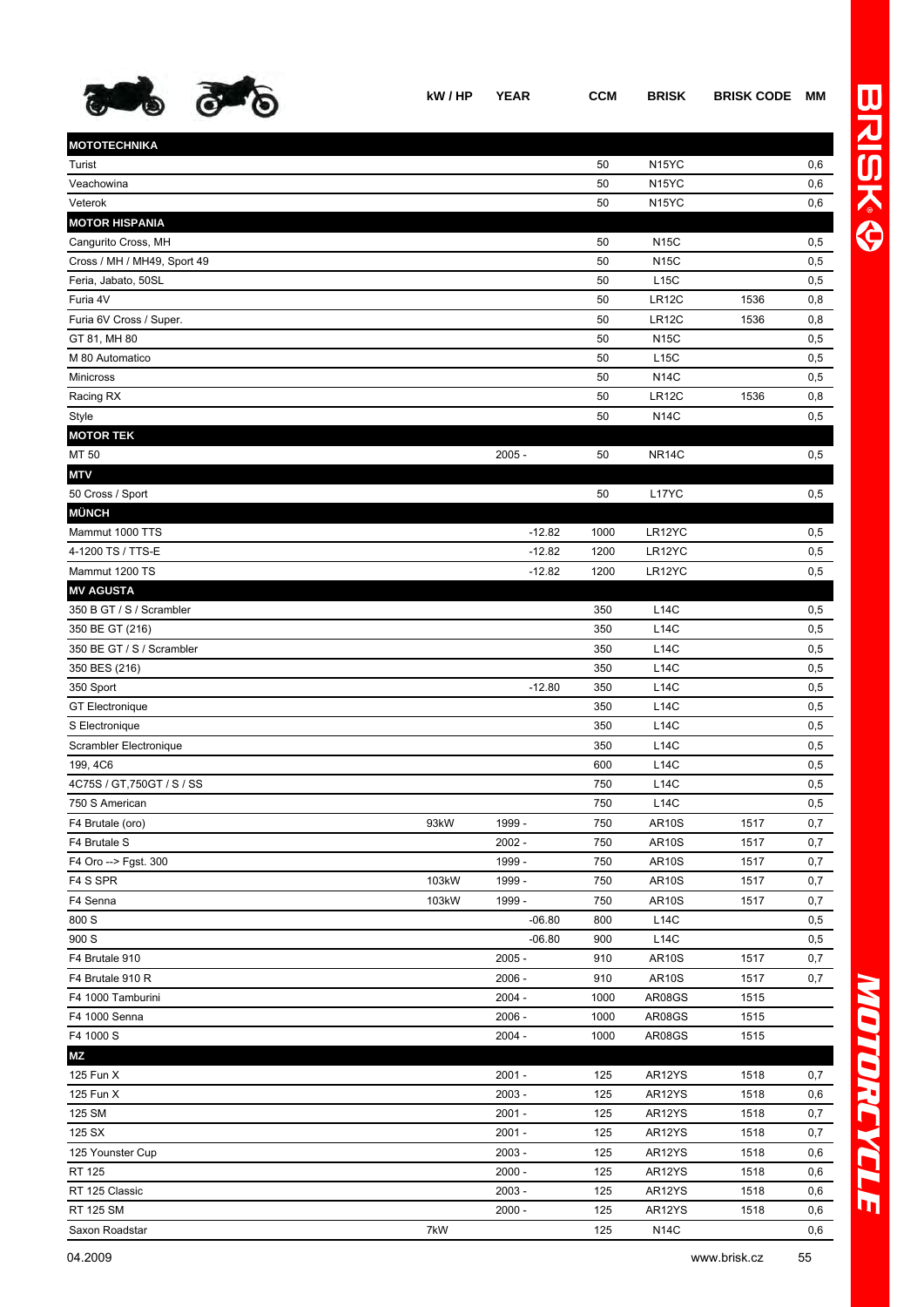| | kW / HP | YEAR | CCM | BRISK | BRISK CODE | MM |
|---|---|---|---|---|---|---|
| **MOTOTECHNIKA** | | | | | | |
| Turist | | | 50 | N15YC | | 0,6 |
| Veachowina | | | 50 | N15YC | | 0,6 |
| Veterok | | | 50 | N15YC | | 0,6 |
| **MOTOR HISPANIA** | | | | | | |
| Cangurito Cross, MH | | | 50 | N15C | | 0,5 |
| Cross / MH / MH49, Sport 49 | | | 50 | N15C | | 0,5 |
| Feria, Jabato, 50SL | | | 50 | L15C | | 0,5 |
| Furia 4V | | | 50 | LR12C | 1536 | 0,8 |
| Furia 6V Cross / Super. | | | 50 | LR12C | 1536 | 0,8 |
| GT 81, MH 80 | | | 50 | N15C | | 0,5 |
| M 80 Automatico | | | 50 | L15C | | 0,5 |
| Minicross | | | 50 | N14C | | 0,5 |
| Racing RX | | | 50 | LR12C | 1536 | 0,8 |
| Style | | | 50 | N14C | | 0,5 |
| **MOTOR TEK** | | | | | | |
| MT 50 | | 2005 - | 50 | NR14C | | 0,5 |
| **MTV** | | | | | | |
| 50 Cross / Sport | | | 50 | L17YC | | 0,5 |
| **MÜNCH** | | | | | | |
| Mammut 1000 TTS | | -12.82 | 1000 | LR12YC | | 0,5 |
| 4-1200 TS / TTS-E | | -12.82 | 1200 | LR12YC | | 0,5 |
| Mammut 1200 TS | | -12.82 | 1200 | LR12YC | | 0,5 |
| **MV AGUSTA** | | | | | | |
| 350 B GT / S / Scrambler | | | 350 | L14C | | 0,5 |
| 350 BE GT (216) | | | 350 | L14C | | 0,5 |
| 350 BE GT / S / Scrambler | | | 350 | L14C | | 0,5 |
| 350 BES (216) | | | 350 | L14C | | 0,5 |
| 350 Sport | | -12.80 | 350 | L14C | | 0,5 |
| GT Electronique | | | 350 | L14C | | 0,5 |
| S Electronique | | | 350 | L14C | | 0,5 |
| Scrambler Electronique | | | 350 | L14C | | 0,5 |
| 199, 4C6 | | | 600 | L14C | | 0,5 |
| 4C75S / GT,750GT / S / SS | | | 750 | L14C | | 0,5 |
| 750 S American | | | 750 | L14C | | 0,5 |
| F4 Brutale (oro) | 93kW | 1999 - | 750 | AR10S | 1517 | 0,7 |
| F4 Brutale S | | 2002 - | 750 | AR10S | 1517 | 0,7 |
| F4 Oro --> Fgst. 300 | | 1999 - | 750 | AR10S | 1517 | 0,7 |
| F4 S SPR | 103kW | 1999 - | 750 | AR10S | 1517 | 0,7 |
| F4 Senna | 103kW | 1999 - | 750 | AR10S | 1517 | 0,7 |
| 800 S | | -06.80 | 800 | L14C | | 0,5 |
| 900 S | | -06.80 | 900 | L14C | | 0,5 |
| F4 Brutale 910 | | 2005 - | 910 | AR10S | 1517 | 0,7 |
| F4 Brutale 910 R | | 2006 - | 910 | AR10S | 1517 | 0,7 |
| F4 1000 Tamburini | | 2004 - | 1000 | AR08GS | 1515 | |
| F4 1000 Senna | | 2006 - | 1000 | AR08GS | 1515 | |
| F4 1000 S | | 2004 - | 1000 | AR08GS | 1515 | |
| **MZ** | | | | | | |
| 125 Fun X | | 2001 - | 125 | AR12YS | 1518 | 0,7 |
| 125 Fun X | | 2003 - | 125 | AR12YS | 1518 | 0,6 |
| 125 SM | | 2001 - | 125 | AR12YS | 1518 | 0,7 |
| 125 SX | | 2001 - | 125 | AR12YS | 1518 | 0,7 |
| 125 Younster Cup | | 2003 - | 125 | AR12YS | 1518 | 0,6 |
| RT 125 | | 2000 - | 125 | AR12YS | 1518 | 0,6 |
| RT 125 Classic | | 2003 - | 125 | AR12YS | 1518 | 0,6 |
| RT 125 SM | | 2000 - | 125 | AR12YS | 1518 | 0,6 |
| Saxon Roadstar | 7kW | | 125 | N14C | | 0,6 |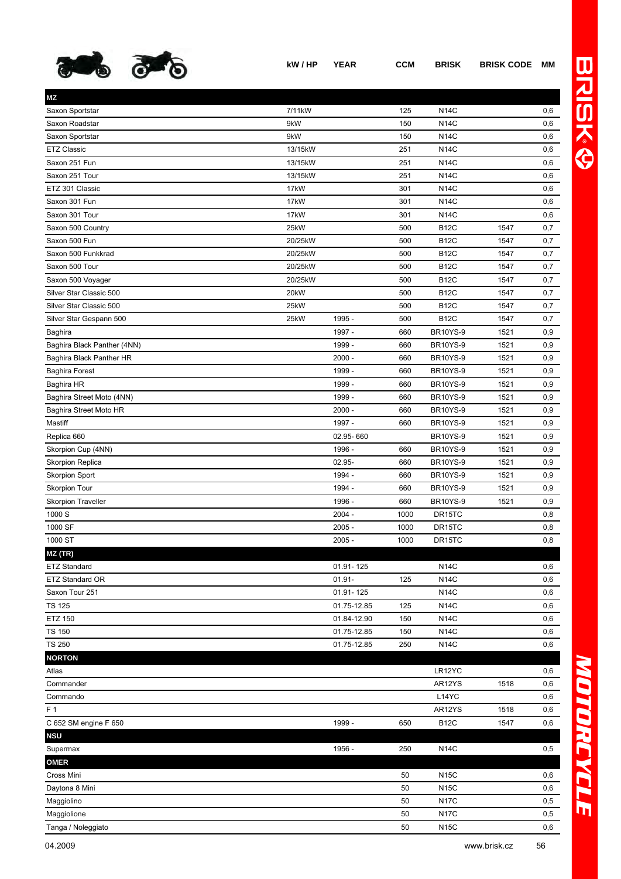| | kW / HP | YEAR | CCM | BRISK | BRISK CODE | MM |
|---|---|---|---|---|---|---|
| **MZ** | | | | | | |
| Saxon Sportstar | 7/11kW | | 125 | N14C | | 0,6 |
| Saxon Roadstar | 9kW | | 150 | N14C | | 0,6 |
| Saxon Sportstar | 9kW | | 150 | N14C | | 0,6 |
| ETZ Classic | 13/15kW | | 251 | N14C | | 0,6 |
| Saxon 251 Fun | 13/15kW | | 251 | N14C | | 0,6 |
| Saxon 251 Tour | 13/15kW | | 251 | N14C | | 0,6 |
| ETZ 301 Classic | 17kW | | 301 | N14C | | 0,6 |
| Saxon 301 Fun | 17kW | | 301 | N14C | | 0,6 |
| Saxon 301 Tour | 17kW | | 301 | N14C | | 0,6 |
| Saxon 500 Country | 25kW | | 500 | B12C | 1547 | 0,7 |
| Saxon 500 Fun | 20/25kW | | 500 | B12C | 1547 | 0,7 |
| Saxon 500 Funkkrad | 20/25kW | | 500 | B12C | 1547 | 0,7 |
| Saxon 500 Tour | 20/25kW | | 500 | B12C | 1547 | 0,7 |
| Saxon 500 Voyager | 20/25kW | | 500 | B12C | 1547 | 0,7 |
| Silver Star Classic 500 | 20kW | | 500 | B12C | 1547 | 0,7 |
| Silver Star Classic 500 | 25kW | | 500 | B12C | 1547 | 0,7 |
| Silver Star Gespann 500 | 25kW | 1995 - | 500 | B12C | 1547 | 0,7 |
| Baghira | | 1997 - | 660 | BR10YS-9 | 1521 | 0,9 |
| Baghira Black Panther (4NN) | | 1999 - | 660 | BR10YS-9 | 1521 | 0,9 |
| Baghira Black Panther HR | | 2000 - | 660 | BR10YS-9 | 1521 | 0,9 |
| Baghira Forest | | 1999 - | 660 | BR10YS-9 | 1521 | 0,9 |
| Baghira HR | | 1999 - | 660 | BR10YS-9 | 1521 | 0,9 |
| Baghira Street Moto (4NN) | | 1999 - | 660 | BR10YS-9 | 1521 | 0,9 |
| Baghira Street Moto HR | | 2000 - | 660 | BR10YS-9 | 1521 | 0,9 |
| Mastiff | | 1997 - | 660 | BR10YS-9 | 1521 | 0,9 |
| Replica 660 | | 02.95- 660 | | BR10YS-9 | 1521 | 0,9 |
| Skorpion Cup (4NN) | | 1996 - | 660 | BR10YS-9 | 1521 | 0,9 |
| Skorpion Replica | | 02.95- | 660 | BR10YS-9 | 1521 | 0,9 |
| Skorpion Sport | | 1994 - | 660 | BR10YS-9 | 1521 | 0,9 |
| Skorpion Tour | | 1994 - | 660 | BR10YS-9 | 1521 | 0,9 |
| Skorpion Traveller | | 1996 - | 660 | BR10YS-9 | 1521 | 0,9 |
| 1000 S | | 2004 - | 1000 | DR15TC | | 0,8 |
| 1000 SF | | 2005 - | 1000 | DR15TC | | 0,8 |
| 1000 ST | | 2005 - | 1000 | DR15TC | | 0,8 |
| **MZ (TR)** | | | | | | |
| ETZ Standard | | 01.91- 125 | | N14C | | 0,6 |
| ETZ Standard OR | | 01.91- | 125 | N14C | | 0,6 |
| Saxon Tour 251 | | 01.91- 125 | | N14C | | 0,6 |
| TS 125 | | 01.75-12.85 | 125 | N14C | | 0,6 |
| ETZ 150 | | 01.84-12.90 | 150 | N14C | | 0,6 |
| TS 150 | | 01.75-12.85 | 150 | N14C | | 0,6 |
| TS 250 | | 01.75-12.85 | 250 | N14C | | 0,6 |
| **NORTON** | | | | | | |
| Atlas | | | | LR12YC | | 0,6 |
| Commander | | | | AR12YS | 1518 | 0,6 |
| Commando | | | | L14YC | | 0,6 |
| F 1 | | | | AR12YS | 1518 | 0,6 |
| C 652 SM engine F 650 | | 1999 - | 650 | B12C | 1547 | 0,6 |
| **NSU** | | | | | | |
| Supermax | | 1956 - | 250 | N14C | | 0,5 |
| **OMER** | | | | | | |
| Cross Mini | | | 50 | N15C | | 0,6 |
| Daytona 8 Mini | | | 50 | N15C | | 0,6 |
| Maggiolino | | | 50 | N17C | | 0,5 |
| Maggiolone | | | 50 | N17C | | 0,5 |
| Tanga / Noleggiato | | | 50 | N15C | | 0,6 |

04.2009 www.brisk.cz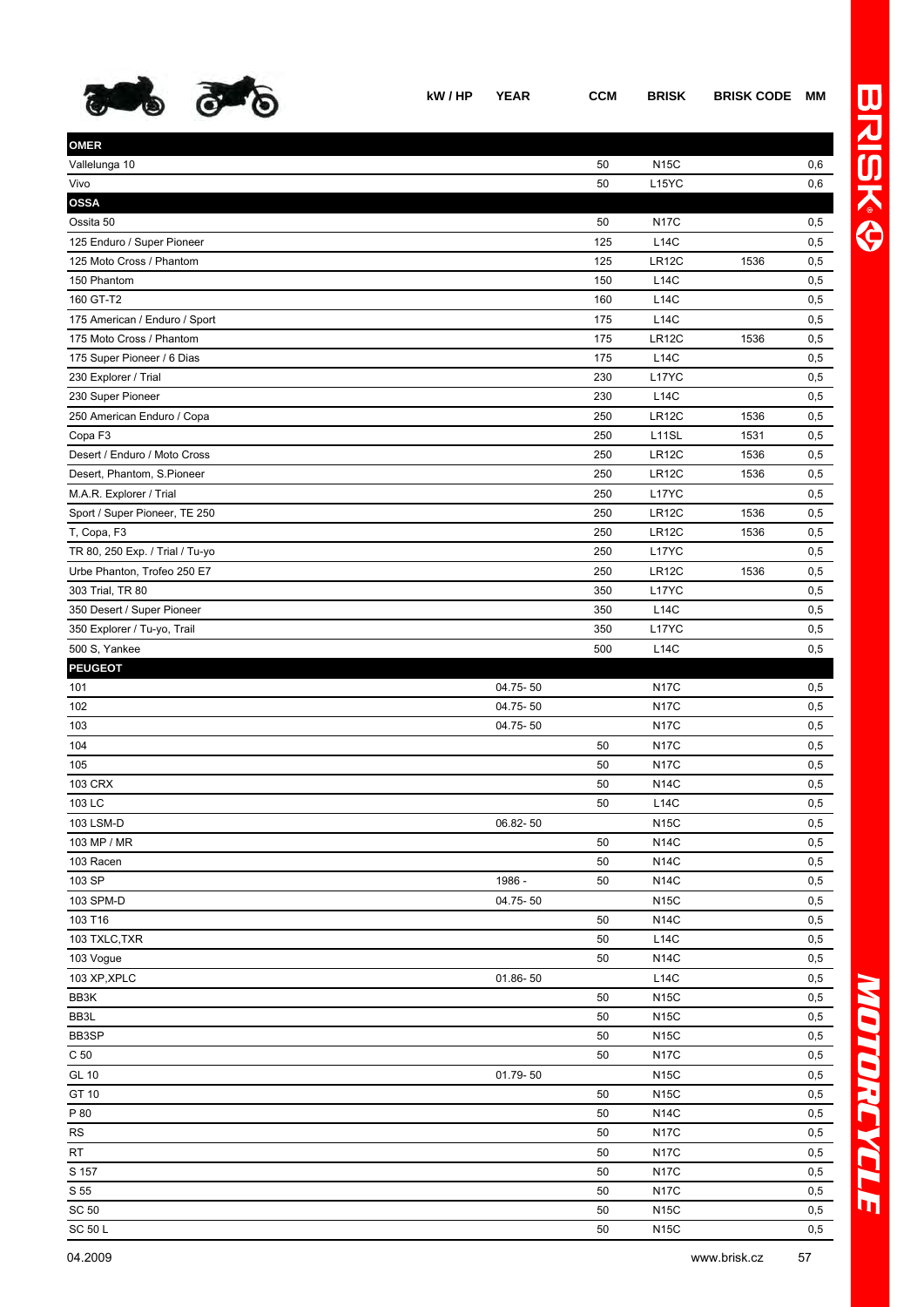| | kW / HP | YEAR | CCM | BRISK | BRISK CODE | MM |
|---|---|---|---|---|---|---|
| **OMER** | | | | | | |
| Vallelunga 10 | | | 50 | N15C | | 0,6 |
| Vivo | | | 50 | L15YC | | 0,6 |
| **OSSA** | | | | | | |
| Ossita 50 | | | 50 | N17C | | 0,5 |
| 125 Enduro / Super Pioneer | | | 125 | L14C | | 0,5 |
| 125 Moto Cross / Phantom | | | 125 | LR12C | 1536 | 0,5 |
| 150 Phantom | | | 150 | L14C | | 0,5 |
| 160 GT-T2 | | | 160 | L14C | | 0,5 |
| 175 American / Enduro / Sport | | | 175 | L14C | | 0,5 |
| 175 Moto Cross / Phantom | | | 175 | LR12C | 1536 | 0,5 |
| 175 Super Pioneer / 6 Dias | | | 175 | L14C | | 0,5 |
| 230 Explorer / Trial | | | 230 | L17YC | | 0,5 |
| 230 Super Pioneer | | | 230 | L14C | | 0,5 |
| 250 American Enduro / Copa | | | 250 | LR12C | 1536 | 0,5 |
| Copa F3 | | | 250 | L11SL | 1531 | 0,5 |
| Desert / Enduro / Moto Cross | | | 250 | LR12C | 1536 | 0,5 |
| Desert, Phantom, S.Pioneer | | | 250 | LR12C | 1536 | 0,5 |
| M.A.R. Explorer / Trial | | | 250 | L17YC | | 0,5 |
| Sport / Super Pioneer, TE 250 | | | 250 | LR12C | 1536 | 0,5 |
| T, Copa, F3 | | | 250 | LR12C | 1536 | 0,5 |
| TR 80, 250 Exp. / Trial / Tu-yo | | | 250 | L17YC | | 0,5 |
| Urbe Phanton, Trofeo 250 E7 | | | 250 | LR12C | 1536 | 0,5 |
| 303 Trial, TR 80 | | | 350 | L17YC | | 0,5 |
| 350 Desert / Super Pioneer | | | 350 | L14C | | 0,5 |
| 350 Explorer / Tu-yo, Trail | | | 350 | L17YC | | 0,5 |
| 500 S, Yankee | | | 500 | L14C | | 0,5 |
| **PEUGEOT** | | | | | | |
| 101 | | 04.75- 50 | | N17C | | 0,5 |
| 102 | | 04.75- 50 | | N17C | | 0,5 |
| 103 | | 04.75- 50 | | N17C | | 0,5 |
| 104 | | | 50 | N17C | | 0,5 |
| 105 | | | 50 | N17C | | 0,5 |
| 103 CRX | | | 50 | N14C | | 0,5 |
| 103 LC | | | 50 | L14C | | 0,5 |
| 103 LSM-D | | 06.82- 50 | | N15C | | 0,5 |
| 103 MP / MR | | | 50 | N14C | | 0,5 |
| 103 Racen | | | 50 | N14C | | 0,5 |
| 103 SP | | 1986 - | 50 | N14C | | 0,5 |
| 103 SPM-D | | 04.75- 50 | | N15C | | 0,5 |
| 103 T16 | | | 50 | N14C | | 0,5 |
| 103 TXLC,TXR | | | 50 | L14C | | 0,5 |
| 103 Vogue | | | 50 | N14C | | 0,5 |
| 103 XP,XPLC | | 01.86- 50 | | L14C | | 0,5 |
| BB3K | | | 50 | N15C | | 0,5 |
| BB3L | | | 50 | N15C | | 0,5 |
| BB3SP | | | 50 | N15C | | 0,5 |
| C 50 | | | 50 | N17C | | 0,5 |
| GL 10 | | 01.79- 50 | | N15C | | 0,5 |
| GT 10 | | | 50 | N15C | | 0,5 |
| P 80 | | | 50 | N14C | | 0,5 |
| RS | | | 50 | N17C | | 0,5 |
| RT | | | 50 | N17C | | 0,5 |
| S 157 | | | 50 | N17C | | 0,5 |
| S 55 | | | 50 | N17C | | 0,5 |
| SC 50 | | | 50 | N15C | | 0,5 |
| SC 50 L | | | 50 | N15C | | 0,5 |

04.2009 www.brisk.cz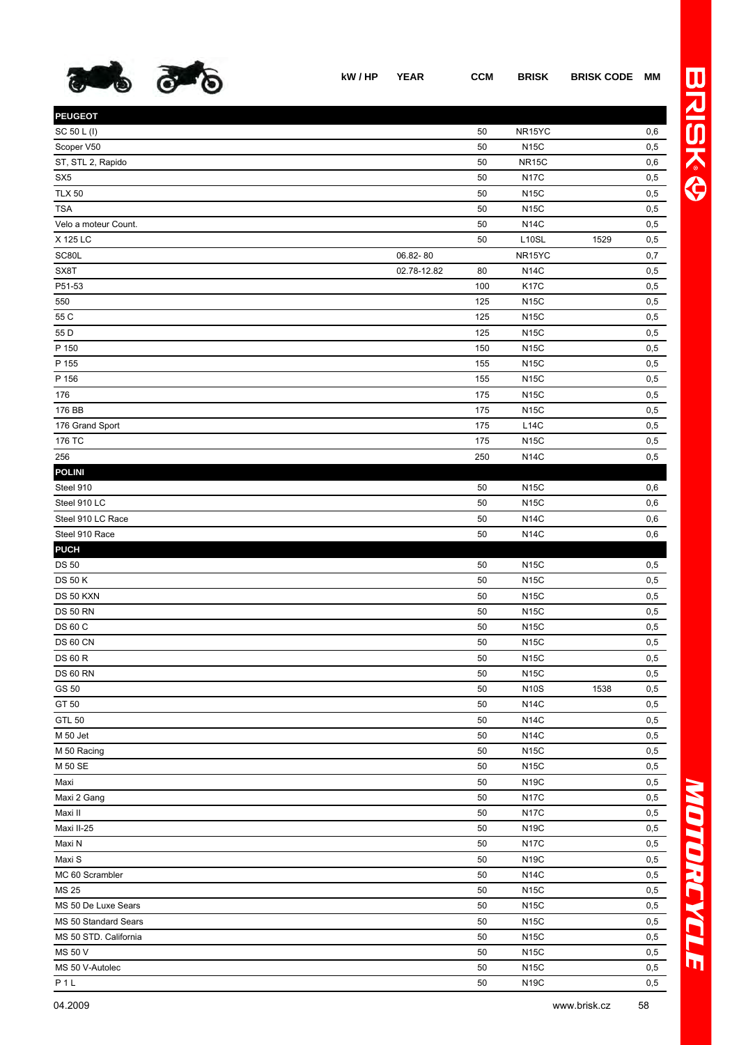| | kW / HP | YEAR | CCM | BRISK | BRISK CODE | MM |
|---|---|---|---|---|---|---|
| **PEUGEOT** | | | | | | |
| SC 50 L (I) | | | 50 | NR15YC | | 0,6 |
| Scoper V50 | | | 50 | N15C | | 0,5 |
| ST, STL 2, Rapido | | | 50 | NR15C | | 0,6 |
| SX5 | | | 50 | N17C | | 0,5 |
| TLX 50 | | | 50 | N15C | | 0,5 |
| TSA | | | 50 | N15C | | 0,5 |
| Velo a moteur Count. | | | 50 | N14C | | 0,5 |
| X 125 LC | | | 50 | L10SL | 1529 | 0,5 |
| SC80L | | 06.82- 80 | | NR15YC | | 0,7 |
| SX8T | | 02.78-12.82 | 80 | N14C | | 0,5 |
| P51-53 | | | 100 | K17C | | 0,5 |
| 550 | | | 125 | N15C | | 0,5 |
| 55 C | | | 125 | N15C | | 0,5 |
| 55 D | | | 125 | N15C | | 0,5 |
| P 150 | | | 150 | N15C | | 0,5 |
| P 155 | | | 155 | N15C | | 0,5 |
| P 156 | | | 155 | N15C | | 0,5 |
| 176 | | | 175 | N15C | | 0,5 |
| 176 BB | | | 175 | N15C | | 0,5 |
| 176 Grand Sport | | | 175 | L14C | | 0,5 |
| 176 TC | | | 175 | N15C | | 0,5 |
| 256 | | | 250 | N14C | | 0,5 |
| **POLINI** | | | | | | |
| Steel 910 | | | 50 | N15C | | 0,6 |
| Steel 910 LC | | | 50 | N15C | | 0,6 |
| Steel 910 LC Race | | | 50 | N14C | | 0,6 |
| Steel 910 Race | | | 50 | N14C | | 0,6 |
| **PUCH** | | | | | | |
| DS 50 | | | 50 | N15C | | 0,5 |
| DS 50 K | | | 50 | N15C | | 0,5 |
| DS 50 KXN | | | 50 | N15C | | 0,5 |
| DS 50 RN | | | 50 | N15C | | 0,5 |
| DS 60 C | | | 50 | N15C | | 0,5 |
| DS 60 CN | | | 50 | N15C | | 0,5 |
| DS 60 R | | | 50 | N15C | | 0,5 |
| DS 60 RN | | | 50 | N15C | | 0,5 |
| GS 50 | | | 50 | N10S | 1538 | 0,5 |
| GT 50 | | | 50 | N14C | | 0,5 |
| GTL 50 | | | 50 | N14C | | 0,5 |
| M 50 Jet | | | 50 | N14C | | 0,5 |
| M 50 Racing | | | 50 | N15C | | 0,5 |
| M 50 SE | | | 50 | N15C | | 0,5 |
| Maxi | | | 50 | N19C | | 0,5 |
| Maxi 2 Gang | | | 50 | N17C | | 0,5 |
| Maxi II | | | 50 | N17C | | 0,5 |
| Maxi II-25 | | | 50 | N19C | | 0,5 |
| Maxi N | | | 50 | N17C | | 0,5 |
| Maxi S | | | 50 | N19C | | 0,5 |
| MC 60 Scrambler | | | 50 | N14C | | 0,5 |
| MS 25 | | | 50 | N15C | | 0,5 |
| MS 50 De Luxe Sears | | | 50 | N15C | | 0,5 |
| MS 50 Standard Sears | | | 50 | N15C | | 0,5 |
| MS 50 STD. California | | | 50 | N15C | | 0,5 |
| MS 50 V | | | 50 | N15C | | 0,5 |
| MS 50 V-Autolec | | | 50 | N15C | | 0,5 |
| P 1 L | | | 50 | N19C | | 0,5 |

04.2009 www.brisk.cz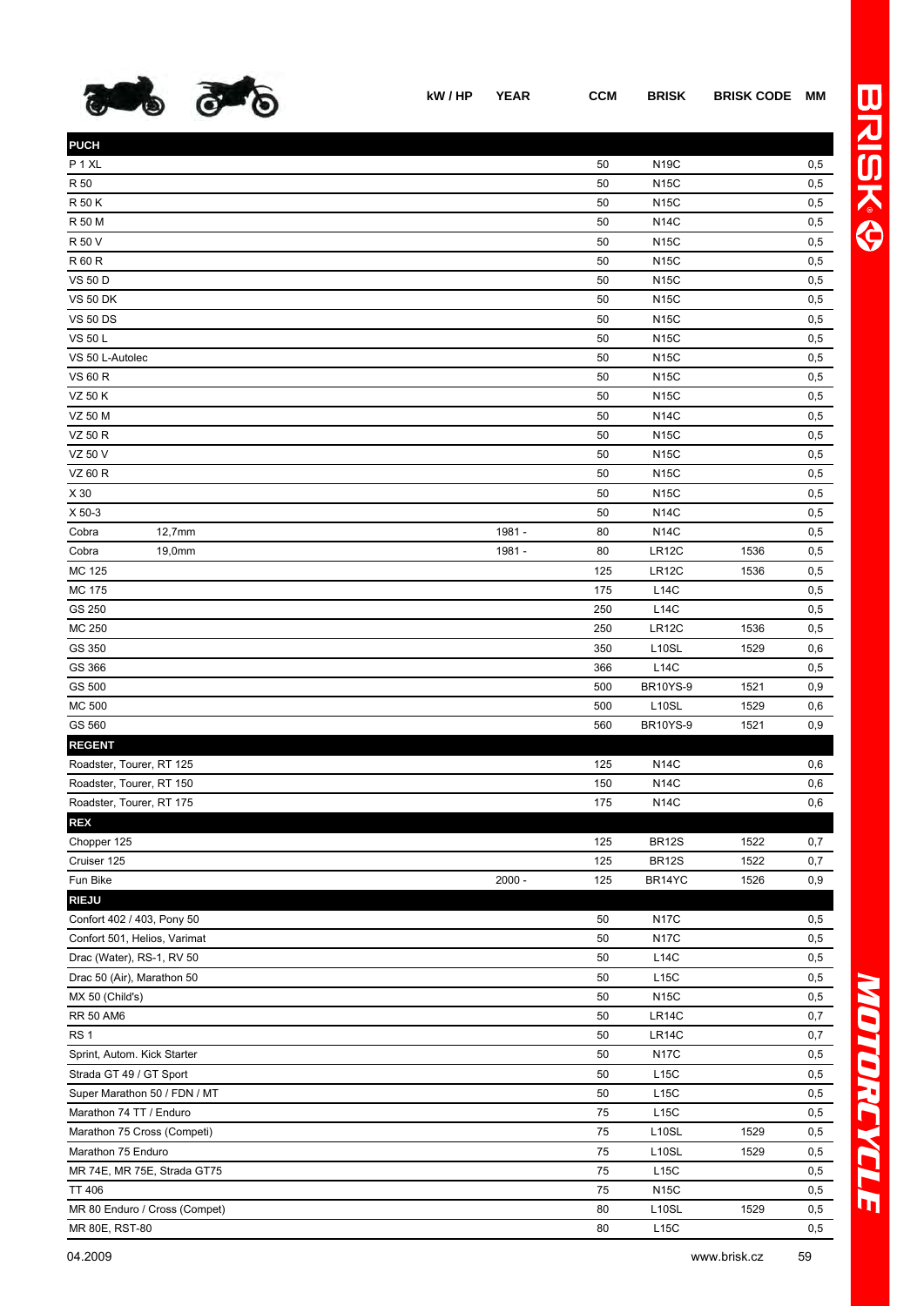| | kW / HP | YEAR | CCM | BRISK | BRISK CODE | MM |
|---|---|---|---|---|---|---|
| **PUCH** | | | | | | |
| P 1 XL | | | 50 | N19C | | 0,5 |
| R 50 | | | 50 | N15C | | 0,5 |
| R 50 K | | | 50 | N15C | | 0,5 |
| R 50 M | | | 50 | N14C | | 0,5 |
| R 50 V | | | 50 | N15C | | 0,5 |
| R 60 R | | | 50 | N15C | | 0,5 |
| VS 50 D | | | 50 | N15C | | 0,5 |
| VS 50 DK | | | 50 | N15C | | 0,5 |
| VS 50 DS | | | 50 | N15C | | 0,5 |
| VS 50 L | | | 50 | N15C | | 0,5 |
| VS 50 L-Autolec | | | 50 | N15C | | 0,5 |
| VS 60 R | | | 50 | N15C | | 0,5 |
| VZ 50 K | | | 50 | N15C | | 0,5 |
| VZ 50 M | | | 50 | N14C | | 0,5 |
| VZ 50 R | | | 50 | N15C | | 0,5 |
| VZ 50 V | | | 50 | N15C | | 0,5 |
| VZ 60 R | | | 50 | N15C | | 0,5 |
| X 30 | | | 50 | N15C | | 0,5 |
| X 50-3 | | | 50 | N14C | | 0,5 |
| Cobra 12,7mm | | 1981 - | 80 | N14C | | 0,5 |
| Cobra 19,0mm | | 1981 - | 80 | LR12C | 1536 | 0,5 |
| MC 125 | | | 125 | LR12C | 1536 | 0,5 |
| MC 175 | | | 175 | L14C | | 0,5 |
| GS 250 | | | 250 | L14C | | 0,5 |
| MC 250 | | | 250 | LR12C | 1536 | 0,5 |
| GS 350 | | | 350 | L10SL | 1529 | 0,6 |
| GS 366 | | | 366 | L14C | | 0,5 |
| GS 500 | | | 500 | BR10YS-9 | 1521 | 0,9 |
| MC 500 | | | 500 | L10SL | 1529 | 0,6 |
| GS 560 | | | 560 | BR10YS-9 | 1521 | 0,9 |
| **REGENT** | | | | | | |
| Roadster, Tourer, RT 125 | | | 125 | N14C | | 0,6 |
| Roadster, Tourer, RT 150 | | | 150 | N14C | | 0,6 |
| Roadster, Tourer, RT 175 | | | 175 | N14C | | 0,6 |
| **REX** | | | | | | |
| Chopper 125 | | | 125 | BR12S | 1522 | 0,7 |
| Cruiser 125 | | | 125 | BR12S | 1522 | 0,7 |
| Fun Bike | | 2000 - | 125 | BR14YC | 1526 | 0,9 |
| **RIEJU** | | | | | | |
| Confort 402 / 403, Pony 50 | | | 50 | N17C | | 0,5 |
| Confort 501, Helios, Varimat | | | 50 | N17C | | 0,5 |
| Drac (Water), RS-1, RV 50 | | | 50 | L14C | | 0,5 |
| Drac 50 (Air), Marathon 50 | | | 50 | L15C | | 0,5 |
| MX 50 (Child's) | | | 50 | N15C | | 0,5 |
| RR 50 AM6 | | | 50 | LR14C | | 0,7 |
| RS 1 | | | 50 | LR14C | | 0,7 |
| Sprint, Autom. Kick Starter | | | 50 | N17C | | 0,5 |
| Strada GT 49 / GT Sport | | | 50 | L15C | | 0,5 |
| Super Marathon 50 / FDN / MT | | | 50 | L15C | | 0,5 |
| Marathon 74 TT / Enduro | | | 75 | L15C | | 0,5 |
| Marathon 75 Cross (Competi) | | | 75 | L10SL | 1529 | 0,5 |
| Marathon 75 Enduro | | | 75 | L10SL | 1529 | 0,5 |
| MR 74E, MR 75E, Strada GT75 | | | 75 | L15C | | 0,5 |
| TT 406 | | | 75 | N15C | | 0,5 |
| MR 80 Enduro / Cross (Compet) | | | 80 | L10SL | 1529 | 0,5 |
| MR 80E, RST-80 | | | 80 | L15C | | 0,5 |

04.2009 www.brisk.cz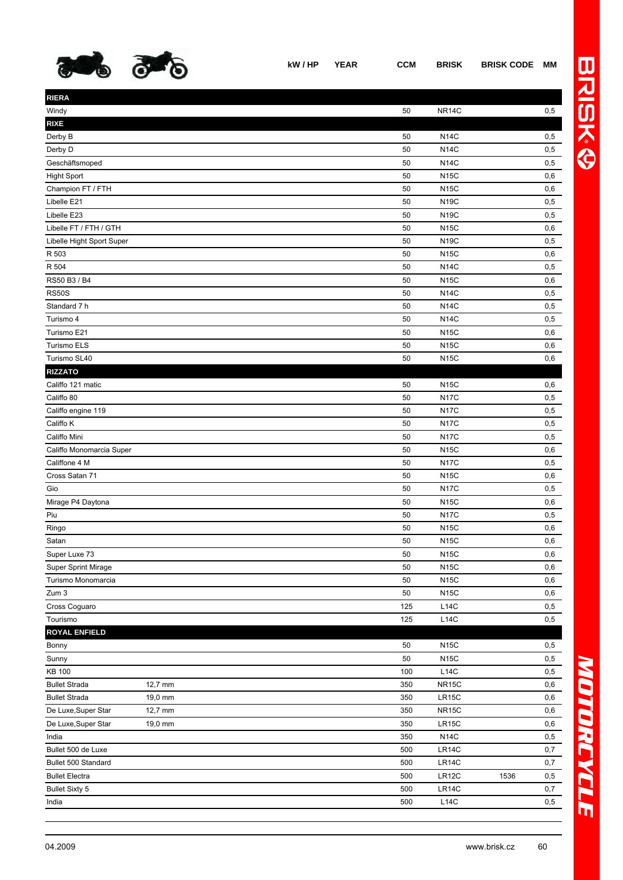| | kW / HP | YEAR | CCM | BRISK | BRISK CODE | MM |
|---|---|---|---|---|---|---|
| **RIERA** | | | | | | |
| Windy | | | 50 | NR14C | | 0,5 |
| **RIXE** | | | | | | |
| Derby B | | | 50 | N14C | | 0,5 |
| Derby D | | | 50 | N14C | | 0,5 |
| Geschäftsmoped | | | 50 | N14C | | 0,5 |
| Hight Sport | | | 50 | N15C | | 0,6 |
| Champion FT / FTH | | | 50 | N15C | | 0,6 |
| Libelle E21 | | | 50 | N19C | | 0,5 |
| Libelle E23 | | | 50 | N19C | | 0,5 |
| Libelle FT / FTH / GTH | | | 50 | N15C | | 0,6 |
| Libelle Hight Sport Super | | | 50 | N19C | | 0,5 |
| R 503 | | | 50 | N15C | | 0,6 |
| R 504 | | | 50 | N14C | | 0,5 |
| RS50 B3 / B4 | | | 50 | N15C | | 0,6 |
| RS50S | | | 50 | N14C | | 0,5 |
| Standard 7 h | | | 50 | N14C | | 0,5 |
| Turismo 4 | | | 50 | N14C | | 0,5 |
| Turismo E21 | | | 50 | N15C | | 0,6 |
| Turismo ELS | | | 50 | N15C | | 0,6 |
| Turismo SL40 | | | 50 | N15C | | 0,6 |
| **RIZZATO** | | | | | | |
| Califfo 121 matic | | | 50 | N15C | | 0,6 |
| Califfo 80 | | | 50 | N17C | | 0,5 |
| Califfo engine 119 | | | 50 | N17C | | 0,5 |
| Califfo K | | | 50 | N17C | | 0,5 |
| Califfo Mini | | | 50 | N17C | | 0,5 |
| Califfo Monomarcia Super | | | 50 | N15C | | 0,6 |
| Califfone 4 M | | | 50 | N17C | | 0,5 |
| Cross Satan 71 | | | 50 | N15C | | 0,6 |
| Gio | | | 50 | N17C | | 0,5 |
| Mirage P4 Daytona | | | 50 | N15C | | 0,6 |
| Piu | | | 50 | N17C | | 0,5 |
| Ringo | | | 50 | N15C | | 0,6 |
| Satan | | | 50 | N15C | | 0,6 |
| Super Luxe 73 | | | 50 | N15C | | 0,6 |
| Super Sprint Mirage | | | 50 | N15C | | 0,6 |
| Turismo Monomarcia | | | 50 | N15C | | 0,6 |
| Zum 3 | | | 50 | N15C | | 0,6 |
| Cross Coguaro | | | 125 | L14C | | 0,5 |
| Tourismo | | | 125 | L14C | | 0,5 |
| **ROYAL ENFIELD** | | | | | | |
| Bonny | | | 50 | N15C | | 0,5 |
| Sunny | | | 50 | N15C | | 0,5 |
| KB 100 | | | 100 | L14C | | 0,5 |
| Bullet Strada 12,7 mm | | | 350 | NR15C | | 0,6 |
| Bullet Strada 19,0 mm | | | 350 | LR15C | | 0,6 |
| De Luxe,Super Star 12,7 mm | | | 350 | NR15C | | 0,6 |
| De Luxe,Super Star 19,0 mm | | | 350 | LR15C | | 0,6 |
| India | | | 350 | N14C | | 0,5 |
| Bullet 500 de Luxe | | | 500 | LR14C | | 0,7 |
| Bullet 500 Standard | | | 500 | LR14C | | 0,7 |
| Bullet Electra | | | 500 | LR12C | 1536 | 0,5 |
| Bullet Sixty 5 | | | 500 | LR14C | | 0,7 |
| India | | | 500 | L14C | | 0,5 |

04.2009 www.brisk.cz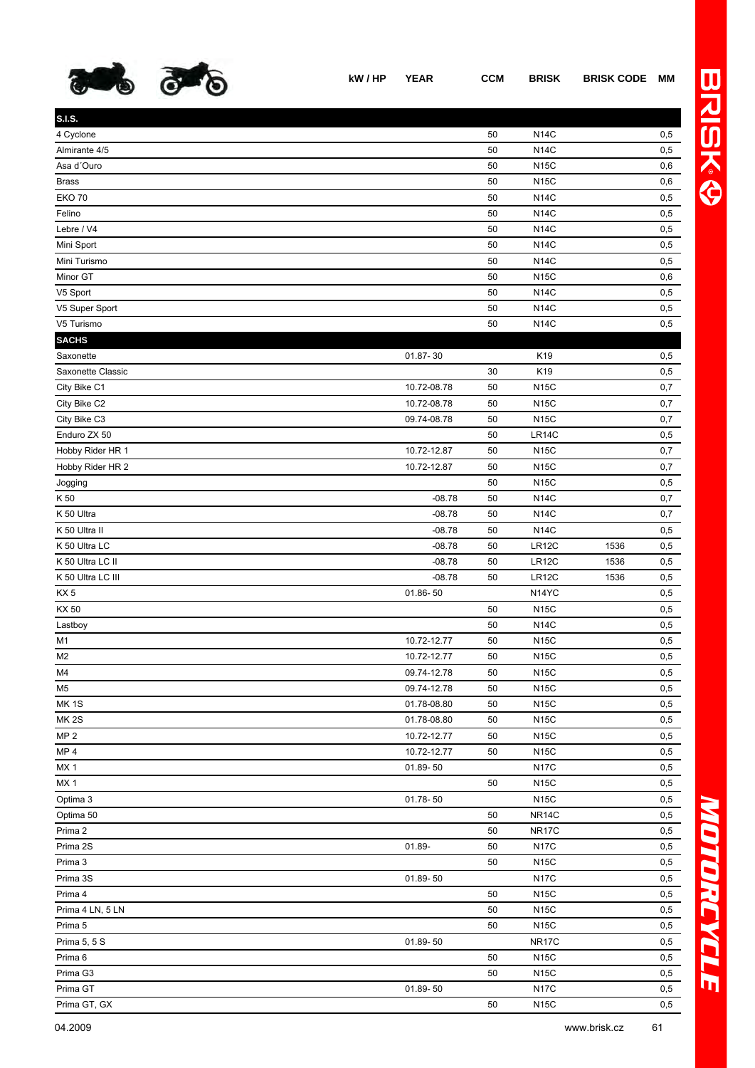| | kW / HP | YEAR | CCM | BRISK | BRISK CODE | MM |
|---|---|---|---|---|---|---|
| **S.I.S.** | | | | | | |
| 4 Cyclone | | | 50 | N14C | | 0,5 |
| Almirante 4/5 | | | 50 | N14C | | 0,5 |
| Asa d´Ouro | | | 50 | N15C | | 0,6 |
| Brass | | | 50 | N15C | | 0,6 |
| EKO 70 | | | 50 | N14C | | 0,5 |
| Felino | | | 50 | N14C | | 0,5 |
| Lebre / V4 | | | 50 | N14C | | 0,5 |
| Mini Sport | | | 50 | N14C | | 0,5 |
| Mini Turismo | | | 50 | N14C | | 0,5 |
| Minor GT | | | 50 | N15C | | 0,6 |
| V5 Sport | | | 50 | N14C | | 0,5 |
| V5 Super Sport | | | 50 | N14C | | 0,5 |
| V5 Turismo | | | 50 | N14C | | 0,5 |
| **SACHS** | | | | | | |
| Saxonette | | 01.87- 30 | | K19 | | 0,5 |
| Saxonette Classic | | | 30 | K19 | | 0,5 |
| City Bike C1 | | 10.72-08.78 | 50 | N15C | | 0,7 |
| City Bike C2 | | 10.72-08.78 | 50 | N15C | | 0,7 |
| City Bike C3 | | 09.74-08.78 | 50 | N15C | | 0,7 |
| Enduro ZX 50 | | | 50 | LR14C | | 0,5 |
| Hobby Rider HR 1 | | 10.72-12.87 | 50 | N15C | | 0,7 |
| Hobby Rider HR 2 | | 10.72-12.87 | 50 | N15C | | 0,7 |
| Jogging | | | 50 | N15C | | 0,5 |
| K 50 | | -08.78 | 50 | N14C | | 0,7 |
| K 50 Ultra | | -08.78 | 50 | N14C | | 0,7 |
| K 50 Ultra II | | -08.78 | 50 | N14C | | 0,5 |
| K 50 Ultra LC | | -08.78 | 50 | LR12C | 1536 | 0,5 |
| K 50 Ultra LC II | | -08.78 | 50 | LR12C | 1536 | 0,5 |
| K 50 Ultra LC III | | -08.78 | 50 | LR12C | 1536 | 0,5 |
| KX 5 | | 01.86- 50 | | N14YC | | 0,5 |
| KX 50 | | | 50 | N15C | | 0,5 |
| Lastboy | | | 50 | N14C | | 0,5 |
| M1 | | 10.72-12.77 | 50 | N15C | | 0,5 |
| M2 | | 10.72-12.77 | 50 | N15C | | 0,5 |
| M4 | | 09.74-12.78 | 50 | N15C | | 0,5 |
| M5 | | 09.74-12.78 | 50 | N15C | | 0,5 |
| MK 1S | | 01.78-08.80 | 50 | N15C | | 0,5 |
| MK 2S | | 01.78-08.80 | 50 | N15C | | 0,5 |
| MP 2 | | 10.72-12.77 | 50 | N15C | | 0,5 |
| MP 4 | | 10.72-12.77 | 50 | N15C | | 0,5 |
| MX 1 | | 01.89- 50 | | N17C | | 0,5 |
| MX 1 | | | 50 | N15C | | 0,5 |
| Optima 3 | | 01.78- 50 | | N15C | | 0,5 |
| Optima 50 | | | 50 | NR14C | | 0,5 |
| Prima 2 | | | 50 | NR17C | | 0,5 |
| Prima 2S | | 01.89- | 50 | N17C | | 0,5 |
| Prima 3 | | | 50 | N15C | | 0,5 |
| Prima 3S | | 01.89- 50 | | N17C | | 0,5 |
| Prima 4 | | | 50 | N15C | | 0,5 |
| Prima 4 LN, 5 LN | | | 50 | N15C | | 0,5 |
| Prima 5 | | | 50 | N15C | | 0,5 |
| Prima 5, 5 S | | 01.89- 50 | | NR17C | | 0,5 |
| Prima 6 | | | 50 | N15C | | 0,5 |
| Prima G3 | | | 50 | N15C | | 0,5 |
| Prima GT | | 01.89- 50 | | N17C | | 0,5 |
| Prima GT, GX | | | 50 | N15C | | 0,5 |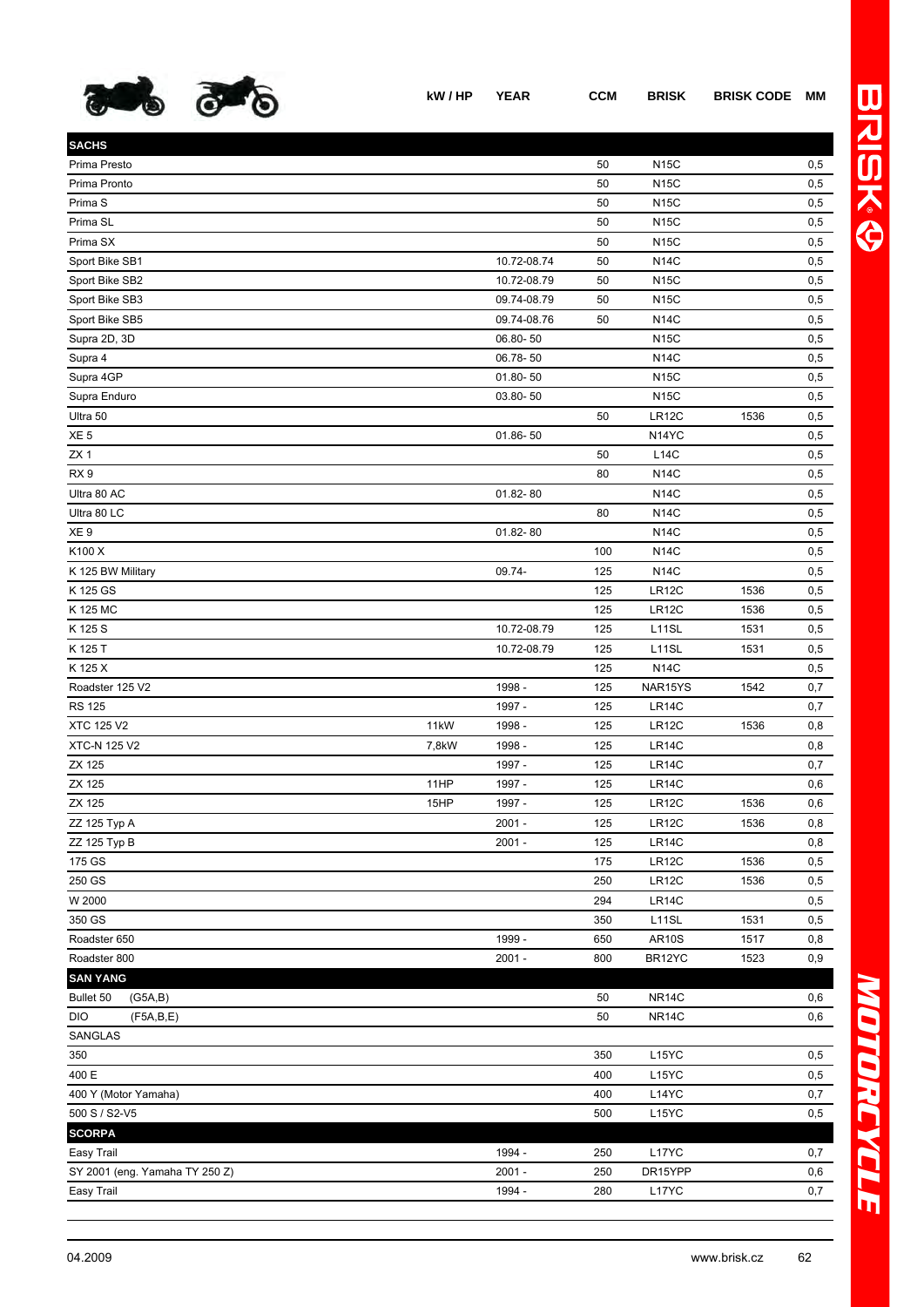| | kW / HP | YEAR | CCM | BRISK | BRISK CODE | MM |
|---|---|---|---|---|---|---|
| **SACHS** | | | | | | |
| Prima Presto | | | 50 | N15C | | 0,5 |
| Prima Pronto | | | 50 | N15C | | 0,5 |
| Prima S | | | 50 | N15C | | 0,5 |
| Prima SL | | | 50 | N15C | | 0,5 |
| Prima SX | | | 50 | N15C | | 0,5 |
| Sport Bike SB1 | | 10.72-08.74 | 50 | N14C | | 0,5 |
| Sport Bike SB2 | | 10.72-08.79 | 50 | N15C | | 0,5 |
| Sport Bike SB3 | | 09.74-08.79 | 50 | N15C | | 0,5 |
| Sport Bike SB5 | | 09.74-08.76 | 50 | N14C | | 0,5 |
| Supra 2D, 3D | | 06.80- 50 | | N15C | | 0,5 |
| Supra 4 | | 06.78- 50 | | N14C | | 0,5 |
| Supra 4GP | | 01.80- 50 | | N15C | | 0,5 |
| Supra Enduro | | 03.80- 50 | | N15C | | 0,5 |
| Ultra 50 | | | 50 | LR12C | 1536 | 0,5 |
| XE 5 | | 01.86- 50 | | N14YC | | 0,5 |
| ZX 1 | | | 50 | L14C | | 0,5 |
| RX 9 | | | 80 | N14C | | 0,5 |
| Ultra 80 AC | | 01.82- 80 | | N14C | | 0,5 |
| Ultra 80 LC | | | 80 | N14C | | 0,5 |
| XE 9 | | 01.82- 80 | | N14C | | 0,5 |
| K100 X | | | 100 | N14C | | 0,5 |
| K 125 BW Military | | 09.74- | 125 | N14C | | 0,5 |
| K 125 GS | | | 125 | LR12C | 1536 | 0,5 |
| K 125 MC | | | 125 | LR12C | 1536 | 0,5 |
| K 125 S | | 10.72-08.79 | 125 | L11SL | 1531 | 0,5 |
| K 125 T | | 10.72-08.79 | 125 | L11SL | 1531 | 0,5 |
| K 125 X | | | 125 | N14C | | 0,5 |
| Roadster 125 V2 | | 1998 - | 125 | NAR15YS | 1542 | 0,7 |
| RS 125 | | 1997 - | 125 | LR14C | | 0,7 |
| XTC 125 V2 | 11kW | 1998 - | 125 | LR12C | 1536 | 0,8 |
| XTC-N 125 V2 | 7,8kW | 1998 - | 125 | LR14C | | 0,8 |
| ZX 125 | | 1997 - | 125 | LR14C | | 0,7 |
| ZX 125 | 11HP | 1997 - | 125 | LR14C | | 0,6 |
| ZX 125 | 15HP | 1997 - | 125 | LR12C | 1536 | 0,6 |
| ZZ 125 Typ A | | 2001 - | 125 | LR12C | 1536 | 0,8 |
| ZZ 125 Typ B | | 2001 - | 125 | LR14C | | 0,8 |
| 175 GS | | | 175 | LR12C | 1536 | 0,5 |
| 250 GS | | | 250 | LR12C | 1536 | 0,5 |
| W 2000 | | | 294 | LR14C | | 0,5 |
| 350 GS | | | 350 | L11SL | 1531 | 0,5 |
| Roadster 650 | | 1999 - | 650 | AR10S | 1517 | 0,8 |
| Roadster 800 | | 2001 - | 800 | BR12YC | 1523 | 0,9 |
| **SAN YANG** | | | | | | |
| Bullet 50 (G5A,B) | | | 50 | NR14C | | 0,6 |
| DIO (F5A,B,E) | | | 50 | NR14C | | 0,6 |
| SANGLAS | | | | | | |
| 350 | | | 350 | L15YC | | 0,5 |
| 400 E | | | 400 | L15YC | | 0,5 |
| 400 Y (Motor Yamaha) | | | 400 | L14YC | | 0,7 |
| 500 S / S2-V5 | | | 500 | L15YC | | 0,5 |
| **SCORPA** | | | | | | |
| Easy Trail | | 1994 - | 250 | L17YC | | 0,7 |
| SY 2001 (eng. Yamaha TY 250 Z) | | 2001 - | 250 | DR15YPP | | 0,6 |
| Easy Trail | | 1994 - | 280 | L17YC | | 0,7 |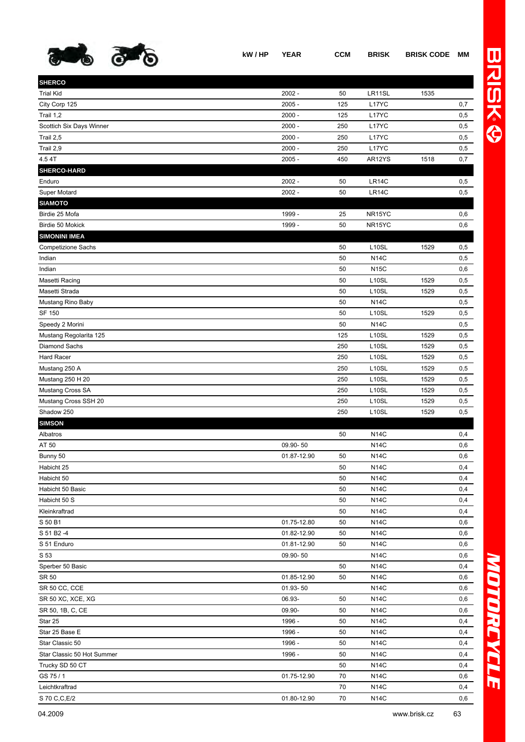| | kW / HP | YEAR | CCM | BRISK | BRISK CODE | MM |
|---|---|---|---|---|---|---|
| **SHERCO** | | | | | | |
| Trial Kid | | 2002 - | 50 | LR11SL | 1535 | |
| City Corp 125 | | 2005 - | 125 | L17YC | | 0,7 |
| Trail 1,2 | | 2000 - | 125 | L17YC | | 0,5 |
| Scottich Six Days Winner | | 2000 - | 250 | L17YC | | 0,5 |
| Trail 2,5 | | 2000 - | 250 | L17YC | | 0,5 |
| Trail 2,9 | | 2000 - | 250 | L17YC | | 0,5 |
| 4.5 4T | | 2005 - | 450 | AR12YS | 1518 | 0,7 |
| **SHERCO-HARD** | | | | | | |
| Enduro | | 2002 - | 50 | LR14C | | 0,5 |
| Super Motard | | 2002 - | 50 | LR14C | | 0,5 |
| **SIAMOTO** | | | | | | |
| Birdie 25 Mofa | | 1999 - | 25 | NR15YC | | 0,6 |
| Birdie 50 Mokick | | 1999 - | 50 | NR15YC | | 0,6 |
| **SIMONINI IMEA** | | | | | | |
| Competizione Sachs | | | 50 | L10SL | 1529 | 0,5 |
| Indian | | | 50 | N14C | | 0,5 |
| Indian | | | 50 | N15C | | 0,6 |
| Masetti Racing | | | 50 | L10SL | 1529 | 0,5 |
| Masetti Strada | | | 50 | L10SL | 1529 | 0,5 |
| Mustang Rino Baby | | | 50 | N14C | | 0,5 |
| SF 150 | | | 50 | L10SL | 1529 | 0,5 |
| Speedy 2 Morini | | | 50 | N14C | | 0,5 |
| Mustang Regolarita 125 | | | 125 | L10SL | 1529 | 0,5 |
| Diamond Sachs | | | 250 | L10SL | 1529 | 0,5 |
| Hard Racer | | | 250 | L10SL | 1529 | 0,5 |
| Mustang 250 A | | | 250 | L10SL | 1529 | 0,5 |
| Mustang 250 H 20 | | | 250 | L10SL | 1529 | 0,5 |
| Mustang Cross SA | | | 250 | L10SL | 1529 | 0,5 |
| Mustang Cross SSH 20 | | | 250 | L10SL | 1529 | 0,5 |
| Shadow 250 | | | 250 | L10SL | 1529 | 0,5 |
| **SIMSON** | | | | | | |
| Albatros | | | 50 | N14C | | 0,4 |
| AT 50 | | 09.90- 50 | | N14C | | 0,6 |
| Bunny 50 | | 01.87-12.90 | 50 | N14C | | 0,6 |
| Habicht 25 | | | 50 | N14C | | 0,4 |
| Habicht 50 | | | 50 | N14C | | 0,4 |
| Habicht 50 Basic | | | 50 | N14C | | 0,4 |
| Habicht 50 S | | | 50 | N14C | | 0,4 |
| Kleinkraftrad | | | 50 | N14C | | 0,4 |
| S 50 B1 | | 01.75-12.80 | 50 | N14C | | 0,6 |
| S 51 B2 -4 | | 01.82-12.90 | 50 | N14C | | 0,6 |
| S 51 Enduro | | 01.81-12.90 | 50 | N14C | | 0,6 |
| S 53 | | 09.90- 50 | | N14C | | 0,6 |
| Sperber 50 Basic | | | 50 | N14C | | 0,4 |
| SR 50 | | 01.85-12.90 | 50 | N14C | | 0,6 |
| SR 50 CC, CCE | | 01.93- 50 | | N14C | | 0,6 |
| SR 50 XC, XCE, XG | | 06.93- | 50 | N14C | | 0,6 |
| SR 50, 1B, C, CE | | 09.90- | 50 | N14C | | 0,6 |
| Star 25 | | 1996 - | 50 | N14C | | 0,4 |
| Star 25 Base E | | 1996 - | 50 | N14C | | 0,4 |
| Star Classic 50 | | 1996 - | 50 | N14C | | 0,4 |
| Star Classic 50 Hot Summer | | 1996 - | 50 | N14C | | 0,4 |
| Trucky SD 50 CT | | | 50 | N14C | | 0,4 |
| GS 75 / 1 | | 01.75-12.90 | 70 | N14C | | 0,6 |
| Leichtkraftrad | | | 70 | N14C | | 0,4 |
| S 70 C,C,E/2 | | 01.80-12.90 | 70 | N14C | | 0,6 |

04.2009 www.brisk.cz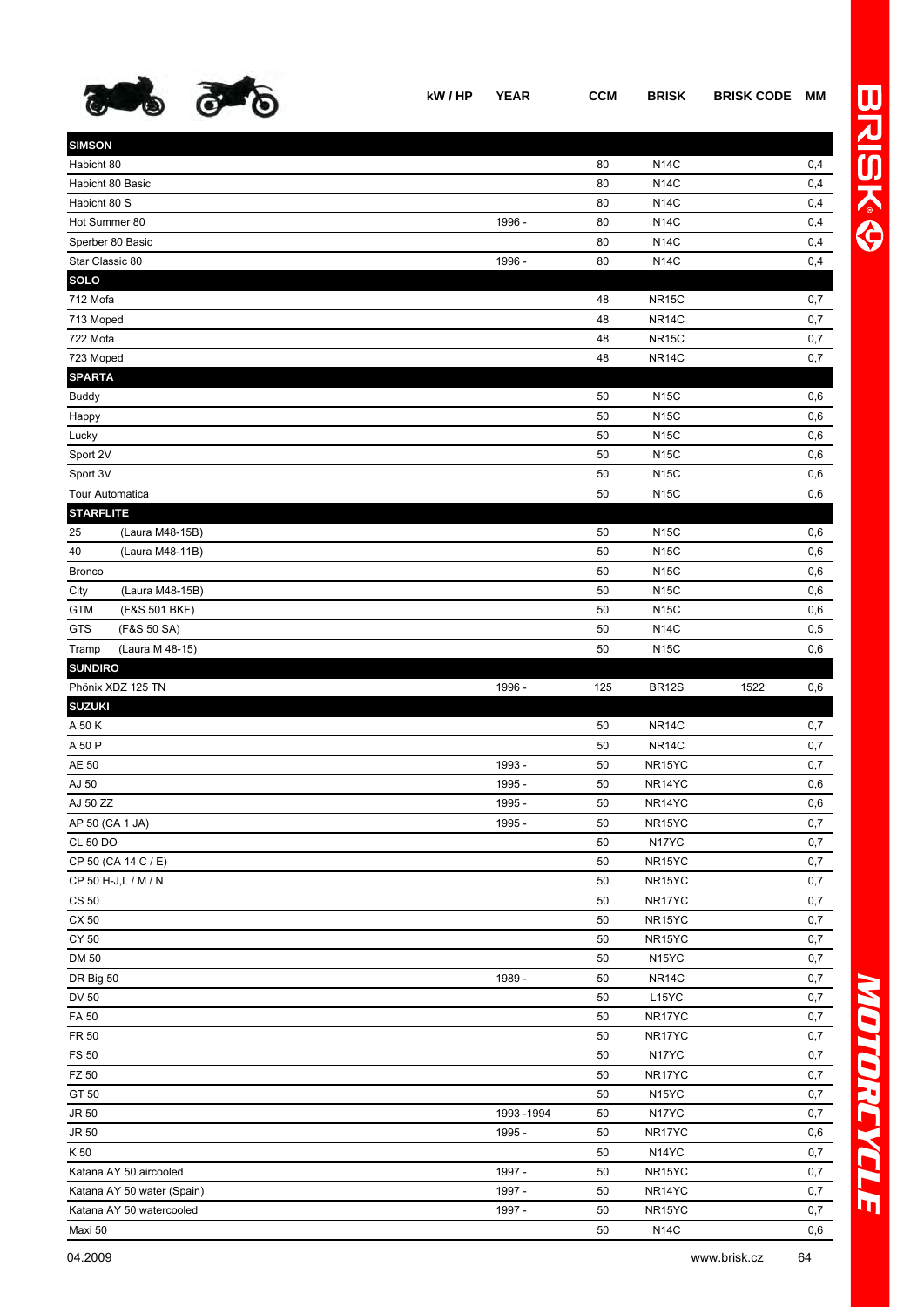| | kW / HP | YEAR | CCM | BRISK | BRISK CODE | MM |
|---|---|---|---|---|---|---|
| **SIMSON** | | | | | | |
| Habicht 80 | | | 80 | N14C | | 0,4 |
| Habicht 80 Basic | | | 80 | N14C | | 0,4 |
| Habicht 80 S | | | 80 | N14C | | 0,4 |
| Hot Summer 80 | | 1996 - | 80 | N14C | | 0,4 |
| Sperber 80 Basic | | | 80 | N14C | | 0,4 |
| Star Classic 80 | | 1996 - | 80 | N14C | | 0,4 |
| **SOLO** | | | | | | |
| 712 Mofa | | | 48 | NR15C | | 0,7 |
| 713 Moped | | | 48 | NR14C | | 0,7 |
| 722 Mofa | | | 48 | NR15C | | 0,7 |
| 723 Moped | | | 48 | NR14C | | 0,7 |
| **SPARTA** | | | | | | |
| Buddy | | | 50 | N15C | | 0,6 |
| Happy | | | 50 | N15C | | 0,6 |
| Lucky | | | 50 | N15C | | 0,6 |
| Sport 2V | | | 50 | N15C | | 0,6 |
| Sport 3V | | | 50 | N15C | | 0,6 |
| Tour Automatica | | | 50 | N15C | | 0,6 |
| **STARFLITE** | | | | | | |
| 25 (Laura M48-15B) | | | 50 | N15C | | 0,6 |
| 40 (Laura M48-11B) | | | 50 | N15C | | 0,6 |
| Bronco | | | 50 | N15C | | 0,6 |
| City (Laura M48-15B) | | | 50 | N15C | | 0,6 |
| GTM (F&S 501 BKF) | | | 50 | N15C | | 0,6 |
| GTS (F&S 50 SA) | | | 50 | N14C | | 0,5 |
| Tramp (Laura M 48-15) | | | 50 | N15C | | 0,6 |
| **SUNDIRO** | | | | | | |
| Phönix XDZ 125 TN | | 1996 - | 125 | BR12S | 1522 | 0,6 |
| **SUZUKI** | | | | | | |
| A 50 K | | | 50 | NR14C | | 0,7 |
| A 50 P | | | 50 | NR14C | | 0,7 |
| AE 50 | | 1993 - | 50 | NR15YC | | 0,7 |
| AJ 50 | | 1995 - | 50 | NR14YC | | 0,6 |
| AJ 50 ZZ | | 1995 - | 50 | NR14YC | | 0,6 |
| AP 50 (CA 1 JA) | | 1995 - | 50 | NR15YC | | 0,7 |
| CL 50 DO | | | 50 | N17YC | | 0,7 |
| CP 50 (CA 14 C / E) | | | 50 | NR15YC | | 0,7 |
| CP 50 H-J,L / M / N | | | 50 | NR15YC | | 0,7 |
| CS 50 | | | 50 | NR17YC | | 0,7 |
| CX 50 | | | 50 | NR15YC | | 0,7 |
| CY 50 | | | 50 | NR15YC | | 0,7 |
| DM 50 | | | 50 | N15YC | | 0,7 |
| DR Big 50 | | 1989 - | 50 | NR14C | | 0,7 |
| DV 50 | | | 50 | L15YC | | 0,7 |
| FA 50 | | | 50 | NR17YC | | 0,7 |
| FR 50 | | | 50 | NR17YC | | 0,7 |
| FS 50 | | | 50 | N17YC | | 0,7 |
| FZ 50 | | | 50 | NR17YC | | 0,7 |
| GT 50 | | | 50 | N15YC | | 0,7 |
| JR 50 | | 1993 -1994 | 50 | N17YC | | 0,7 |
| JR 50 | | 1995 - | 50 | NR17YC | | 0,6 |
| K 50 | | | 50 | N14YC | | 0,7 |
| Katana AY 50 aircooled | | 1997 - | 50 | NR15YC | | 0,7 |
| Katana AY 50 water (Spain) | | 1997 - | 50 | NR14YC | | 0,7 |
| Katana AY 50 watercooled | | 1997 - | 50 | NR15YC | | 0,7 |
| Maxi 50 | | | 50 | N14C | | 0,6 |

04.2009 www.brisk.cz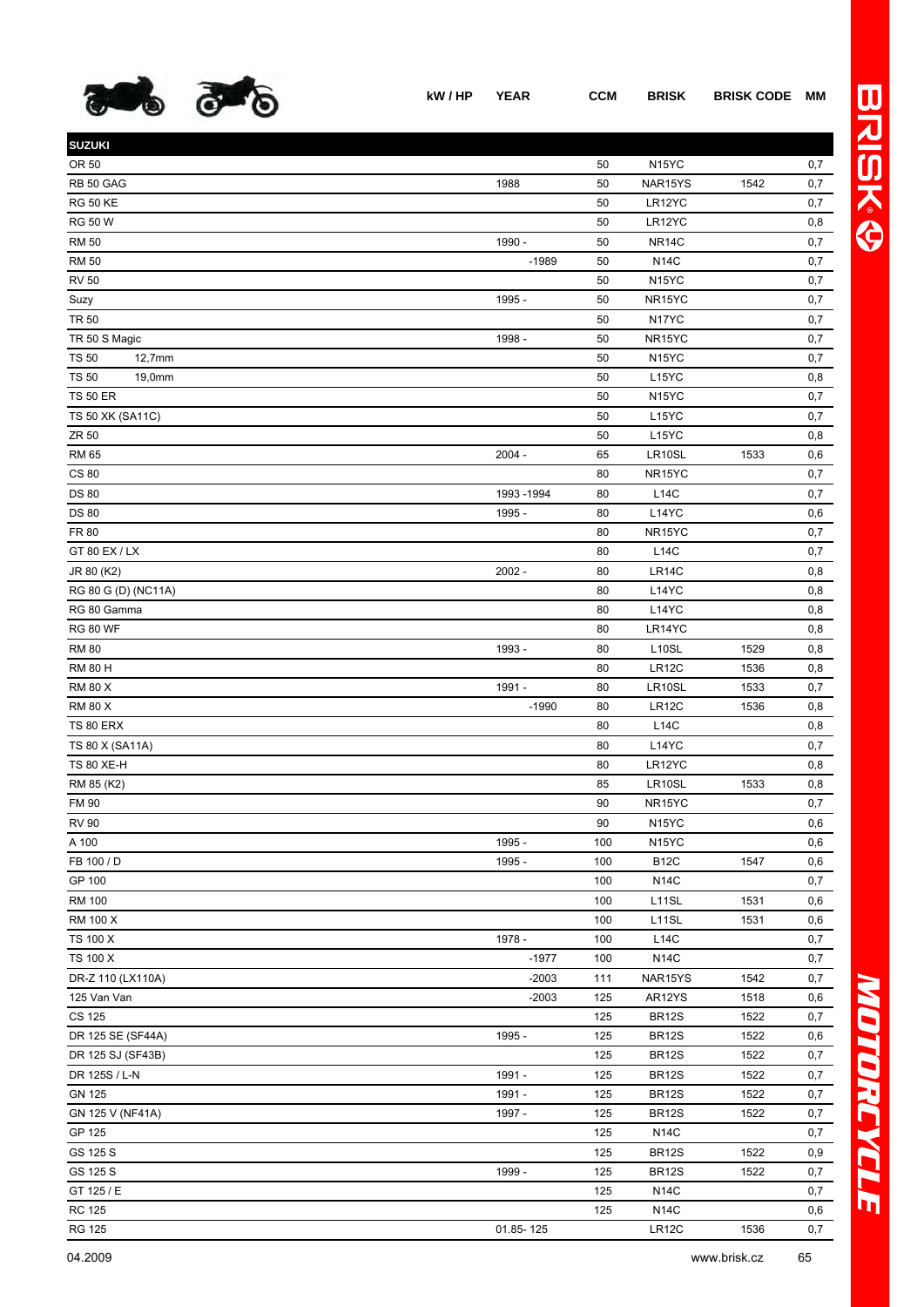| | kW / HP | YEAR | CCM | BRISK | BRISK CODE | MM |
|---|---|---|---|---|---|---|
| **SUZUKI** | | | | | | |
| OR 50 | | | 50 | N15YC | | 0,7 |
| RB 50 GAG | | 1988 | 50 | NAR15YS | 1542 | 0,7 |
| RG 50 KE | | | 50 | LR12YC | | 0,7 |
| RG 50 W | | | 50 | LR12YC | | 0,8 |
| RM 50 | | 1990 - | 50 | NR14C | | 0,7 |
| RM 50 | | -1989 | 50 | N14C | | 0,7 |
| RV 50 | | | 50 | N15YC | | 0,7 |
| Suzy | | 1995 - | 50 | NR15YC | | 0,7 |
| TR 50 | | | 50 | N17YC | | 0,7 |
| TR 50 S Magic | | 1998 - | 50 | NR15YC | | 0,7 |
| TS 50 12,7mm | | | 50 | N15YC | | 0,7 |
| TS 50 19,0mm | | | 50 | L15YC | | 0,8 |
| TS 50 ER | | | 50 | N15YC | | 0,7 |
| TS 50 XK (SA11C) | | | 50 | L15YC | | 0,7 |
| ZR 50 | | | 50 | L15YC | | 0,8 |
| RM 65 | | 2004 - | 65 | LR10SL | 1533 | 0,6 |
| CS 80 | | | 80 | NR15YC | | 0,7 |
| DS 80 | | 1993 -1994 | 80 | L14C | | 0,7 |
| DS 80 | | 1995 - | 80 | L14YC | | 0,6 |
| FR 80 | | | 80 | NR15YC | | 0,7 |
| GT 80 EX / LX | | | 80 | L14C | | 0,7 |
| JR 80 (K2) | | 2002 - | 80 | LR14C | | 0,8 |
| RG 80 G (D) (NC11A) | | | 80 | L14YC | | 0,8 |
| RG 80 Gamma | | | 80 | L14YC | | 0,8 |
| RG 80 WF | | | 80 | LR14YC | | 0,8 |
| RM 80 | | 1993 - | 80 | L10SL | 1529 | 0,8 |
| RM 80 H | | | 80 | LR12C | 1536 | 0,8 |
| RM 80 X | | 1991 - | 80 | LR10SL | 1533 | 0,7 |
| RM 80 X | | -1990 | 80 | LR12C | 1536 | 0,8 |
| TS 80 ERX | | | 80 | L14C | | 0,8 |
| TS 80 X (SA11A) | | | 80 | L14YC | | 0,7 |
| TS 80 XE-H | | | 80 | LR12YC | | 0,8 |
| RM 85 (K2) | | | 85 | LR10SL | 1533 | 0,8 |
| FM 90 | | | 90 | NR15YC | | 0,7 |
| RV 90 | | | 90 | N15YC | | 0,6 |
| A 100 | | 1995 - | 100 | N15YC | | 0,6 |
| FB 100 / D | | 1995 - | 100 | B12C | 1547 | 0,6 |
| GP 100 | | | 100 | N14C | | 0,7 |
| RM 100 | | | 100 | L11SL | 1531 | 0,6 |
| RM 100 X | | | 100 | L11SL | 1531 | 0,6 |
| TS 100 X | | 1978 - | 100 | L14C | | 0,7 |
| TS 100 X | | -1977 | 100 | N14C | | 0,7 |
| DR-Z 110 (LX110A) | | -2003 | 111 | NAR15YS | 1542 | 0,7 |
| 125 Van Van | | -2003 | 125 | AR12YS | 1518 | 0,6 |
| CS 125 | | | 125 | BR12S | 1522 | 0,7 |
| DR 125 SE (SF44A) | | 1995 - | 125 | BR12S | 1522 | 0,6 |
| DR 125 SJ (SF43B) | | | 125 | BR12S | 1522 | 0,7 |
| DR 125S / L-N | | 1991 - | 125 | BR12S | 1522 | 0,7 |
| GN 125 | | 1991 - | 125 | BR12S | 1522 | 0,7 |
| GN 125 V (NF41A) | | 1997 - | 125 | BR12S | 1522 | 0,7 |
| GP 125 | | | 125 | N14C | | 0,7 |
| GS 125 S | | | 125 | BR12S | 1522 | 0,9 |
| GS 125 S | | 1999 - | 125 | BR12S | 1522 | 0,7 |
| GT 125 / E | | | 125 | N14C | | 0,7 |
| RC 125 | | | 125 | N14C | | 0,6 |
| RG 125 | | 01.85- 125 | 125 | LR12C | 1536 | 0,7 |

04.2009 www.brisk.cz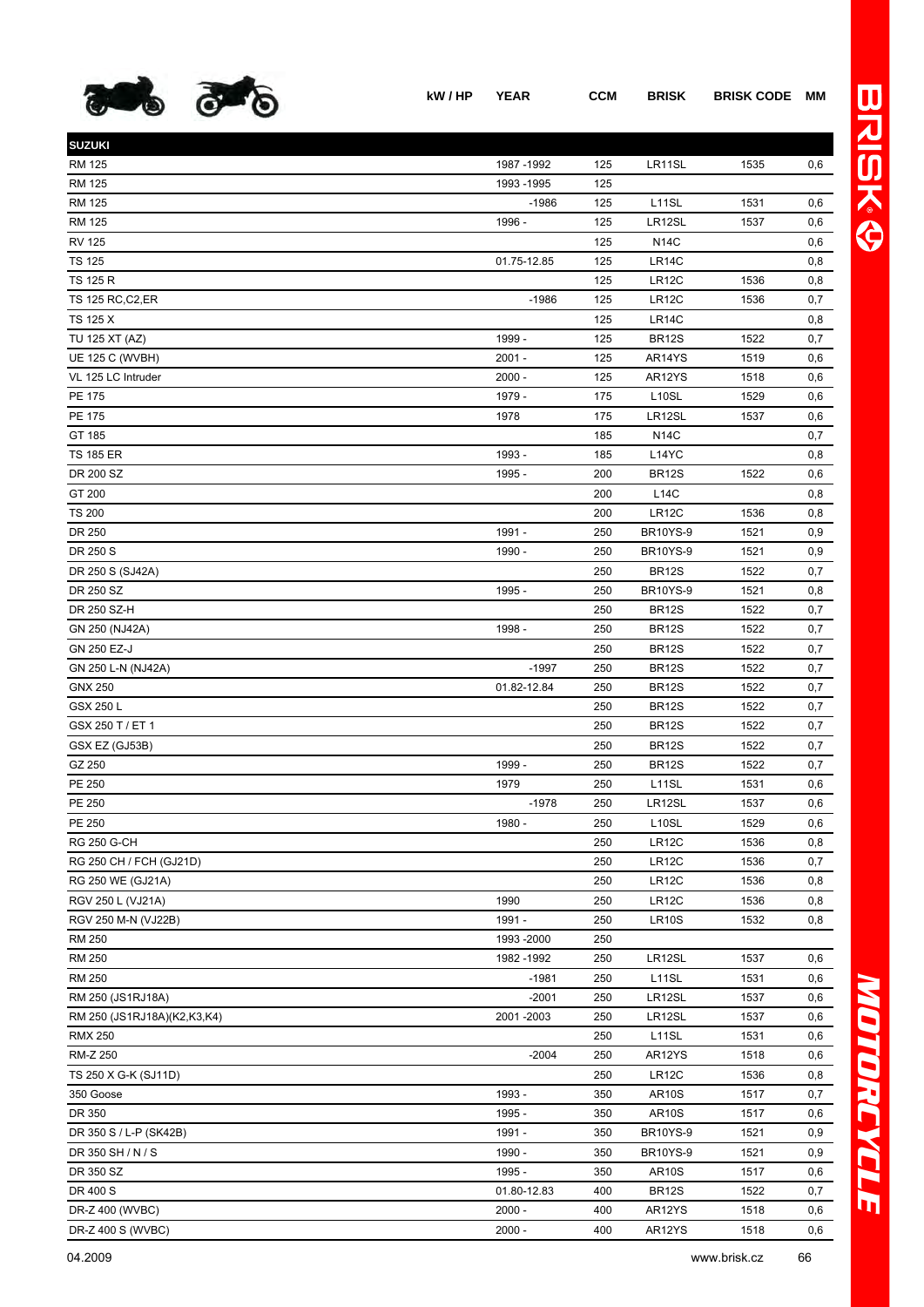| | kW / HP | YEAR | CCM | BRISK | BRISK CODE | MM |
|---|---|---|---|---|---|---|
| **SUZUKI** | | | | | | |
| RM 125 | | 1987 -1992 | 125 | LR11SL | 1535 | 0,6 |
| RM 125 | | 1993 -1995 | 125 | | | |
| RM 125 | | -1986 | 125 | L11SL | 1531 | 0,6 |
| RM 125 | | 1996 - | 125 | LR12SL | 1537 | 0,6 |
| RV 125 | | | 125 | N14C | | 0,6 |
| TS 125 | | 01.75-12.85 | 125 | LR14C | | 0,8 |
| TS 125 R | | | 125 | LR12C | 1536 | 0,8 |
| TS 125 RC,C2,ER | | -1986 | 125 | LR12C | 1536 | 0,7 |
| TS 125 X | | | 125 | LR14C | | 0,8 |
| TU 125 XT (AZ) | | 1999 - | 125 | BR12S | 1522 | 0,7 |
| UE 125 C (WVBH) | | 2001 - | 125 | AR14YS | 1519 | 0,6 |
| VL 125 LC Intruder | | 2000 - | 125 | AR12YS | 1518 | 0,6 |
| PE 175 | | 1979 - | 175 | L10SL | 1529 | 0,6 |
| PE 175 | | 1978 | 175 | LR12SL | 1537 | 0,6 |
| GT 185 | | | 185 | N14C | | 0,7 |
| TS 185 ER | | 1993 - | 185 | L14YC | | 0,8 |
| DR 200 SZ | | 1995 - | 200 | BR12S | 1522 | 0,6 |
| GT 200 | | | 200 | L14C | | 0,8 |
| TS 200 | | | 200 | LR12C | 1536 | 0,8 |
| DR 250 | | 1991 - | 250 | BR10YS-9 | 1521 | 0,9 |
| DR 250 S | | 1990 - | 250 | BR10YS-9 | 1521 | 0,9 |
| DR 250 S (SJ42A) | | | 250 | BR12S | 1522 | 0,7 |
| DR 250 SZ | | 1995 - | 250 | BR10YS-9 | 1521 | 0,8 |
| DR 250 SZ-H | | | 250 | BR12S | 1522 | 0,7 |
| GN 250 (NJ42A) | | 1998 - | 250 | BR12S | 1522 | 0,7 |
| GN 250 EZ-J | | | 250 | BR12S | 1522 | 0,7 |
| GN 250 L-N (NJ42A) | | -1997 | 250 | BR12S | 1522 | 0,7 |
| GNX 250 | | 01.82-12.84 | 250 | BR12S | 1522 | 0,7 |
| GSX 250 L | | | 250 | BR12S | 1522 | 0,7 |
| GSX 250 T / ET 1 | | | 250 | BR12S | 1522 | 0,7 |
| GSX EZ (GJ53B) | | | 250 | BR12S | 1522 | 0,7 |
| GZ 250 | | 1999 - | 250 | BR12S | 1522 | 0,7 |
| PE 250 | | 1979 | 250 | L11SL | 1531 | 0,6 |
| PE 250 | | -1978 | 250 | LR12SL | 1537 | 0,6 |
| PE 250 | | 1980 - | 250 | L10SL | 1529 | 0,6 |
| RG 250 G-CH | | | 250 | LR12C | 1536 | 0,8 |
| RG 250 CH / FCH (GJ21D) | | | 250 | LR12C | 1536 | 0,7 |
| RG 250 WE (GJ21A) | | | 250 | LR12C | 1536 | 0,8 |
| RGV 250 L (VJ21A) | | 1990 | 250 | LR12C | 1536 | 0,8 |
| RGV 250 M-N (VJ22B) | | 1991 - | 250 | LR10S | 1532 | 0,8 |
| RM 250 | | 1993 -2000 | 250 | | | |
| RM 250 | | 1982 -1992 | 250 | LR12SL | 1537 | 0,6 |
| RM 250 | | -1981 | 250 | L11SL | 1531 | 0,6 |
| RM 250 (JS1RJ18A) | | -2001 | 250 | LR12SL | 1537 | 0,6 |
| RM 250 (JS1RJ18A)(K2,K3,K4) | | 2001 -2003 | 250 | LR12SL | 1537 | 0,6 |
| RMX 250 | | | 250 | L11SL | 1531 | 0,6 |
| RM-Z 250 | | -2004 | 250 | AR12YS | 1518 | 0,6 |
| TS 250 X G-K (SJ11D) | | | 250 | LR12C | 1536 | 0,8 |
| 350 Goose | | 1993 - | 350 | AR10S | 1517 | 0,7 |
| DR 350 | | 1995 - | 350 | AR10S | 1517 | 0,6 |
| DR 350 S / L-P (SK42B) | | 1991 - | 350 | BR10YS-9 | 1521 | 0,9 |
| DR 350 SH / N / S | | 1990 - | 350 | BR10YS-9 | 1521 | 0,9 |
| DR 350 SZ | | 1995 - | 350 | AR10S | 1517 | 0,6 |
| DR 400 S | | 01.80-12.83 | 400 | BR12S | 1522 | 0,7 |
| DR-Z 400 (WVBC) | | 2000 - | 400 | AR12YS | 1518 | 0,6 |
| DR-Z 400 S (WVBC) | | 2000 - | 400 | AR12YS | 1518 | 0,6 |

04.2009 www.brisk.cz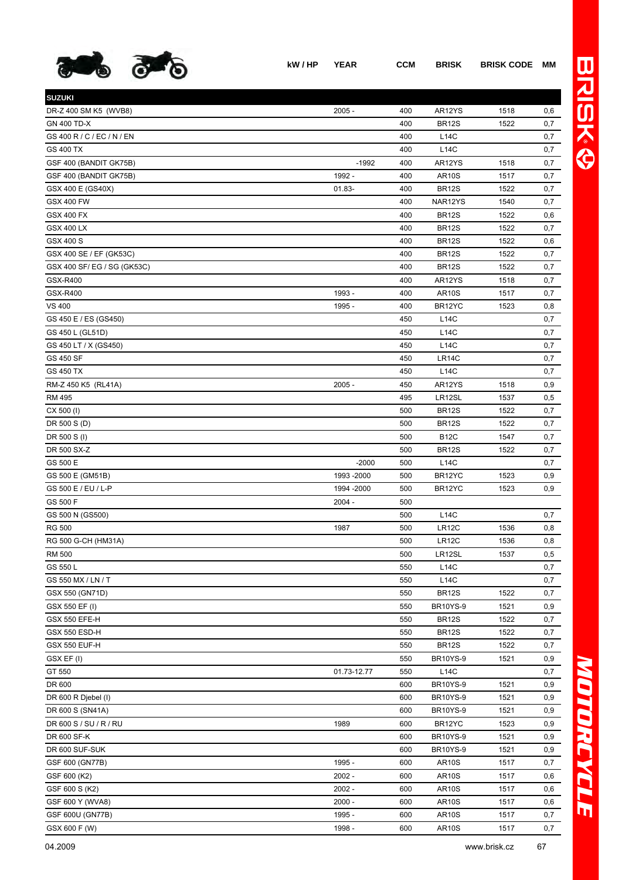| | kW / HP | YEAR | CCM | BRISK | BRISK CODE | MM |
|---|---|---|---|---|---|---|
| **SUZUKI** | | | | | | |
| DR-Z 400 SM K5 (WVB8) | | 2005 - | 400 | AR12YS | 1518 | 0,6 |
| GN 400 TD-X | | | 400 | BR12S | 1522 | 0,7 |
| GS 400 R / C / EC / N / EN | | | 400 | L14C | | 0,7 |
| GS 400 TX | | | 400 | L14C | | 0,7 |
| GSF 400 (BANDIT GK75B) | | -1992 | 400 | AR12YS | 1518 | 0,7 |
| GSF 400 (BANDIT GK75B) | | 1992 - | 400 | AR10S | 1517 | 0,7 |
| GSX 400 E (GS40X) | | 01.83- | 400 | BR12S | 1522 | 0,7 |
| GSX 400 FW | | | 400 | NAR12YS | 1540 | 0,7 |
| GSX 400 FX | | | 400 | BR12S | 1522 | 0,6 |
| GSX 400 LX | | | 400 | BR12S | 1522 | 0,7 |
| GSX 400 S | | | 400 | BR12S | 1522 | 0,6 |
| GSX 400 SE / EF (GK53C) | | | 400 | BR12S | 1522 | 0,7 |
| GSX 400 SF/ EG / SG (GK53C) | | | 400 | BR12S | 1522 | 0,7 |
| GSX-R400 | | | 400 | AR12YS | 1518 | 0,7 |
| GSX-R400 | | 1993 - | 400 | AR10S | 1517 | 0,7 |
| VS 400 | | 1995 - | 400 | BR12YC | 1523 | 0,8 |
| GS 450 E / ES (GS450) | | | 450 | L14C | | 0,7 |
| GS 450 L (GL51D) | | | 450 | L14C | | 0,7 |
| GS 450 LT / X (GS450) | | | 450 | L14C | | 0,7 |
| GS 450 SF | | | 450 | LR14C | | 0,7 |
| GS 450 TX | | | 450 | L14C | | 0,7 |
| RM-Z 450 K5 (RL41A) | | 2005 - | 450 | AR12YS | 1518 | 0,9 |
| RM 495 | | | 495 | LR12SL | 1537 | 0,5 |
| CX 500 (I) | | | 500 | BR12S | 1522 | 0,7 |
| DR 500 S (D) | | | 500 | BR12S | 1522 | 0,7 |
| DR 500 S (I) | | | 500 | B12C | 1547 | 0,7 |
| DR 500 SX-Z | | | 500 | BR12S | 1522 | 0,7 |
| GS 500 E | | -2000 | 500 | L14C | | 0,7 |
| GS 500 E (GM51B) | | 1993 -2000 | 500 | BR12YC | 1523 | 0,9 |
| GS 500 E / EU / L-P | | 1994 -2000 | 500 | BR12YC | 1523 | 0,9 |
| GS 500 F | | 2004 - | 500 | | | |
| GS 500 N (GS500) | | | 500 | L14C | | 0,7 |
| RG 500 | | 1987 | 500 | LR12C | 1536 | 0,8 |
| RG 500 G-CH (HM31A) | | | 500 | LR12C | 1536 | 0,8 |
| RM 500 | | | 500 | LR12SL | 1537 | 0,5 |
| GS 550 L | | | 550 | L14C | | 0,7 |
| GS 550 MX / LN / T | | | 550 | L14C | | 0,7 |
| GSX 550 (GN71D) | | | 550 | BR12S | 1522 | 0,7 |
| GSX 550 EF (I) | | | 550 | BR10YS-9 | 1521 | 0,9 |
| GSX 550 EFE-H | | | 550 | BR12S | 1522 | 0,7 |
| GSX 550 ESD-H | | | 550 | BR12S | 1522 | 0,7 |
| GSX 550 EUF-H | | | 550 | BR12S | 1522 | 0,7 |
| GSX EF (I) | | | 550 | BR10YS-9 | 1521 | 0,9 |
| GT 550 | | 01.73-12.77 | 550 | L14C | | 0,7 |
| DR 600 | | | 600 | BR10YS-9 | 1521 | 0,9 |
| DR 600 R Djebel (I) | | | 600 | BR10YS-9 | 1521 | 0,9 |
| DR 600 S (SN41A) | | | 600 | BR10YS-9 | 1521 | 0,9 |
| DR 600 S / SU / R / RU | | 1989 | 600 | BR12YC | 1523 | 0,9 |
| DR 600 SF-K | | | 600 | BR10YS-9 | 1521 | 0,9 |
| DR 600 SUF-SUK | | | 600 | BR10YS-9 | 1521 | 0,9 |
| GSF 600 (GN77B) | | 1995 - | 600 | AR10S | 1517 | 0,7 |
| GSF 600 (K2) | | 2002 - | 600 | AR10S | 1517 | 0,6 |
| GSF 600 S (K2) | | 2002 - | 600 | AR10S | 1517 | 0,6 |
| GSF 600 Y (WVA8) | | 2000 - | 600 | AR10S | 1517 | 0,6 |
| GSF 600U (GN77B) | | 1995 - | 600 | AR10S | 1517 | 0,7 |
| GSX 600 F (W) | | 1998 - | 600 | AR10S | 1517 | 0,7 |

04.2009 www.brisk.cz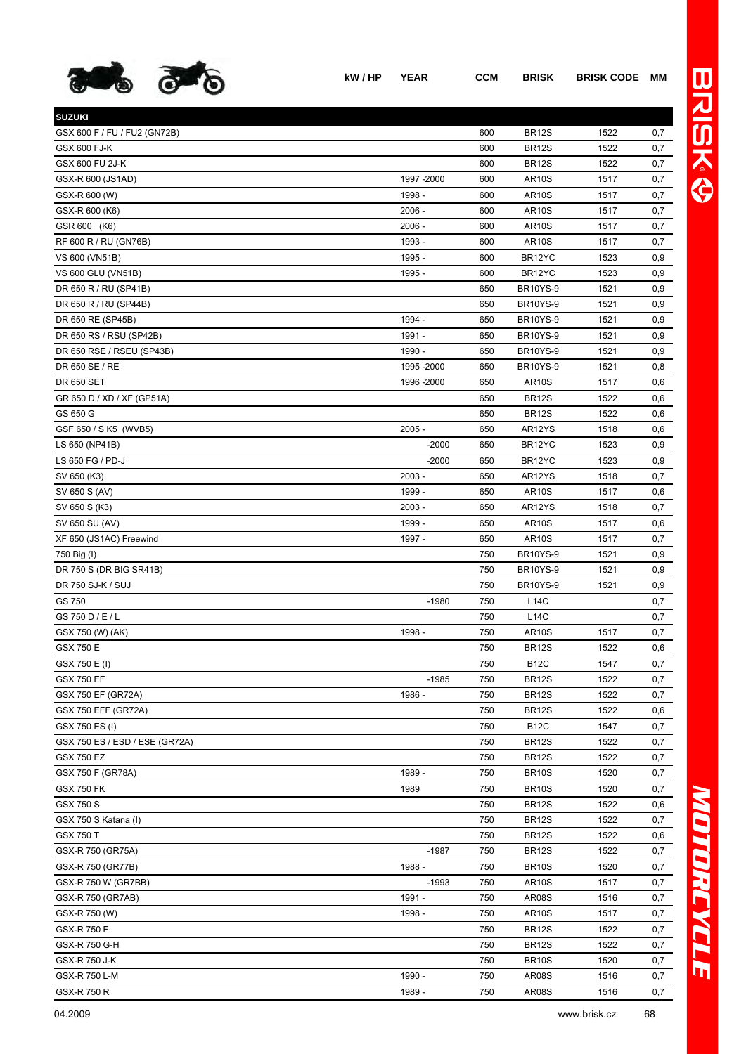| | kW / HP | YEAR | CCM | BRISK | BRISK CODE | MM |
|---|---|---|---|---|---|---|
| **SUZUKI** | | | | | | |
| GSX 600 F / FU / FU2 (GN72B) | | | 600 | BR12S | 1522 | 0,7 |
| GSX 600 FJ-K | | | 600 | BR12S | 1522 | 0,7 |
| GSX 600 FU 2J-K | | | 600 | BR12S | 1522 | 0,7 |
| GSX-R 600 (JS1AD) | | 1997 -2000 | 600 | AR10S | 1517 | 0,7 |
| GSX-R 600 (W) | | 1998 - | 600 | AR10S | 1517 | 0,7 |
| GSX-R 600 (K6) | | 2006 - | 600 | AR10S | 1517 | 0,7 |
| GSR 600 (K6) | | 2006 - | 600 | AR10S | 1517 | 0,7 |
| RF 600 R / RU (GN76B) | | 1993 - | 600 | AR10S | 1517 | 0,7 |
| VS 600 (VN51B) | | 1995 - | 600 | BR12YC | 1523 | 0,9 |
| VS 600 GLU (VN51B) | | 1995 - | 600 | BR12YC | 1523 | 0,9 |
| DR 650 R / RU (SP41B) | | | 650 | BR10YS-9 | 1521 | 0,9 |
| DR 650 R / RU (SP44B) | | | 650 | BR10YS-9 | 1521 | 0,9 |
| DR 650 RE (SP45B) | | 1994 - | 650 | BR10YS-9 | 1521 | 0,9 |
| DR 650 RS / RSU (SP42B) | | 1991 - | 650 | BR10YS-9 | 1521 | 0,9 |
| DR 650 RSE / RSEU (SP43B) | | 1990 - | 650 | BR10YS-9 | 1521 | 0,9 |
| DR 650 SE / RE | | 1995 -2000 | 650 | BR10YS-9 | 1521 | 0,8 |
| DR 650 SET | | 1996 -2000 | 650 | AR10S | 1517 | 0,6 |
| GR 650 D / XD / XF (GP51A) | | | 650 | BR12S | 1522 | 0,6 |
| GS 650 G | | | 650 | BR12S | 1522 | 0,6 |
| GSF 650 / S K5 (WVB5) | | 2005 - | 650 | AR12YS | 1518 | 0,6 |
| LS 650 (NP41B) | | -2000 | 650 | BR12YC | 1523 | 0,9 |
| LS 650 FG / PD-J | | -2000 | 650 | BR12YC | 1523 | 0,9 |
| SV 650 (K3) | | 2003 - | 650 | AR12YS | 1518 | 0,7 |
| SV 650 S (AV) | | 1999 - | 650 | AR10S | 1517 | 0,6 |
| SV 650 S (K3) | | 2003 - | 650 | AR12YS | 1518 | 0,7 |
| SV 650 SU (AV) | | 1999 - | 650 | AR10S | 1517 | 0,6 |
| XF 650 (JS1AC) Freewind | | 1997 - | 650 | AR10S | 1517 | 0,7 |
| 750 Big (I) | | | 750 | BR10YS-9 | 1521 | 0,9 |
| DR 750 S (DR BIG SR41B) | | | 750 | BR10YS-9 | 1521 | 0,9 |
| DR 750 SJ-K / SUJ | | | 750 | BR10YS-9 | 1521 | 0,9 |
| GS 750 | | -1980 | 750 | L14C | | 0,7 |
| GS 750 D / E / L | | | 750 | L14C | | 0,7 |
| GSX 750 (W) (AK) | | 1998 - | 750 | AR10S | 1517 | 0,7 |
| GSX 750 E | | | 750 | BR12S | 1522 | 0,6 |
| GSX 750 E (I) | | | 750 | B12C | 1547 | 0,7 |
| GSX 750 EF | | -1985 | 750 | BR12S | 1522 | 0,7 |
| GSX 750 EF (GR72A) | | 1986 - | 750 | BR12S | 1522 | 0,7 |
| GSX 750 EFF (GR72A) | | | 750 | BR12S | 1522 | 0,6 |
| GSX 750 ES (I) | | | 750 | B12C | 1547 | 0,7 |
| GSX 750 ES / ESD / ESE (GR72A) | | | 750 | BR12S | 1522 | 0,7 |
| GSX 750 EZ | | | 750 | BR12S | 1522 | 0,7 |
| GSX 750 F (GR78A) | | 1989 - | 750 | BR10S | 1520 | 0,7 |
| GSX 750 FK | | 1989 | 750 | BR10S | 1520 | 0,7 |
| GSX 750 S | | | 750 | BR12S | 1522 | 0,6 |
| GSX 750 S Katana (I) | | | 750 | BR12S | 1522 | 0,7 |
| GSX 750 T | | | 750 | BR12S | 1522 | 0,6 |
| GSX-R 750 (GR75A) | | -1987 | 750 | BR12S | 1522 | 0,7 |
| GSX-R 750 (GR77B) | | 1988 - | 750 | BR10S | 1520 | 0,7 |
| GSX-R 750 W (GR7BB) | | -1993 | 750 | AR10S | 1517 | 0,7 |
| GSX-R 750 (GR7AB) | | 1991 - | 750 | AR08S | 1516 | 0,7 |
| GSX-R 750 (W) | | 1998 - | 750 | AR10S | 1517 | 0,7 |
| GSX-R 750 F | | | 750 | BR12S | 1522 | 0,7 |
| GSX-R 750 G-H | | | 750 | BR12S | 1522 | 0,7 |
| GSX-R 750 J-K | | | 750 | BR10S | 1520 | 0,7 |
| GSX-R 750 L-M | | 1990 - | 750 | AR08S | 1516 | 0,7 |
| GSX-R 750 R | | 1989 - | 750 | AR08S | 1516 | 0,7 |

04.2009 www.brisk.cz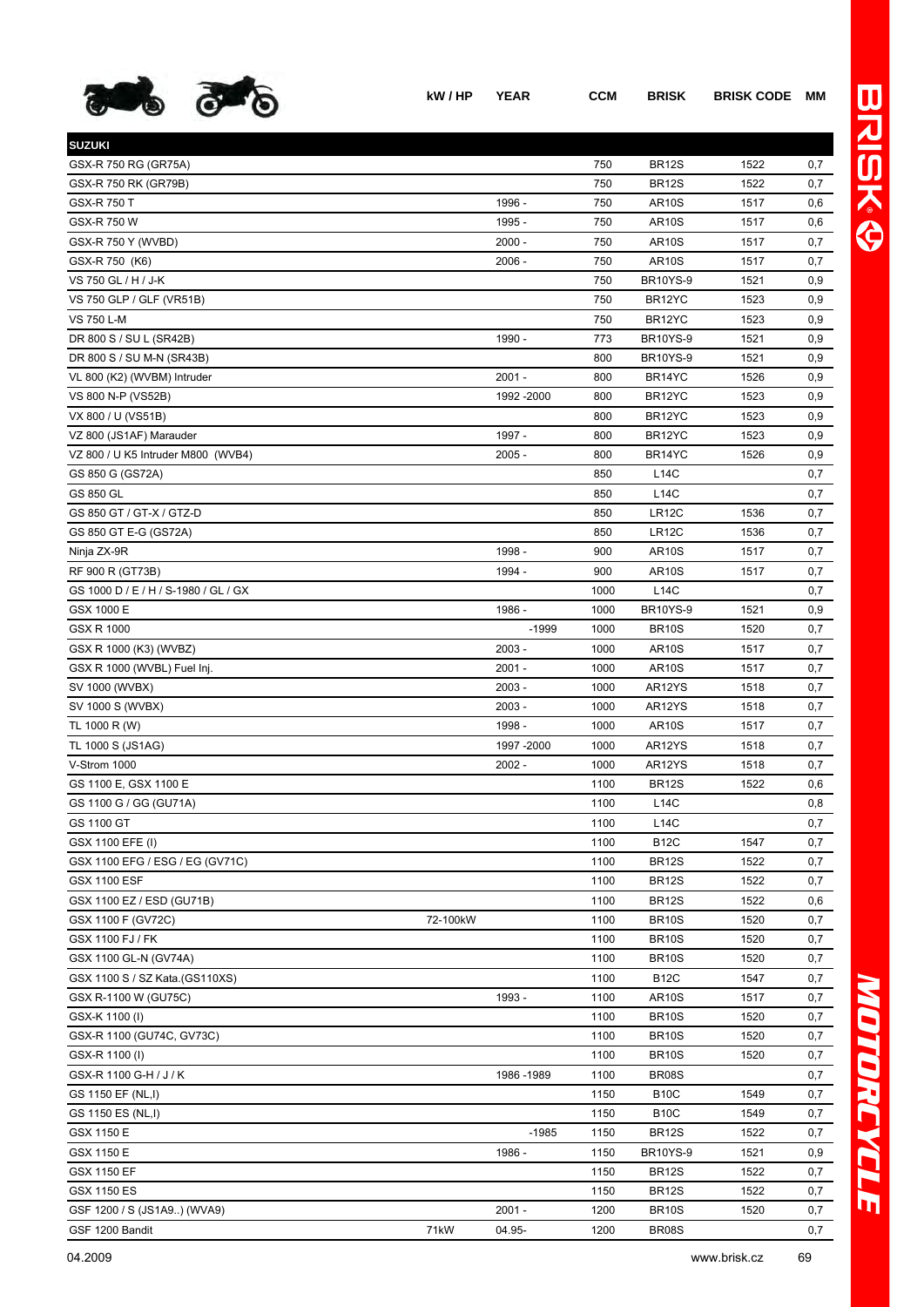| | kW / HP | YEAR | CCM | BRISK | BRISK CODE | MM |
|---|---|---|---|---|---|---|
| **SUZUKI** | | | | | | |
| GSX-R 750 RG (GR75A) | | | 750 | BR12S | 1522 | 0,7 |
| GSX-R 750 RK (GR79B) | | | 750 | BR12S | 1522 | 0,7 |
| GSX-R 750 T | | 1996 - | 750 | AR10S | 1517 | 0,6 |
| GSX-R 750 W | | 1995 - | 750 | AR10S | 1517 | 0,6 |
| GSX-R 750 Y (WVBD) | | 2000 - | 750 | AR10S | 1517 | 0,7 |
| GSX-R 750 (K6) | | 2006 - | 750 | AR10S | 1517 | 0,7 |
| VS 750 GL / H / J-K | | | 750 | BR10YS-9 | 1521 | 0,9 |
| VS 750 GLP / GLF (VR51B) | | | 750 | BR12YC | 1523 | 0,9 |
| VS 750 L-M | | | 750 | BR12YC | 1523 | 0,9 |
| DR 800 S / SU L (SR42B) | | 1990 - | 773 | BR10YS-9 | 1521 | 0,9 |
| DR 800 S / SU M-N (SR43B) | | | 800 | BR10YS-9 | 1521 | 0,9 |
| VL 800 (K2) (WVBM) Intruder | | 2001 - | 800 | BR14YC | 1526 | 0,9 |
| VS 800 N-P (VS52B) | | 1992 -2000 | 800 | BR12YC | 1523 | 0,9 |
| VX 800 / U (VS51B) | | | 800 | BR12YC | 1523 | 0,9 |
| VZ 800 (JS1AF) Marauder | | 1997 - | 800 | BR12YC | 1523 | 0,9 |
| VZ 800 / U K5 Intruder M800 (WVB4) | | 2005 - | 800 | BR14YC | 1526 | 0,9 |
| GS 850 G (GS72A) | | | 850 | L14C | | 0,7 |
| GS 850 GL | | | 850 | L14C | | 0,7 |
| GS 850 GT / GT-X / GTZ-D | | | 850 | LR12C | 1536 | 0,7 |
| GS 850 GT E-G (GS72A) | | | 850 | LR12C | 1536 | 0,7 |
| Ninja ZX-9R | | 1998 - | 900 | AR10S | 1517 | 0,7 |
| RF 900 R (GT73B) | | 1994 - | 900 | AR10S | 1517 | 0,7 |
| GS 1000 D / E / H / S-1980 / GL / GX | | | 1000 | L14C | | 0,7 |
| GSX 1000 E | | 1986 - | 1000 | BR10YS-9 | 1521 | 0,9 |
| GSX R 1000 | | -1999 | 1000 | BR10S | 1520 | 0,7 |
| GSX R 1000 (K3) (WVBZ) | | 2003 - | 1000 | AR10S | 1517 | 0,7 |
| GSX R 1000 (WVBL) Fuel Inj. | | 2001 - | 1000 | AR10S | 1517 | 0,7 |
| SV 1000 (WVBX) | | 2003 - | 1000 | AR12YS | 1518 | 0,7 |
| SV 1000 S (WVBX) | | 2003 - | 1000 | AR12YS | 1518 | 0,7 |
| TL 1000 R (W) | | 1998 - | 1000 | AR10S | 1517 | 0,7 |
| TL 1000 S (JS1AG) | | 1997 -2000 | 1000 | AR12YS | 1518 | 0,7 |
| V-Strom 1000 | | 2002 - | 1000 | AR12YS | 1518 | 0,7 |
| GS 1100 E, GSX 1100 E | | | 1100 | BR12S | 1522 | 0,6 |
| GS 1100 G / GG (GU71A) | | | 1100 | L14C | | 0,8 |
| GS 1100 GT | | | 1100 | L14C | | 0,7 |
| GSX 1100 EFE (I) | | | 1100 | B12C | 1547 | 0,7 |
| GSX 1100 EFG / ESG / EG (GV71C) | | | 1100 | BR12S | 1522 | 0,7 |
| GSX 1100 ESF | | | 1100 | BR12S | 1522 | 0,7 |
| GSX 1100 EZ / ESD (GU71B) | | | 1100 | BR12S | 1522 | 0,6 |
| GSX 1100 F (GV72C) | 72-100kW | | 1100 | BR10S | 1520 | 0,7 |
| GSX 1100 FJ / FK | | | 1100 | BR10S | 1520 | 0,7 |
| GSX 1100 GL-N (GV74A) | | | 1100 | BR10S | 1520 | 0,7 |
| GSX 1100 S / SZ Kata.(GS110XS) | | | 1100 | B12C | 1547 | 0,7 |
| GSX R-1100 W (GU75C) | | 1993 - | 1100 | AR10S | 1517 | 0,7 |
| GSX-K 1100 (I) | | | 1100 | BR10S | 1520 | 0,7 |
| GSX-R 1100 (GU74C, GV73C) | | | 1100 | BR10S | 1520 | 0,7 |
| GSX-R 1100 (I) | | | 1100 | BR10S | 1520 | 0,7 |
| GSX-R 1100 G-H / J / K | | 1986 -1989 | 1100 | BR08S | | 0,7 |
| GS 1150 EF (NL,I) | | | 1150 | B10C | 1549 | 0,7 |
| GS 1150 ES (NL,I) | | | 1150 | B10C | 1549 | 0,7 |
| GSX 1150 E | | -1985 | 1150 | BR12S | 1522 | 0,7 |
| GSX 1150 E | | 1986 - | 1150 | BR10YS-9 | 1521 | 0,9 |
| GSX 1150 EF | | | 1150 | BR12S | 1522 | 0,7 |
| GSX 1150 ES | | | 1150 | BR12S | 1522 | 0,7 |
| GSF 1200 / S (JS1A9..) (WVA9) | | 2001 - | 1200 | BR10S | 1520 | 0,7 |
| GSF 1200 Bandit | 71kW | 04.95- | 1200 | BR08S | | 0,7 |

04.2009 www.brisk.cz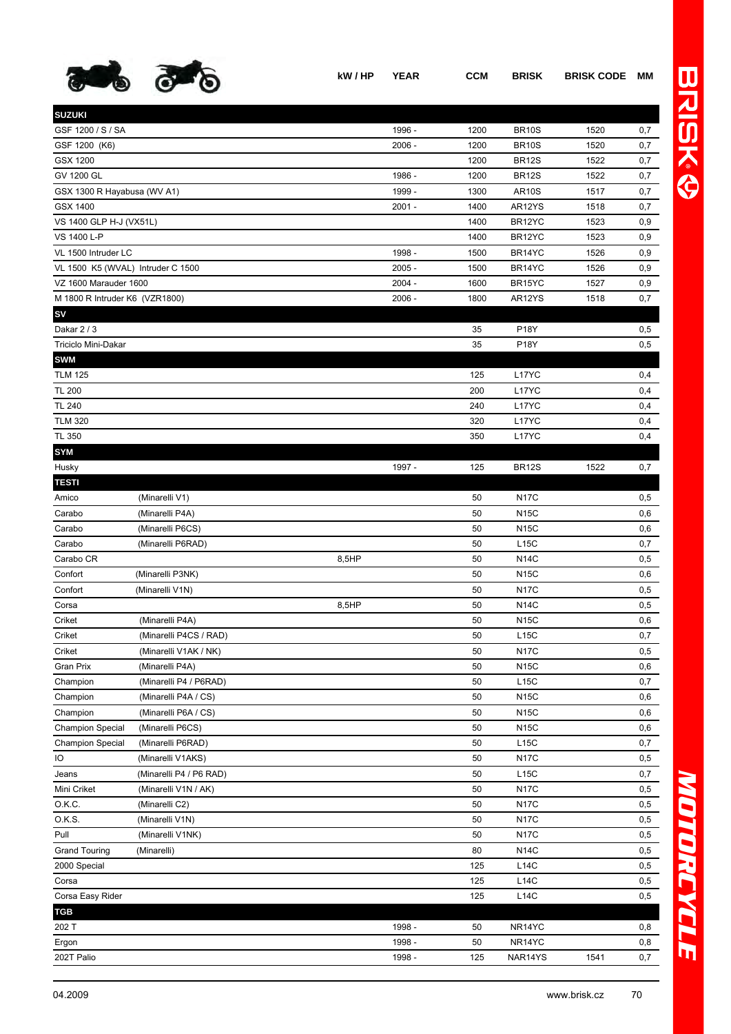| | kW / HP | YEAR | CCM | BRISK | BRISK CODE | MM |
|---|---|---|---|---|---|---|
| **SUZUKI** | | | | | | |
| GSF 1200 / S / SA | | 1996 - | 1200 | BR10S | 1520 | 0,7 |
| GSF 1200 (K6) | | 2006 - | 1200 | BR10S | 1520 | 0,7 |
| GSX 1200 | | | 1200 | BR12S | 1522 | 0,7 |
| GV 1200 GL | | 1986 - | 1200 | BR12S | 1522 | 0,7 |
| GSX 1300 R Hayabusa (WV A1) | | 1999 - | 1300 | AR10S | 1517 | 0,7 |
| GSX 1400 | | 2001 - | 1400 | AR12YS | 1518 | 0,7 |
| VS 1400 GLP H-J (VX51L) | | | 1400 | BR12YC | 1523 | 0,9 |
| VS 1400 L-P | | | 1400 | BR12YC | 1523 | 0,9 |
| VL 1500 Intruder LC | | 1998 - | 1500 | BR14YC | 1526 | 0,9 |
| VL 1500 K5 (WVAL) Intruder C 1500 | | 2005 - | 1500 | BR14YC | 1526 | 0,9 |
| VZ 1600 Marauder 1600 | | 2004 - | 1600 | BR15YC | 1527 | 0,9 |
| M 1800 R Intruder K6 (VZR1800) | | 2006 - | 1800 | AR12YS | 1518 | 0,7 |
| **SV** | | | | | | |
| Dakar 2 / 3 | | | 35 | P18Y | | 0,5 |
| Triciclo Mini-Dakar | | | 35 | P18Y | | 0,5 |
| **SWM** | | | | | | |
| TLM 125 | | | 125 | L17YC | | 0,4 |
| TL 200 | | | 200 | L17YC | | 0,4 |
| TL 240 | | | 240 | L17YC | | 0,4 |
| TLM 320 | | | 320 | L17YC | | 0,4 |
| TL 350 | | | 350 | L17YC | | 0,4 |
| **SYM** | | | | | | |
| Husky | | 1997 - | 125 | BR12S | 1522 | 0,7 |
| **TESTI** | | | | | | |
| Amico (Minarelli V1) | | | 50 | N17C | | 0,5 |
| Carabo (Minarelli P4A) | | | 50 | N15C | | 0,6 |
| Carabo (Minarelli P6CS) | | | 50 | N15C | | 0,6 |
| Carabo (Minarelli P6RAD) | | | 50 | L15C | | 0,7 |
| Carabo CR | 8,5HP | | 50 | N14C | | 0,5 |
| Confort (Minarelli P3NK) | | | 50 | N15C | | 0,6 |
| Confort (Minarelli V1N) | | | 50 | N17C | | 0,5 |
| Corsa | 8,5HP | | 50 | N14C | | 0,5 |
| Criket (Minarelli P4A) | | | 50 | N15C | | 0,6 |
| Criket (Minarelli P4CS / RAD) | | | 50 | L15C | | 0,7 |
| Criket (Minarelli V1AK / NK) | | | 50 | N17C | | 0,5 |
| Gran Prix (Minarelli P4A) | | | 50 | N15C | | 0,6 |
| Champion (Minarelli P4 / P6RAD) | | | 50 | L15C | | 0,7 |
| Champion (Minarelli P4A / CS) | | | 50 | N15C | | 0,6 |
| Champion (Minarelli P6A / CS) | | | 50 | N15C | | 0,6 |
| Champion Special (Minarelli P6CS) | | | 50 | N15C | | 0,6 |
| Champion Special (Minarelli P6RAD) | | | 50 | L15C | | 0,7 |
| IO (Minarelli V1AKS) | | | 50 | N17C | | 0,5 |
| Jeans (Minarelli P4 / P6 RAD) | | | 50 | L15C | | 0,7 |
| Mini Criket (Minarelli V1N / AK) | | | 50 | N17C | | 0,5 |
| O.K.C. (Minarelli C2) | | | 50 | N17C | | 0,5 |
| O.K.S. (Minarelli V1N) | | | 50 | N17C | | 0,5 |
| Pull (Minarelli V1NK) | | | 50 | N17C | | 0,5 |
| Grand Touring (Minarelli) | | | 80 | N14C | | 0,5 |
| 2000 Special | | | 125 | L14C | | 0,5 |
| Corsa | | | 125 | L14C | | 0,5 |
| Corsa Easy Rider | | | 125 | L14C | | 0,5 |
| **TGB** | | | | | | |
| 202 T | | 1998 - | 50 | NR14YC | | 0,8 |
| Ergon | | 1998 - | 50 | NR14YC | | 0,8 |
| 202T Palio | | 1998 - | 125 | NAR14YS | 1541 | 0,7 |

04.2009 www.brisk.cz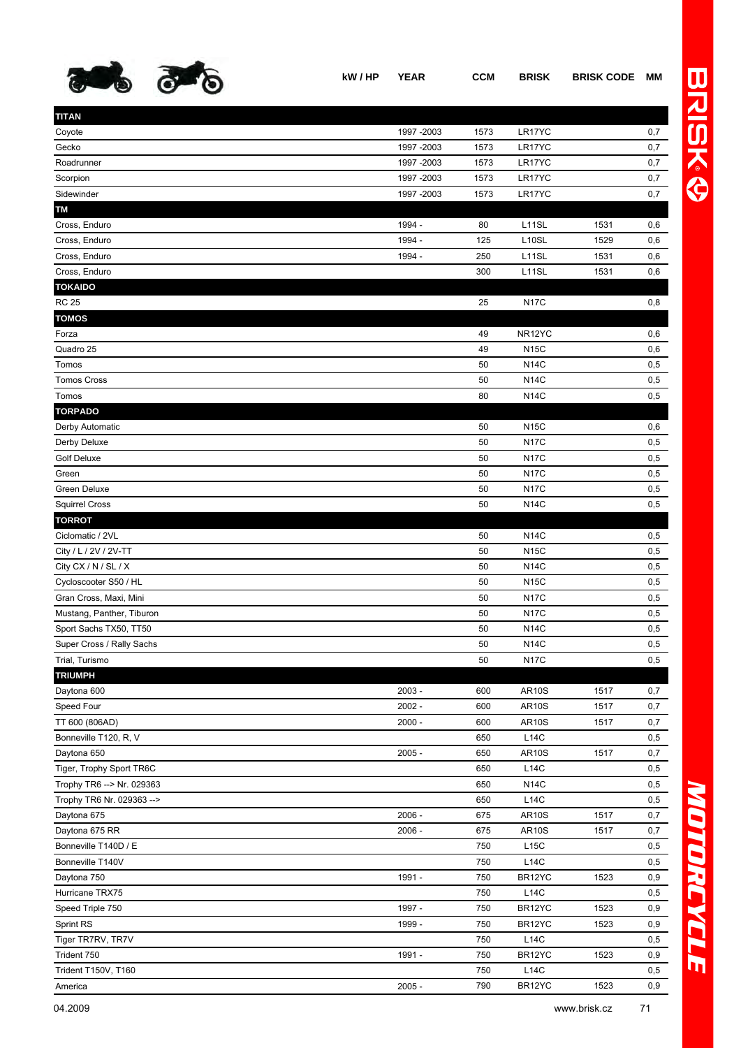| | kW / HP | YEAR | CCM | BRISK | BRISK CODE | MM |
|---|---|---|---|---|---|---|
| **TITAN** | | | | | | |
| Coyote | | 1997 -2003 | 1573 | LR17YC | | 0,7 |
| Gecko | | 1997 -2003 | 1573 | LR17YC | | 0,7 |
| Roadrunner | | 1997 -2003 | 1573 | LR17YC | | 0,7 |
| Scorpion | | 1997 -2003 | 1573 | LR17YC | | 0,7 |
| Sidewinder | | 1997 -2003 | 1573 | LR17YC | | 0,7 |
| **TM** | | | | | | |
| Cross, Enduro | | 1994 - | 80 | L11SL | 1531 | 0,6 |
| Cross, Enduro | | 1994 - | 125 | L10SL | 1529 | 0,6 |
| Cross, Enduro | | 1994 - | 250 | L11SL | 1531 | 0,6 |
| Cross, Enduro | | | 300 | L11SL | 1531 | 0,6 |
| **TOKAIDO** | | | | | | |
| RC 25 | | | 25 | N17C | | 0,8 |
| **TOMOS** | | | | | | |
| Forza | | | 49 | NR12YC | | 0,6 |
| Quadro 25 | | | 49 | N15C | | 0,6 |
| Tomos | | | 50 | N14C | | 0,5 |
| Tomos Cross | | | 50 | N14C | | 0,5 |
| Tomos | | | 80 | N14C | | 0,5 |
| **TORPADO** | | | | | | |
| Derby Automatic | | | 50 | N15C | | 0,6 |
| Derby Deluxe | | | 50 | N17C | | 0,5 |
| Golf Deluxe | | | 50 | N17C | | 0,5 |
| Green | | | 50 | N17C | | 0,5 |
| Green Deluxe | | | 50 | N17C | | 0,5 |
| Squirrel Cross | | | 50 | N14C | | 0,5 |
| **TORROT** | | | | | | |
| Ciclomatic / 2VL | | | 50 | N14C | | 0,5 |
| City / L / 2V / 2V-TT | | | 50 | N15C | | 0,5 |
| City CX / N / SL / X | | | 50 | N14C | | 0,5 |
| Cycloscooter S50 / HL | | | 50 | N15C | | 0,5 |
| Gran Cross, Maxi, Mini | | | 50 | N17C | | 0,5 |
| Mustang, Panther, Tiburon | | | 50 | N17C | | 0,5 |
| Sport Sachs TX50, TT50 | | | 50 | N14C | | 0,5 |
| Super Cross / Rally Sachs | | | 50 | N14C | | 0,5 |
| Trial, Turismo | | | 50 | N17C | | 0,5 |
| **TRIUMPH** | | | | | | |
| Daytona 600 | | 2003 - | 600 | AR10S | 1517 | 0,7 |
| Speed Four | | 2002 - | 600 | AR10S | 1517 | 0,7 |
| TT 600 (806AD) | | 2000 - | 600 | AR10S | 1517 | 0,7 |
| Bonneville T120, R, V | | | 650 | L14C | | 0,5 |
| Daytona 650 | | 2005 - | 650 | AR10S | 1517 | 0,7 |
| Tiger, Trophy Sport TR6C | | | 650 | L14C | | 0,5 |
| Trophy TR6 --> Nr. 029363 | | | 650 | N14C | | 0,5 |
| Trophy TR6 Nr. 029363 --> | | | 650 | L14C | | 0,5 |
| Daytona 675 | | 2006 - | 675 | AR10S | 1517 | 0,7 |
| Daytona 675 RR | | 2006 - | 675 | AR10S | 1517 | 0,7 |
| Bonneville T140D / E | | | 750 | L15C | | 0,5 |
| Bonneville T140V | | | 750 | L14C | | 0,5 |
| Daytona 750 | | 1991 - | 750 | BR12YC | 1523 | 0,9 |
| Hurricane TRX75 | | | 750 | L14C | | 0,5 |
| Speed Triple 750 | | 1997 - | 750 | BR12YC | 1523 | 0,9 |
| Sprint RS | | 1999 - | 750 | BR12YC | 1523 | 0,9 |
| Tiger TR7RV, TR7V | | | 750 | L14C | | 0,5 |
| Trident 750 | | 1991 - | 750 | BR12YC | 1523 | 0,9 |
| Trident T150V, T160 | | | 750 | L14C | | 0,5 |
| America | | 2005 - | 790 | BR12YC | 1523 | 0,9 |

04.2009 www.brisk.cz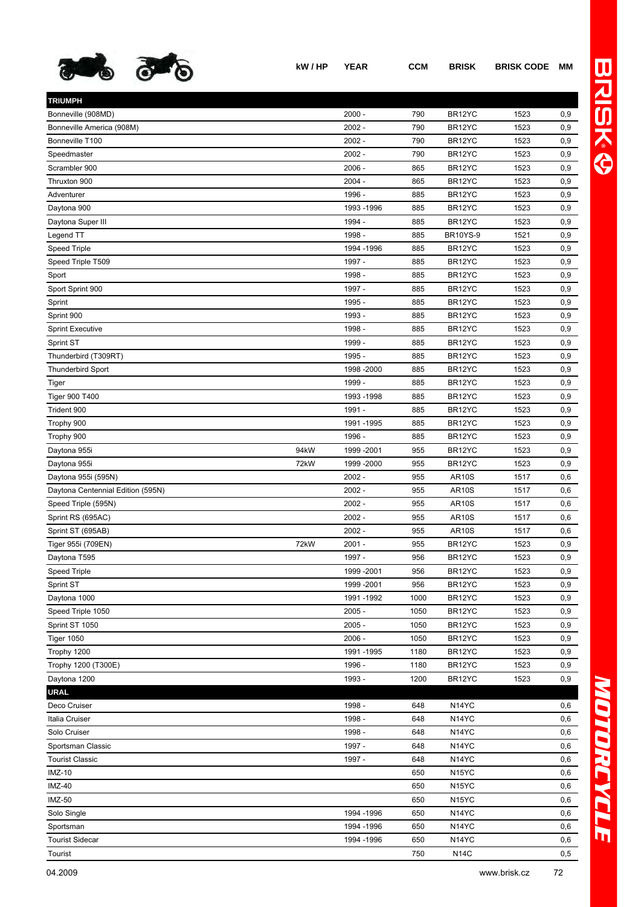| | kW / HP | YEAR | CCM | BRISK | BRISK CODE | MM |
|---|---|---|---|---|---|---|
| **TRIUMPH** | | | | | | |
| Bonneville (908MD) | | 2000 - | 790 | BR12YC | 1523 | 0,9 |
| Bonneville America (908M) | | 2002 - | 790 | BR12YC | 1523 | 0,9 |
| Bonneville T100 | | 2002 - | 790 | BR12YC | 1523 | 0,9 |
| Speedmaster | | 2002 - | 790 | BR12YC | 1523 | 0,9 |
| Scrambler 900 | | 2006 - | 865 | BR12YC | 1523 | 0,9 |
| Thruxton 900 | | 2004 - | 865 | BR12YC | 1523 | 0,9 |
| Adventurer | | 1996 - | 885 | BR12YC | 1523 | 0,9 |
| Daytona 900 | | 1993 -1996 | 885 | BR12YC | 1523 | 0,9 |
| Daytona Super III | | 1994 - | 885 | BR12YC | 1523 | 0,9 |
| Legend TT | | 1998 - | 885 | BR10YS-9 | 1521 | 0,9 |
| Speed Triple | | 1994 -1996 | 885 | BR12YC | 1523 | 0,9 |
| Speed Triple T509 | | 1997 - | 885 | BR12YC | 1523 | 0,9 |
| Sport | | 1998 - | 885 | BR12YC | 1523 | 0,9 |
| Sport Sprint 900 | | 1997 - | 885 | BR12YC | 1523 | 0,9 |
| Sprint | | 1995 - | 885 | BR12YC | 1523 | 0,9 |
| Sprint 900 | | 1993 - | 885 | BR12YC | 1523 | 0,9 |
| Sprint Executive | | 1998 - | 885 | BR12YC | 1523 | 0,9 |
| Sprint ST | | 1999 - | 885 | BR12YC | 1523 | 0,9 |
| Thunderbird (T309RT) | | 1995 - | 885 | BR12YC | 1523 | 0,9 |
| Thunderbird Sport | | 1998 -2000 | 885 | BR12YC | 1523 | 0,9 |
| Tiger | | 1999 - | 885 | BR12YC | 1523 | 0,9 |
| Tiger 900 T400 | | 1993 -1998 | 885 | BR12YC | 1523 | 0,9 |
| Trident 900 | | 1991 - | 885 | BR12YC | 1523 | 0,9 |
| Trophy 900 | | 1991 -1995 | 885 | BR12YC | 1523 | 0,9 |
| Trophy 900 | | 1996 - | 885 | BR12YC | 1523 | 0,9 |
| Daytona 955i | 94kW | 1999 -2001 | 955 | BR12YC | 1523 | 0,9 |
| Daytona 955i | 72kW | 1999 -2000 | 955 | BR12YC | 1523 | 0,9 |
| Daytona 955i (595N) | | 2002 - | 955 | AR10S | 1517 | 0,6 |
| Daytona Centennial Edition (595N) | | 2002 - | 955 | AR10S | 1517 | 0,6 |
| Speed Triple (595N) | | 2002 - | 955 | AR10S | 1517 | 0,6 |
| Sprint RS (695AC) | | 2002 - | 955 | AR10S | 1517 | 0,6 |
| Sprint ST (695AB) | | 2002 - | 955 | AR10S | 1517 | 0,6 |
| Tiger 955i (709EN) | 72kW | 2001 - | 955 | BR12YC | 1523 | 0,9 |
| Daytona T595 | | 1997 - | 956 | BR12YC | 1523 | 0,9 |
| Speed Triple | | 1999 -2001 | 956 | BR12YC | 1523 | 0,9 |
| Sprint ST | | 1999 -2001 | 956 | BR12YC | 1523 | 0,9 |
| Daytona 1000 | | 1991 -1992 | 1000 | BR12YC | 1523 | 0,9 |
| Speed Triple 1050 | | 2005 - | 1050 | BR12YC | 1523 | 0,9 |
| Sprint ST 1050 | | 2005 - | 1050 | BR12YC | 1523 | 0,9 |
| Tiger 1050 | | 2006 - | 1050 | BR12YC | 1523 | 0,9 |
| Trophy 1200 | | 1991 -1995 | 1180 | BR12YC | 1523 | 0,9 |
| Trophy 1200 (T300E) | | 1996 - | 1180 | BR12YC | 1523 | 0,9 |
| Daytona 1200 | | 1993 - | 1200 | BR12YC | 1523 | 0,9 |
| **URAL** | | | | | | |
| Deco Cruiser | | 1998 - | 648 | N14YC | | 0,6 |
| Italia Cruiser | | 1998 - | 648 | N14YC | | 0,6 |
| Solo Cruiser | | 1998 - | 648 | N14YC | | 0,6 |
| Sportsman Classic | | 1997 - | 648 | N14YC | | 0,6 |
| Tourist Classic | | 1997 - | 648 | N14YC | | 0,6 |
| IMZ-10 | | | 650 | N15YC | | 0,6 |
| IMZ-40 | | | 650 | N15YC | | 0,6 |
| IMZ-50 | | | 650 | N15YC | | 0,6 |
| Solo Single | | 1994 -1996 | 650 | N14YC | | 0,6 |
| Sportsman | | 1994 -1996 | 650 | N14YC | | 0,6 |
| Tourist Sidecar | | 1994 -1996 | 650 | N14YC | | 0,6 |
| Tourist | | | 750 | N14C | | 0,5 |

04.2009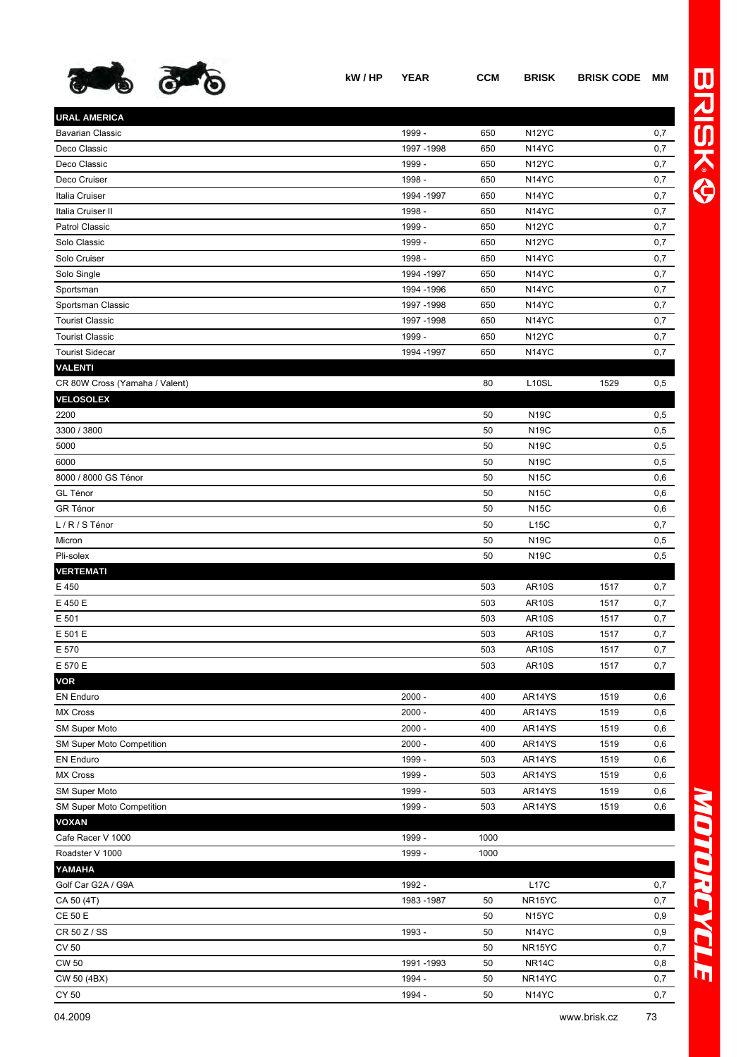| | kW / HP | YEAR | CCM | BRISK | BRISK CODE | MM |
|---|---|---|---|---|---|---|
| **URAL AMERICA** | | | | | | |
| Bavarian Classic | | 1999 - | 650 | N12YC | | 0,7 |
| Deco Classic | | 1997 -1998 | 650 | N14YC | | 0,7 |
| Deco Classic | | 1999 - | 650 | N12YC | | 0,7 |
| Deco Cruiser | | 1998 - | 650 | N14YC | | 0,7 |
| Italia Cruiser | | 1994 -1997 | 650 | N14YC | | 0,7 |
| Italia Cruiser II | | 1998 - | 650 | N14YC | | 0,7 |
| Patrol Classic | | 1999 - | 650 | N12YC | | 0,7 |
| Solo Classic | | 1999 - | 650 | N12YC | | 0,7 |
| Solo Cruiser | | 1998 - | 650 | N14YC | | 0,7 |
| Solo Single | | 1994 -1997 | 650 | N14YC | | 0,7 |
| Sportsman | | 1994 -1996 | 650 | N14YC | | 0,7 |
| Sportsman Classic | | 1997 -1998 | 650 | N14YC | | 0,7 |
| Tourist Classic | | 1997 -1998 | 650 | N14YC | | 0,7 |
| Tourist Classic | | 1999 - | 650 | N12YC | | 0,7 |
| Tourist Sidecar | | 1994 -1997 | 650 | N14YC | | 0,7 |
| **VALENTI** | | | | | | |
| CR 80W Cross (Yamaha / Valent) | | | 80 | L10SL | 1529 | 0,5 |
| **VELOSOLEX** | | | | | | |
| 2200 | | | 50 | N19C | | 0,5 |
| 3300 / 3800 | | | 50 | N19C | | 0,5 |
| 5000 | | | 50 | N19C | | 0,5 |
| 6000 | | | 50 | N19C | | 0,5 |
| 8000 / 8000 GS Ténor | | | 50 | N15C | | 0,6 |
| GL Ténor | | | 50 | N15C | | 0,6 |
| GR Ténor | | | 50 | N15C | | 0,6 |
| L / R / S Ténor | | | 50 | L15C | | 0,7 |
| Micron | | | 50 | N19C | | 0,5 |
| Pli-solex | | | 50 | N19C | | 0,5 |
| **VERTEMATI** | | | | | | |
| E 450 | | | 503 | AR10S | 1517 | 0,7 |
| E 450 E | | | 503 | AR10S | 1517 | 0,7 |
| E 501 | | | 503 | AR10S | 1517 | 0,7 |
| E 501 E | | | 503 | AR10S | 1517 | 0,7 |
| E 570 | | | 503 | AR10S | 1517 | 0,7 |
| E 570 E | | | 503 | AR10S | 1517 | 0,7 |
| **VOR** | | | | | | |
| EN Enduro | | 2000 - | 400 | AR14YS | 1519 | 0,6 |
| MX Cross | | 2000 - | 400 | AR14YS | 1519 | 0,6 |
| SM Super Moto | | 2000 - | 400 | AR14YS | 1519 | 0,6 |
| SM Super Moto Competition | | 2000 - | 400 | AR14YS | 1519 | 0,6 |
| EN Enduro | | 1999 - | 503 | AR14YS | 1519 | 0,6 |
| MX Cross | | 1999 - | 503 | AR14YS | 1519 | 0,6 |
| SM Super Moto | | 1999 - | 503 | AR14YS | 1519 | 0,6 |
| SM Super Moto Competition | | 1999 - | 503 | AR14YS | 1519 | 0,6 |
| **VOXAN** | | | | | | |
| Cafe Racer V 1000 | | 1999 - | 1000 | | | |
| Roadster V 1000 | | 1999 - | 1000 | | | |
| **YAMAHA** | | | | | | |
| Golf Car G2A / G9A | | 1992 - | | L17C | | 0,7 |
| CA 50 (4T) | | 1983 -1987 | 50 | NR15YC | | 0,7 |
| CE 50 E | | | 50 | N15YC | | 0,9 |
| CR 50 Z / SS | | 1993 - | 50 | N14YC | | 0,9 |
| CV 50 | | | 50 | NR15YC | | 0,7 |
| CW 50 | | 1991 -1993 | 50 | NR14C | | 0,8 |
| CW 50 (4BX) | | 1994 - | 50 | NR14YC | | 0,7 |
| CY 50 | | 1994 - | 50 | N14YC | | 0,7 |

04.2009 www.brisk.cz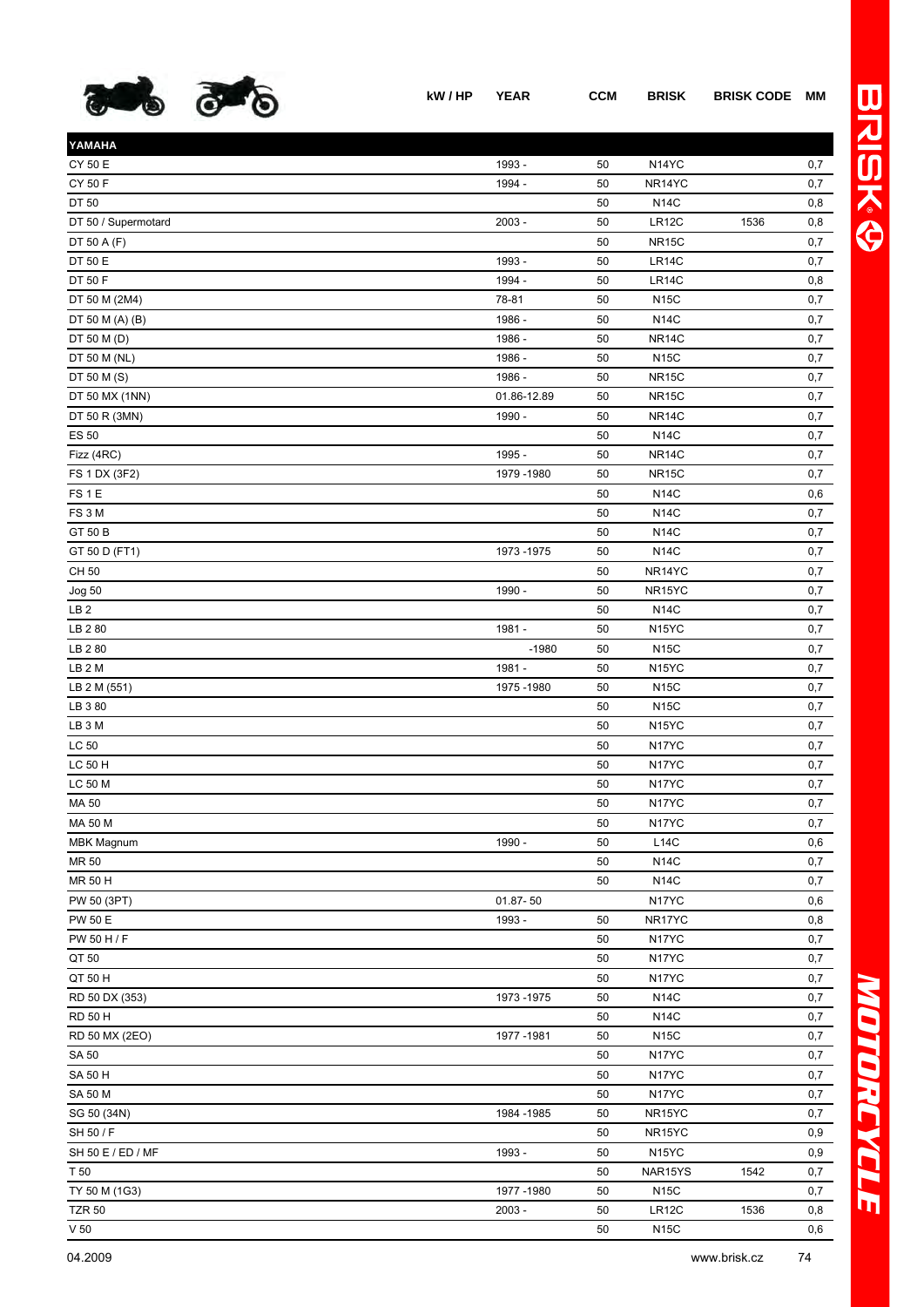| | kW / HP | YEAR | CCM | BRISK | BRISK CODE | MM |
|---|---|---|---|---|---|---|
| **YAMAHA** | | | | | | |
| CY 50 E | | 1993 - | 50 | N14YC | | 0,7 |
| CY 50 F | | 1994 - | 50 | NR14YC | | 0,7 |
| DT 50 | | | 50 | N14C | | 0,8 |
| DT 50 / Supermotard | | 2003 - | 50 | LR12C | 1536 | 0,8 |
| DT 50 A (F) | | | 50 | NR15C | | 0,7 |
| DT 50 E | | 1993 - | 50 | LR14C | | 0,7 |
| DT 50 F | | 1994 - | 50 | LR14C | | 0,8 |
| DT 50 M (2M4) | | 78-81 | 50 | N15C | | 0,7 |
| DT 50 M (A) (B) | | 1986 - | 50 | N14C | | 0,7 |
| DT 50 M (D) | | 1986 - | 50 | NR14C | | 0,7 |
| DT 50 M (NL) | | 1986 - | 50 | N15C | | 0,7 |
| DT 50 M (S) | | 1986 - | 50 | NR15C | | 0,7 |
| DT 50 MX (1NN) | | 01.86-12.89 | 50 | NR15C | | 0,7 |
| DT 50 R (3MN) | | 1990 - | 50 | NR14C | | 0,7 |
| ES 50 | | | 50 | N14C | | 0,7 |
| Fizz (4RC) | | 1995 - | 50 | NR14C | | 0,7 |
| FS 1 DX (3F2) | | 1979 -1980 | 50 | NR15C | | 0,7 |
| FS 1 E | | | 50 | N14C | | 0,6 |
| FS 3 M | | | 50 | N14C | | 0,7 |
| GT 50 B | | | 50 | N14C | | 0,7 |
| GT 50 D (FT1) | | 1973 -1975 | 50 | N14C | | 0,7 |
| CH 50 | | | 50 | NR14YC | | 0,7 |
| Jog 50 | | 1990 - | 50 | NR15YC | | 0,7 |
| LB 2 | | | 50 | N14C | | 0,7 |
| LB 2 80 | | 1981 - | 50 | N15YC | | 0,7 |
| LB 2 80 | | -1980 | 50 | N15C | | 0,7 |
| LB 2 M | | 1981 - | 50 | N15YC | | 0,7 |
| LB 2 M (551) | | 1975 -1980 | 50 | N15C | | 0,7 |
| LB 3 80 | | | 50 | N15C | | 0,7 |
| LB 3 M | | | 50 | N15YC | | 0,7 |
| LC 50 | | | 50 | N17YC | | 0,7 |
| LC 50 H | | | 50 | N17YC | | 0,7 |
| LC 50 M | | | 50 | N17YC | | 0,7 |
| MA 50 | | | 50 | N17YC | | 0,7 |
| MA 50 M | | | 50 | N17YC | | 0,7 |
| MBK Magnum | | 1990 - | 50 | L14C | | 0,6 |
| MR 50 | | | 50 | N14C | | 0,7 |
| MR 50 H | | | 50 | N14C | | 0,7 |
| PW 50 (3PT) | | 01.87- 50 | | N17YC | | 0,6 |
| PW 50 E | | 1993 - | 50 | NR17YC | | 0,8 |
| PW 50 H / F | | | 50 | N17YC | | 0,7 |
| QT 50 | | | 50 | N17YC | | 0,7 |
| QT 50 H | | | 50 | N17YC | | 0,7 |
| RD 50 DX (353) | | 1973 -1975 | 50 | N14C | | 0,7 |
| RD 50 H | | | 50 | N14C | | 0,7 |
| RD 50 MX (2EO) | | 1977 -1981 | 50 | N15C | | 0,7 |
| SA 50 | | | 50 | N17YC | | 0,7 |
| SA 50 H | | | 50 | N17YC | | 0,7 |
| SA 50 M | | | 50 | N17YC | | 0,7 |
| SG 50 (34N) | | 1984 -1985 | 50 | NR15YC | | 0,7 |
| SH 50 / F | | | 50 | NR15YC | | 0,9 |
| SH 50 E / ED / MF | | 1993 - | 50 | N15YC | | 0,9 |
| T 50 | | | 50 | NAR15YS | 1542 | 0,7 |
| TY 50 M (1G3) | | 1977 -1980 | 50 | N15C | | 0,7 |
| TZR 50 | | 2003 - | 50 | LR12C | 1536 | 0,8 |
| V 50 | | | 50 | N15C | | 0,6 |

04.2009 www.brisk.cz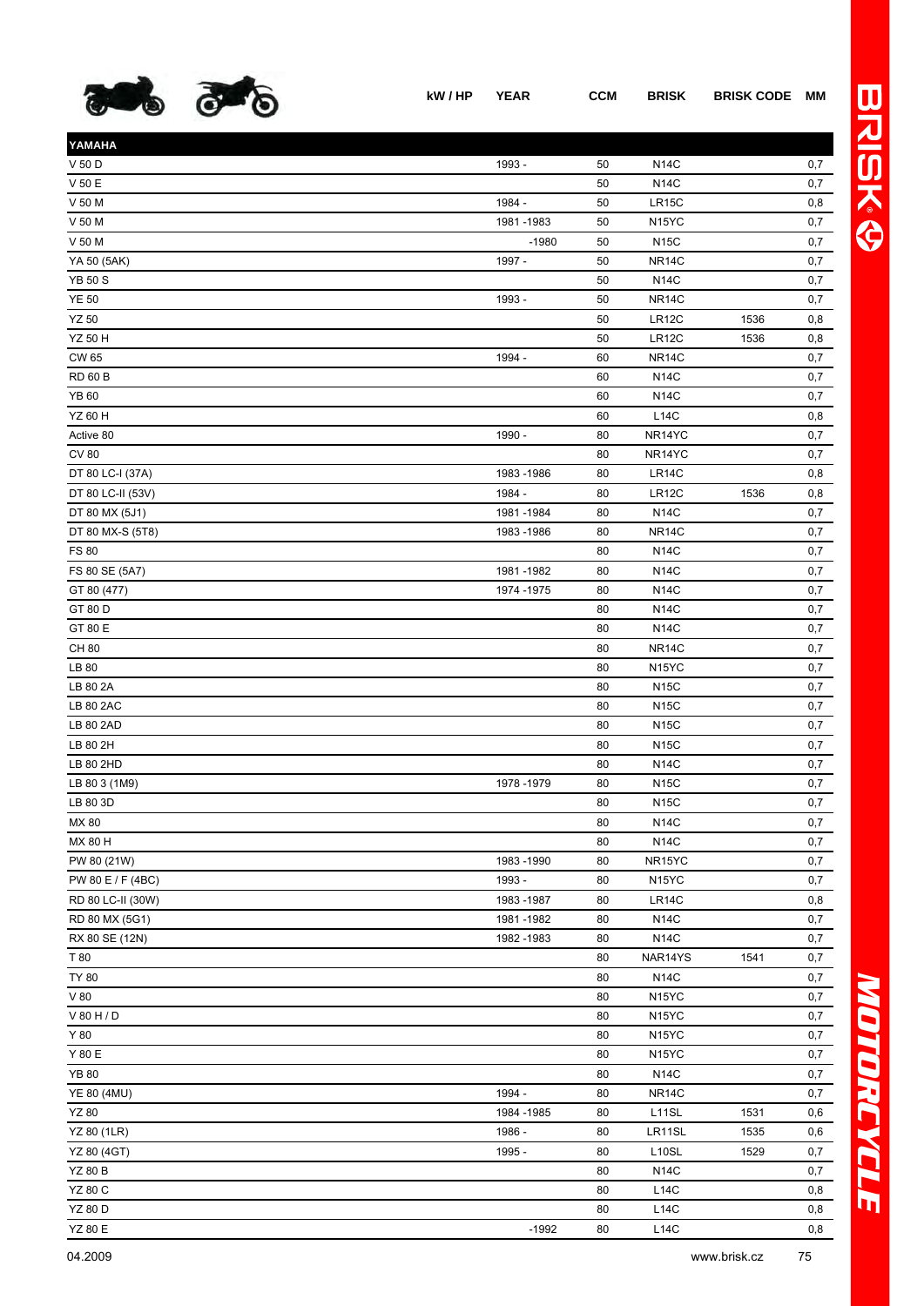| | kW / HP | YEAR | CCM | BRISK | BRISK CODE | MM |
|---|---|---|---|---|---|---|
| **YAMAHA** | | | | | | |
| V 50 D | | 1993 - | 50 | N14C | | 0,7 |
| V 50 E | | | 50 | N14C | | 0,7 |
| V 50 M | | 1984 - | 50 | LR15C | | 0,8 |
| V 50 M | | 1981 -1983 | 50 | N15YC | | 0,7 |
| V 50 M | | -1980 | 50 | N15C | | 0,7 |
| YA 50 (5AK) | | 1997 - | 50 | NR14C | | 0,7 |
| YB 50 S | | | 50 | N14C | | 0,7 |
| YE 50 | | 1993 - | 50 | NR14C | | 0,7 |
| YZ 50 | | | 50 | LR12C | 1536 | 0,8 |
| YZ 50 H | | | 50 | LR12C | 1536 | 0,8 |
| CW 65 | | 1994 - | 60 | NR14C | | 0,7 |
| RD 60 B | | | 60 | N14C | | 0,7 |
| YB 60 | | | 60 | N14C | | 0,7 |
| YZ 60 H | | | 60 | L14C | | 0,8 |
| Active 80 | | 1990 - | 80 | NR14YC | | 0,7 |
| CV 80 | | | 80 | NR14YC | | 0,7 |
| DT 80 LC-I (37A) | | 1983 -1986 | 80 | LR14C | | 0,8 |
| DT 80 LC-II (53V) | | 1984 - | 80 | LR12C | 1536 | 0,8 |
| DT 80 MX (5J1) | | 1981 -1984 | 80 | N14C | | 0,7 |
| DT 80 MX-S (5T8) | | 1983 -1986 | 80 | NR14C | | 0,7 |
| FS 80 | | | 80 | N14C | | 0,7 |
| FS 80 SE (5A7) | | 1981 -1982 | 80 | N14C | | 0,7 |
| GT 80 (477) | | 1974 -1975 | 80 | N14C | | 0,7 |
| GT 80 D | | | 80 | N14C | | 0,7 |
| GT 80 E | | | 80 | N14C | | 0,7 |
| CH 80 | | | 80 | NR14C | | 0,7 |
| LB 80 | | | 80 | N15YC | | 0,7 |
| LB 80 2A | | | 80 | N15C | | 0,7 |
| LB 80 2AC | | | 80 | N15C | | 0,7 |
| LB 80 2AD | | | 80 | N15C | | 0,7 |
| LB 80 2H | | | 80 | N15C | | 0,7 |
| LB 80 2HD | | | 80 | N14C | | 0,7 |
| LB 80 3 (1M9) | | 1978 -1979 | 80 | N15C | | 0,7 |
| LB 80 3D | | | 80 | N15C | | 0,7 |
| MX 80 | | | 80 | N14C | | 0,7 |
| MX 80 H | | | 80 | N14C | | 0,7 |
| PW 80 (21W) | | 1983 -1990 | 80 | NR15YC | | 0,7 |
| PW 80 E / F (4BC) | | 1993 - | 80 | N15YC | | 0,7 |
| RD 80 LC-II (30W) | | 1983 -1987 | 80 | LR14C | | 0,8 |
| RD 80 MX (5G1) | | 1981 -1982 | 80 | N14C | | 0,7 |
| RX 80 SE (12N) | | 1982 -1983 | 80 | N14C | | 0,7 |
| T 80 | | | 80 | NAR14YS | 1541 | 0,7 |
| TY 80 | | | 80 | N14C | | 0,7 |
| V 80 | | | 80 | N15YC | | 0,7 |
| V 80 H / D | | | 80 | N15YC | | 0,7 |
| Y 80 | | | 80 | N15YC | | 0,7 |
| Y 80 E | | | 80 | N15YC | | 0,7 |
| YB 80 | | | 80 | N14C | | 0,7 |
| YE 80 (4MU) | | 1994 - | 80 | NR14C | | 0,7 |
| YZ 80 | | 1984 -1985 | 80 | L11SL | 1531 | 0,6 |
| YZ 80 (1LR) | | 1986 - | 80 | LR11SL | 1535 | 0,6 |
| YZ 80 (4GT) | | 1995 - | 80 | L10SL | 1529 | 0,7 |
| YZ 80 B | | | 80 | N14C | | 0,7 |
| YZ 80 C | | | 80 | L14C | | 0,8 |
| YZ 80 D | | | 80 | L14C | | 0,8 |
| YZ 80 E | | -1992 | 80 | L14C | | 0,8 |

04.2009 www.brisk.cz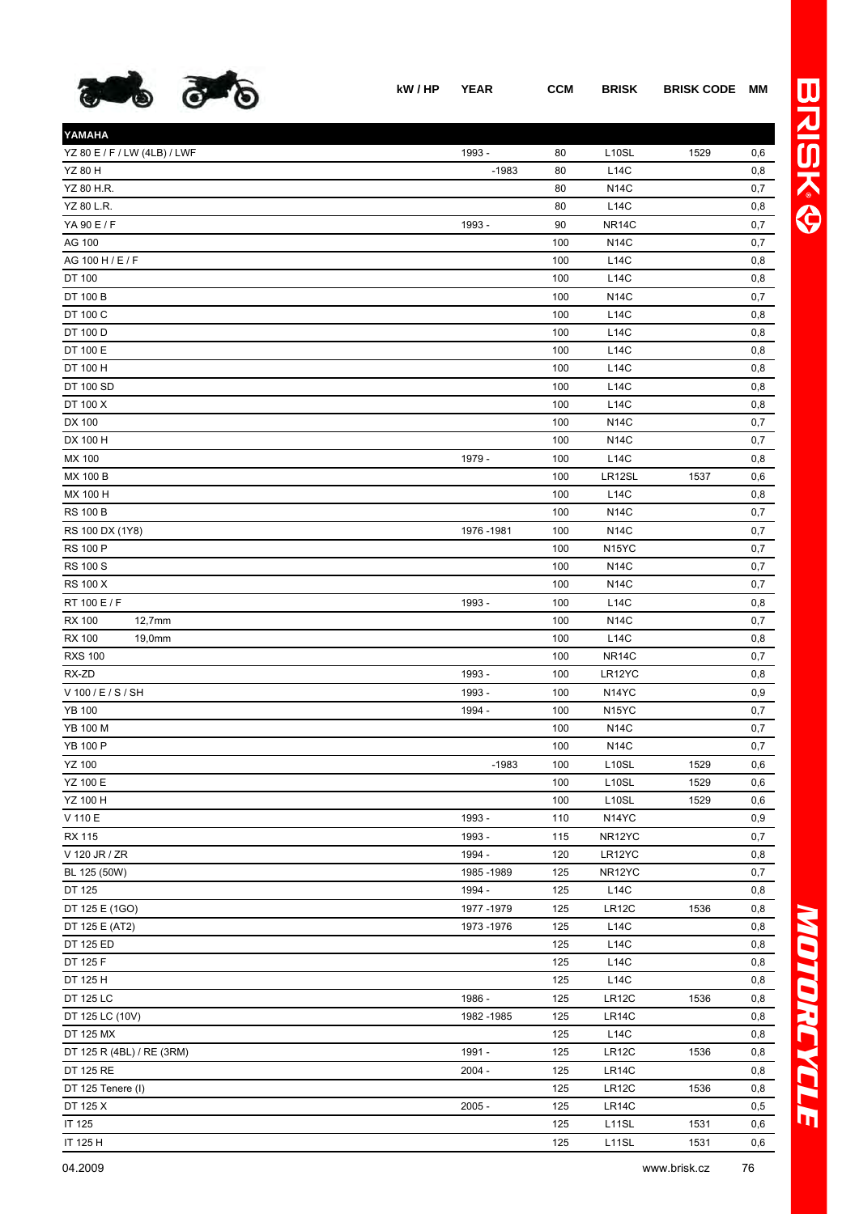| | kW / HP | YEAR | CCM | BRISK | BRISK CODE | MM |
|---|---|---|---|---|---|---|
| **YAMAHA** | | | | | | |
| YZ 80 E / F / LW (4LB) / LWF | | 1993 - | 80 | L10SL | 1529 | 0,6 |
| YZ 80 H | | -1983 | 80 | L14C | | 0,8 |
| YZ 80 H.R. | | | 80 | N14C | | 0,7 |
| YZ 80 L.R. | | | 80 | L14C | | 0,8 |
| YA 90 E / F | | 1993 - | 90 | NR14C | | 0,7 |
| AG 100 | | | 100 | N14C | | 0,7 |
| AG 100 H / E / F | | | 100 | L14C | | 0,8 |
| DT 100 | | | 100 | L14C | | 0,8 |
| DT 100 B | | | 100 | N14C | | 0,7 |
| DT 100 C | | | 100 | L14C | | 0,8 |
| DT 100 D | | | 100 | L14C | | 0,8 |
| DT 100 E | | | 100 | L14C | | 0,8 |
| DT 100 H | | | 100 | L14C | | 0,8 |
| DT 100 SD | | | 100 | L14C | | 0,8 |
| DT 100 X | | | 100 | L14C | | 0,8 |
| DX 100 | | | 100 | N14C | | 0,7 |
| DX 100 H | | | 100 | N14C | | 0,7 |
| MX 100 | | 1979 - | 100 | L14C | | 0,8 |
| MX 100 B | | | 100 | LR12SL | 1537 | 0,6 |
| MX 100 H | | | 100 | L14C | | 0,8 |
| RS 100 B | | | 100 | N14C | | 0,7 |
| RS 100 DX (1Y8) | | 1976 -1981 | 100 | N14C | | 0,7 |
| RS 100 P | | | 100 | N15YC | | 0,7 |
| RS 100 S | | | 100 | N14C | | 0,7 |
| RS 100 X | | | 100 | N14C | | 0,7 |
| RT 100 E / F | | 1993 - | 100 | L14C | | 0,8 |
| RX 100 12,7mm | | | 100 | N14C | | 0,7 |
| RX 100 19,0mm | | | 100 | L14C | | 0,8 |
| RXS 100 | | | 100 | NR14C | | 0,7 |
| RX-ZD | | 1993 - | 100 | LR12YC | | 0,8 |
| V 100 / E / S / SH | | 1993 - | 100 | N14YC | | 0,9 |
| YB 100 | | 1994 - | 100 | N15YC | | 0,7 |
| YB 100 M | | | 100 | N14C | | 0,7 |
| YB 100 P | | | 100 | N14C | | 0,7 |
| YZ 100 | | -1983 | 100 | L10SL | 1529 | 0,6 |
| YZ 100 E | | | 100 | L10SL | 1529 | 0,6 |
| YZ 100 H | | | 100 | L10SL | 1529 | 0,6 |
| V 110 E | | 1993 - | 110 | N14YC | | 0,9 |
| RX 115 | | 1993 - | 115 | NR12YC | | 0,7 |
| V 120 JR / ZR | | 1994 - | 120 | LR12YC | | 0,8 |
| BL 125 (50W) | | 1985 -1989 | 125 | NR12YC | | 0,7 |
| DT 125 | | 1994 - | 125 | L14C | | 0,8 |
| DT 125 E (1GO) | | 1977 -1979 | 125 | LR12C | 1536 | 0,8 |
| DT 125 E (AT2) | | 1973 -1976 | 125 | L14C | | 0,8 |
| DT 125 ED | | | 125 | L14C | | 0,8 |
| DT 125 F | | | 125 | L14C | | 0,8 |
| DT 125 H | | | 125 | L14C | | 0,8 |
| DT 125 LC | | 1986 - | 125 | LR12C | 1536 | 0,8 |
| DT 125 LC (10V) | | 1982 -1985 | 125 | LR14C | | 0,8 |
| DT 125 MX | | | 125 | L14C | | 0,8 |
| DT 125 R (4BL) / RE (3RM) | | 1991 - | 125 | LR12C | 1536 | 0,8 |
| DT 125 RE | | 2004 - | 125 | LR14C | | 0,8 |
| DT 125 Tenere (I) | | | 125 | LR12C | 1536 | 0,8 |
| DT 125 X | | 2005 - | 125 | LR14C | | 0,5 |
| IT 125 | | | 125 | L11SL | 1531 | 0,6 |
| IT 125 H | | | 125 | L11SL | 1531 | 0,6 |

04.2009 www.brisk.cz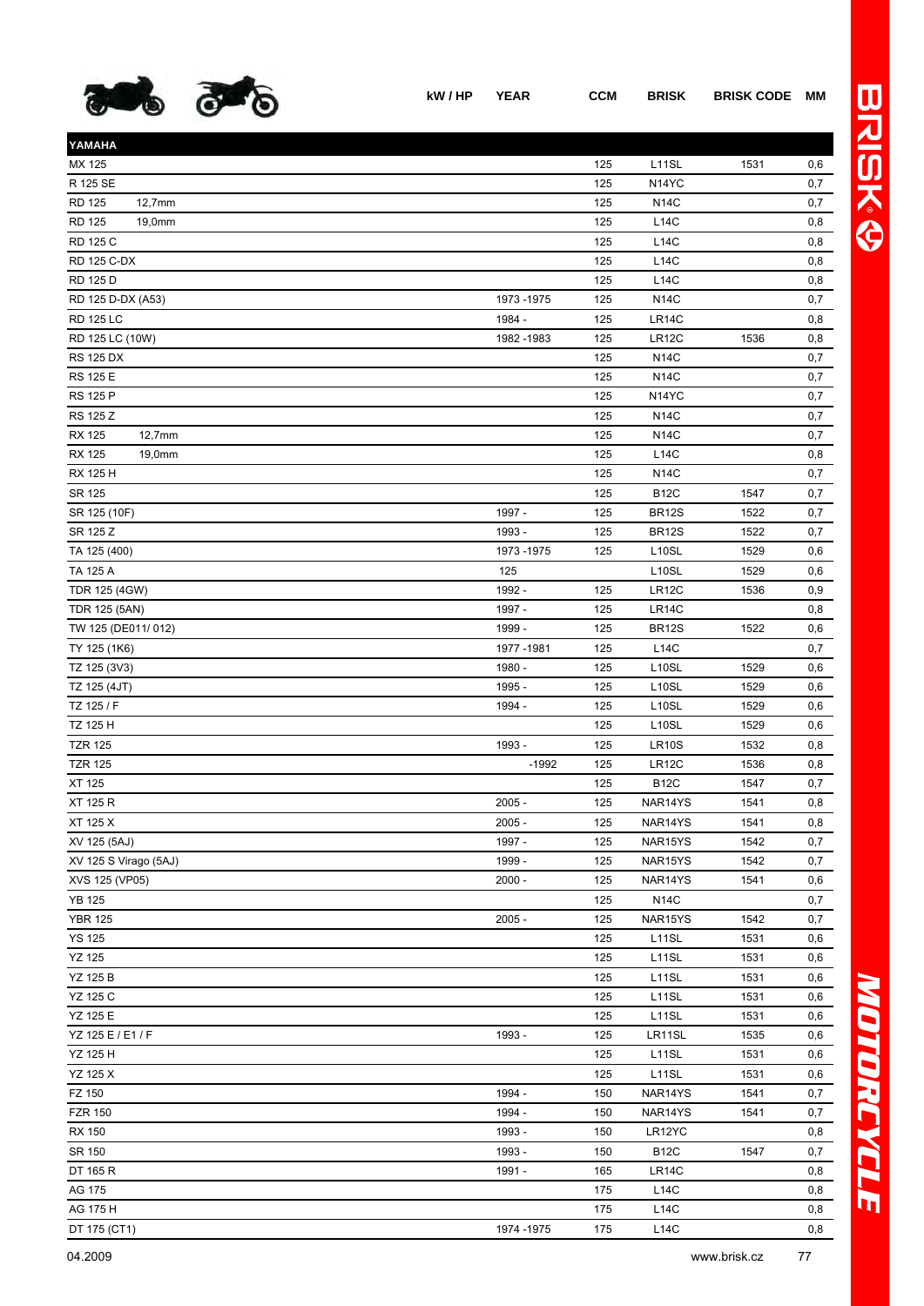| | kW / HP | YEAR | CCM | BRISK | BRISK CODE | MM |
|---|---|---|---|---|---|---|
| **YAMAHA** | | | | | | |
| MX 125 | | | 125 | L11SL | 1531 | 0,6 |
| R 125 SE | | | 125 | N14YC | | 0,7 |
| RD 125 12,7mm | | | 125 | N14C | | 0,7 |
| RD 125 19,0mm | | | 125 | L14C | | 0,8 |
| RD 125 C | | | 125 | L14C | | 0,8 |
| RD 125 C-DX | | | 125 | L14C | | 0,8 |
| RD 125 D | | | 125 | L14C | | 0,8 |
| RD 125 D-DX (A53) | | 1973 -1975 | 125 | N14C | | 0,7 |
| RD 125 LC | | 1984 - | 125 | LR14C | | 0,8 |
| RD 125 LC (10W) | | 1982 -1983 | 125 | LR12C | 1536 | 0,8 |
| RS 125 DX | | | 125 | N14C | | 0,7 |
| RS 125 E | | | 125 | N14C | | 0,7 |
| RS 125 P | | | 125 | N14YC | | 0,7 |
| RS 125 Z | | | 125 | N14C | | 0,7 |
| RX 125 12,7mm | | | 125 | N14C | | 0,7 |
| RX 125 19,0mm | | | 125 | L14C | | 0,8 |
| RX 125 H | | | 125 | N14C | | 0,7 |
| SR 125 | | | 125 | B12C | 1547 | 0,7 |
| SR 125 (10F) | | 1997 - | 125 | BR12S | 1522 | 0,7 |
| SR 125 Z | | 1993 - | 125 | BR12S | 1522 | 0,7 |
| TA 125 (400) | | 1973 -1975 | 125 | L10SL | 1529 | 0,6 |
| TA 125 A | | 125 | | L10SL | 1529 | 0,6 |
| TDR 125 (4GW) | | 1992 - | 125 | LR12C | 1536 | 0,9 |
| TDR 125 (5AN) | | 1997 - | 125 | LR14C | | 0,8 |
| TW 125 (DE011/ 012) | | 1999 - | 125 | BR12S | 1522 | 0,6 |
| TY 125 (1K6) | | 1977 -1981 | 125 | L14C | | 0,7 |
| TZ 125 (3V3) | | 1980 - | 125 | L10SL | 1529 | 0,6 |
| TZ 125 (4JT) | | 1995 - | 125 | L10SL | 1529 | 0,6 |
| TZ 125 / F | | 1994 - | 125 | L10SL | 1529 | 0,6 |
| TZ 125 H | | | 125 | L10SL | 1529 | 0,6 |
| TZR 125 | | 1993 - | 125 | LR10S | 1532 | 0,8 |
| TZR 125 | | -1992 | 125 | LR12C | 1536 | 0,8 |
| XT 125 | | | 125 | B12C | 1547 | 0,7 |
| XT 125 R | | 2005 - | 125 | NAR14YS | 1541 | 0,8 |
| XT 125 X | | 2005 - | 125 | NAR14YS | 1541 | 0,8 |
| XV 125 (5AJ) | | 1997 - | 125 | NAR15YS | 1542 | 0,7 |
| XV 125 S Virago (5AJ) | | 1999 - | 125 | NAR15YS | 1542 | 0,7 |
| XVS 125 (VP05) | | 2000 - | 125 | NAR14YS | 1541 | 0,6 |
| YB 125 | | | 125 | N14C | | 0,7 |
| YBR 125 | | 2005 - | 125 | NAR15YS | 1542 | 0,7 |
| YS 125 | | | 125 | L11SL | 1531 | 0,6 |
| YZ 125 | | | 125 | L11SL | 1531 | 0,6 |
| YZ 125 B | | | 125 | L11SL | 1531 | 0,6 |
| YZ 125 C | | | 125 | L11SL | 1531 | 0,6 |
| YZ 125 E | | | 125 | L11SL | 1531 | 0,6 |
| YZ 125 E / E1 / F | | 1993 - | 125 | LR11SL | 1535 | 0,6 |
| YZ 125 H | | | 125 | L11SL | 1531 | 0,6 |
| YZ 125 X | | | 125 | L11SL | 1531 | 0,6 |
| FZ 150 | | 1994 - | 150 | NAR14YS | 1541 | 0,7 |
| FZR 150 | | 1994 - | 150 | NAR14YS | 1541 | 0,7 |
| RX 150 | | 1993 - | 150 | LR12YC | | 0,8 |
| SR 150 | | 1993 - | 150 | B12C | 1547 | 0,7 |
| DT 165 R | | 1991 - | 165 | LR14C | | 0,8 |
| AG 175 | | | 175 | L14C | | 0,8 |
| AG 175 H | | | 175 | L14C | | 0,8 |
| DT 175 (CT1) | | 1974 -1975 | 175 | L14C | | 0,8 |

04.2009 www.brisk.cz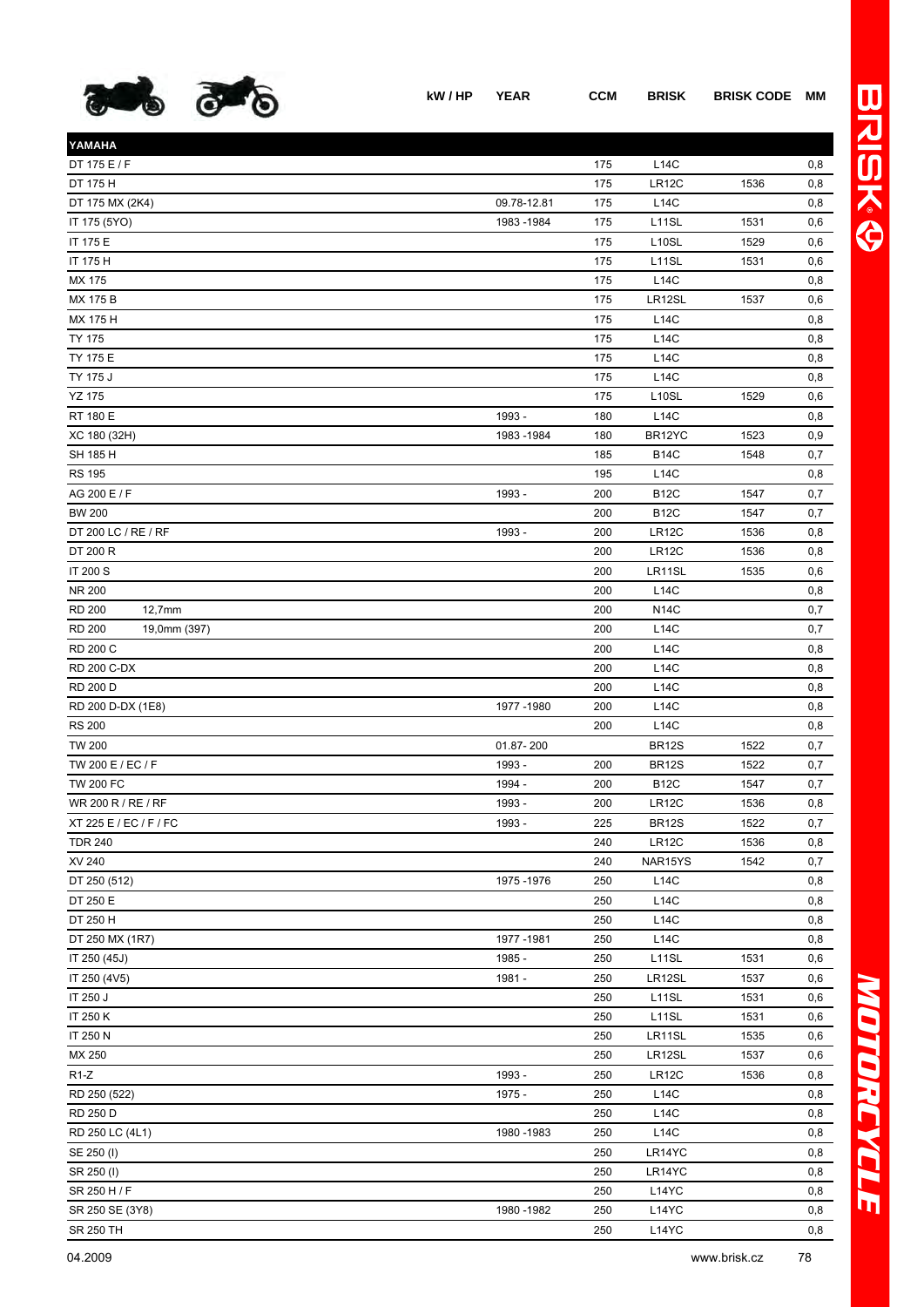| | kW / HP | YEAR | CCM | BRISK | BRISK CODE | MM |
|---|---|---|---|---|---|---|
| **YAMAHA** | | | | | | |
| DT 175 E / F | | | 175 | L14C | | 0,8 |
| DT 175 H | | | 175 | LR12C | 1536 | 0,8 |
| DT 175 MX (2K4) | | 09.78-12.81 | 175 | L14C | | 0,8 |
| IT 175 (5YO) | | 1983 -1984 | 175 | L11SL | 1531 | 0,6 |
| IT 175 E | | | 175 | L10SL | 1529 | 0,6 |
| IT 175 H | | | 175 | L11SL | 1531 | 0,6 |
| MX 175 | | | 175 | L14C | | 0,8 |
| MX 175 B | | | 175 | LR12SL | 1537 | 0,6 |
| MX 175 H | | | 175 | L14C | | 0,8 |
| TY 175 | | | 175 | L14C | | 0,8 |
| TY 175 E | | | 175 | L14C | | 0,8 |
| TY 175 J | | | 175 | L14C | | 0,8 |
| YZ 175 | | | 175 | L10SL | 1529 | 0,6 |
| RT 180 E | | 1993 - | 180 | L14C | | 0,8 |
| XC 180 (32H) | | 1983 -1984 | 180 | BR12YC | 1523 | 0,9 |
| SH 185 H | | | 185 | B14C | 1548 | 0,7 |
| RS 195 | | | 195 | L14C | | 0,8 |
| AG 200 E / F | | 1993 - | 200 | B12C | 1547 | 0,7 |
| BW 200 | | | 200 | B12C | 1547 | 0,7 |
| DT 200 LC / RE / RF | | 1993 - | 200 | LR12C | 1536 | 0,8 |
| DT 200 R | | | 200 | LR12C | 1536 | 0,8 |
| IT 200 S | | | 200 | LR11SL | 1535 | 0,6 |
| NR 200 | | | 200 | L14C | | 0,8 |
| RD 200 12,7mm | | | 200 | N14C | | 0,7 |
| RD 200 19,0mm (397) | | | 200 | L14C | | 0,7 |
| RD 200 C | | | 200 | L14C | | 0,8 |
| RD 200 C-DX | | | 200 | L14C | | 0,8 |
| RD 200 D | | | 200 | L14C | | 0,8 |
| RD 200 D-DX (1E8) | | 1977 -1980 | 200 | L14C | | 0,8 |
| RS 200 | | | 200 | L14C | | 0,8 |
| TW 200 | | 01.87- 200 | | BR12S | 1522 | 0,7 |
| TW 200 E / EC / F | | 1993 - | 200 | BR12S | 1522 | 0,7 |
| TW 200 FC | | 1994 - | 200 | B12C | 1547 | 0,7 |
| WR 200 R / RE / RF | | 1993 - | 200 | LR12C | 1536 | 0,8 |
| XT 225 E / EC / F / FC | | 1993 - | 225 | BR12S | 1522 | 0,7 |
| TDR 240 | | | 240 | LR12C | 1536 | 0,8 |
| XV 240 | | | 240 | NAR15YS | 1542 | 0,7 |
| DT 250 (512) | | 1975 -1976 | 250 | L14C | | 0,8 |
| DT 250 E | | | 250 | L14C | | 0,8 |
| DT 250 H | | | 250 | L14C | | 0,8 |
| DT 250 MX (1R7) | | 1977 -1981 | 250 | L14C | | 0,8 |
| IT 250 (45J) | | 1985 - | 250 | L11SL | 1531 | 0,6 |
| IT 250 (4V5) | | 1981 - | 250 | LR12SL | 1537 | 0,6 |
| IT 250 J | | | 250 | L11SL | 1531 | 0,6 |
| IT 250 K | | | 250 | L11SL | 1531 | 0,6 |
| IT 250 N | | | 250 | LR11SL | 1535 | 0,6 |
| MX 250 | | | 250 | LR12SL | 1537 | 0,6 |
| R1-Z | | 1993 - | 250 | LR12C | 1536 | 0,8 |
| RD 250 (522) | | 1975 - | 250 | L14C | | 0,8 |
| RD 250 D | | | 250 | L14C | | 0,8 |
| RD 250 LC (4L1) | | 1980 -1983 | 250 | L14C | | 0,8 |
| SE 250 (I) | | | 250 | LR14YC | | 0,8 |
| SR 250 (I) | | | 250 | LR14YC | | 0,8 |
| SR 250 H / F | | | 250 | L14YC | | 0,8 |
| SR 250 SE (3Y8) | | 1980 -1982 | 250 | L14YC | | 0,8 |
| SR 250 TH | | | 250 | L14YC | | 0,8 |

04.2009

www.brisk.cz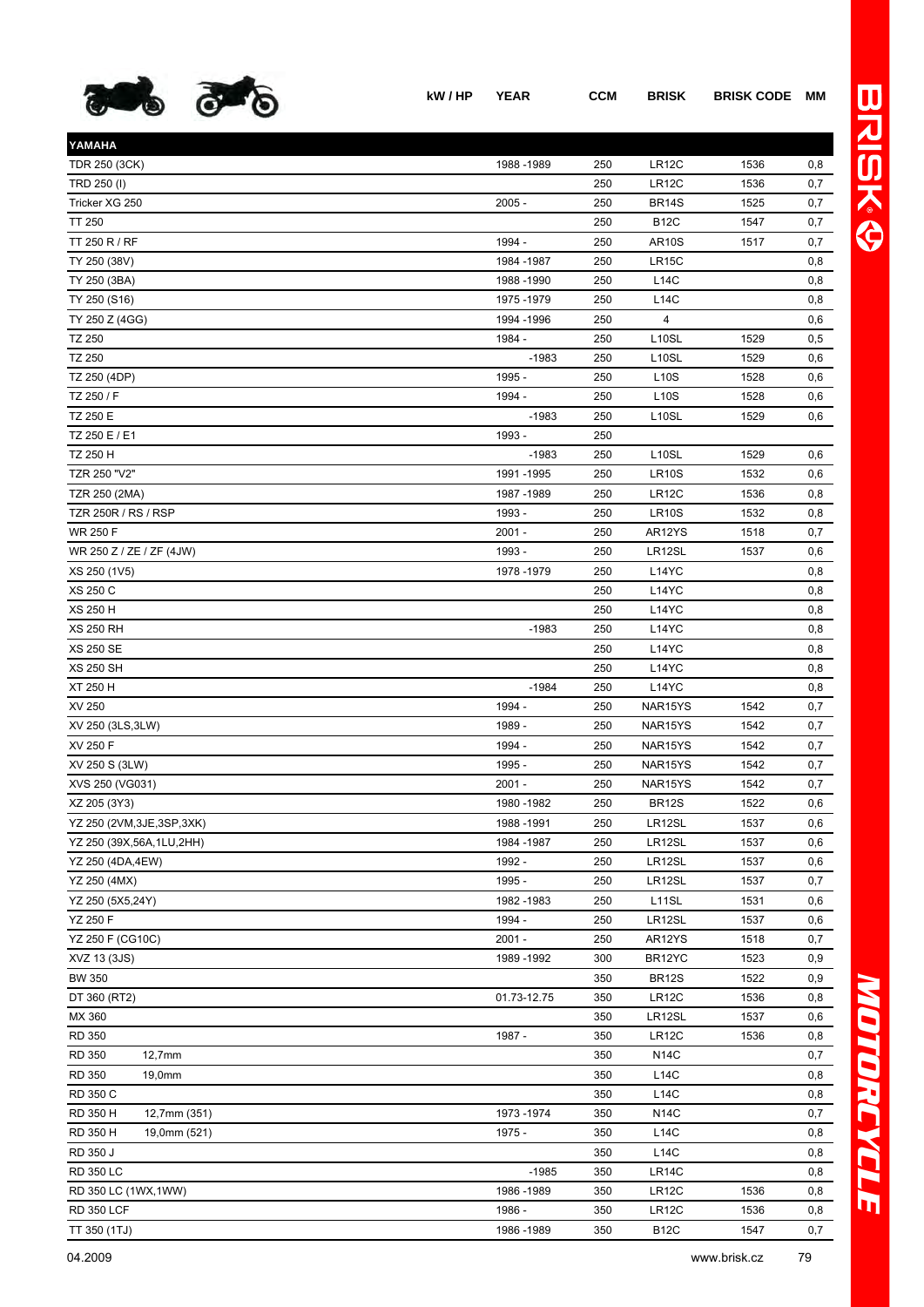| | kW / HP | YEAR | CCM | BRISK | BRISK CODE | MM |
|---|---|---|---|---|---|---|
| **YAMAHA** | | | | | | |
| TDR 250 (3CK) | | 1988 -1989 | 250 | LR12C | 1536 | 0,8 |
| TRD 250 (I) | | | 250 | LR12C | 1536 | 0,7 |
| Tricker XG 250 | | 2005 - | 250 | BR14S | 1525 | 0,7 |
| TT 250 | | | 250 | B12C | 1547 | 0,7 |
| TT 250 R / RF | | 1994 - | 250 | AR10S | 1517 | 0,7 |
| TY 250 (38V) | | 1984 -1987 | 250 | LR15C | | 0,8 |
| TY 250 (3BA) | | 1988 -1990 | 250 | L14C | | 0,8 |
| TY 250 (S16) | | 1975 -1979 | 250 | L14C | | 0,8 |
| TY 250 Z (4GG) | | 1994 -1996 | 250 | 4 | | 0,6 |
| TZ 250 | | 1984 - | 250 | L10SL | 1529 | 0,5 |
| TZ 250 | | -1983 | 250 | L10SL | 1529 | 0,6 |
| TZ 250 (4DP) | | 1995 - | 250 | L10S | 1528 | 0,6 |
| TZ 250 / F | | 1994 - | 250 | L10S | 1528 | 0,6 |
| TZ 250 E | | -1983 | 250 | L10SL | 1529 | 0,6 |
| TZ 250 E / E1 | | 1993 - | 250 | | | |
| TZ 250 H | | -1983 | 250 | L10SL | 1529 | 0,6 |
| TZR 250 "V2" | | 1991 -1995 | 250 | LR10S | 1532 | 0,6 |
| TZR 250 (2MA) | | 1987 -1989 | 250 | LR12C | 1536 | 0,8 |
| TZR 250R / RS / RSP | | 1993 - | 250 | LR10S | 1532 | 0,8 |
| WR 250 F | | 2001 - | 250 | AR12YS | 1518 | 0,7 |
| WR 250 Z / ZE / ZF (4JW) | | 1993 - | 250 | LR12SL | 1537 | 0,6 |
| XS 250 (1V5) | | 1978 -1979 | 250 | L14YC | | 0,8 |
| XS 250 C | | | 250 | L14YC | | 0,8 |
| XS 250 H | | | 250 | L14YC | | 0,8 |
| XS 250 RH | | -1983 | 250 | L14YC | | 0,8 |
| XS 250 SE | | | 250 | L14YC | | 0,8 |
| XS 250 SH | | | 250 | L14YC | | 0,8 |
| XT 250 H | | -1984 | 250 | L14YC | | 0,8 |
| XV 250 | | 1994 - | 250 | NAR15YS | 1542 | 0,7 |
| XV 250 (3LS,3LW) | | 1989 - | 250 | NAR15YS | 1542 | 0,7 |
| XV 250 F | | 1994 - | 250 | NAR15YS | 1542 | 0,7 |
| XV 250 S (3LW) | | 1995 - | 250 | NAR15YS | 1542 | 0,7 |
| XVS 250 (VG031) | | 2001 - | 250 | NAR15YS | 1542 | 0,7 |
| XZ 205 (3Y3) | | 1980 -1982 | 250 | BR12S | 1522 | 0,6 |
| YZ 250 (2VM,3JE,3SP,3XK) | | 1988 -1991 | 250 | LR12SL | 1537 | 0,6 |
| YZ 250 (39X,56A,1LU,2HH) | | 1984 -1987 | 250 | LR12SL | 1537 | 0,6 |
| YZ 250 (4DA,4EW) | | 1992 - | 250 | LR12SL | 1537 | 0,6 |
| YZ 250 (4MX) | | 1995 - | 250 | LR12SL | 1537 | 0,7 |
| YZ 250 (5X5,24Y) | | 1982 -1983 | 250 | L11SL | 1531 | 0,6 |
| YZ 250 F | | 1994 - | 250 | LR12SL | 1537 | 0,6 |
| YZ 250 F (CG10C) | | 2001 - | 250 | AR12YS | 1518 | 0,7 |
| XVZ 13 (3JS) | | 1989 -1992 | 300 | BR12YC | 1523 | 0,9 |
| BW 350 | | | 350 | BR12S | 1522 | 0,9 |
| DT 360 (RT2) | | 01.73-12.75 | 350 | LR12C | 1536 | 0,8 |
| MX 360 | | | 350 | LR12SL | 1537 | 0,6 |
| RD 350 | | 1987 - | 350 | LR12C | 1536 | 0,8 |
| RD 350 12,7mm | | | 350 | N14C | | 0,7 |
| RD 350 19,0mm | | | 350 | L14C | | 0,8 |
| RD 350 C | | | 350 | L14C | | 0,8 |
| RD 350 H 12,7mm (351) | | 1973 -1974 | 350 | N14C | | 0,7 |
| RD 350 H 19,0mm (521) | | 1975 - | 350 | L14C | | 0,8 |
| RD 350 J | | | 350 | L14C | | 0,8 |
| RD 350 LC | | -1985 | 350 | LR14C | | 0,8 |
| RD 350 LC (1WX,1WW) | | 1986 -1989 | 350 | LR12C | 1536 | 0,8 |
| RD 350 LCF | | 1986 - | 350 | LR12C | 1536 | 0,8 |
| TT 350 (1TJ) | | 1986 -1989 | 350 | B12C | 1547 | 0,7 |

04.2009 www.brisk.cz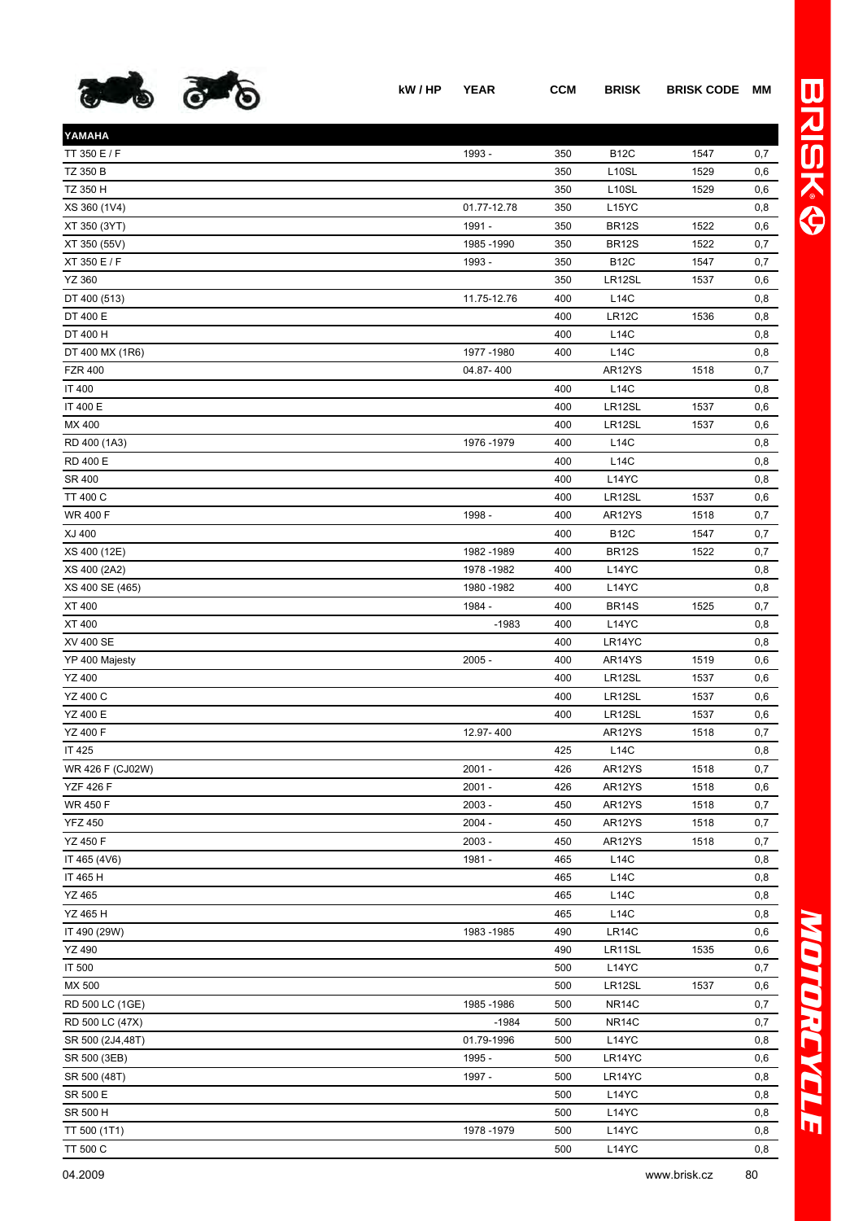| YAMAHA | kW / HP | YEAR | CCM | BRISK | BRISK CODE | MM |
|---|---|---|---|---|---|---|
| TT 350 E / F | | 1993 - | 350 | B12C | 1547 | 0,7 |
| TZ 350 B | | | 350 | L10SL | 1529 | 0,6 |
| TZ 350 H | | | 350 | L10SL | 1529 | 0,6 |
| XS 360 (1V4) | | 01.77-12.78 | 350 | L15YC | | 0,8 |
| XT 350 (3YT) | | 1991 - | 350 | BR12S | 1522 | 0,6 |
| XT 350 (55V) | | 1985 -1990 | 350 | BR12S | 1522 | 0,7 |
| XT 350 E / F | | 1993 - | 350 | B12C | 1547 | 0,7 |
| YZ 360 | | | 350 | LR12SL | 1537 | 0,6 |
| DT 400 (513) | | 11.75-12.76 | 400 | L14C | | 0,8 |
| DT 400 E | | | 400 | LR12C | 1536 | 0,8 |
| DT 400 H | | | 400 | L14C | | 0,8 |
| DT 400 MX (1R6) | | 1977 -1980 | 400 | L14C | | 0,8 |
| FZR 400 | | 04.87- 400 | | AR12YS | 1518 | 0,7 |
| IT 400 | | | 400 | L14C | | 0,8 |
| IT 400 E | | | 400 | LR12SL | 1537 | 0,6 |
| MX 400 | | | 400 | LR12SL | 1537 | 0,6 |
| RD 400 (1A3) | | 1976 -1979 | 400 | L14C | | 0,8 |
| RD 400 E | | | 400 | L14C | | 0,8 |
| SR 400 | | | 400 | L14YC | | 0,8 |
| TT 400 C | | | 400 | LR12SL | 1537 | 0,6 |
| WR 400 F | | 1998 - | 400 | AR12YS | 1518 | 0,7 |
| XJ 400 | | | 400 | B12C | 1547 | 0,7 |
| XS 400 (12E) | | 1982 -1989 | 400 | BR12S | 1522 | 0,7 |
| XS 400 (2A2) | | 1978 -1982 | 400 | L14YC | | 0,8 |
| XS 400 SE (465) | | 1980 -1982 | 400 | L14YC | | 0,8 |
| XT 400 | | 1984 - | 400 | BR14S | 1525 | 0,7 |
| XT 400 | | -1983 | 400 | L14YC | | 0,8 |
| XV 400 SE | | | 400 | LR14YC | | 0,8 |
| YP 400 Majesty | | 2005 - | 400 | AR14YS | 1519 | 0,6 |
| YZ 400 | | | 400 | LR12SL | 1537 | 0,6 |
| YZ 400 C | | | 400 | LR12SL | 1537 | 0,6 |
| YZ 400 E | | | 400 | LR12SL | 1537 | 0,6 |
| YZ 400 F | | 12.97- 400 | | AR12YS | 1518 | 0,7 |
| IT 425 | | | 425 | L14C | | 0,8 |
| WR 426 F (CJ02W) | | 2001 - | 426 | AR12YS | 1518 | 0,7 |
| YZF 426 F | | 2001 - | 426 | AR12YS | 1518 | 0,6 |
| WR 450 F | | 2003 - | 450 | AR12YS | 1518 | 0,7 |
| YFZ 450 | | 2004 - | 450 | AR12YS | 1518 | 0,7 |
| YZ 450 F | | 2003 - | 450 | AR12YS | 1518 | 0,7 |
| IT 465 (4V6) | | 1981 - | 465 | L14C | | 0,8 |
| IT 465 H | | | 465 | L14C | | 0,8 |
| YZ 465 | | | 465 | L14C | | 0,8 |
| YZ 465 H | | | 465 | L14C | | 0,8 |
| IT 490 (29W) | | 1983 -1985 | 490 | LR14C | | 0,6 |
| YZ 490 | | | 490 | LR11SL | 1535 | 0,6 |
| IT 500 | | | 500 | L14YC | | 0,7 |
| MX 500 | | | 500 | LR12SL | 1537 | 0,6 |
| RD 500 LC (1GE) | | 1985 -1986 | 500 | NR14C | | 0,7 |
| RD 500 LC (47X) | | -1984 | 500 | NR14C | | 0,7 |
| SR 500 (2J4,48T) | | 01.79-1996 | 500 | L14YC | | 0,8 |
| SR 500 (3EB) | | 1995 - | 500 | LR14YC | | 0,6 |
| SR 500 (48T) | | 1997 - | 500 | LR14YC | | 0,8 |
| SR 500 E | | | 500 | L14YC | | 0,8 |
| SR 500 H | | | 500 | L14YC | | 0,8 |
| TT 500 (1T1) | | 1978 -1979 | 500 | L14YC | | 0,8 |
| TT 500 C | | | 500 | L14YC | | 0,8 |

04.2009 www.brisk.cz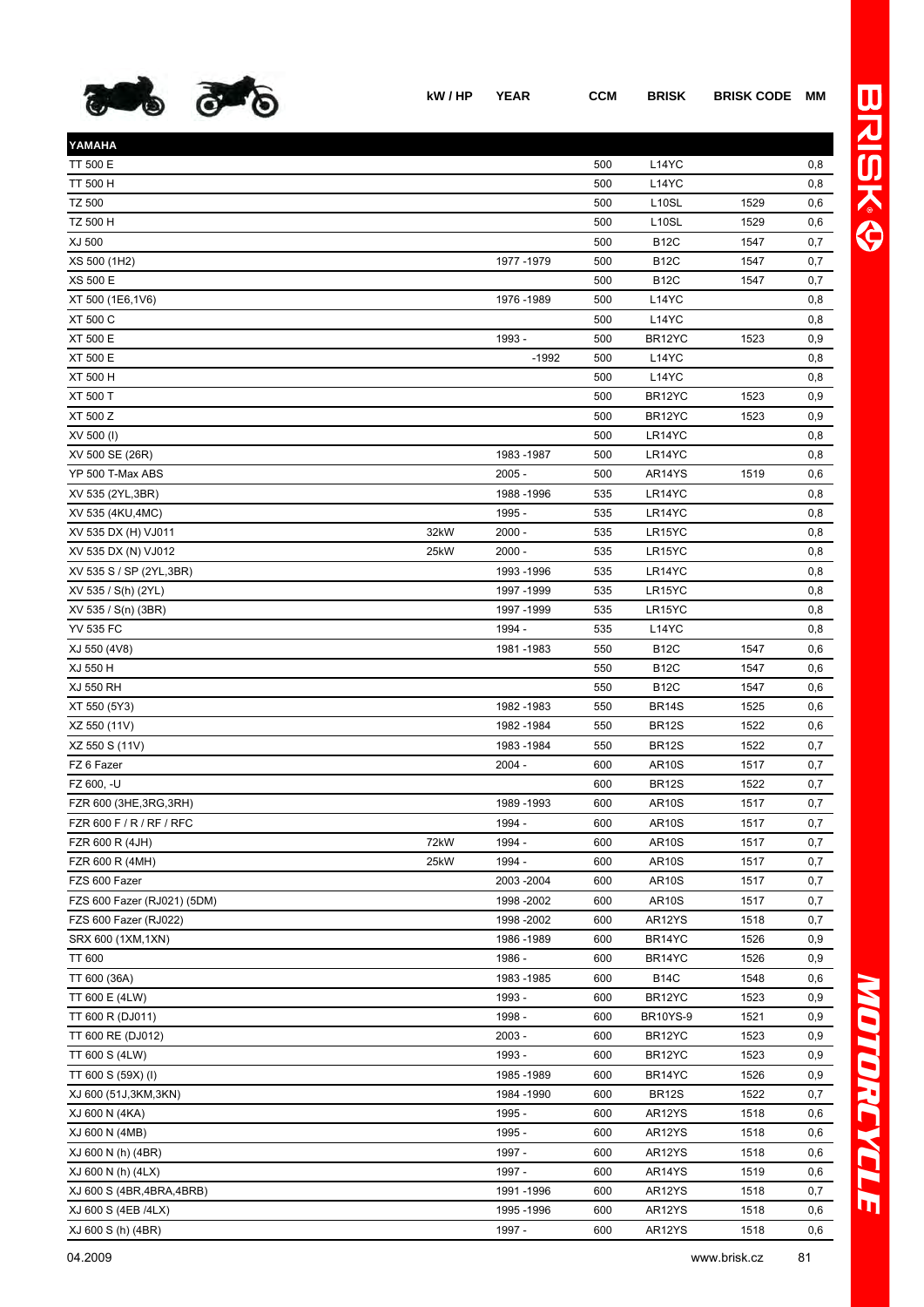| | kW / HP | YEAR | CCM | BRISK | BRISK CODE | MM |
|---|---|---|---|---|---|---|
| **YAMAHA** | | | | | | |
| TT 500 E | | | 500 | L14YC | | 0,8 |
| TT 500 H | | | 500 | L14YC | | 0,8 |
| TZ 500 | | | 500 | L10SL | 1529 | 0,6 |
| TZ 500 H | | | 500 | L10SL | 1529 | 0,6 |
| XJ 500 | | | 500 | B12C | 1547 | 0,7 |
| XS 500 (1H2) | | 1977 -1979 | 500 | B12C | 1547 | 0,7 |
| XS 500 E | | | 500 | B12C | 1547 | 0,7 |
| XT 500 (1E6,1V6) | | 1976 -1989 | 500 | L14YC | | 0,8 |
| XT 500 C | | | 500 | L14YC | | 0,8 |
| XT 500 E | | 1993 - | 500 | BR12YC | 1523 | 0,9 |
| XT 500 E | | -1992 | 500 | L14YC | | 0,8 |
| XT 500 H | | | 500 | L14YC | | 0,8 |
| XT 500 T | | | 500 | BR12YC | 1523 | 0,9 |
| XT 500 Z | | | 500 | BR12YC | 1523 | 0,9 |
| XV 500 (I) | | | 500 | LR14YC | | 0,8 |
| XV 500 SE (26R) | | 1983 -1987 | 500 | LR14YC | | 0,8 |
| YP 500 T-Max ABS | | 2005 - | 500 | AR14YS | 1519 | 0,6 |
| XV 535 (2YL,3BR) | | 1988 -1996 | 535 | LR14YC | | 0,8 |
| XV 535 (4KU,4MC) | | 1995 - | 535 | LR14YC | | 0,8 |
| XV 535 DX (H) VJ011 | 32kW | 2000 - | 535 | LR15YC | | 0,8 |
| XV 535 DX (N) VJ012 | 25kW | 2000 - | 535 | LR15YC | | 0,8 |
| XV 535 S / SP (2YL,3BR) | | 1993 -1996 | 535 | LR14YC | | 0,8 |
| XV 535 / S(h) (2YL) | | 1997 -1999 | 535 | LR15YC | | 0,8 |
| XV 535 / S(n) (3BR) | | 1997 -1999 | 535 | LR15YC | | 0,8 |
| YV 535 FC | | 1994 - | 535 | L14YC | | 0,8 |
| XJ 550 (4V8) | | 1981 -1983 | 550 | B12C | 1547 | 0,6 |
| XJ 550 H | | | 550 | B12C | 1547 | 0,6 |
| XJ 550 RH | | | 550 | B12C | 1547 | 0,6 |
| XT 550 (5Y3) | | 1982 -1983 | 550 | BR14S | 1525 | 0,6 |
| XZ 550 (11V) | | 1982 -1984 | 550 | BR12S | 1522 | 0,6 |
| XZ 550 S (11V) | | 1983 -1984 | 550 | BR12S | 1522 | 0,7 |
| FZ 6 Fazer | | 2004 - | 600 | AR10S | 1517 | 0,7 |
| FZ 600, -U | | | 600 | BR12S | 1522 | 0,7 |
| FZR 600 (3HE,3RG,3RH) | | 1989 -1993 | 600 | AR10S | 1517 | 0,7 |
| FZR 600 F / R / RF / RFC | | 1994 - | 600 | AR10S | 1517 | 0,7 |
| FZR 600 R (4JH) | 72kW | 1994 - | 600 | AR10S | 1517 | 0,7 |
| FZR 600 R (4MH) | 25kW | 1994 - | 600 | AR10S | 1517 | 0,7 |
| FZS 600 Fazer | | 2003 -2004 | 600 | AR10S | 1517 | 0,7 |
| FZS 600 Fazer (RJ021) (5DM) | | 1998 -2002 | 600 | AR10S | 1517 | 0,7 |
| FZS 600 Fazer (RJ022) | | 1998 -2002 | 600 | AR12YS | 1518 | 0,7 |
| SRX 600 (1XM,1XN) | | 1986 -1989 | 600 | BR14YC | 1526 | 0,9 |
| TT 600 | | 1986 - | 600 | BR14YC | 1526 | 0,9 |
| TT 600 (36A) | | 1983 -1985 | 600 | B14C | 1548 | 0,6 |
| TT 600 E (4LW) | | 1993 - | 600 | BR12YC | 1523 | 0,9 |
| TT 600 R (DJ011) | | 1998 - | 600 | BR10YS-9 | 1521 | 0,9 |
| TT 600 RE (DJ012) | | 2003 - | 600 | BR12YC | 1523 | 0,9 |
| TT 600 S (4LW) | | 1993 - | 600 | BR12YC | 1523 | 0,9 |
| TT 600 S (59X) (I) | | 1985 -1989 | 600 | BR14YC | 1526 | 0,9 |
| XJ 600 (51J,3KM,3KN) | | 1984 -1990 | 600 | BR12S | 1522 | 0,7 |
| XJ 600 N (4KA) | | 1995 - | 600 | AR12YS | 1518 | 0,6 |
| XJ 600 N (4MB) | | 1995 - | 600 | AR12YS | 1518 | 0,6 |
| XJ 600 N (h) (4BR) | | 1997 - | 600 | AR12YS | 1518 | 0,6 |
| XJ 600 N (h) (4LX) | | 1997 - | 600 | AR14YS | 1519 | 0,6 |
| XJ 600 S (4BR,4BRA,4BRB) | | 1991 -1996 | 600 | AR12YS | 1518 | 0,7 |
| XJ 600 S (4EB /4LX) | | 1995 -1996 | 600 | AR12YS | 1518 | 0,6 |
| XJ 600 S (h) (4BR) | | 1997 - | 600 | AR12YS | 1518 | 0,6 |

04.2009 www.brisk.cz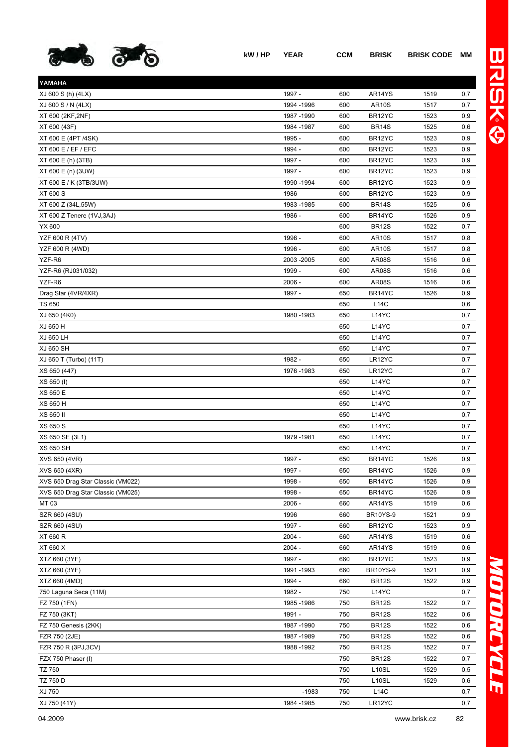| | kW / HP | YEAR | CCM | BRISK | BRISK CODE | MM |
|---|---|---|---|---|---|---|
| **YAMAHA** | | | | | | |
| XJ 600 S (h) (4LX) | | 1997 - | 600 | AR14YS | 1519 | 0,7 |
| XJ 600 S / N (4LX) | | 1994 -1996 | 600 | AR10S | 1517 | 0,7 |
| XT 600 (2KF,2NF) | | 1987 -1990 | 600 | BR12YC | 1523 | 0,9 |
| XT 600 (43F) | | 1984 -1987 | 600 | BR14S | 1525 | 0,6 |
| XT 600 E (4PT /4SK) | | 1995 - | 600 | BR12YC | 1523 | 0,9 |
| XT 600 E / EF / EFC | | 1994 - | 600 | BR12YC | 1523 | 0,9 |
| XT 600 E (h) (3TB) | | 1997 - | 600 | BR12YC | 1523 | 0,9 |
| XT 600 E (n) (3UW) | | 1997 - | 600 | BR12YC | 1523 | 0,9 |
| XT 600 E / K (3TB/3UW) | | 1990 -1994 | 600 | BR12YC | 1523 | 0,9 |
| XT 600 S | | 1986 | 600 | BR12YC | 1523 | 0,9 |
| XT 600 Z (34L,55W) | | 1983 -1985 | 600 | BR14S | 1525 | 0,6 |
| XT 600 Z Tenere (1VJ,3AJ) | | 1986 - | 600 | BR14YC | 1526 | 0,9 |
| YX 600 | | | 600 | BR12S | 1522 | 0,7 |
| YZF 600 R (4TV) | | 1996 - | 600 | AR10S | 1517 | 0,8 |
| YZF 600 R (4WD) | | 1996 - | 600 | AR10S | 1517 | 0,8 |
| YZF-R6 | | 2003 -2005 | 600 | AR08S | 1516 | 0,6 |
| YZF-R6 (RJ031/032) | | 1999 - | 600 | AR08S | 1516 | 0,6 |
| YZF-R6 | | 2006 - | 600 | AR08S | 1516 | 0,6 |
| Drag Star (4VR/4XR) | | 1997 - | 650 | BR14YC | 1526 | 0,9 |
| TS 650 | | | 650 | L14C | | 0,6 |
| XJ 650 (4K0) | | 1980 -1983 | 650 | L14YC | | 0,7 |
| XJ 650 H | | | 650 | L14YC | | 0,7 |
| XJ 650 LH | | | 650 | L14YC | | 0,7 |
| XJ 650 SH | | | 650 | L14YC | | 0,7 |
| XJ 650 T (Turbo) (11T) | | 1982 - | 650 | LR12YC | | 0,7 |
| XS 650 (447) | | 1976 -1983 | 650 | LR12YC | | 0,7 |
| XS 650 (I) | | | 650 | L14YC | | 0,7 |
| XS 650 E | | | 650 | L14YC | | 0,7 |
| XS 650 H | | | 650 | L14YC | | 0,7 |
| XS 650 II | | | 650 | L14YC | | 0,7 |
| XS 650 S | | | 650 | L14YC | | 0,7 |
| XS 650 SE (3L1) | | 1979 -1981 | 650 | L14YC | | 0,7 |
| XS 650 SH | | | 650 | L14YC | | 0,7 |
| XVS 650 (4VR) | | 1997 - | 650 | BR14YC | 1526 | 0,9 |
| XVS 650 (4XR) | | 1997 - | 650 | BR14YC | 1526 | 0,9 |
| XVS 650 Drag Star Classic (VM022) | | 1998 - | 650 | BR14YC | 1526 | 0,9 |
| XVS 650 Drag Star Classic (VM025) | | 1998 - | 650 | BR14YC | 1526 | 0,9 |
| MT 03 | | 2006 - | 660 | AR14YS | 1519 | 0,6 |
| SZR 660 (4SU) | | 1996 | 660 | BR10YS-9 | 1521 | 0,9 |
| SZR 660 (4SU) | | 1997 - | 660 | BR12YC | 1523 | 0,9 |
| XT 660 R | | 2004 - | 660 | AR14YS | 1519 | 0,6 |
| XT 660 X | | 2004 - | 660 | AR14YS | 1519 | 0,6 |
| XTZ 660 (3YF) | | 1997 - | 660 | BR12YC | 1523 | 0,9 |
| XTZ 660 (3YF) | | 1991 -1993 | 660 | BR10YS-9 | 1521 | 0,9 |
| XTZ 660 (4MD) | | 1994 - | 660 | BR12S | 1522 | 0,9 |
| 750 Laguna Seca (11M) | | 1982 - | 750 | L14YC | | 0,7 |
| FZ 750 (1FN) | | 1985 -1986 | 750 | BR12S | 1522 | 0,7 |
| FZ 750 (3KT) | | 1991 - | 750 | BR12S | 1522 | 0,6 |
| FZ 750 Genesis (2KK) | | 1987 -1990 | 750 | BR12S | 1522 | 0,6 |
| FZR 750 (2JE) | | 1987 -1989 | 750 | BR12S | 1522 | 0,6 |
| FZR 750 R (3PJ,3CV) | | 1988 -1992 | 750 | BR12S | 1522 | 0,7 |
| FZX 750 Phaser (I) | | | 750 | BR12S | 1522 | 0,7 |
| TZ 750 | | | 750 | L10SL | 1529 | 0,5 |
| TZ 750 D | | | 750 | L10SL | 1529 | 0,6 |
| XJ 750 | | -1983 | 750 | L14C | | 0,7 |
| XJ 750 (41Y) | | 1984 -1985 | 750 | LR12YC | | 0,7 |

04.2009 www.brisk.cz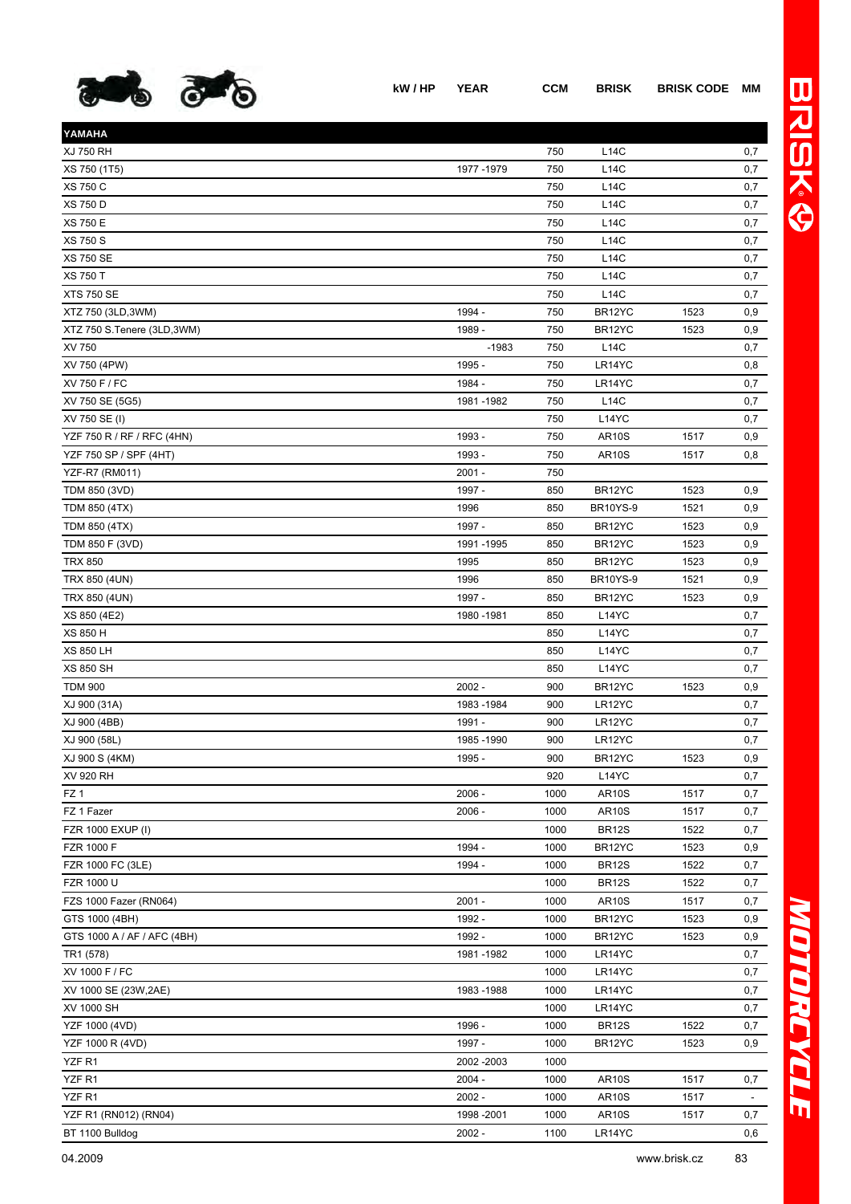| | kW / HP | YEAR | CCM | BRISK | BRISK CODE | MM |
|---|---|---|---|---|---|---|
| **YAMAHA** | | | | | | |
| XJ 750 RH | | | 750 | L14C | | 0,7 |
| XS 750 (1T5) | | 1977 -1979 | 750 | L14C | | 0,7 |
| XS 750 C | | | 750 | L14C | | 0,7 |
| XS 750 D | | | 750 | L14C | | 0,7 |
| XS 750 E | | | 750 | L14C | | 0,7 |
| XS 750 S | | | 750 | L14C | | 0,7 |
| XS 750 SE | | | 750 | L14C | | 0,7 |
| XS 750 T | | | 750 | L14C | | 0,7 |
| XTS 750 SE | | | 750 | L14C | | 0,7 |
| XTZ 750 (3LD,3WM) | | 1994 - | 750 | BR12YC | 1523 | 0,9 |
| XTZ 750 S.Tenere (3LD,3WM) | | 1989 - | 750 | BR12YC | 1523 | 0,9 |
| XV 750 | | -1983 | 750 | L14C | | 0,7 |
| XV 750 (4PW) | | 1995 - | 750 | LR14YC | | 0,8 |
| XV 750 F / FC | | 1984 - | 750 | LR14YC | | 0,7 |
| XV 750 SE (5G5) | | 1981 -1982 | 750 | L14C | | 0,7 |
| XV 750 SE (I) | | | 750 | L14YC | | 0,7 |
| YZF 750 R / RF / RFC (4HN) | | 1993 - | 750 | AR10S | 1517 | 0,9 |
| YZF 750 SP / SPF (4HT) | | 1993 - | 750 | AR10S | 1517 | 0,8 |
| YZF-R7 (RM011) | | 2001 - | 750 | | | |
| TDM 850 (3VD) | | 1997 - | 850 | BR12YC | 1523 | 0,9 |
| TDM 850 (4TX) | | 1996 | 850 | BR10YS-9 | 1521 | 0,9 |
| TDM 850 (4TX) | | 1997 - | 850 | BR12YC | 1523 | 0,9 |
| TDM 850 F (3VD) | | 1991 -1995 | 850 | BR12YC | 1523 | 0,9 |
| TRX 850 | | 1995 | 850 | BR12YC | 1523 | 0,9 |
| TRX 850 (4UN) | | 1996 | 850 | BR10YS-9 | 1521 | 0,9 |
| TRX 850 (4UN) | | 1997 - | 850 | BR12YC | 1523 | 0,9 |
| XS 850 (4E2) | | 1980 -1981 | 850 | L14YC | | 0,7 |
| XS 850 H | | | 850 | L14YC | | 0,7 |
| XS 850 LH | | | 850 | L14YC | | 0,7 |
| XS 850 SH | | | 850 | L14YC | | 0,7 |
| TDM 900 | | 2002 - | 900 | BR12YC | 1523 | 0,9 |
| XJ 900 (31A) | | 1983 -1984 | 900 | LR12YC | | 0,7 |
| XJ 900 (4BB) | | 1991 - | 900 | LR12YC | | 0,7 |
| XJ 900 (58L) | | 1985 -1990 | 900 | LR12YC | | 0,7 |
| XJ 900 S (4KM) | | 1995 - | 900 | BR12YC | 1523 | 0,9 |
| XV 920 RH | | | 920 | L14YC | | 0,7 |
| FZ 1 | | 2006 - | 1000 | AR10S | 1517 | 0,7 |
| FZ 1 Fazer | | 2006 - | 1000 | AR10S | 1517 | 0,7 |
| FZR 1000 EXUP (I) | | | 1000 | BR12S | 1522 | 0,7 |
| FZR 1000 F | | 1994 - | 1000 | BR12YC | 1523 | 0,9 |
| FZR 1000 FC (3LE) | | 1994 - | 1000 | BR12S | 1522 | 0,7 |
| FZR 1000 U | | | 1000 | BR12S | 1522 | 0,7 |
| FZS 1000 Fazer (RN064) | | 2001 - | 1000 | AR10S | 1517 | 0,7 |
| GTS 1000 (4BH) | | 1992 - | 1000 | BR12YC | 1523 | 0,9 |
| GTS 1000 A / AF / AFC (4BH) | | 1992 - | 1000 | BR12YC | 1523 | 0,9 |
| TR1 (578) | | 1981 -1982 | 1000 | LR14YC | | 0,7 |
| XV 1000 F / FC | | | 1000 | LR14YC | | 0,7 |
| XV 1000 SE (23W,2AE) | | 1983 -1988 | 1000 | LR14YC | | 0,7 |
| XV 1000 SH | | | 1000 | LR14YC | | 0,7 |
| YZF 1000 (4VD) | | 1996 - | 1000 | BR12S | 1522 | 0,7 |
| YZF 1000 R (4VD) | | 1997 - | 1000 | BR12YC | 1523 | 0,9 |
| YZF R1 | | 2002 -2003 | 1000 | | | |
| YZF R1 | | 2004 - | 1000 | AR10S | 1517 | 0,7 |
| YZF R1 | | 2002 - | 1000 | AR10S | 1517 | - |
| YZF R1 (RN012) (RN04) | | 1998 -2001 | 1000 | AR10S | 1517 | 0,7 |
| BT 1100 Bulldog | | 2002 - | 1100 | LR14YC | | 0,6 |

04.2009 www.brisk.cz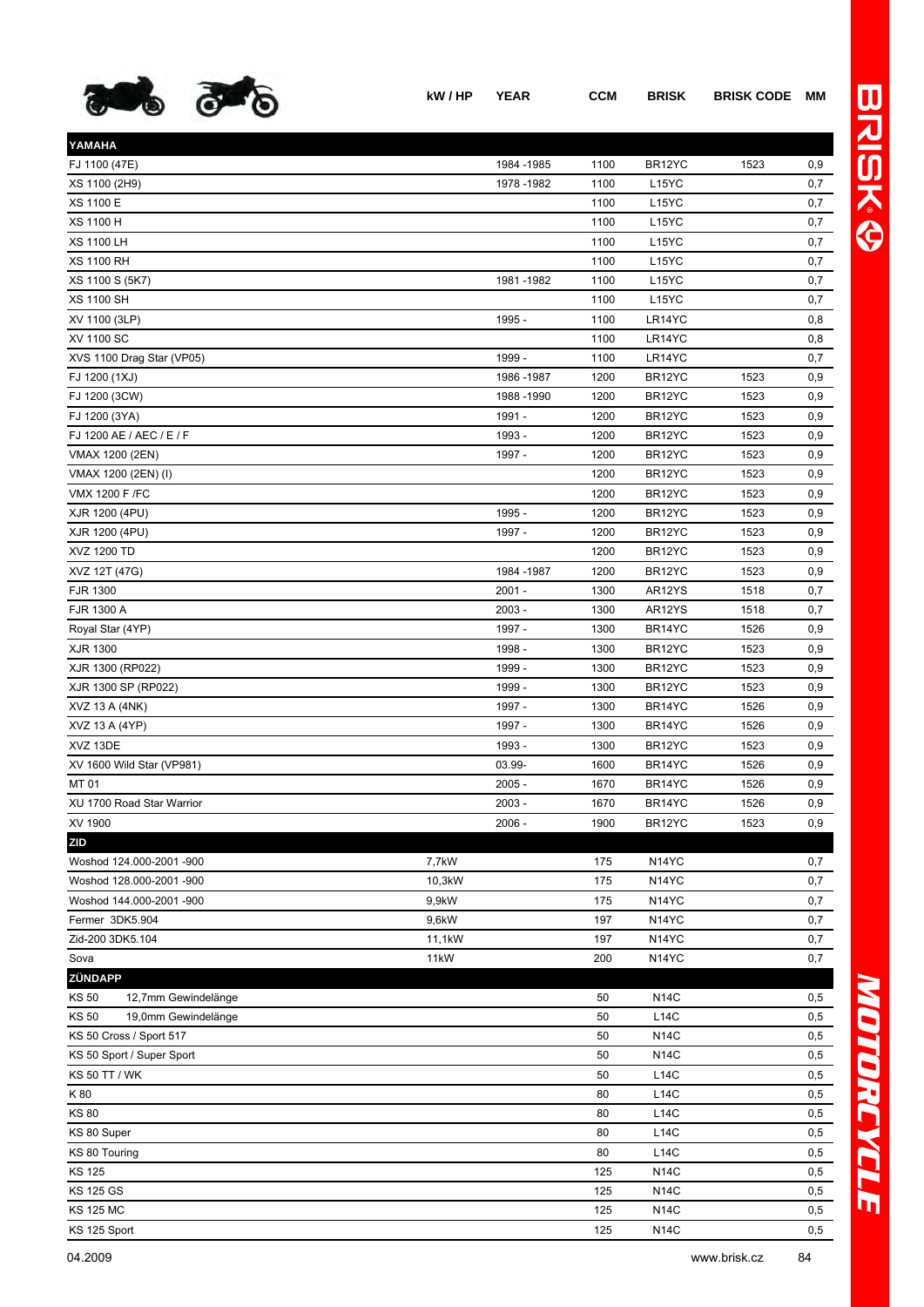| | kW / HP | YEAR | CCM | BRISK | BRISK CODE | MM |
|---|---|---|---|---|---|---|
| **YAMAHA** | | | | | | |
| FJ 1100 (47E) | | 1984 -1985 | 1100 | BR12YC | 1523 | 0,9 |
| XS 1100 (2H9) | | 1978 -1982 | 1100 | L15YC | | 0,7 |
| XS 1100 E | | | 1100 | L15YC | | 0,7 |
| XS 1100 H | | | 1100 | L15YC | | 0,7 |
| XS 1100 LH | | | 1100 | L15YC | | 0,7 |
| XS 1100 RH | | | 1100 | L15YC | | 0,7 |
| XS 1100 S (5K7) | | 1981 -1982 | 1100 | L15YC | | 0,7 |
| XS 1100 SH | | | 1100 | L15YC | | 0,7 |
| XV 1100 (3LP) | | 1995 - | 1100 | LR14YC | | 0,8 |
| XV 1100 SC | | | 1100 | LR14YC | | 0,8 |
| XVS 1100 Drag Star (VP05) | | 1999 - | 1100 | LR14YC | | 0,7 |
| FJ 1200 (1XJ) | | 1986 -1987 | 1200 | BR12YC | 1523 | 0,9 |
| FJ 1200 (3CW) | | 1988 -1990 | 1200 | BR12YC | 1523 | 0,9 |
| FJ 1200 (3YA) | | 1991 - | 1200 | BR12YC | 1523 | 0,9 |
| FJ 1200 AE / AEC / E / F | | 1993 - | 1200 | BR12YC | 1523 | 0,9 |
| VMAX 1200 (2EN) | | 1997 - | 1200 | BR12YC | 1523 | 0,9 |
| VMAX 1200 (2EN) (I) | | | 1200 | BR12YC | 1523 | 0,9 |
| VMX 1200 F /FC | | | 1200 | BR12YC | 1523 | 0,9 |
| XJR 1200 (4PU) | | 1995 - | 1200 | BR12YC | 1523 | 0,9 |
| XJR 1200 (4PU) | | 1997 - | 1200 | BR12YC | 1523 | 0,9 |
| XVZ 1200 TD | | | 1200 | BR12YC | 1523 | 0,9 |
| XVZ 12T (47G) | | 1984 -1987 | 1200 | BR12YC | 1523 | 0,9 |
| FJR 1300 | | 2001 - | 1300 | AR12YS | 1518 | 0,7 |
| FJR 1300 A | | 2003 - | 1300 | AR12YS | 1518 | 0,7 |
| Royal Star (4YP) | | 1997 - | 1300 | BR14YC | 1526 | 0,9 |
| XJR 1300 | | 1998 - | 1300 | BR12YC | 1523 | 0,9 |
| XJR 1300 (RP022) | | 1999 - | 1300 | BR12YC | 1523 | 0,9 |
| XJR 1300 SP (RP022) | | 1999 - | 1300 | BR12YC | 1523 | 0,9 |
| XVZ 13 A (4NK) | | 1997 - | 1300 | BR14YC | 1526 | 0,9 |
| XVZ 13 A (4YP) | | 1997 - | 1300 | BR14YC | 1526 | 0,9 |
| XVZ 13DE | | 1993 - | 1300 | BR12YC | 1523 | 0,9 |
| XV 1600 Wild Star (VP981) | | 03.99- | 1600 | BR14YC | 1526 | 0,9 |
| MT 01 | | 2005 - | 1670 | BR14YC | 1526 | 0,9 |
| XU 1700 Road Star Warrior | | 2003 - | 1670 | BR14YC | 1526 | 0,9 |
| XV 1900 | | 2006 - | 1900 | BR12YC | 1523 | 0,9 |
| **ZID** | | | | | | |
| Woshod 124.000-2001 -900 | 7,7kW | | 175 | N14YC | | 0,7 |
| Woshod 128.000-2001 -900 | 10,3kW | | 175 | N14YC | | 0,7 |
| Woshod 144.000-2001 -900 | 9,9kW | | 175 | N14YC | | 0,7 |
| Fermer 3DK5.904 | 9,6kW | | 197 | N14YC | | 0,7 |
| Zid-200 3DK5.104 | 11,1kW | | 197 | N14YC | | 0,7 |
| Sova | 11kW | | 200 | N14YC | | 0,7 |
| **ZÜNDAPP** | | | | | | |
| KS 50 12,7mm Gewindelänge | | | 50 | N14C | | 0,5 |
| KS 50 19,0mm Gewindelänge | | | 50 | L14C | | 0,5 |
| KS 50 Cross / Sport 517 | | | 50 | N14C | | 0,5 |
| KS 50 Sport / Super Sport | | | 50 | N14C | | 0,5 |
| KS 50 TT / WK | | | 50 | L14C | | 0,5 |
| K 80 | | | 80 | L14C | | 0,5 |
| KS 80 | | | 80 | L14C | | 0,5 |
| KS 80 Super | | | 80 | L14C | | 0,5 |
| KS 80 Touring | | | 80 | L14C | | 0,5 |
| KS 125 | | | 125 | N14C | | 0,5 |
| KS 125 GS | | | 125 | N14C | | 0,5 |
| KS 125 MC | | | 125 | N14C | | 0,5 |
| KS 125 Sport | | | 125 | N14C | | 0,5 |

04.2009 www.brisk.cz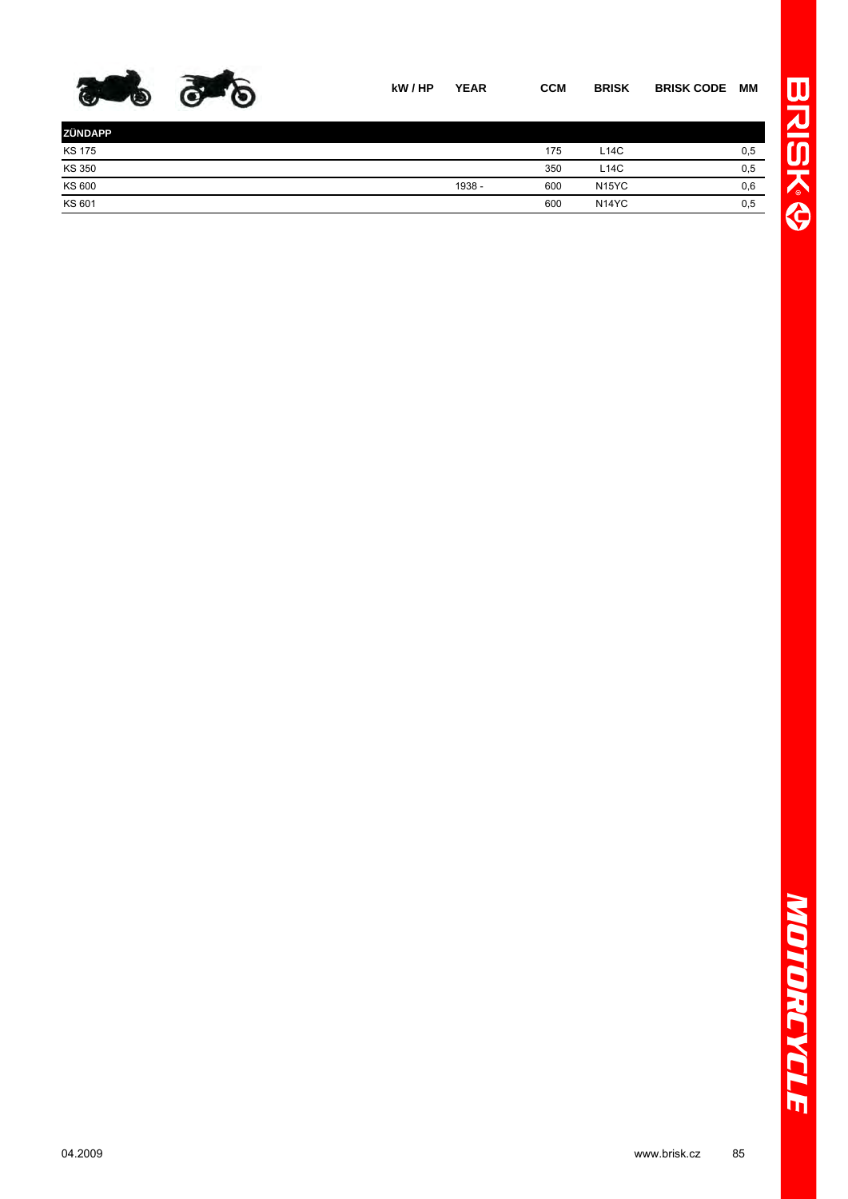| | kW / HP | YEAR | CCM | BRISK | BRISK CODE | MM |
|---|---|---|---|---|---|---|
| **ZÜNDAPP** | | | | | | |
| KS 175 | | | 175 | L14C | | 0,5 |
| KS 350 | | | 350 | L14C | | 0,5 |
| KS 600 | | 1938 - | 600 | N15YC | | 0,6 |
| KS 601 | | | 600 | N14YC | | 0,5 |

04.2009

www.brisk.cz

BRISK

MOTORCYCLE